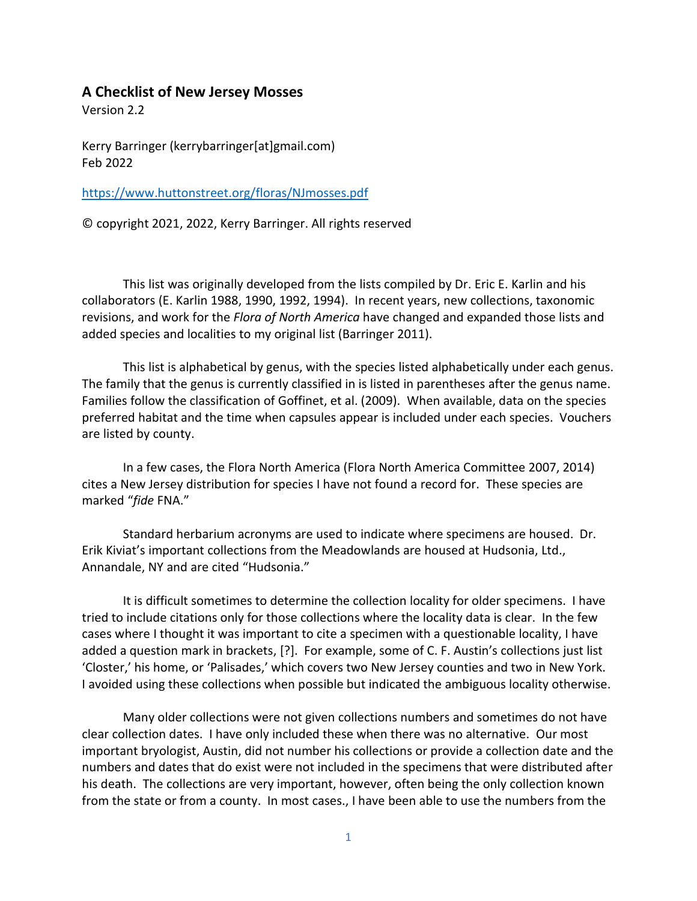## A Checklist of New Jersey Mosses

Version 2.2

Kerry Barringer (kerrybarringer[at]gmail.com)
Feb 2022

https://www.huttonstreet.org/floras/NJmosses.pdf

© copyright 2021, 2022, Kerry Barringer. All rights reserved

This list was originally developed from the lists compiled by Dr. Eric E. Karlin and his collaborators (E. Karlin 1988, 1990, 1992, 1994). In recent years, new collections, taxonomic revisions, and work for the *Flora of North America* have changed and expanded those lists and added species and localities to my original list (Barringer 2011).

This list is alphabetical by genus, with the species listed alphabetically under each genus. The family that the genus is currently classified in is listed in parentheses after the genus name. Families follow the classification of Goffinet, et al. (2009). When available, data on the species preferred habitat and the time when capsules appear is included under each species. Vouchers are listed by county.

In a few cases, the Flora North America (Flora North America Committee 2007, 2014) cites a New Jersey distribution for species I have not found a record for. These species are marked "*fide* FNA."

Standard herbarium acronyms are used to indicate where specimens are housed. Dr. Erik Kiviat's important collections from the Meadowlands are housed at Hudsonia, Ltd., Annandale, NY and are cited "Hudsonia."

It is difficult sometimes to determine the collection locality for older specimens. I have tried to include citations only for those collections where the locality data is clear. In the few cases where I thought it was important to cite a specimen with a questionable locality, I have added a question mark in brackets, [?]. For example, some of C. F. Austin's collections just list 'Closter,' his home, or 'Palisades,' which covers two New Jersey counties and two in New York. I avoided using these collections when possible but indicated the ambiguous locality otherwise.

Many older collections were not given collections numbers and sometimes do not have clear collection dates. I have only included these when there was no alternative. Our most important bryologist, Austin, did not number his collections or provide a collection date and the numbers and dates that do exist were not included in the specimens that were distributed after his death. The collections are very important, however, often being the only collection known from the state or from a county. In most cases., I have been able to use the numbers from the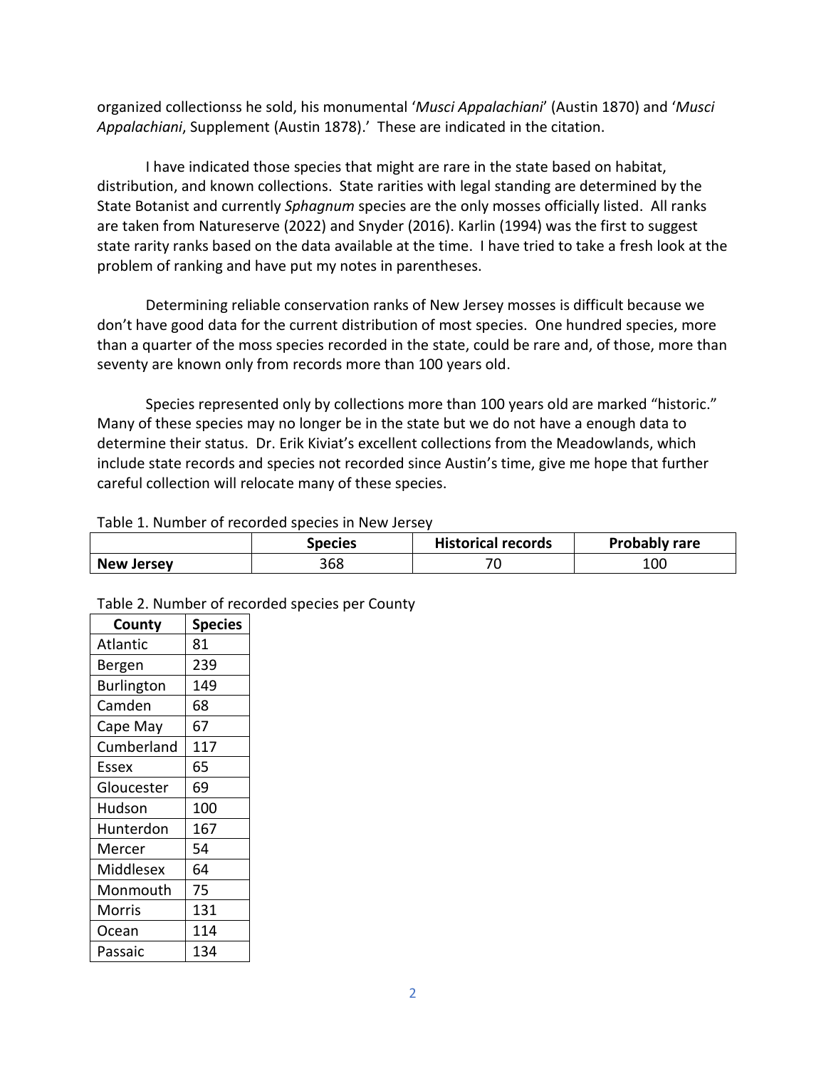organized collectionss he sold, his monumental '*Musci Appalachiani*' (Austin 1870) and '*Musci Appalachiani*, Supplement (Austin 1878).' These are indicated in the citation.

I have indicated those species that might are rare in the state based on habitat, distribution, and known collections. State rarities with legal standing are determined by the State Botanist and currently *Sphagnum* species are the only mosses officially listed. All ranks are taken from Natureserve (2022) and Snyder (2016). Karlin (1994) was the first to suggest state rarity ranks based on the data available at the time. I have tried to take a fresh look at the problem of ranking and have put my notes in parentheses.

Determining reliable conservation ranks of New Jersey mosses is difficult because we don't have good data for the current distribution of most species. One hundred species, more than a quarter of the moss species recorded in the state, could be rare and, of those, more than seventy are known only from records more than 100 years old.

Species represented only by collections more than 100 years old are marked "historic." Many of these species may no longer be in the state but we do not have a enough data to determine their status. Dr. Erik Kiviat's excellent collections from the Meadowlands, which include state records and species not recorded since Austin's time, give me hope that further careful collection will relocate many of these species.

Table 1. Number of recorded species in New Jersey

| | Species | Historical records | Probably rare |
|---|---|---|---|
| **New Jersey** | 368 | 70 | 100 |

Table 2. Number of recorded species per County

| County | Species |
|---|---|
| Atlantic | 81 |
| Bergen | 239 |
| Burlington | 149 |
| Camden | 68 |
| Cape May | 67 |
| Cumberland | 117 |
| Essex | 65 |
| Gloucester | 69 |
| Hudson | 100 |
| Hunterdon | 167 |
| Mercer | 54 |
| Middlesex | 64 |
| Monmouth | 75 |
| Morris | 131 |
| Ocean | 114 |
| Passaic | 134 |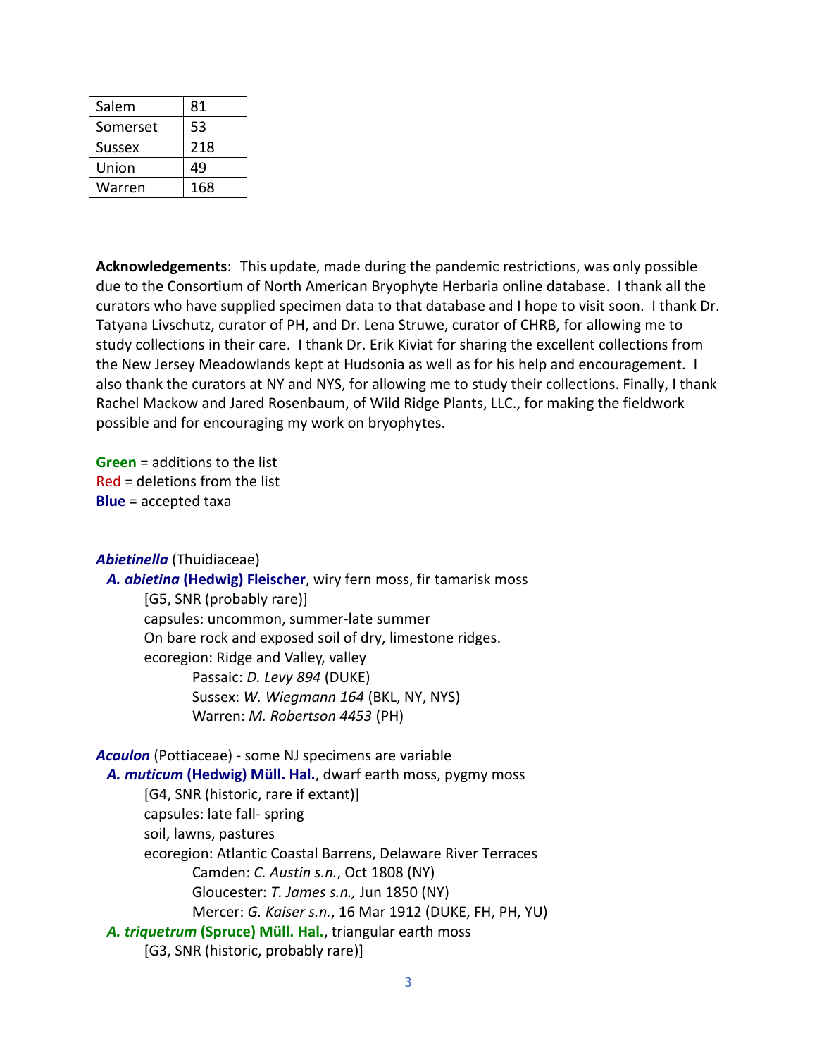| Salem | 81 |
|---|---|
| Somerset | 53 |
| Sussex | 218 |
| Union | 49 |
| Warren | 168 |

**Acknowledgements**: This update, made during the pandemic restrictions, was only possible due to the Consortium of North American Bryophyte Herbaria online database. I thank all the curators who have supplied specimen data to that database and I hope to visit soon. I thank Dr. Tatyana Livschutz, curator of PH, and Dr. Lena Struwe, curator of CHRB, for allowing me to study collections in their care. I thank Dr. Erik Kiviat for sharing the excellent collections from the New Jersey Meadowlands kept at Hudsonia as well as for his help and encouragement. I also thank the curators at NY and NYS, for allowing me to study their collections. Finally, I thank Rachel Mackow and Jared Rosenbaum, of Wild Ridge Plants, LLC., for making the fieldwork possible and for encouraging my work on bryophytes.

**Green** = additions to the list
Red = deletions from the list
**Blue** = accepted taxa

***Abietinella*** (Thuidiaceae)

***A. abietina* (Hedwig) Fleischer**, wiry fern moss, fir tamarisk moss
[G5, SNR (probably rare)]
capsules: uncommon, summer-late summer
On bare rock and exposed soil of dry, limestone ridges.
ecoregion: Ridge and Valley, valley
- Passaic: *D. Levy 894* (DUKE)
- Sussex: *W. Wiegmann 164* (BKL, NY, NYS)
- Warren: *M. Robertson 4453* (PH)

***Acaulon*** (Pottiaceae) - some NJ specimens are variable

***A. muticum* (Hedwig) Müll. Hal.**, dwarf earth moss, pygmy moss
[G4, SNR (historic, rare if extant)]
capsules: late fall- spring
soil, lawns, pastures
ecoregion: Atlantic Coastal Barrens, Delaware River Terraces
- Camden: *C. Austin s.n.*, Oct 1808 (NY)
- Gloucester: *T. James s.n.,* Jun 1850 (NY)
- Mercer: *G. Kaiser s.n.*, 16 Mar 1912 (DUKE, FH, PH, YU)

***A. triquetrum* (Spruce) Müll. Hal.**, triangular earth moss
[G3, SNR (historic, probably rare)]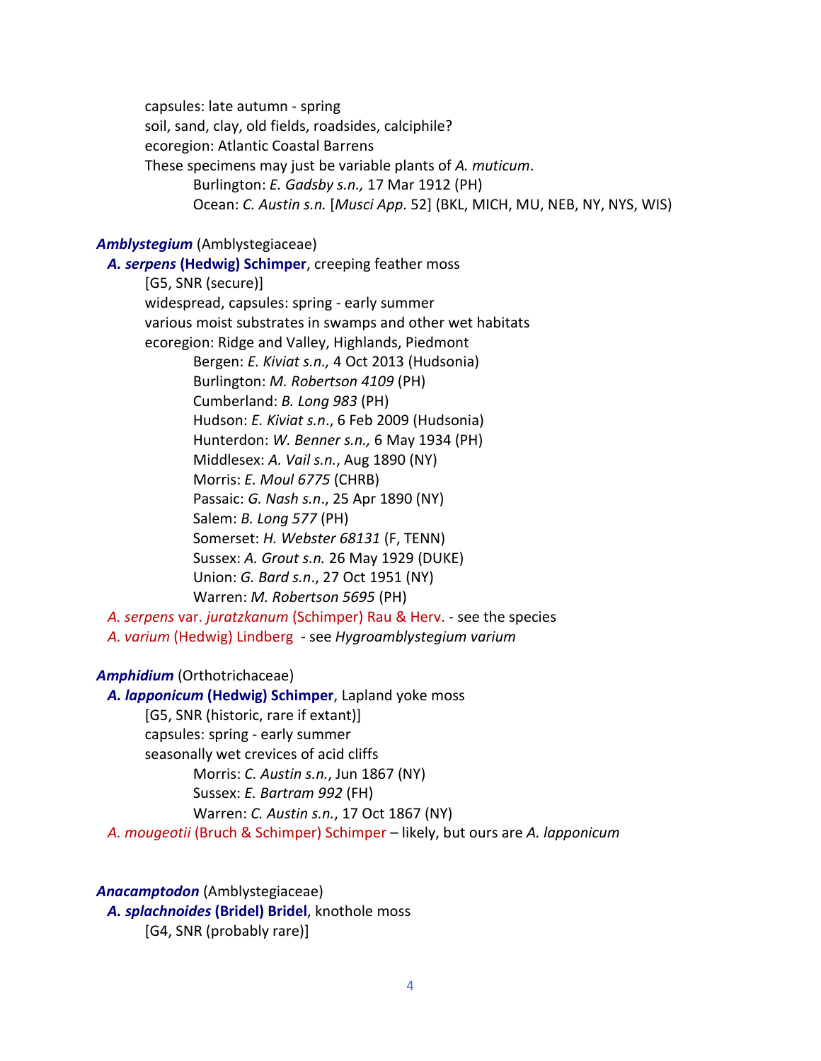capsules: late autumn - spring
soil, sand, clay, old fields, roadsides, calciphile?
ecoregion: Atlantic Coastal Barrens
These specimens may just be variable plants of *A. muticum*.

Burlington: *E. Gadsby s.n.,* 17 Mar 1912 (PH)
Ocean: *C. Austin s.n.* [*Musci App*. 52] (BKL, MICH, MU, NEB, NY, NYS, WIS)

***Amblystegium*** (Amblystegiaceae)

***A. serpens* (Hedwig) Schimper**, creeping feather moss
[G5, SNR (secure)]
widespread, capsules: spring - early summer
various moist substrates in swamps and other wet habitats
ecoregion: Ridge and Valley, Highlands, Piedmont

Bergen: *E. Kiviat s.n.,* 4 Oct 2013 (Hudsonia)
Burlington: *M. Robertson 4109* (PH)
Cumberland: *B. Long 983* (PH)
Hudson: *E. Kiviat s.n*., 6 Feb 2009 (Hudsonia)
Hunterdon: *W. Benner s.n.,* 6 May 1934 (PH)
Middlesex: *A. Vail s.n.*, Aug 1890 (NY)
Morris: *E. Moul 6775* (CHRB)
Passaic: *G. Nash s.n*., 25 Apr 1890 (NY)
Salem: *B. Long 577* (PH)
Somerset: *H. Webster 68131* (F, TENN)
Sussex: *A. Grout s.n.* 26 May 1929 (DUKE)
Union: *G. Bard s.n*., 27 Oct 1951 (NY)
Warren: *M. Robertson 5695* (PH)

*A. serpens* var. *juratzkanum* (Schimper) Rau & Herv. - see the species
*A. varium* (Hedwig) Lindberg - see *Hygroamblystegium varium*

***Amphidium*** (Orthotrichaceae)

***A. lapponicum* (Hedwig) Schimper**, Lapland yoke moss
[G5, SNR (historic, rare if extant)]
capsules: spring - early summer
seasonally wet crevices of acid cliffs

Morris: *C. Austin s.n.*, Jun 1867 (NY)
Sussex: *E. Bartram 992* (FH)
Warren: *C. Austin s.n.*, 17 Oct 1867 (NY)

*A. mougeotii* (Bruch & Schimper) Schimper – likely, but ours are *A. lapponicum*

***Anacamptodon*** (Amblystegiaceae)

***A. splachnoides* (Bridel) Bridel**, knothole moss
[G4, SNR (probably rare)]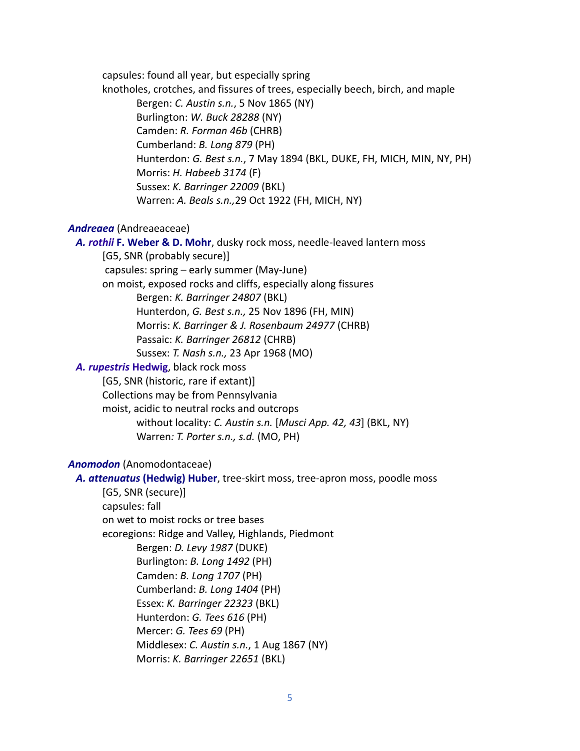capsules: found all year, but especially spring

knotholes, crotches, and fissures of trees, especially beech, birch, and maple

Bergen: *C. Austin s.n.*, 5 Nov 1865 (NY)
Burlington: *W. Buck 28288* (NY)
Camden: *R. Forman 46b* (CHRB)
Cumberland: *B. Long 879* (PH)
Hunterdon: *G. Best s.n.*, 7 May 1894 (BKL, DUKE, FH, MICH, MIN, NY, PH)
Morris: *H. Habeeb 3174* (F)
Sussex: *K. Barringer 22009* (BKL)
Warren: *A. Beals s.n.,*29 Oct 1922 (FH, MICH, NY)

***Andreaea*** (Andreaeaceae)

***A. rothii* F. Weber & D. Mohr**, dusky rock moss, needle-leaved lantern moss

[G5, SNR (probably secure)]

capsules: spring – early summer (May-June)

on moist, exposed rocks and cliffs, especially along fissures

Bergen: *K. Barringer 24807* (BKL)
Hunterdon, *G. Best s.n.,* 25 Nov 1896 (FH, MIN)
Morris: *K. Barringer & J. Rosenbaum 24977* (CHRB)
Passaic: *K. Barringer 26812* (CHRB)
Sussex: *T. Nash s.n.,* 23 Apr 1968 (MO)

***A. rupestris* Hedwig**, black rock moss

[G5, SNR (historic, rare if extant)]

Collections may be from Pennsylvania

moist, acidic to neutral rocks and outcrops

without locality: *C. Austin s.n.* [*Musci App. 42, 43*] (BKL, NY)
Warren*: T. Porter s.n., s.d.* (MO, PH)

***Anomodon*** (Anomodontaceae)

***A. attenuatus* (Hedwig) Huber**, tree-skirt moss, tree-apron moss, poodle moss

[G5, SNR (secure)]

capsules: fall

on wet to moist rocks or tree bases

ecoregions: Ridge and Valley, Highlands, Piedmont

Bergen: *D. Levy 1987* (DUKE)
Burlington: *B. Long 1492* (PH)
Camden: *B. Long 1707* (PH)
Cumberland: *B. Long 1404* (PH)
Essex: *K. Barringer 22323* (BKL)
Hunterdon: *G. Tees 616* (PH)
Mercer: *G. Tees 69* (PH)
Middlesex: *C. Austin s.n.*, 1 Aug 1867 (NY)
Morris: *K. Barringer 22651* (BKL)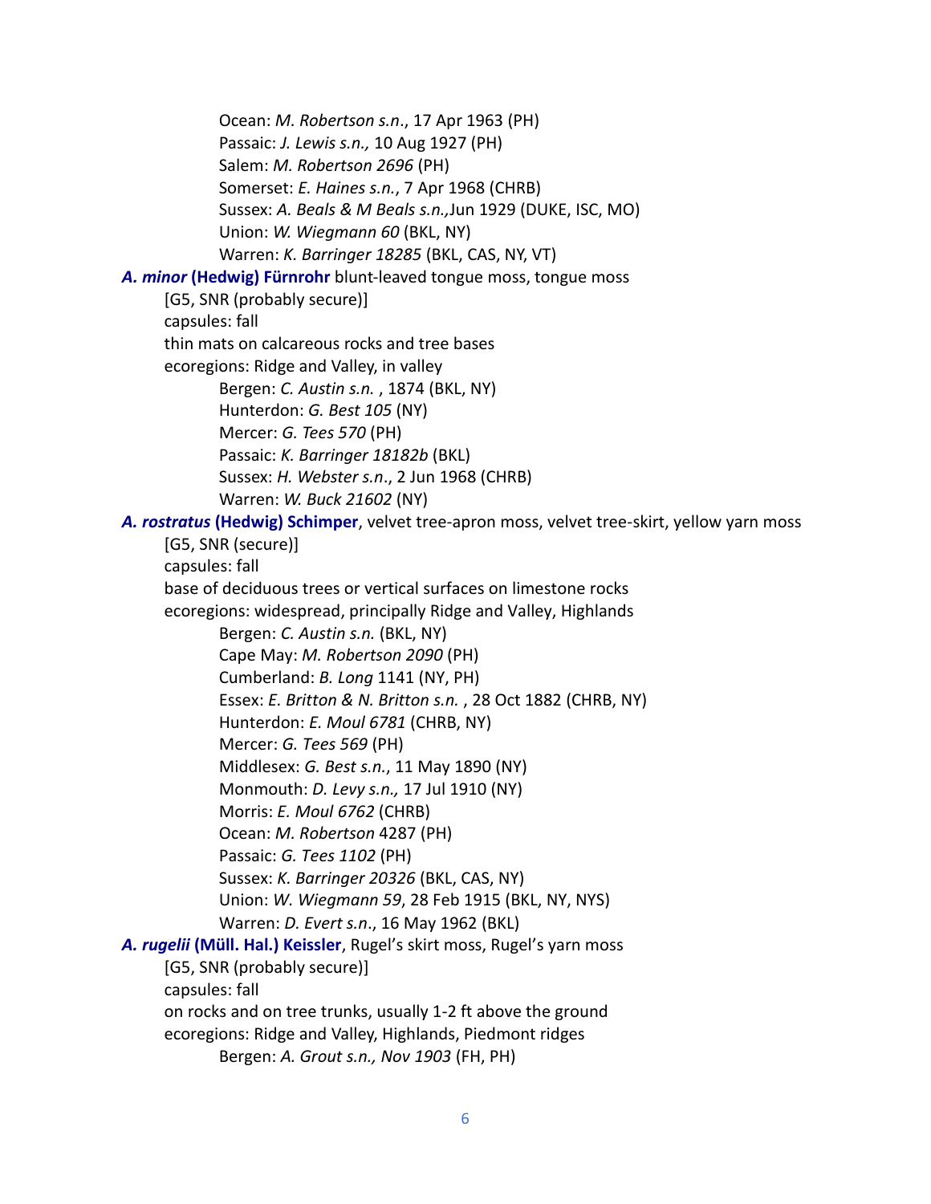Ocean: *M. Robertson s.n*., 17 Apr 1963 (PH)
Passaic: *J. Lewis s.n.,* 10 Aug 1927 (PH)
Salem: *M. Robertson 2696* (PH)
Somerset: *E. Haines s.n.*, 7 Apr 1968 (CHRB)
Sussex: *A. Beals & M Beals s.n.,*Jun 1929 (DUKE, ISC, MO)
Union: *W. Wiegmann 60* (BKL, NY)
Warren: *K. Barringer 18285* (BKL, CAS, NY, VT)

***A. minor* (Hedwig) Fürnrohr** blunt-leaved tongue moss, tongue moss
[G5, SNR (probably secure)]
capsules: fall
thin mats on calcareous rocks and tree bases
ecoregions: Ridge and Valley, in valley
Bergen: *C. Austin s.n.* , 1874 (BKL, NY)
Hunterdon: *G. Best 105* (NY)
Mercer: *G. Tees 570* (PH)
Passaic: *K. Barringer 18182b* (BKL)
Sussex: *H. Webster s.n*., 2 Jun 1968 (CHRB)
Warren: *W. Buck 21602* (NY)

***A. rostratus* (Hedwig) Schimper**, velvet tree-apron moss, velvet tree-skirt, yellow yarn moss
[G5, SNR (secure)]
capsules: fall
base of deciduous trees or vertical surfaces on limestone rocks
ecoregions: widespread, principally Ridge and Valley, Highlands
Bergen: *C. Austin s.n.* (BKL, NY)
Cape May: *M. Robertson 2090* (PH)
Cumberland: *B. Long* 1141 (NY, PH)
Essex: *E. Britton & N. Britton s.n.* , 28 Oct 1882 (CHRB, NY)
Hunterdon: *E. Moul 6781* (CHRB, NY)
Mercer: *G. Tees 569* (PH)
Middlesex: *G. Best s.n.*, 11 May 1890 (NY)
Monmouth: *D. Levy s.n.,* 17 Jul 1910 (NY)
Morris: *E. Moul 6762* (CHRB)
Ocean: *M. Robertson* 4287 (PH)
Passaic: *G. Tees 1102* (PH)
Sussex: *K. Barringer 20326* (BKL, CAS, NY)
Union: *W. Wiegmann 59*, 28 Feb 1915 (BKL, NY, NYS)
Warren: *D. Evert s.n*., 16 May 1962 (BKL)

***A. rugelii* (Müll. Hal.) Keissler**, Rugel's skirt moss, Rugel's yarn moss
[G5, SNR (probably secure)]
capsules: fall
on rocks and on tree trunks, usually 1-2 ft above the ground
ecoregions: Ridge and Valley, Highlands, Piedmont ridges
Bergen: *A. Grout s.n., Nov 1903* (FH, PH)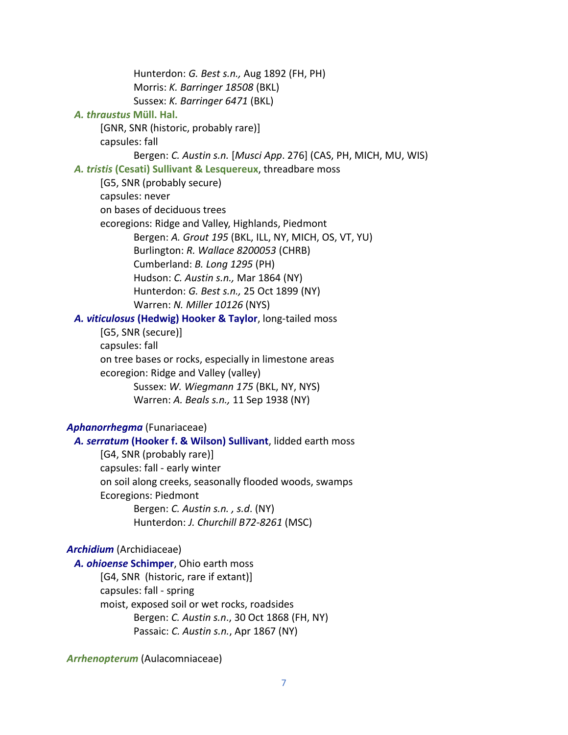Hunterdon: *G. Best s.n.,* Aug 1892 (FH, PH)
Morris: *K. Barringer 18508* (BKL)
Sussex: *K. Barringer 6471* (BKL)

***A. thraustus* Müll. Hal.**
[GNR, SNR (historic, probably rare)]
capsules: fall
Bergen: *C. Austin s.n.* [*Musci App*. 276] (CAS, PH, MICH, MU, WIS)

***A. tristis* (Cesati) Sullivant & Lesquereux**, threadbare moss
[G5, SNR (probably secure)
capsules: never
on bases of deciduous trees
ecoregions: Ridge and Valley, Highlands, Piedmont
Bergen: *A. Grout 195* (BKL, ILL, NY, MICH, OS, VT, YU)
Burlington: *R. Wallace 8200053* (CHRB)
Cumberland: *B. Long 1295* (PH)
Hudson: *C. Austin s.n.,* Mar 1864 (NY)
Hunterdon: *G. Best s.n.,* 25 Oct 1899 (NY)
Warren: *N. Miller 10126* (NYS)

***A. viticulosus* (Hedwig) Hooker & Taylor**, long-tailed moss
[G5, SNR (secure)]
capsules: fall
on tree bases or rocks, especially in limestone areas
ecoregion: Ridge and Valley (valley)
Sussex: *W. Wiegmann 175* (BKL, NY, NYS)
Warren: *A. Beals s.n.,* 11 Sep 1938 (NY)

***Aphanorrhegma*** (Funariaceae)

***A. serratum* (Hooker f. & Wilson) Sullivant**, lidded earth moss
[G4, SNR (probably rare)]
capsules: fall - early winter
on soil along creeks, seasonally flooded woods, swamps
Ecoregions: Piedmont
Bergen: *C. Austin s.n. , s.d*. (NY)
Hunterdon: *J. Churchill B72-8261* (MSC)

***Archidium*** (Archidiaceae)

***A. ohioense* Schimper**, Ohio earth moss
[G4, SNR (historic, rare if extant)]
capsules: fall - spring
moist, exposed soil or wet rocks, roadsides
Bergen: *C. Austin s.n*., 30 Oct 1868 (FH, NY)
Passaic: *C. Austin s.n.*, Apr 1867 (NY)

***Arrhenopterum*** (Aulacomniaceae)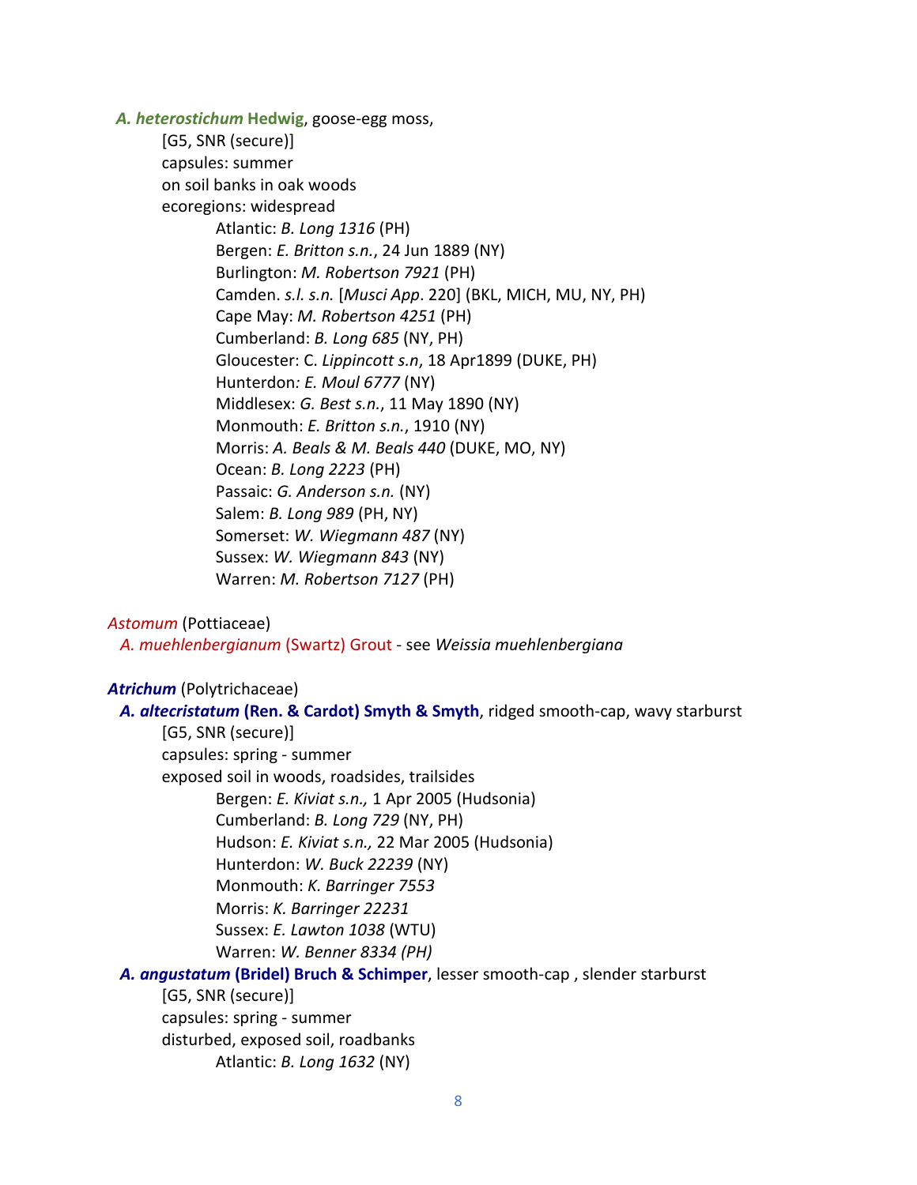***A. heterostichum* Hedwig**, goose-egg moss,

[G5, SNR (secure)]
capsules: summer
on soil banks in oak woods
ecoregions: widespread

Atlantic: *B. Long 1316* (PH)
Bergen: *E. Britton s.n.*, 24 Jun 1889 (NY)
Burlington: *M. Robertson 7921* (PH)
Camden. *s.l. s.n.* [*Musci App*. 220] (BKL, MICH, MU, NY, PH)
Cape May: *M. Robertson 4251* (PH)
Cumberland: *B. Long 685* (NY, PH)
Gloucester: C. *Lippincott s.n*, 18 Apr1899 (DUKE, PH)
Hunterdon*: E. Moul 6777* (NY)
Middlesex: *G. Best s.n.*, 11 May 1890 (NY)
Monmouth: *E. Britton s.n.*, 1910 (NY)
Morris: *A. Beals & M. Beals 440* (DUKE, MO, NY)
Ocean: *B. Long 2223* (PH)
Passaic: *G. Anderson s.n.* (NY)
Salem: *B. Long 989* (PH, NY)
Somerset: *W. Wiegmann 487* (NY)
Sussex: *W. Wiegmann 843* (NY)
Warren: *M. Robertson 7127* (PH)

*Astomum* (Pottiaceae)

*A. muehlenbergianum* (Swartz) Grout - see *Weissia muehlenbergiana*

***Atrichum*** (Polytrichaceae)

***A. altecristatum* (Ren. & Cardot) Smyth & Smyth**, ridged smooth-cap, wavy starburst

[G5, SNR (secure)]
capsules: spring - summer
exposed soil in woods, roadsides, trailsides

Bergen: *E. Kiviat s.n.,* 1 Apr 2005 (Hudsonia)
Cumberland: *B. Long 729* (NY, PH)
Hudson: *E. Kiviat s.n.,* 22 Mar 2005 (Hudsonia)
Hunterdon: *W. Buck 22239* (NY)
Monmouth: *K. Barringer 7553*
Morris: *K. Barringer 22231*
Sussex: *E. Lawton 1038* (WTU)
Warren: *W. Benner 8334 (PH)*

***A. angustatum* (Bridel) Bruch & Schimper**, lesser smooth-cap , slender starburst

[G5, SNR (secure)]
capsules: spring - summer
disturbed, exposed soil, roadbanks

Atlantic: *B. Long 1632* (NY)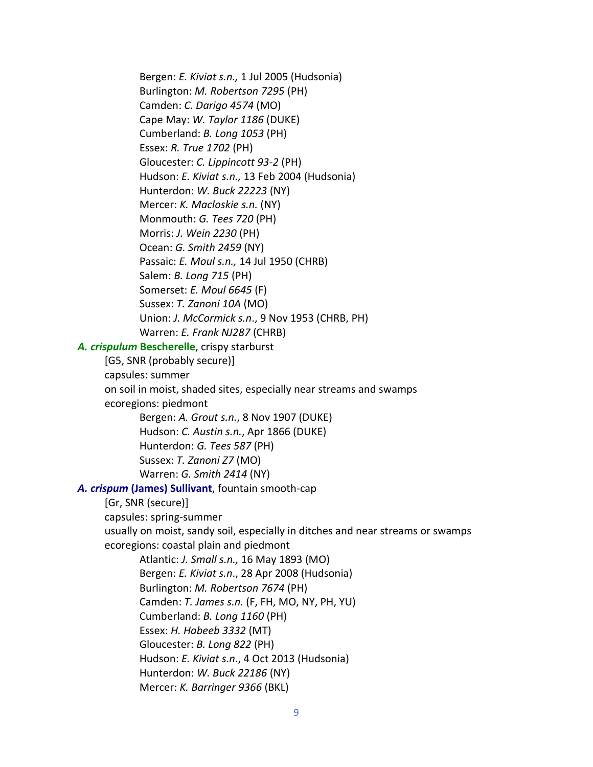Bergen: *E. Kiviat s.n.,* 1 Jul 2005 (Hudsonia)
Burlington: *M. Robertson 7295* (PH)
Camden: *C. Darigo 4574* (MO)
Cape May: *W. Taylor 1186* (DUKE)
Cumberland: *B. Long 1053* (PH)
Essex: *R. True 1702* (PH)
Gloucester: *C. Lippincott 93-2* (PH)
Hudson: *E. Kiviat s.n.,* 13 Feb 2004 (Hudsonia)
Hunterdon: *W. Buck 22223* (NY)
Mercer: *K. Macloskie s.n.* (NY)
Monmouth: *G. Tees 720* (PH)
Morris: *J. Wein 2230* (PH)
Ocean: *G. Smith 2459* (NY)
Passaic: *E. Moul s.n.,* 14 Jul 1950 (CHRB)
Salem: *B. Long 715* (PH)
Somerset: *E. Moul 6645* (F)
Sussex: *T. Zanoni 10A* (MO)
Union: *J. McCormick s.n*., 9 Nov 1953 (CHRB, PH)
Warren: *E. Frank NJ287* (CHRB)

***A. crispulum*** **Bescherelle**, crispy starburst

[G5, SNR (probably secure)]
capsules: summer
on soil in moist, shaded sites, especially near streams and swamps
ecoregions: piedmont

Bergen: *A. Grout s.n.*, 8 Nov 1907 (DUKE)
Hudson: *C. Austin s.n.*, Apr 1866 (DUKE)
Hunterdon: *G. Tees 587* (PH)
Sussex: *T. Zanoni Z7* (MO)
Warren: *G. Smith 2414* (NY)

***A. crispum*** **(James) Sullivant**, fountain smooth-cap

[Gr, SNR (secure)]
capsules: spring-summer
usually on moist, sandy soil, especially in ditches and near streams or swamps
ecoregions: coastal plain and piedmont

Atlantic: *J. Small s.n.,* 16 May 1893 (MO)
Bergen: *E. Kiviat s.n*., 28 Apr 2008 (Hudsonia)
Burlington: *M. Robertson 7674* (PH)
Camden: *T. James s.n.* (F, FH, MO, NY, PH, YU)
Cumberland: *B. Long 1160* (PH)
Essex: *H. Habeeb 3332* (MT)
Gloucester: *B. Long 822* (PH)
Hudson: *E. Kiviat s.n*., 4 Oct 2013 (Hudsonia)
Hunterdon: *W. Buck 22186* (NY)
Mercer: *K. Barringer 9366* (BKL)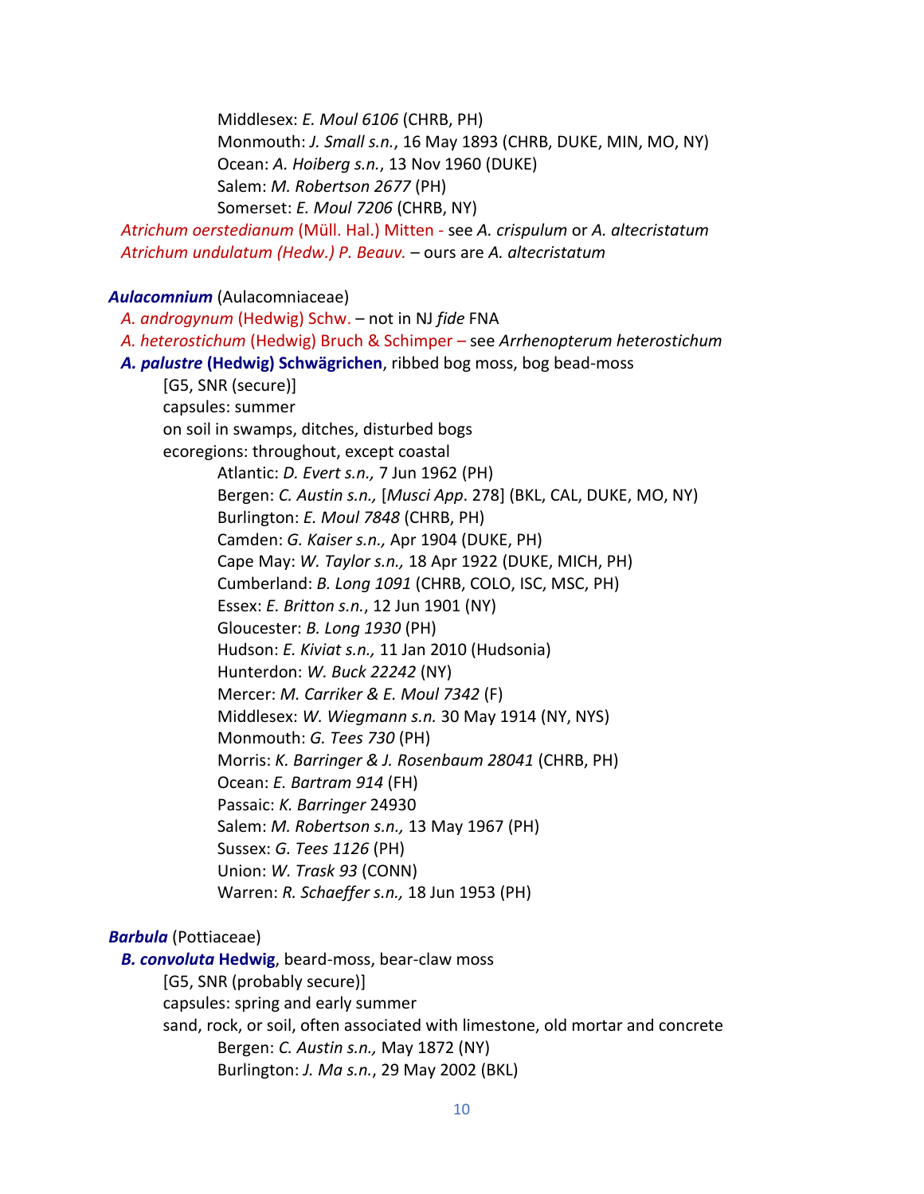Middlesex: *E. Moul 6106* (CHRB, PH)
Monmouth: *J. Small s.n.*, 16 May 1893 (CHRB, DUKE, MIN, MO, NY)
Ocean: *A. Hoiberg s.n.*, 13 Nov 1960 (DUKE)
Salem: *M. Robertson 2677* (PH)
Somerset: *E. Moul 7206* (CHRB, NY)

*Atrichum oerstedianum* (Müll. Hal.) Mitten - see *A. crispulum* or *A. altecristatum*

*Atrichum undulatum (Hedw.) P. Beauv.* – ours are *A. altecristatum*

***Aulacomnium*** (Aulacomniaceae)

*A. androgynum* (Hedwig) Schw. – not in NJ *fide* FNA

*A. heterostichum* (Hedwig) Bruch & Schimper – see *Arrhenopterum heterostichum*

***A. palustre* (Hedwig) Schwägrichen**, ribbed bog moss, bog bead-moss

[G5, SNR (secure)]
capsules: summer
on soil in swamps, ditches, disturbed bogs
ecoregions: throughout, except coastal

Atlantic: *D. Evert s.n.,* 7 Jun 1962 (PH)
Bergen: *C. Austin s.n.,* [*Musci App*. 278] (BKL, CAL, DUKE, MO, NY)
Burlington: *E. Moul 7848* (CHRB, PH)
Camden: *G. Kaiser s.n.,* Apr 1904 (DUKE, PH)
Cape May: *W. Taylor s.n.,* 18 Apr 1922 (DUKE, MICH, PH)
Cumberland: *B. Long 1091* (CHRB, COLO, ISC, MSC, PH)
Essex: *E. Britton s.n.*, 12 Jun 1901 (NY)
Gloucester: *B. Long 1930* (PH)
Hudson: *E. Kiviat s.n.,* 11 Jan 2010 (Hudsonia)
Hunterdon: *W. Buck 22242* (NY)
Mercer: *M. Carriker & E. Moul 7342* (F)
Middlesex: *W. Wiegmann s.n.* 30 May 1914 (NY, NYS)
Monmouth: *G. Tees 730* (PH)
Morris: *K. Barringer & J. Rosenbaum 28041* (CHRB, PH)
Ocean: *E. Bartram 914* (FH)
Passaic: *K. Barringer* 24930
Salem: *M. Robertson s.n.,* 13 May 1967 (PH)
Sussex: *G. Tees 1126* (PH)
Union: *W. Trask 93* (CONN)
Warren: *R. Schaeffer s.n.,* 18 Jun 1953 (PH)

***Barbula*** (Pottiaceae)

***B. convoluta* Hedwig**, beard-moss, bear-claw moss

[G5, SNR (probably secure)]
capsules: spring and early summer
sand, rock, or soil, often associated with limestone, old mortar and concrete

Bergen: *C. Austin s.n.,* May 1872 (NY)
Burlington: *J. Ma s.n.*, 29 May 2002 (BKL)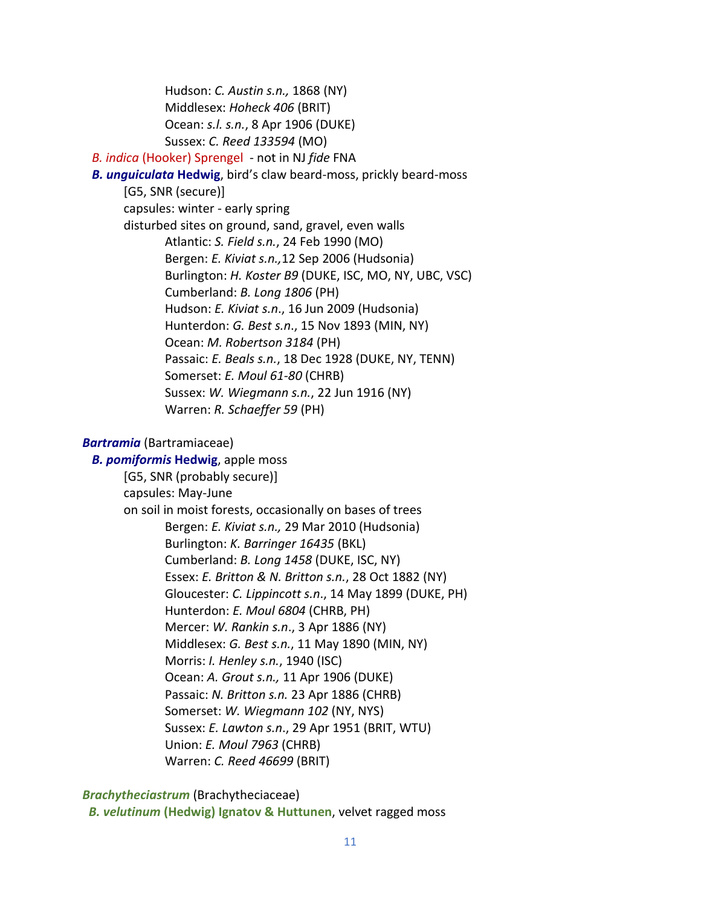Hudson: *C. Austin s.n.,* 1868 (NY)
Middlesex: *Hoheck 406* (BRIT)
Ocean: *s.l. s.n.*, 8 Apr 1906 (DUKE)
Sussex: *C. Reed 133594* (MO)

*B. indica* (Hooker) Sprengel - not in NJ *fide* FNA

***B. unguiculata* Hedwig**, bird's claw beard-moss, prickly beard-moss
[G5, SNR (secure)]
capsules: winter - early spring
disturbed sites on ground, sand, gravel, even walls
Atlantic: *S. Field s.n.*, 24 Feb 1990 (MO)
Bergen: *E. Kiviat s.n.,*12 Sep 2006 (Hudsonia)
Burlington: *H. Koster B9* (DUKE, ISC, MO, NY, UBC, VSC)
Cumberland: *B. Long 1806* (PH)
Hudson: *E. Kiviat s.n*., 16 Jun 2009 (Hudsonia)
Hunterdon: *G. Best s.n*., 15 Nov 1893 (MIN, NY)
Ocean: *M. Robertson 3184* (PH)
Passaic: *E. Beals s.n.*, 18 Dec 1928 (DUKE, NY, TENN)
Somerset: *E. Moul 61-80* (CHRB)
Sussex: *W. Wiegmann s.n.*, 22 Jun 1916 (NY)
Warren: *R. Schaeffer 59* (PH)

***Bartramia*** (Bartramiaceae)

***B. pomiformis* Hedwig**, apple moss
[G5, SNR (probably secure)]
capsules: May-June
on soil in moist forests, occasionally on bases of trees
Bergen: *E. Kiviat s.n.,* 29 Mar 2010 (Hudsonia)
Burlington: *K. Barringer 16435* (BKL)
Cumberland: *B. Long 1458* (DUKE, ISC, NY)
Essex: *E. Britton & N. Britton s.n.*, 28 Oct 1882 (NY)
Gloucester: *C. Lippincott s.n*., 14 May 1899 (DUKE, PH)
Hunterdon: *E. Moul 6804* (CHRB, PH)
Mercer: *W. Rankin s.n*., 3 Apr 1886 (NY)
Middlesex: *G. Best s.n.*, 11 May 1890 (MIN, NY)
Morris: *I. Henley s.n.*, 1940 (ISC)
Ocean: *A. Grout s.n.,* 11 Apr 1906 (DUKE)
Passaic: *N. Britton s.n.* 23 Apr 1886 (CHRB)
Somerset: *W. Wiegmann 102* (NY, NYS)
Sussex: *E. Lawton s.n*., 29 Apr 1951 (BRIT, WTU)
Union: *E. Moul 7963* (CHRB)
Warren: *C. Reed 46699* (BRIT)

***Brachytheciastrum*** (Brachytheciaceae)

***B. velutinum* (Hedwig) Ignatov & Huttunen**, velvet ragged moss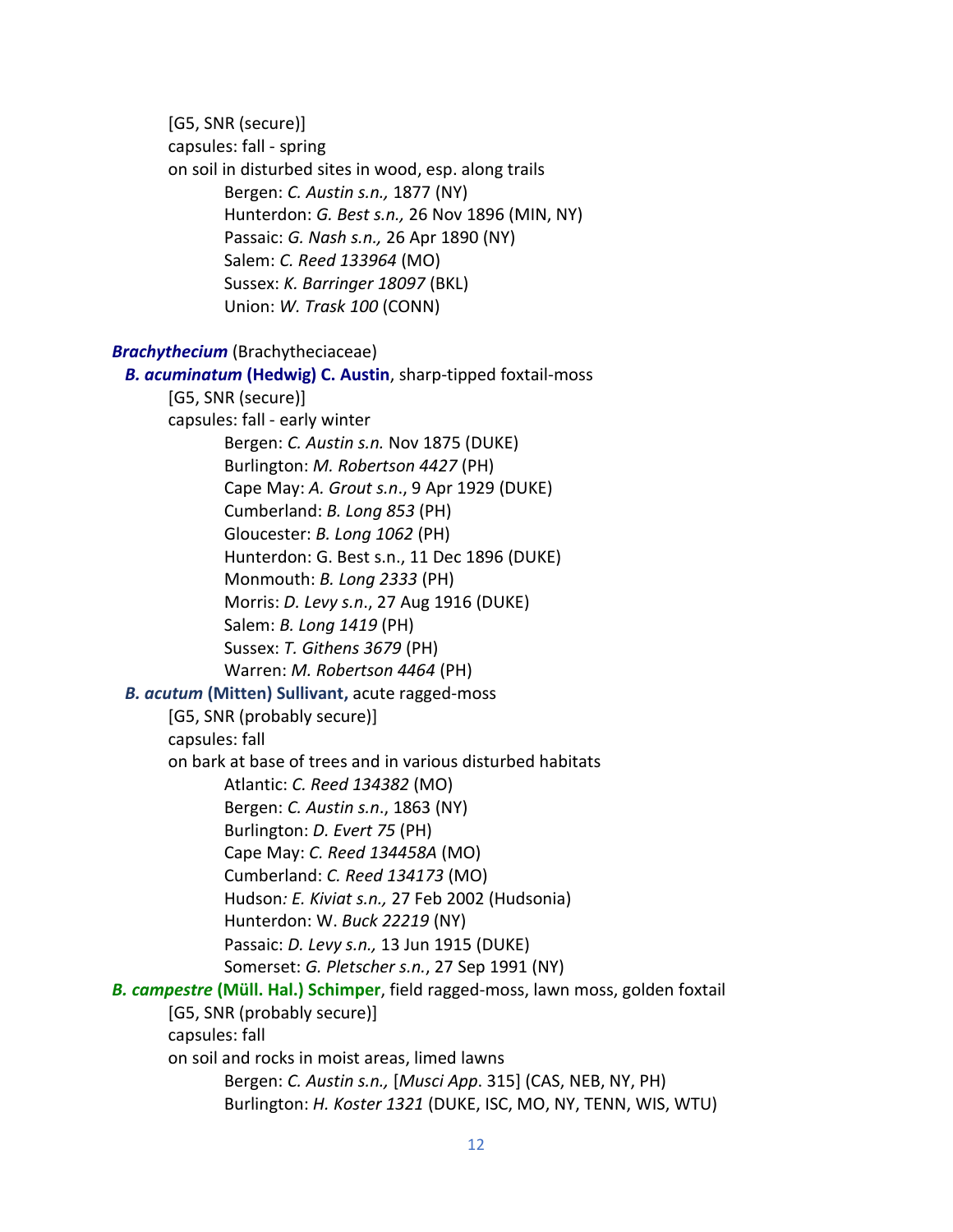[G5, SNR (secure)]
capsules: fall - spring
on soil in disturbed sites in wood, esp. along trails

- Bergen: *C. Austin s.n.,* 1877 (NY)
- Hunterdon: *G. Best s.n.,* 26 Nov 1896 (MIN, NY)
- Passaic: *G. Nash s.n.,* 26 Apr 1890 (NY)
- Salem: *C. Reed 133964* (MO)
- Sussex: *K. Barringer 18097* (BKL)
- Union: *W. Trask 100* (CONN)

***Brachythecium*** (Brachytheciaceae)

***B. acuminatum* (Hedwig) C. Austin**, sharp-tipped foxtail-moss
[G5, SNR (secure)]
capsules: fall - early winter

- Bergen: *C. Austin s.n.* Nov 1875 (DUKE)
- Burlington: *M. Robertson 4427* (PH)
- Cape May: *A. Grout s.n*., 9 Apr 1929 (DUKE)
- Cumberland: *B. Long 853* (PH)
- Gloucester: *B. Long 1062* (PH)
- Hunterdon: G. Best s.n., 11 Dec 1896 (DUKE)
- Monmouth: *B. Long 2333* (PH)
- Morris: *D. Levy s.n*., 27 Aug 1916 (DUKE)
- Salem: *B. Long 1419* (PH)
- Sussex: *T. Githens 3679* (PH)
- Warren: *M. Robertson 4464* (PH)

***B. acutum* (Mitten) Sullivant,** acute ragged-moss
[G5, SNR (probably secure)]
capsules: fall
on bark at base of trees and in various disturbed habitats

- Atlantic: *C. Reed 134382* (MO)
- Bergen: *C. Austin s.n*., 1863 (NY)
- Burlington: *D. Evert 75* (PH)
- Cape May: *C. Reed 134458A* (MO)
- Cumberland: *C. Reed 134173* (MO)
- Hudson*: E. Kiviat s.n.,* 27 Feb 2002 (Hudsonia)
- Hunterdon: W. *Buck 22219* (NY)
- Passaic: *D. Levy s.n.,* 13 Jun 1915 (DUKE)
- Somerset: *G. Pletscher s.n.*, 27 Sep 1991 (NY)

***B. campestre* (Müll. Hal.) Schimper**, field ragged-moss, lawn moss, golden foxtail
[G5, SNR (probably secure)]
capsules: fall
on soil and rocks in moist areas, limed lawns

- Bergen: *C. Austin s.n.,* [*Musci App*. 315] (CAS, NEB, NY, PH)
- Burlington: *H. Koster 1321* (DUKE, ISC, MO, NY, TENN, WIS, WTU)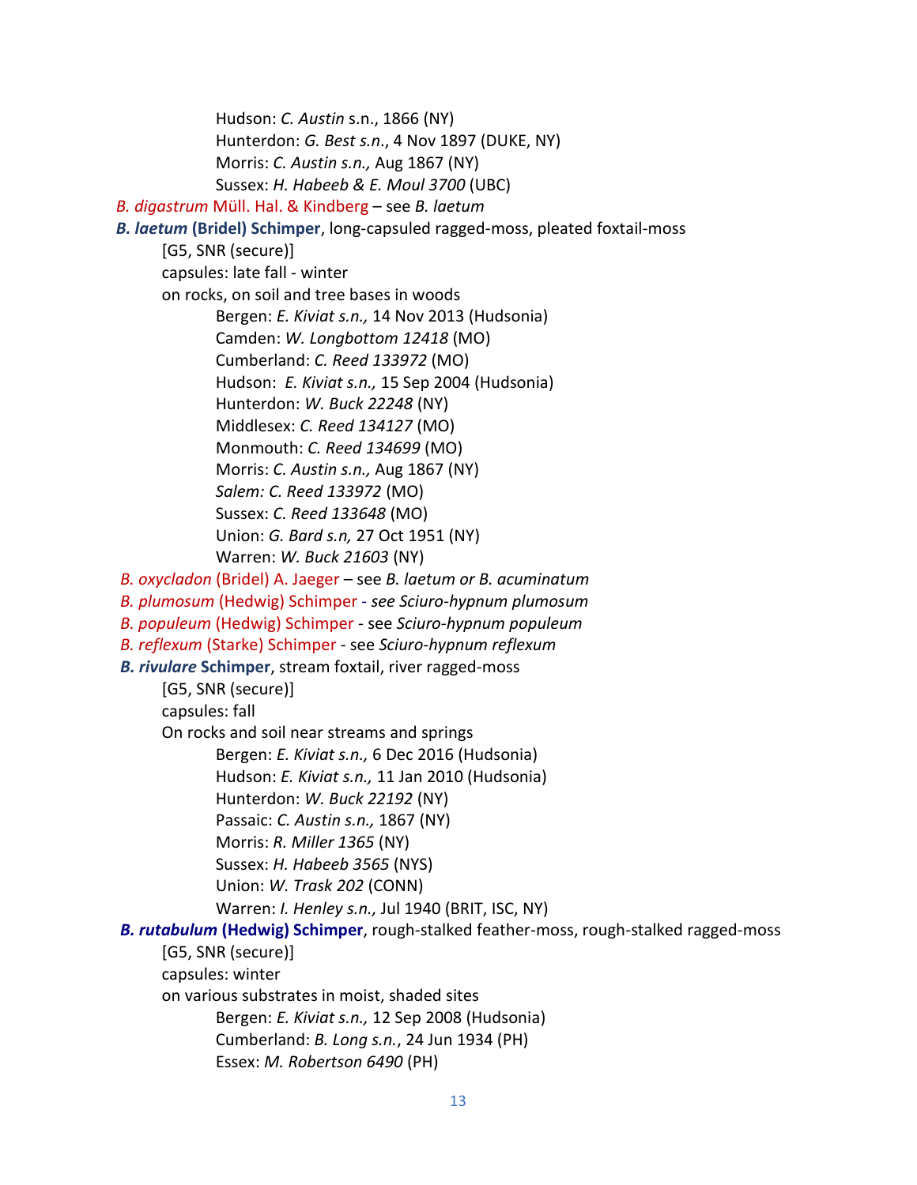Hudson: *C. Austin* s.n., 1866 (NY)
Hunterdon: *G. Best s.n*., 4 Nov 1897 (DUKE, NY)
Morris: *C. Austin s.n.,* Aug 1867 (NY)
Sussex: *H. Habeeb & E. Moul 3700* (UBC)

*B. digastrum* Müll. Hal. & Kindberg – see *B. laetum*

***B. laetum* (Bridel) Schimper**, long-capsuled ragged-moss, pleated foxtail-moss
[G5, SNR (secure)]
capsules: late fall - winter
on rocks, on soil and tree bases in woods
Bergen: *E. Kiviat s.n.,* 14 Nov 2013 (Hudsonia)
Camden: *W. Longbottom 12418* (MO)
Cumberland: *C. Reed 133972* (MO)
Hudson: *E. Kiviat s.n.,* 15 Sep 2004 (Hudsonia)
Hunterdon: *W. Buck 22248* (NY)
Middlesex: *C. Reed 134127* (MO)
Monmouth: *C. Reed 134699* (MO)
Morris: *C. Austin s.n.,* Aug 1867 (NY)
*Salem: C. Reed 133972* (MO)
Sussex: *C. Reed 133648* (MO)
Union: *G. Bard s.n,* 27 Oct 1951 (NY)
Warren: *W. Buck 21603* (NY)

*B. oxycladon* (Bridel) A. Jaeger – see *B. laetum or B. acuminatum*

*B. plumosum* (Hedwig) Schimper - *see Sciuro-hypnum plumosum*

*B. populeum* (Hedwig) Schimper - see *Sciuro-hypnum populeum*

*B. reflexum* (Starke) Schimper - see *Sciuro-hypnum reflexum*

***B. rivulare* Schimper**, stream foxtail, river ragged-moss
[G5, SNR (secure)]
capsules: fall
On rocks and soil near streams and springs
Bergen: *E. Kiviat s.n.,* 6 Dec 2016 (Hudsonia)
Hudson: *E. Kiviat s.n.,* 11 Jan 2010 (Hudsonia)
Hunterdon: *W. Buck 22192* (NY)
Passaic: *C. Austin s.n.,* 1867 (NY)
Morris: *R. Miller 1365* (NY)
Sussex: *H. Habeeb 3565* (NYS)
Union: *W. Trask 202* (CONN)
Warren: *I. Henley s.n.,* Jul 1940 (BRIT, ISC, NY)

***B. rutabulum* (Hedwig) Schimper**, rough-stalked feather-moss, rough-stalked ragged-moss
[G5, SNR (secure)]
capsules: winter
on various substrates in moist, shaded sites
Bergen: *E. Kiviat s.n.,* 12 Sep 2008 (Hudsonia)
Cumberland: *B. Long s.n.*, 24 Jun 1934 (PH)
Essex: *M. Robertson 6490* (PH)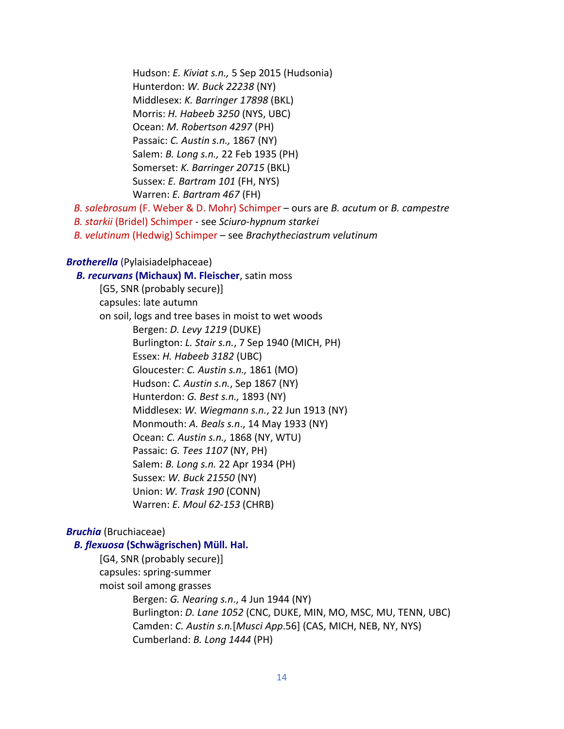Hudson: *E. Kiviat s.n.,* 5 Sep 2015 (Hudsonia)
Hunterdon: *W. Buck 22238* (NY)
Middlesex: *K. Barringer 17898* (BKL)
Morris: *H. Habeeb 3250* (NYS, UBC)
Ocean: *M. Robertson 4297* (PH)
Passaic: *C. Austin s.n.,* 1867 (NY)
Salem: *B. Long s.n.,* 22 Feb 1935 (PH)
Somerset: *K. Barringer 20715* (BKL)
Sussex: *E. Bartram 101* (FH, NYS)
Warren: *E. Bartram 467* (FH)

*B. salebrosum* (F. Weber & D. Mohr) Schimper – ours are *B. acutum* or *B. campestre*
*B. starkii* (Bridel) Schimper - see *Sciuro-hypnum starkei*
*B. velutinum* (Hedwig) Schimper – see *Brachytheciastrum velutinum*

***Brotherella*** (Pylaisiadelphaceae)

***B. recurvans* (Michaux) M. Fleischer**, satin moss
[G5, SNR (probably secure)]
capsules: late autumn
on soil, logs and tree bases in moist to wet woods
Bergen: *D. Levy 1219* (DUKE)
Burlington: *L. Stair s.n.*, 7 Sep 1940 (MICH, PH)
Essex: *H. Habeeb 3182* (UBC)
Gloucester: *C. Austin s.n.,* 1861 (MO)
Hudson: *C. Austin s.n.*, Sep 1867 (NY)
Hunterdon: *G. Best s.n.,* 1893 (NY)
Middlesex: *W. Wiegmann s.n.*, 22 Jun 1913 (NY)
Monmouth: *A. Beals s.n*., 14 May 1933 (NY)
Ocean: *C. Austin s.n.,* 1868 (NY, WTU)
Passaic: *G. Tees 1107* (NY, PH)
Salem: *B. Long s.n.* 22 Apr 1934 (PH)
Sussex: *W. Buck 21550* (NY)
Union: *W. Trask 190* (CONN)
Warren: *E. Moul 62-153* (CHRB)

***Bruchia*** (Bruchiaceae)

***B. flexuosa* (Schwägrischen) Müll. Hal.**
[G4, SNR (probably secure)]
capsules: spring-summer
moist soil among grasses
Bergen: *G. Nearing s.n*., 4 Jun 1944 (NY)
Burlington: *D. Lane 1052* (CNC, DUKE, MIN, MO, MSC, MU, TENN, UBC)
Camden: *C. Austin s.n.*[*Musci App*.56] (CAS, MICH, NEB, NY, NYS)
Cumberland: *B. Long 1444* (PH)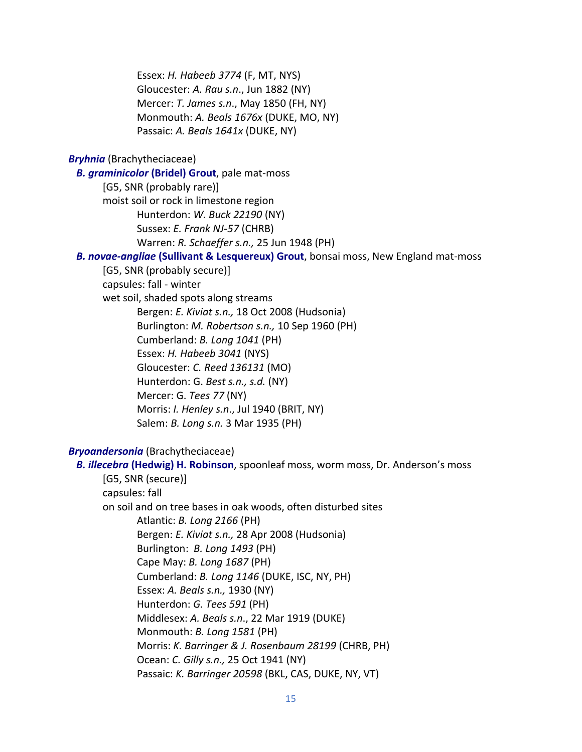Essex: *H. Habeeb 3774* (F, MT, NYS)
Gloucester: *A. Rau s.n*., Jun 1882 (NY)
Mercer: *T. James s.n*., May 1850 (FH, NY)
Monmouth: *A. Beals 1676x* (DUKE, MO, NY)
Passaic: *A. Beals 1641x* (DUKE, NY)

***Bryhnia*** (Brachytheciaceae)

***B. graminicolor* (Bridel) Grout**, pale mat-moss
[G5, SNR (probably rare)]
moist soil or rock in limestone region
Hunterdon: *W. Buck 22190* (NY)
Sussex: *E. Frank NJ-57* (CHRB)
Warren: *R. Schaeffer s.n.,* 25 Jun 1948 (PH)

***B. novae-angliae* (Sullivant & Lesquereux) Grout**, bonsai moss, New England mat-moss
[G5, SNR (probably secure)]
capsules: fall - winter
wet soil, shaded spots along streams
Bergen: *E. Kiviat s.n.,* 18 Oct 2008 (Hudsonia)
Burlington: *M. Robertson s.n.,* 10 Sep 1960 (PH)
Cumberland: *B. Long 1041* (PH)
Essex: *H. Habeeb 3041* (NYS)
Gloucester: *C. Reed 136131* (MO)
Hunterdon: G. *Best s.n., s.d.* (NY)
Mercer: G. *Tees 77* (NY)
Morris: *I. Henley s.n*., Jul 1940 (BRIT, NY)
Salem: *B. Long s.n.* 3 Mar 1935 (PH)

***Bryoandersonia*** (Brachytheciaceae)

***B. illecebra* (Hedwig) H. Robinson**, spoonleaf moss, worm moss, Dr. Anderson's moss
[G5, SNR (secure)]
capsules: fall
on soil and on tree bases in oak woods, often disturbed sites
Atlantic: *B. Long 2166* (PH)
Bergen: *E. Kiviat s.n.,* 28 Apr 2008 (Hudsonia)
Burlington: *B. Long 1493* (PH)
Cape May: *B. Long 1687* (PH)
Cumberland: *B. Long 1146* (DUKE, ISC, NY, PH)
Essex: *A. Beals s.n.,* 1930 (NY)
Hunterdon: *G. Tees 591* (PH)
Middlesex: *A. Beals s.n*., 22 Mar 1919 (DUKE)
Monmouth: *B. Long 1581* (PH)
Morris: *K. Barringer & J. Rosenbaum 28199* (CHRB, PH)
Ocean: *C. Gilly s.n.,* 25 Oct 1941 (NY)
Passaic: *K. Barringer 20598* (BKL, CAS, DUKE, NY, VT)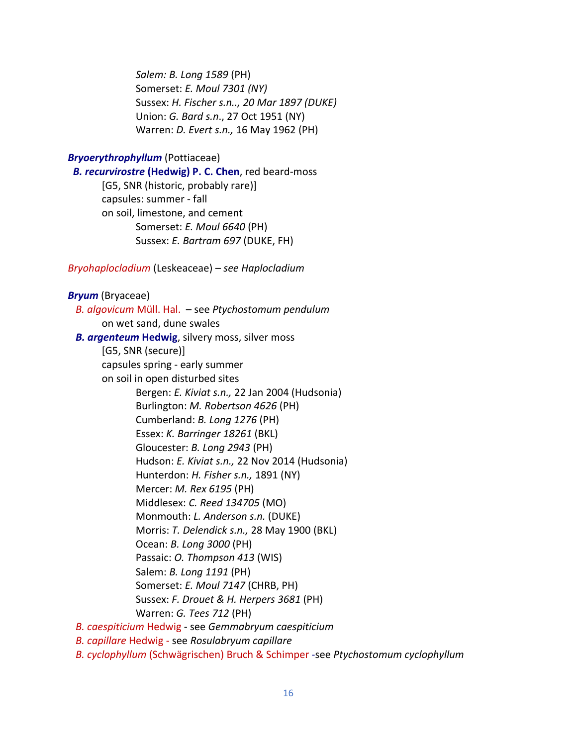*Salem: B. Long 1589* (PH)
Somerset: *E. Moul 7301 (NY)*
Sussex: *H. Fischer s.n.., 20 Mar 1897 (DUKE)*
Union: *G. Bard s.n*., 27 Oct 1951 (NY)
Warren: *D. Evert s.n.,* 16 May 1962 (PH)

***Bryoerythrophyllum*** (Pottiaceae)

***B. recurvirostre* (Hedwig) P. C. Chen**, red beard-moss
[G5, SNR (historic, probably rare)]
capsules: summer - fall
on soil, limestone, and cement
Somerset: *E. Moul 6640* (PH)
Sussex: *E. Bartram 697* (DUKE, FH)

*Bryohaplocladium* (Leskeaceae) – *see Haplocladium*

***Bryum*** (Bryaceae)

*B. algovicum* Müll. Hal. – see *Ptychostomum pendulum*
on wet sand, dune swales

***B. argenteum* Hedwig**, silvery moss, silver moss
[G5, SNR (secure)]
capsules spring - early summer
on soil in open disturbed sites
Bergen: *E. Kiviat s.n.,* 22 Jan 2004 (Hudsonia)
Burlington: *M. Robertson 4626* (PH)
Cumberland: *B. Long 1276* (PH)
Essex: *K. Barringer 18261* (BKL)
Gloucester: *B. Long 2943* (PH)
Hudson: *E. Kiviat s.n.,* 22 Nov 2014 (Hudsonia)
Hunterdon: *H. Fisher s.n.,* 1891 (NY)
Mercer: *M. Rex 6195* (PH)
Middlesex: *C. Reed 134705* (MO)
Monmouth: *L. Anderson s.n.* (DUKE)
Morris: *T. Delendick s.n.,* 28 May 1900 (BKL)
Ocean: *B. Long 3000* (PH)
Passaic: *O. Thompson 413* (WIS)
Salem: *B. Long 1191* (PH)
Somerset: *E. Moul 7147* (CHRB, PH)
Sussex: *F. Drouet & H. Herpers 3681* (PH)
Warren: *G. Tees 712* (PH)

*B. caespiticium* Hedwig - see *Gemmabryum caespiticium*

*B. capillare* Hedwig - see *Rosulabryum capillare*

*B. cyclophyllum* (Schwägrischen) Bruch & Schimper -see *Ptychostomum cyclophyllum*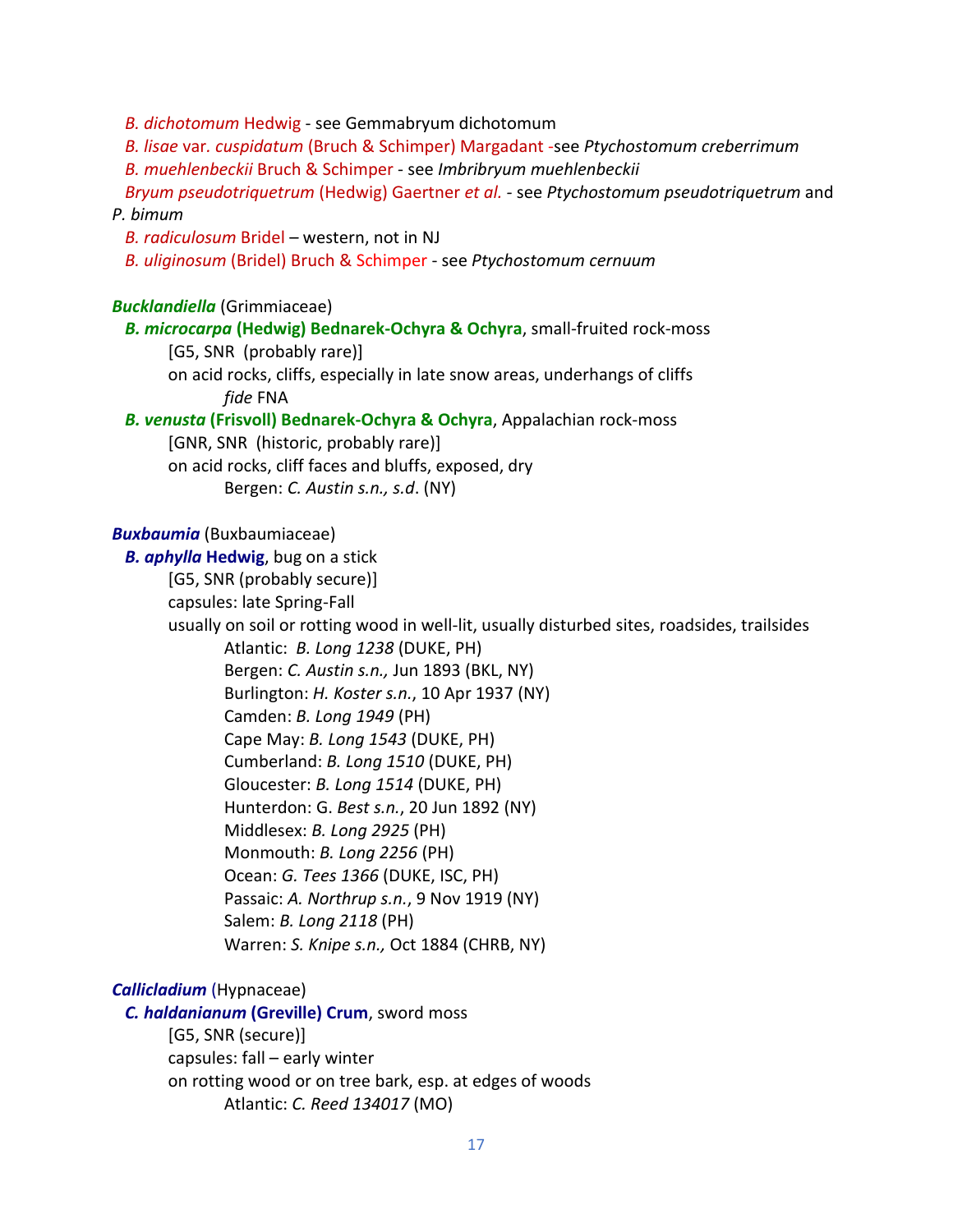*B. dichotomum* Hedwig - see Gemmabryum dichotomum

*B. lisae* var. *cuspidatum* (Bruch & Schimper) Margadant -see *Ptychostomum creberrimum*

*B. muehlenbeckii* Bruch & Schimper - see *Imbribryum muehlenbeckii*

*Bryum pseudotriquetrum* (Hedwig) Gaertner *et al.* - see *Ptychostomum pseudotriquetrum* and *P. bimum*

*B. radiculosum* Bridel – western, not in NJ

*B. uliginosum* (Bridel) Bruch & Schimper - see *Ptychostomum cernuum*

***Bucklandiella*** (Grimmiaceae)

***B. microcarpa* (Hedwig) Bednarek-Ochyra & Ochyra**, small-fruited rock-moss

[G5, SNR (probably rare)]

on acid rocks, cliffs, especially in late snow areas, underhangs of cliffs

*fide* FNA

***B. venusta* (Frisvoll) Bednarek-Ochyra & Ochyra**, Appalachian rock-moss

[GNR, SNR (historic, probably rare)]

on acid rocks, cliff faces and bluffs, exposed, dry

Bergen: *C. Austin s.n., s.d*. (NY)

***Buxbaumia*** (Buxbaumiaceae)

***B. aphylla* Hedwig**, bug on a stick

[G5, SNR (probably secure)]

capsules: late Spring-Fall

usually on soil or rotting wood in well-lit, usually disturbed sites, roadsides, trailsides

Atlantic: *B. Long 1238* (DUKE, PH)
Bergen: *C. Austin s.n.,* Jun 1893 (BKL, NY)
Burlington: *H. Koster s.n.*, 10 Apr 1937 (NY)
Camden: *B. Long 1949* (PH)
Cape May: *B. Long 1543* (DUKE, PH)
Cumberland: *B. Long 1510* (DUKE, PH)
Gloucester: *B. Long 1514* (DUKE, PH)
Hunterdon: G. *Best s.n.*, 20 Jun 1892 (NY)
Middlesex: *B. Long 2925* (PH)
Monmouth: *B. Long 2256* (PH)
Ocean: *G. Tees 1366* (DUKE, ISC, PH)
Passaic: *A. Northrup s.n.*, 9 Nov 1919 (NY)
Salem: *B. Long 2118* (PH)
Warren: *S. Knipe s.n.,* Oct 1884 (CHRB, NY)

***Callicladium*** (Hypnaceae)

***C. haldanianum* (Greville) Crum**, sword moss

[G5, SNR (secure)]

capsules: fall – early winter

on rotting wood or on tree bark, esp. at edges of woods

Atlantic: *C. Reed 134017* (MO)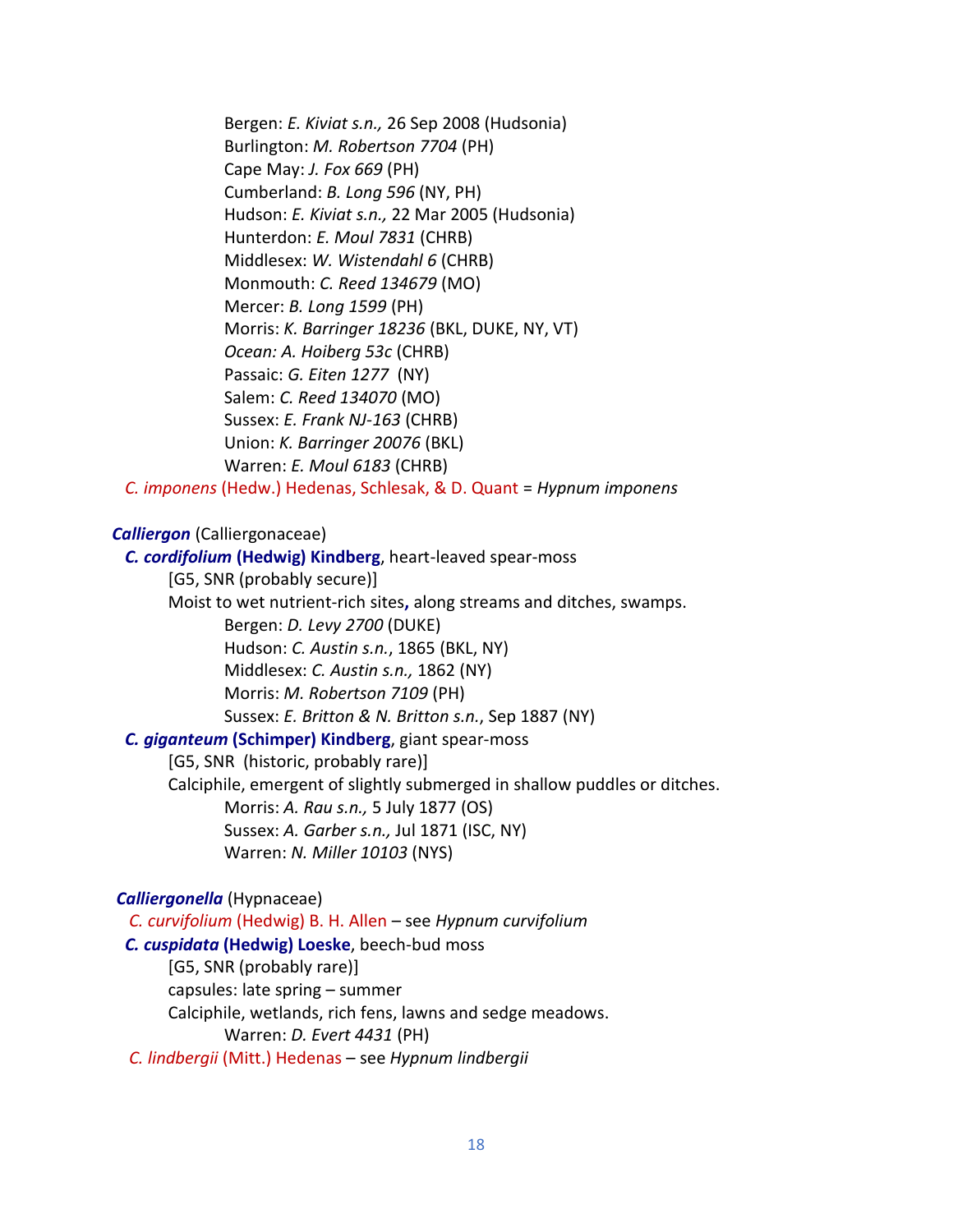Bergen: *E. Kiviat s.n.,* 26 Sep 2008 (Hudsonia)
Burlington: *M. Robertson 7704* (PH)
Cape May: *J. Fox 669* (PH)
Cumberland: *B. Long 596* (NY, PH)
Hudson: *E. Kiviat s.n.,* 22 Mar 2005 (Hudsonia)
Hunterdon: *E. Moul 7831* (CHRB)
Middlesex: *W. Wistendahl 6* (CHRB)
Monmouth: *C. Reed 134679* (MO)
Mercer: *B. Long 1599* (PH)
Morris: *K. Barringer 18236* (BKL, DUKE, NY, VT)
*Ocean: A. Hoiberg 53c* (CHRB)
Passaic: *G. Eiten 1277* (NY)
Salem: *C. Reed 134070* (MO)
Sussex: *E. Frank NJ-163* (CHRB)
Union: *K. Barringer 20076* (BKL)
Warren: *E. Moul 6183* (CHRB)

*C. imponens* (Hedw.) Hedenas, Schlesak, & D. Quant = *Hypnum imponens*

***Calliergon*** (Calliergonaceae)

***C. cordifolium* (Hedwig) Kindberg**, heart-leaved spear-moss
[G5, SNR (probably secure)]
Moist to wet nutrient-rich sites**,** along streams and ditches, swamps.
Bergen: *D. Levy 2700* (DUKE)
Hudson: *C. Austin s.n.*, 1865 (BKL, NY)
Middlesex: *C. Austin s.n.,* 1862 (NY)
Morris: *M. Robertson 7109* (PH)
Sussex: *E. Britton & N. Britton s.n.*, Sep 1887 (NY)

***C. giganteum* (Schimper) Kindberg**, giant spear-moss
[G5, SNR (historic, probably rare)]
Calciphile, emergent of slightly submerged in shallow puddles or ditches.
Morris: *A. Rau s.n.,* 5 July 1877 (OS)
Sussex: *A. Garber s.n.,* Jul 1871 (ISC, NY)
Warren: *N. Miller 10103* (NYS)

***Calliergonella*** (Hypnaceae)

*C. curvifolium* (Hedwig) B. H. Allen – see *Hypnum curvifolium*

***C. cuspidata* (Hedwig) Loeske**, beech-bud moss
[G5, SNR (probably rare)]
capsules: late spring – summer
Calciphile, wetlands, rich fens, lawns and sedge meadows.
Warren: *D. Evert 4431* (PH)

*C. lindbergii* (Mitt.) Hedenas – see *Hypnum lindbergii*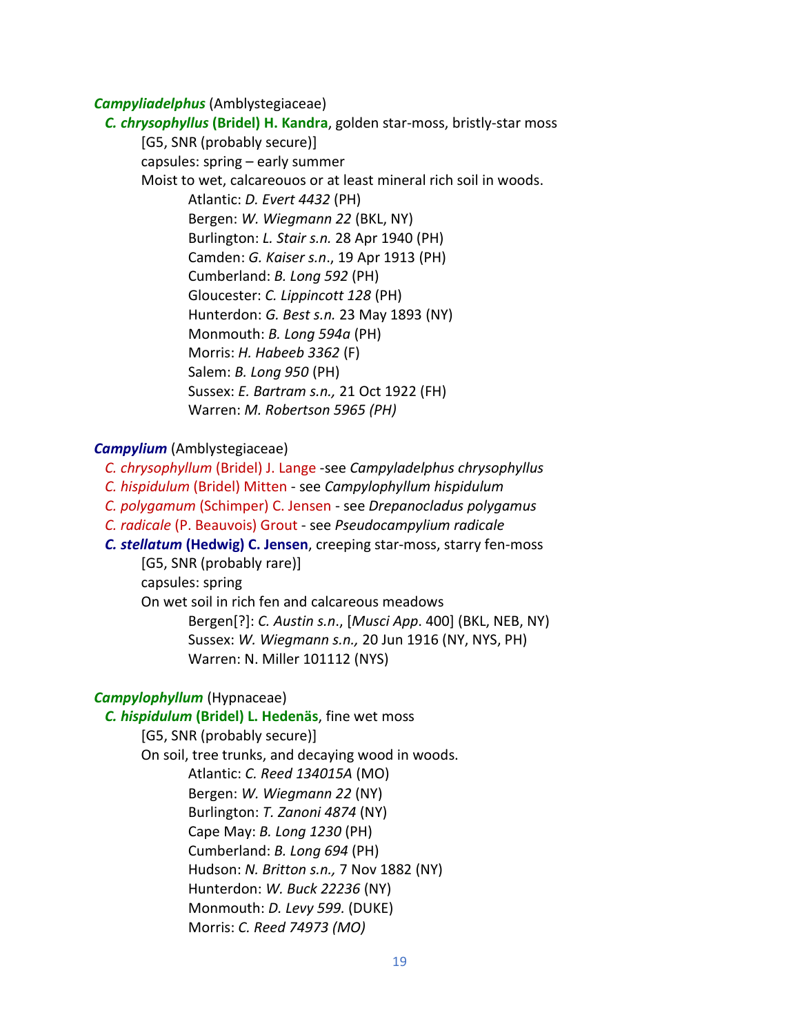***Campyliadelphus*** (Amblystegiaceae)

***C. chrysophyllus* (Bridel) H. Kandra**, golden star-moss, bristly-star moss

[G5, SNR (probably secure)]

capsules: spring – early summer

Moist to wet, calcareouos or at least mineral rich soil in woods.

Atlantic: *D. Evert 4432* (PH)
Bergen: *W. Wiegmann 22* (BKL, NY)
Burlington: *L. Stair s.n.* 28 Apr 1940 (PH)
Camden: *G. Kaiser s.n*., 19 Apr 1913 (PH)
Cumberland: *B. Long 592* (PH)
Gloucester: *C. Lippincott 128* (PH)
Hunterdon: *G. Best s.n.* 23 May 1893 (NY)
Monmouth: *B. Long 594a* (PH)
Morris: *H. Habeeb 3362* (F)
Salem: *B. Long 950* (PH)
Sussex: *E. Bartram s.n.,* 21 Oct 1922 (FH)
Warren: *M. Robertson 5965 (PH)*

***Campylium*** (Amblystegiaceae)

*C. chrysophyllum* (Bridel) J. Lange -see *Campyladelphus chrysophyllus*
*C. hispidulum* (Bridel) Mitten - see *Campylophyllum hispidulum*
*C. polygamum* (Schimper) C. Jensen - see *Drepanocladus polygamus*
*C. radicale* (P. Beauvois) Grout - see *Pseudocampylium radicale*

***C. stellatum* (Hedwig) C. Jensen**, creeping star-moss, starry fen-moss

[G5, SNR (probably rare)]

capsules: spring

On wet soil in rich fen and calcareous meadows

Bergen[?]: *C. Austin s.n*., [*Musci App*. 400] (BKL, NEB, NY)
Sussex: *W. Wiegmann s.n.,* 20 Jun 1916 (NY, NYS, PH)
Warren: N. Miller 101112 (NYS)

***Campylophyllum*** (Hypnaceae)

***C. hispidulum* (Bridel) L. Hedenäs**, fine wet moss

[G5, SNR (probably secure)]

On soil, tree trunks, and decaying wood in woods.

Atlantic: *C. Reed 134015A* (MO)
Bergen: *W. Wiegmann 22* (NY)
Burlington: *T. Zanoni 4874* (NY)
Cape May: *B. Long 1230* (PH)
Cumberland: *B. Long 694* (PH)
Hudson: *N. Britton s.n.,* 7 Nov 1882 (NY)
Hunterdon: *W. Buck 22236* (NY)
Monmouth: *D. Levy 599.* (DUKE)
Morris: *C. Reed 74973 (MO)*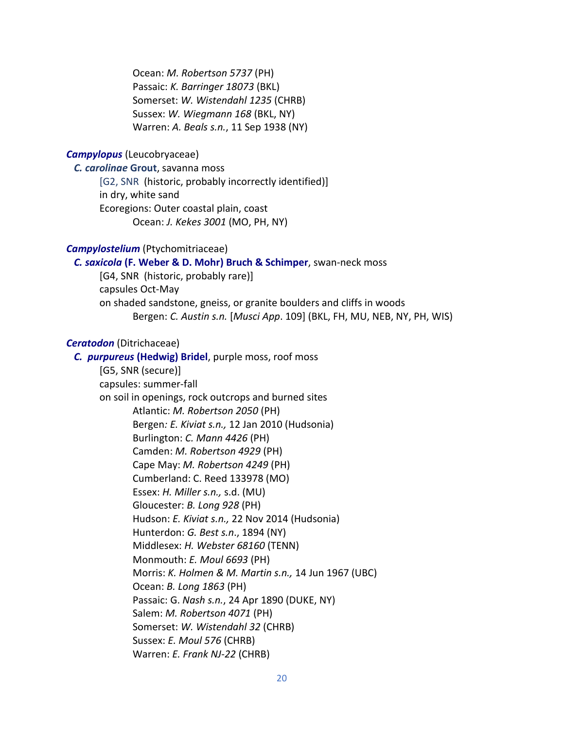Ocean: *M. Robertson 5737* (PH)
Passaic: *K. Barringer 18073* (BKL)
Somerset: *W. Wistendahl 1235* (CHRB)
Sussex: *W. Wiegmann 168* (BKL, NY)
Warren: *A. Beals s.n.*, 11 Sep 1938 (NY)

***Campylopus*** (Leucobryaceae)

***C. carolinae* Grout**, savanna moss
[G2, SNR (historic, probably incorrectly identified)]
in dry, white sand
Ecoregions: Outer coastal plain, coast
Ocean: *J. Kekes 3001* (MO, PH, NY)

***Campylostelium*** (Ptychomitriaceae)

***C. saxicola* (F. Weber & D. Mohr) Bruch & Schimper**, swan-neck moss
[G4, SNR (historic, probably rare)]
capsules Oct-May
on shaded sandstone, gneiss, or granite boulders and cliffs in woods
Bergen: *C. Austin s.n.* [*Musci App*. 109] (BKL, FH, MU, NEB, NY, PH, WIS)

***Ceratodon*** (Ditrichaceae)

***C. purpureus* (Hedwig) Bridel**, purple moss, roof moss
[G5, SNR (secure)]
capsules: summer-fall
on soil in openings, rock outcrops and burned sites
Atlantic: *M. Robertson 2050* (PH)
Bergen*: E. Kiviat s.n.,* 12 Jan 2010 (Hudsonia)
Burlington: *C. Mann 4426* (PH)
Camden: *M. Robertson 4929* (PH)
Cape May: *M. Robertson 4249* (PH)
Cumberland: C. Reed 133978 (MO)
Essex: *H. Miller s.n.,* s.d. (MU)
Gloucester: *B. Long 928* (PH)
Hudson: *E. Kiviat s.n.,* 22 Nov 2014 (Hudsonia)
Hunterdon: *G. Best s.n*., 1894 (NY)
Middlesex: *H. Webster 68160* (TENN)
Monmouth: *E. Moul 6693* (PH)
Morris: *K. Holmen & M. Martin s.n.,* 14 Jun 1967 (UBC)
Ocean: *B. Long 1863* (PH)
Passaic: G. *Nash s.n.*, 24 Apr 1890 (DUKE, NY)
Salem: *M. Robertson 4071* (PH)
Somerset: *W. Wistendahl 32* (CHRB)
Sussex: *E. Moul 576* (CHRB)
Warren: *E. Frank NJ-22* (CHRB)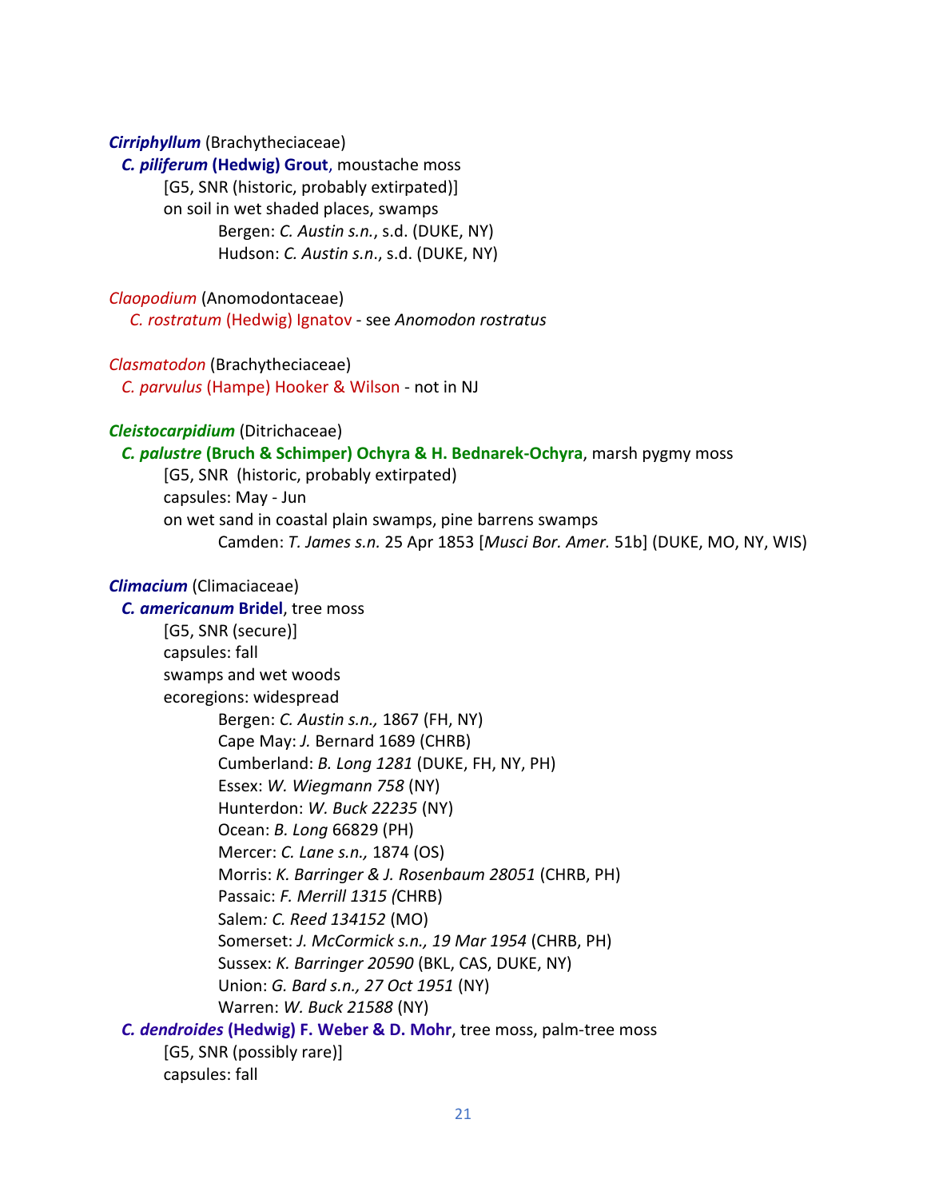***Cirriphyllum*** (Brachytheciaceae)

***C. piliferum* (Hedwig) Grout**, moustache moss
[G5, SNR (historic, probably extirpated)]
on soil in wet shaded places, swamps
Bergen: *C. Austin s.n.*, s.d. (DUKE, NY)
Hudson: *C. Austin s.n*., s.d. (DUKE, NY)

*Claopodium* (Anomodontaceae)

*C. rostratum* (Hedwig) Ignatov - see *Anomodon rostratus*

*Clasmatodon* (Brachytheciaceae)

*C. parvulus* (Hampe) Hooker & Wilson - not in NJ

***Cleistocarpidium*** (Ditrichaceae)

***C. palustre* (Bruch & Schimper) Ochyra & H. Bednarek-Ochyra**, marsh pygmy moss
[G5, SNR (historic, probably extirpated)
capsules: May - Jun
on wet sand in coastal plain swamps, pine barrens swamps
Camden: *T. James s.n.* 25 Apr 1853 [*Musci Bor. Amer.* 51b] (DUKE, MO, NY, WIS)

***Climacium*** (Climaciaceae)

***C. americanum* Bridel**, tree moss
[G5, SNR (secure)]
capsules: fall
swamps and wet woods
ecoregions: widespread
Bergen: *C. Austin s.n.,* 1867 (FH, NY)
Cape May: *J.* Bernard 1689 (CHRB)
Cumberland: *B. Long 1281* (DUKE, FH, NY, PH)
Essex: *W. Wiegmann 758* (NY)
Hunterdon: *W. Buck 22235* (NY)
Ocean: *B. Long* 66829 (PH)
Mercer: *C. Lane s.n.,* 1874 (OS)
Morris: *K. Barringer & J. Rosenbaum 28051* (CHRB, PH)
Passaic: *F. Merrill 1315 (*CHRB)
Salem*: C. Reed 134152* (MO)
Somerset: *J. McCormick s.n., 19 Mar 1954* (CHRB, PH)
Sussex: *K. Barringer 20590* (BKL, CAS, DUKE, NY)
Union: *G. Bard s.n., 27 Oct 1951* (NY)
Warren: *W. Buck 21588* (NY)

***C. dendroides* (Hedwig) F. Weber & D. Mohr**, tree moss, palm-tree moss
[G5, SNR (possibly rare)]
capsules: fall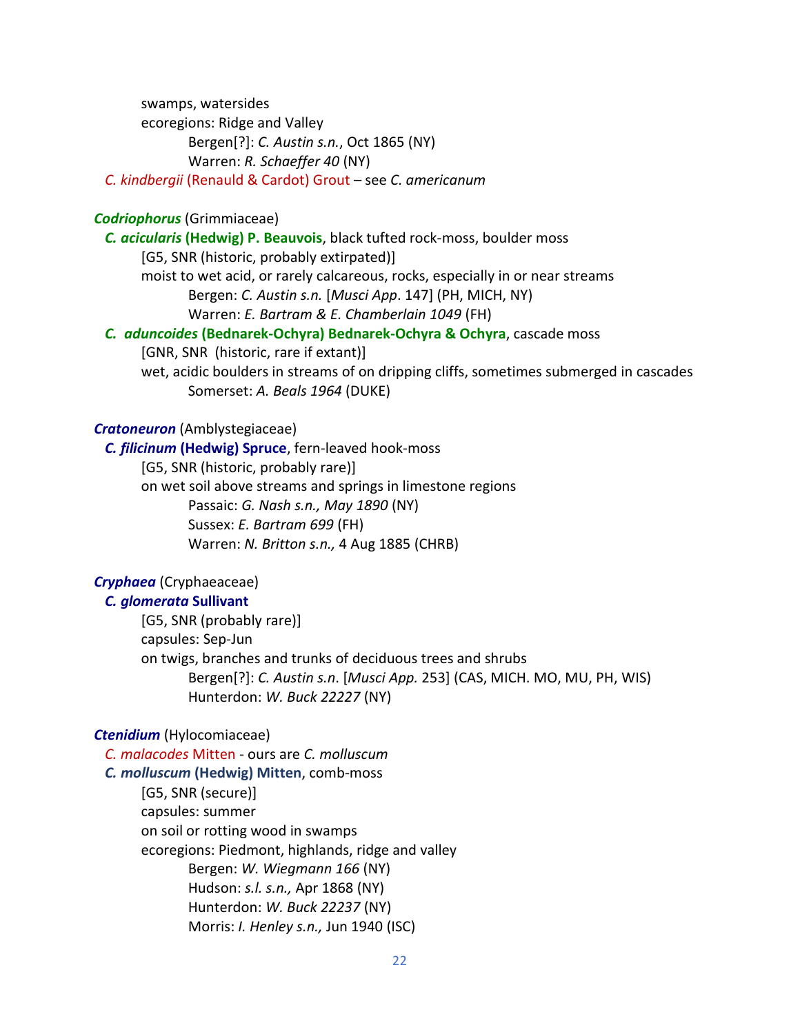swamps, watersides
ecoregions: Ridge and Valley
Bergen[?]: *C. Austin s.n.*, Oct 1865 (NY)
Warren: *R. Schaeffer 40* (NY)

*C. kindbergii* (Renauld & Cardot) Grout – see *C. americanum*

***Codriophorus*** (Grimmiaceae)

***C. acicularis* (Hedwig) P. Beauvois**, black tufted rock-moss, boulder moss
[G5, SNR (historic, probably extirpated)]
moist to wet acid, or rarely calcareous, rocks, especially in or near streams
Bergen: *C. Austin s.n.* [*Musci App*. 147] (PH, MICH, NY)
Warren: *E. Bartram & E. Chamberlain 1049* (FH)

***C. aduncoides* (Bednarek-Ochyra) Bednarek-Ochyra & Ochyra**, cascade moss
[GNR, SNR (historic, rare if extant)]
wet, acidic boulders in streams of on dripping cliffs, sometimes submerged in cascades
Somerset: *A. Beals 1964* (DUKE)

***Cratoneuron*** (Amblystegiaceae)

***C. filicinum* (Hedwig) Spruce**, fern-leaved hook-moss
[G5, SNR (historic, probably rare)]
on wet soil above streams and springs in limestone regions
Passaic: *G. Nash s.n., May 1890* (NY)
Sussex: *E. Bartram 699* (FH)
Warren: *N. Britton s.n.,* 4 Aug 1885 (CHRB)

***Cryphaea*** (Cryphaeaceae)

***C. glomerata* Sullivant**
[G5, SNR (probably rare)]
capsules: Sep-Jun
on twigs, branches and trunks of deciduous trees and shrubs
Bergen[?]: *C. Austin s.n*. [*Musci App.* 253] (CAS, MICH. MO, MU, PH, WIS)
Hunterdon: *W. Buck 22227* (NY)

***Ctenidium*** (Hylocomiaceae)

*C. malacodes* Mitten - ours are *C. molluscum*

***C. molluscum* (Hedwig) Mitten**, comb-moss
[G5, SNR (secure)]
capsules: summer
on soil or rotting wood in swamps
ecoregions: Piedmont, highlands, ridge and valley
Bergen: *W. Wiegmann 166* (NY)
Hudson: *s.l. s.n.,* Apr 1868 (NY)
Hunterdon: *W. Buck 22237* (NY)
Morris: *I. Henley s.n.,* Jun 1940 (ISC)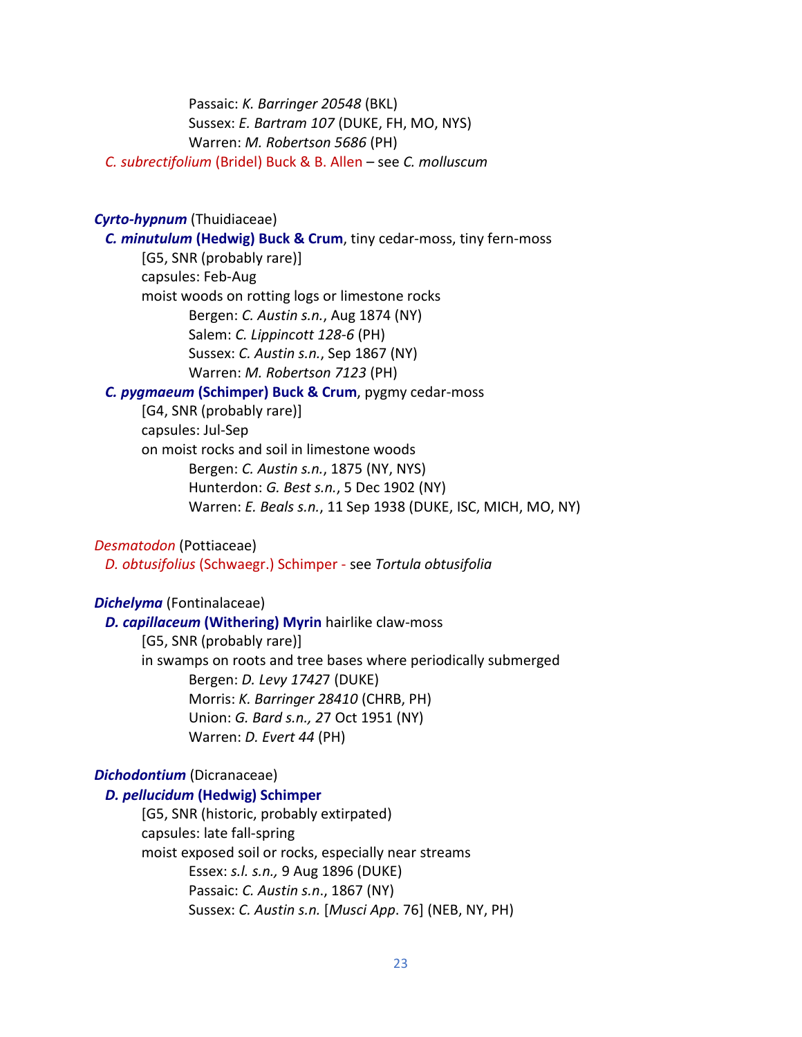Passaic: *K. Barringer 20548* (BKL)
Sussex: *E. Bartram 107* (DUKE, FH, MO, NYS)
Warren: *M. Robertson 5686* (PH)

*C. subrectifolium* (Bridel) Buck & B. Allen – see *C. molluscum*

***Cyrto-hypnum*** (Thuidiaceae)

***C. minutulum*** **(Hedwig) Buck & Crum**, tiny cedar-moss, tiny fern-moss
[G5, SNR (probably rare)]
capsules: Feb-Aug
moist woods on rotting logs or limestone rocks
Bergen: *C. Austin s.n.*, Aug 1874 (NY)
Salem: *C. Lippincott 128-6* (PH)
Sussex: *C. Austin s.n.*, Sep 1867 (NY)
Warren: *M. Robertson 7123* (PH)

***C. pygmaeum*** **(Schimper) Buck & Crum**, pygmy cedar-moss
[G4, SNR (probably rare)]
capsules: Jul-Sep
on moist rocks and soil in limestone woods
Bergen: *C. Austin s.n.*, 1875 (NY, NYS)
Hunterdon: *G. Best s.n.*, 5 Dec 1902 (NY)
Warren: *E. Beals s.n.*, 11 Sep 1938 (DUKE, ISC, MICH, MO, NY)

*Desmatodon* (Pottiaceae)

*D. obtusifolius* (Schwaegr.) Schimper - see *Tortula obtusifolia*

***Dichelyma*** (Fontinalaceae)

***D. capillaceum*** **(Withering) Myrin** hairlike claw-moss
[G5, SNR (probably rare)]
in swamps on roots and tree bases where periodically submerged
Bergen: *D. Levy 17427* (DUKE)
Morris: *K. Barringer 28410* (CHRB, PH)
Union: *G. Bard s.n., 27* Oct 1951 (NY)
Warren: *D. Evert 44* (PH)

***Dichodontium*** (Dicranaceae)

***D. pellucidum*** **(Hedwig) Schimper**
[G5, SNR (historic, probably extirpated)
capsules: late fall-spring
moist exposed soil or rocks, especially near streams
Essex: *s.l. s.n.,* 9 Aug 1896 (DUKE)
Passaic: *C. Austin s.n.*, 1867 (NY)
Sussex: *C. Austin s.n.* [*Musci App*. 76] (NEB, NY, PH)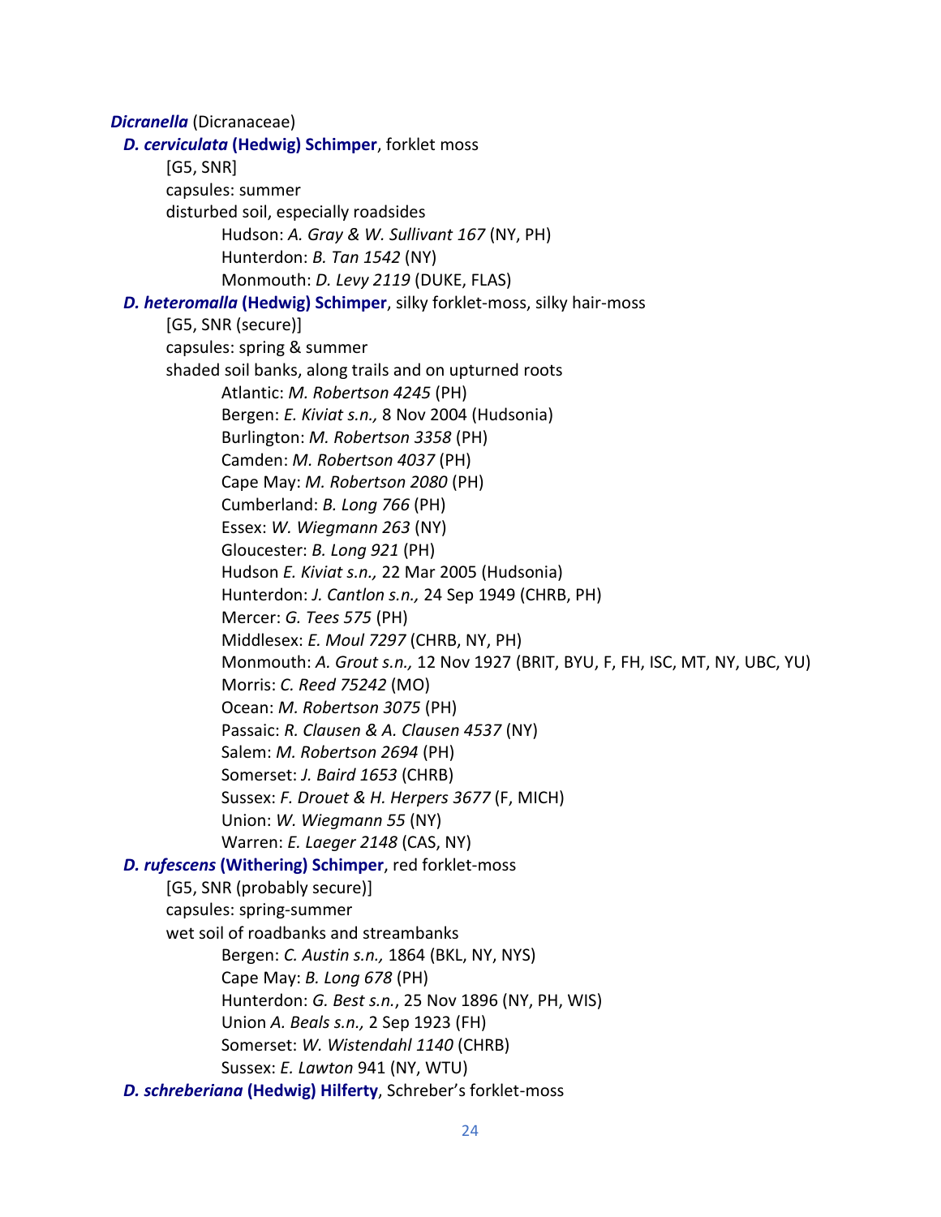***Dicranella*** (Dicranaceae)

***D. cerviculata* (Hedwig) Schimper**, forklet moss

[G5, SNR]

capsules: summer

disturbed soil, especially roadsides

Hudson: *A. Gray & W. Sullivant 167* (NY, PH)

Hunterdon: *B. Tan 1542* (NY)

Monmouth: *D. Levy 2119* (DUKE, FLAS)

***D. heteromalla* (Hedwig) Schimper**, silky forklet-moss, silky hair-moss

[G5, SNR (secure)]

capsules: spring & summer

shaded soil banks, along trails and on upturned roots

Atlantic: *M. Robertson 4245* (PH)

Bergen: *E. Kiviat s.n.,* 8 Nov 2004 (Hudsonia)

Burlington: *M. Robertson 3358* (PH)

Camden: *M. Robertson 4037* (PH)

Cape May: *M. Robertson 2080* (PH)

Cumberland: *B. Long 766* (PH)

Essex: *W. Wiegmann 263* (NY)

Gloucester: *B. Long 921* (PH)

Hudson *E. Kiviat s.n.,* 22 Mar 2005 (Hudsonia)

Hunterdon: *J. Cantlon s.n.,* 24 Sep 1949 (CHRB, PH)

Mercer: *G. Tees 575* (PH)

Middlesex: *E. Moul 7297* (CHRB, NY, PH)

Monmouth: *A. Grout s.n.,* 12 Nov 1927 (BRIT, BYU, F, FH, ISC, MT, NY, UBC, YU)

Morris: *C. Reed 75242* (MO)

Ocean: *M. Robertson 3075* (PH)

Passaic: *R. Clausen & A. Clausen 4537* (NY)

Salem: *M. Robertson 2694* (PH)

Somerset: *J. Baird 1653* (CHRB)

Sussex: *F. Drouet & H. Herpers 3677* (F, MICH)

Union: *W. Wiegmann 55* (NY)

Warren: *E. Laeger 2148* (CAS, NY)

***D. rufescens* (Withering) Schimper**, red forklet-moss

[G5, SNR (probably secure)]

capsules: spring-summer

wet soil of roadbanks and streambanks

Bergen: *C. Austin s.n.,* 1864 (BKL, NY, NYS)

Cape May: *B. Long 678* (PH)

Hunterdon: *G. Best s.n.*, 25 Nov 1896 (NY, PH, WIS)

Union *A. Beals s.n.,* 2 Sep 1923 (FH)

Somerset: *W. Wistendahl 1140* (CHRB)

Sussex: *E. Lawton* 941 (NY, WTU)

***D. schreberiana* (Hedwig) Hilferty**, Schreber's forklet-moss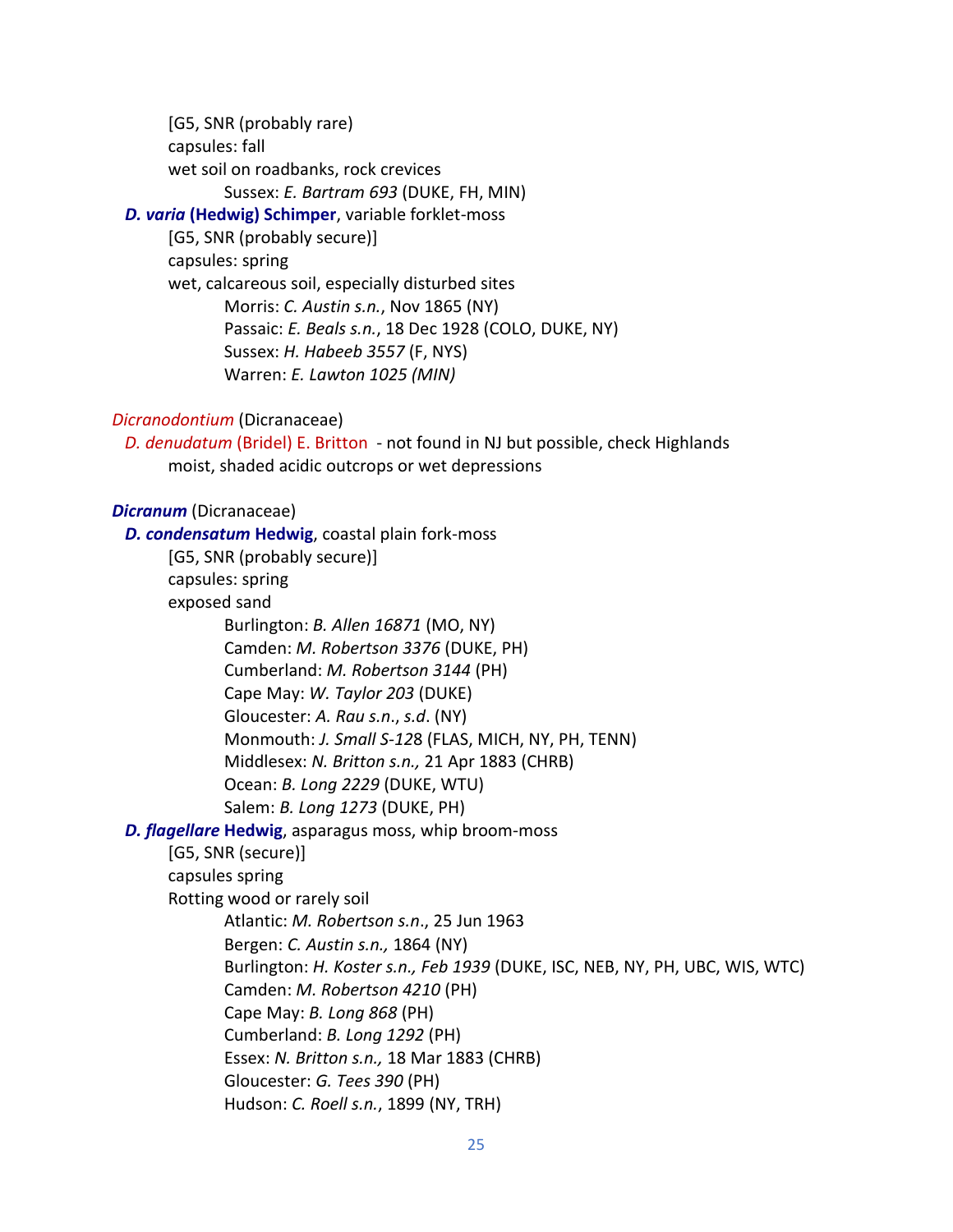[G5, SNR (probably rare)

capsules: fall

wet soil on roadbanks, rock crevices

Sussex: *E. Bartram 693* (DUKE, FH, MIN)

***D. varia* (Hedwig) Schimper**, variable forklet-moss

[G5, SNR (probably secure)]

capsules: spring

wet, calcareous soil, especially disturbed sites

Morris: *C. Austin s.n.*, Nov 1865 (NY)

Passaic: *E. Beals s.n.*, 18 Dec 1928 (COLO, DUKE, NY)

Sussex: *H. Habeeb 3557* (F, NYS)

Warren: *E. Lawton 1025 (MIN)*

*Dicranodontium* (Dicranaceae)

*D. denudatum* (Bridel) E. Britton - not found in NJ but possible, check Highlands

moist, shaded acidic outcrops or wet depressions

***Dicranum*** (Dicranaceae)

***D. condensatum* Hedwig**, coastal plain fork-moss

[G5, SNR (probably secure)]

capsules: spring

exposed sand

Burlington: *B. Allen 16871* (MO, NY)

Camden: *M. Robertson 3376* (DUKE, PH)

Cumberland: *M. Robertson 3144* (PH)

Cape May: *W. Taylor 203* (DUKE)

Gloucester: *A. Rau s.n*., *s.d*. (NY)

Monmouth: *J. Small S-128* (FLAS, MICH, NY, PH, TENN)

Middlesex: *N. Britton s.n.,* 21 Apr 1883 (CHRB)

Ocean: *B. Long 2229* (DUKE, WTU)

Salem: *B. Long 1273* (DUKE, PH)

***D. flagellare* Hedwig**, asparagus moss, whip broom-moss

[G5, SNR (secure)]

capsules spring

Rotting wood or rarely soil

Atlantic: *M. Robertson s.n*., 25 Jun 1963

Bergen: *C. Austin s.n.,* 1864 (NY)

Burlington: *H. Koster s.n., Feb 1939* (DUKE, ISC, NEB, NY, PH, UBC, WIS, WTC)

Camden: *M. Robertson 4210* (PH)

Cape May: *B. Long 868* (PH)

Cumberland: *B. Long 1292* (PH)

Essex: *N. Britton s.n.,* 18 Mar 1883 (CHRB)

Gloucester: *G. Tees 390* (PH)

Hudson: *C. Roell s.n.*, 1899 (NY, TRH)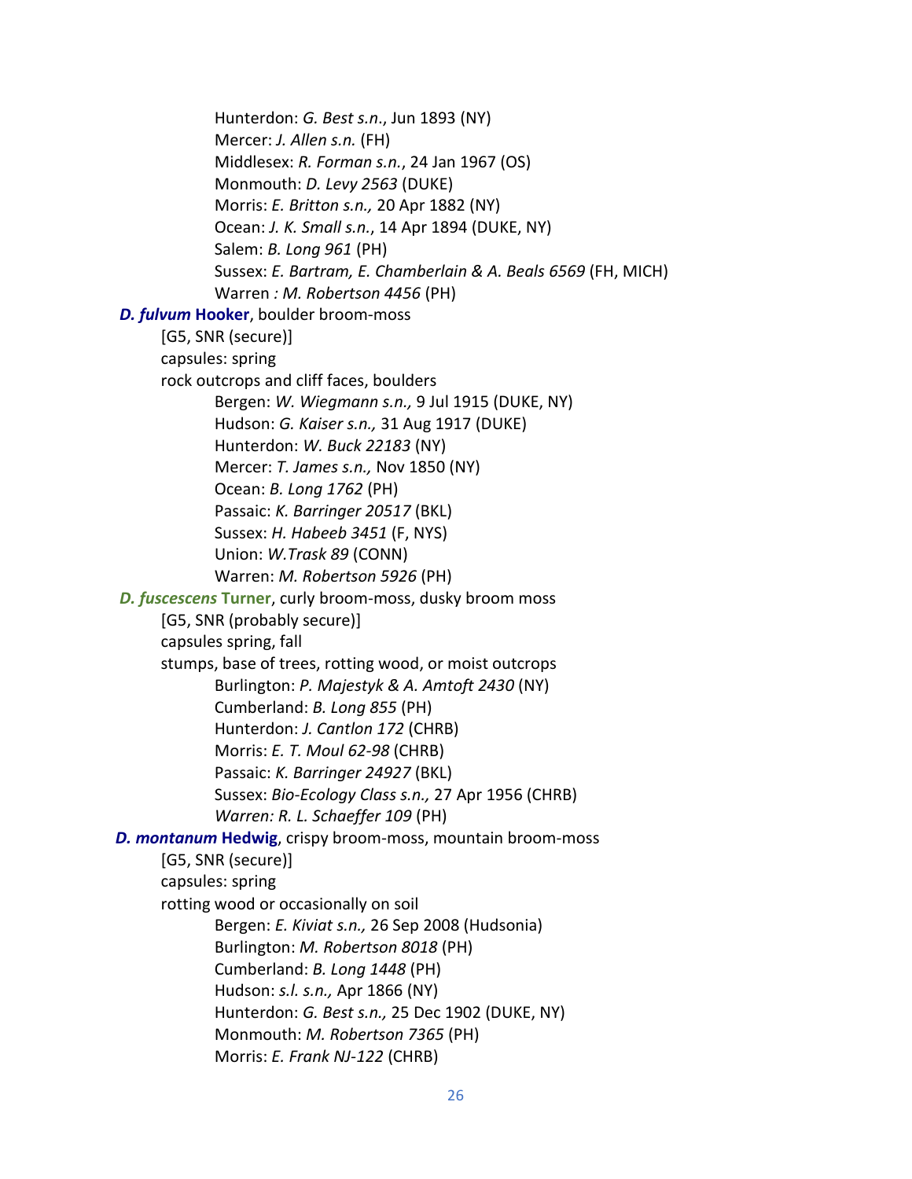Hunterdon: *G. Best s.n.*, Jun 1893 (NY)
Mercer: *J. Allen s.n.* (FH)
Middlesex: *R. Forman s.n.*, 24 Jan 1967 (OS)
Monmouth: *D. Levy 2563* (DUKE)
Morris: *E. Britton s.n.,* 20 Apr 1882 (NY)
Ocean: *J. K. Small s.n.*, 14 Apr 1894 (DUKE, NY)
Salem: *B. Long 961* (PH)
Sussex: *E. Bartram, E. Chamberlain & A. Beals 6569* (FH, MICH)
Warren *: M. Robertson 4456* (PH)

***D. fulvum* Hooker**, boulder broom-moss
[G5, SNR (secure)]
capsules: spring
rock outcrops and cliff faces, boulders
Bergen: *W. Wiegmann s.n.,* 9 Jul 1915 (DUKE, NY)
Hudson: *G. Kaiser s.n.,* 31 Aug 1917 (DUKE)
Hunterdon: *W. Buck 22183* (NY)
Mercer: *T. James s.n.,* Nov 1850 (NY)
Ocean: *B. Long 1762* (PH)
Passaic: *K. Barringer 20517* (BKL)
Sussex: *H. Habeeb 3451* (F, NYS)
Union: *W.Trask 89* (CONN)
Warren: *M. Robertson 5926* (PH)

***D. fuscescens* Turner**, curly broom-moss, dusky broom moss
[G5, SNR (probably secure)]
capsules spring, fall
stumps, base of trees, rotting wood, or moist outcrops
Burlington: *P. Majestyk & A. Amtoft 2430* (NY)
Cumberland: *B. Long 855* (PH)
Hunterdon: *J. Cantlon 172* (CHRB)
Morris: *E. T. Moul 62-98* (CHRB)
Passaic: *K. Barringer 24927* (BKL)
Sussex: *Bio-Ecology Class s.n.,* 27 Apr 1956 (CHRB)
*Warren: R. L. Schaeffer 109* (PH)

***D. montanum* Hedwig**, crispy broom-moss, mountain broom-moss
[G5, SNR (secure)]
capsules: spring
rotting wood or occasionally on soil
Bergen: *E. Kiviat s.n.,* 26 Sep 2008 (Hudsonia)
Burlington: *M. Robertson 8018* (PH)
Cumberland: *B. Long 1448* (PH)
Hudson: *s.l. s.n.,* Apr 1866 (NY)
Hunterdon: *G. Best s.n.,* 25 Dec 1902 (DUKE, NY)
Monmouth: *M. Robertson 7365* (PH)
Morris: *E. Frank NJ-122* (CHRB)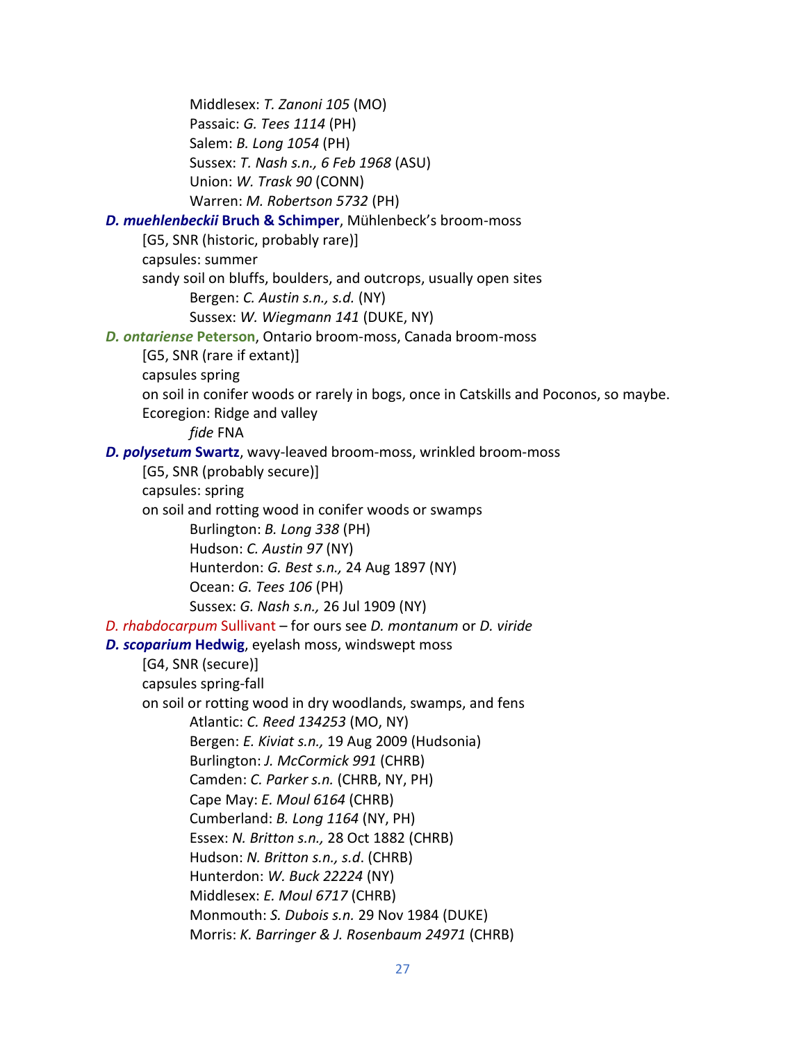Middlesex: *T. Zanoni 105* (MO)
Passaic: *G. Tees 1114* (PH)
Salem: *B. Long 1054* (PH)
Sussex: *T. Nash s.n., 6 Feb 1968* (ASU)
Union: *W. Trask 90* (CONN)
Warren: *M. Robertson 5732* (PH)

***D. muehlenbeckii* Bruch & Schimper**, Mühlenbeck's broom-moss
[G5, SNR (historic, probably rare)]
capsules: summer
sandy soil on bluffs, boulders, and outcrops, usually open sites
Bergen: *C. Austin s.n., s.d.* (NY)
Sussex: *W. Wiegmann 141* (DUKE, NY)

***D. ontariense* Peterson**, Ontario broom-moss, Canada broom-moss
[G5, SNR (rare if extant)]
capsules spring
on soil in conifer woods or rarely in bogs, once in Catskills and Poconos, so maybe.
Ecoregion: Ridge and valley
*fide* FNA

***D. polysetum* Swartz**, wavy-leaved broom-moss, wrinkled broom-moss
[G5, SNR (probably secure)]
capsules: spring
on soil and rotting wood in conifer woods or swamps
Burlington: *B. Long 338* (PH)
Hudson: *C. Austin 97* (NY)
Hunterdon: *G. Best s.n.,* 24 Aug 1897 (NY)
Ocean: *G. Tees 106* (PH)
Sussex: *G. Nash s.n.,* 26 Jul 1909 (NY)

*D. rhabdocarpum* Sullivant – for ours see *D. montanum* or *D. viride*

***D. scoparium* Hedwig**, eyelash moss, windswept moss
[G4, SNR (secure)]
capsules spring-fall
on soil or rotting wood in dry woodlands, swamps, and fens
Atlantic: *C. Reed 134253* (MO, NY)
Bergen: *E. Kiviat s.n.,* 19 Aug 2009 (Hudsonia)
Burlington: *J. McCormick 991* (CHRB)
Camden: *C. Parker s.n.* (CHRB, NY, PH)
Cape May: *E. Moul 6164* (CHRB)
Cumberland: *B. Long 1164* (NY, PH)
Essex: *N. Britton s.n.,* 28 Oct 1882 (CHRB)
Hudson: *N. Britton s.n., s.d*. (CHRB)
Hunterdon: *W. Buck 22224* (NY)
Middlesex: *E. Moul 6717* (CHRB)
Monmouth: *S. Dubois s.n.* 29 Nov 1984 (DUKE)
Morris: *K. Barringer & J. Rosenbaum 24971* (CHRB)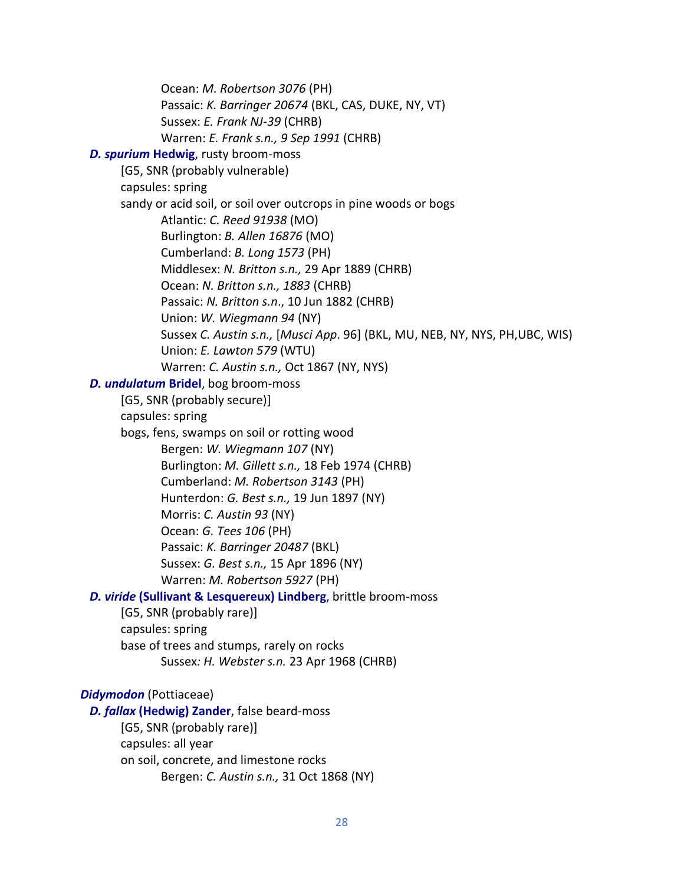Ocean: *M. Robertson 3076* (PH)
Passaic: *K. Barringer 20674* (BKL, CAS, DUKE, NY, VT)
Sussex: *E. Frank NJ-39* (CHRB)
Warren: *E. Frank s.n., 9 Sep 1991* (CHRB)

***D. spurium* Hedwig**, rusty broom-moss
[G5, SNR (probably vulnerable)
capsules: spring
sandy or acid soil, or soil over outcrops in pine woods or bogs
Atlantic: *C. Reed 91938* (MO)
Burlington: *B. Allen 16876* (MO)
Cumberland: *B. Long 1573* (PH)
Middlesex: *N. Britton s.n.,* 29 Apr 1889 (CHRB)
Ocean: *N. Britton s.n., 1883* (CHRB)
Passaic: *N. Britton s.n*., 10 Jun 1882 (CHRB)
Union: *W. Wiegmann 94* (NY)
Sussex *C. Austin s.n.,* [*Musci App*. 96] (BKL, MU, NEB, NY, NYS, PH,UBC, WIS)
Union: *E. Lawton 579* (WTU)
Warren: *C. Austin s.n.,* Oct 1867 (NY, NYS)

***D. undulatum* Bridel**, bog broom-moss
[G5, SNR (probably secure)]
capsules: spring
bogs, fens, swamps on soil or rotting wood
Bergen: *W. Wiegmann 107* (NY)
Burlington: *M. Gillett s.n.,* 18 Feb 1974 (CHRB)
Cumberland: *M. Robertson 3143* (PH)
Hunterdon: *G. Best s.n.,* 19 Jun 1897 (NY)
Morris: *C. Austin 93* (NY)
Ocean: *G. Tees 106* (PH)
Passaic: *K. Barringer 20487* (BKL)
Sussex: *G. Best s.n.,* 15 Apr 1896 (NY)
Warren: *M. Robertson 5927* (PH)

***D. viride* (Sullivant & Lesquereux) Lindberg**, brittle broom-moss
[G5, SNR (probably rare)]
capsules: spring
base of trees and stumps, rarely on rocks
Sussex*: H. Webster s.n.* 23 Apr 1968 (CHRB)

***Didymodon*** (Pottiaceae)

***D. fallax* (Hedwig) Zander**, false beard-moss
[G5, SNR (probably rare)]
capsules: all year
on soil, concrete, and limestone rocks
Bergen: *C. Austin s.n.,* 31 Oct 1868 (NY)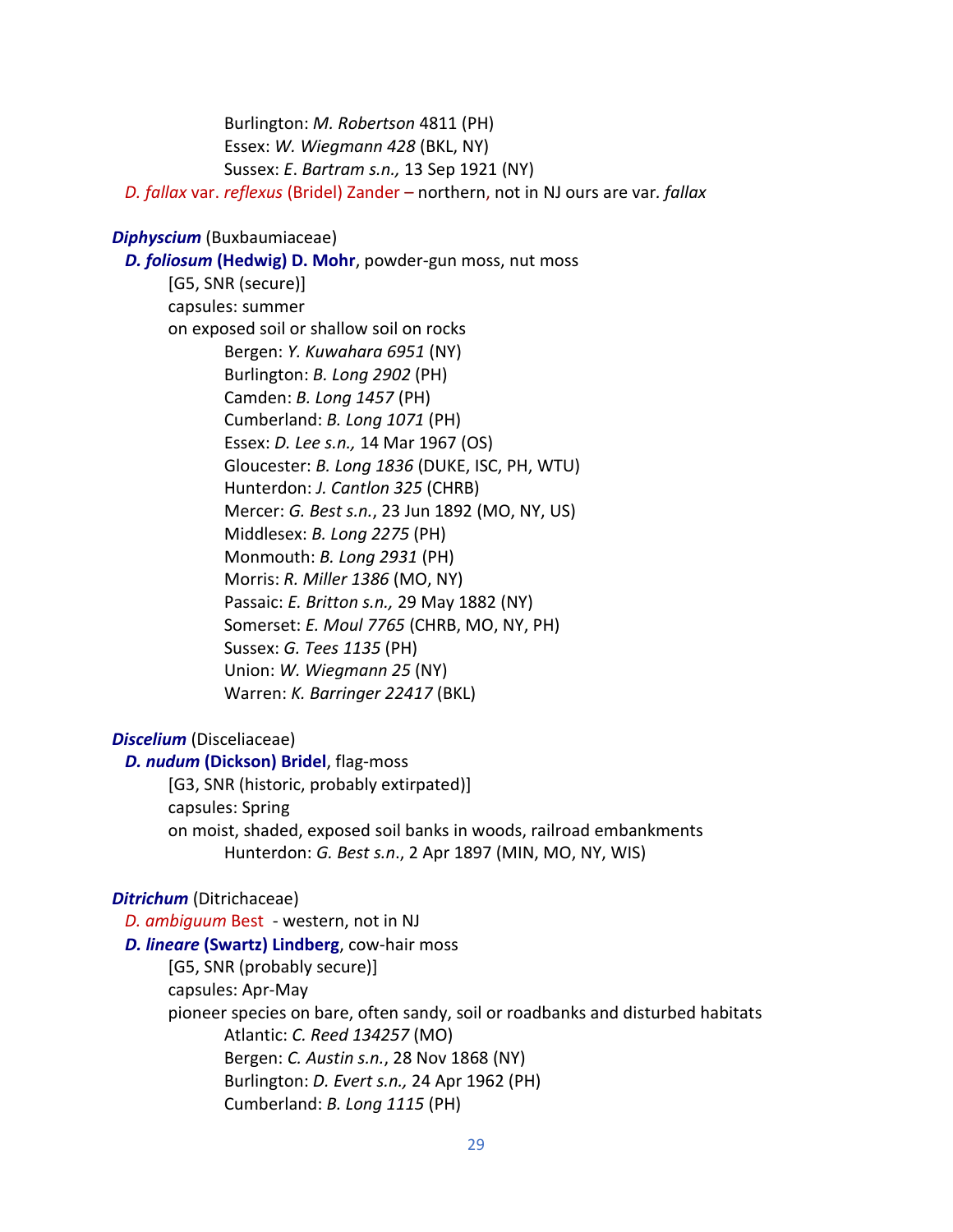Burlington: *M. Robertson* 4811 (PH)
Essex: *W. Wiegmann 428* (BKL, NY)
Sussex: *E. Bartram s.n.,* 13 Sep 1921 (NY)

*D. fallax* var. *reflexus* (Bridel) Zander – northern, not in NJ ours are var. *fallax*

***Diphyscium*** (Buxbaumiaceae)

***D. foliosum* (Hedwig) D. Mohr**, powder-gun moss, nut moss
[G5, SNR (secure)]
capsules: summer
on exposed soil or shallow soil on rocks
Bergen: *Y. Kuwahara 6951* (NY)
Burlington: *B. Long 2902* (PH)
Camden: *B. Long 1457* (PH)
Cumberland: *B. Long 1071* (PH)
Essex: *D. Lee s.n.,* 14 Mar 1967 (OS)
Gloucester: *B. Long 1836* (DUKE, ISC, PH, WTU)
Hunterdon: *J. Cantlon 325* (CHRB)
Mercer: *G. Best s.n.*, 23 Jun 1892 (MO, NY, US)
Middlesex: *B. Long 2275* (PH)
Monmouth: *B. Long 2931* (PH)
Morris: *R. Miller 1386* (MO, NY)
Passaic: *E. Britton s.n.,* 29 May 1882 (NY)
Somerset: *E. Moul 7765* (CHRB, MO, NY, PH)
Sussex: *G. Tees 1135* (PH)
Union: *W. Wiegmann 25* (NY)
Warren: *K. Barringer 22417* (BKL)

***Discelium*** (Disceliaceae)

***D. nudum* (Dickson) Bridel**, flag-moss
[G3, SNR (historic, probably extirpated)]
capsules: Spring
on moist, shaded, exposed soil banks in woods, railroad embankments
Hunterdon: *G. Best s.n*., 2 Apr 1897 (MIN, MO, NY, WIS)

***Ditrichum*** (Ditrichaceae)

*D. ambiguum* Best - western, not in NJ

***D. lineare* (Swartz) Lindberg**, cow-hair moss
[G5, SNR (probably secure)]
capsules: Apr-May
pioneer species on bare, often sandy, soil or roadbanks and disturbed habitats
Atlantic: *C. Reed 134257* (MO)
Bergen: *C. Austin s.n.*, 28 Nov 1868 (NY)
Burlington: *D. Evert s.n.,* 24 Apr 1962 (PH)
Cumberland: *B. Long 1115* (PH)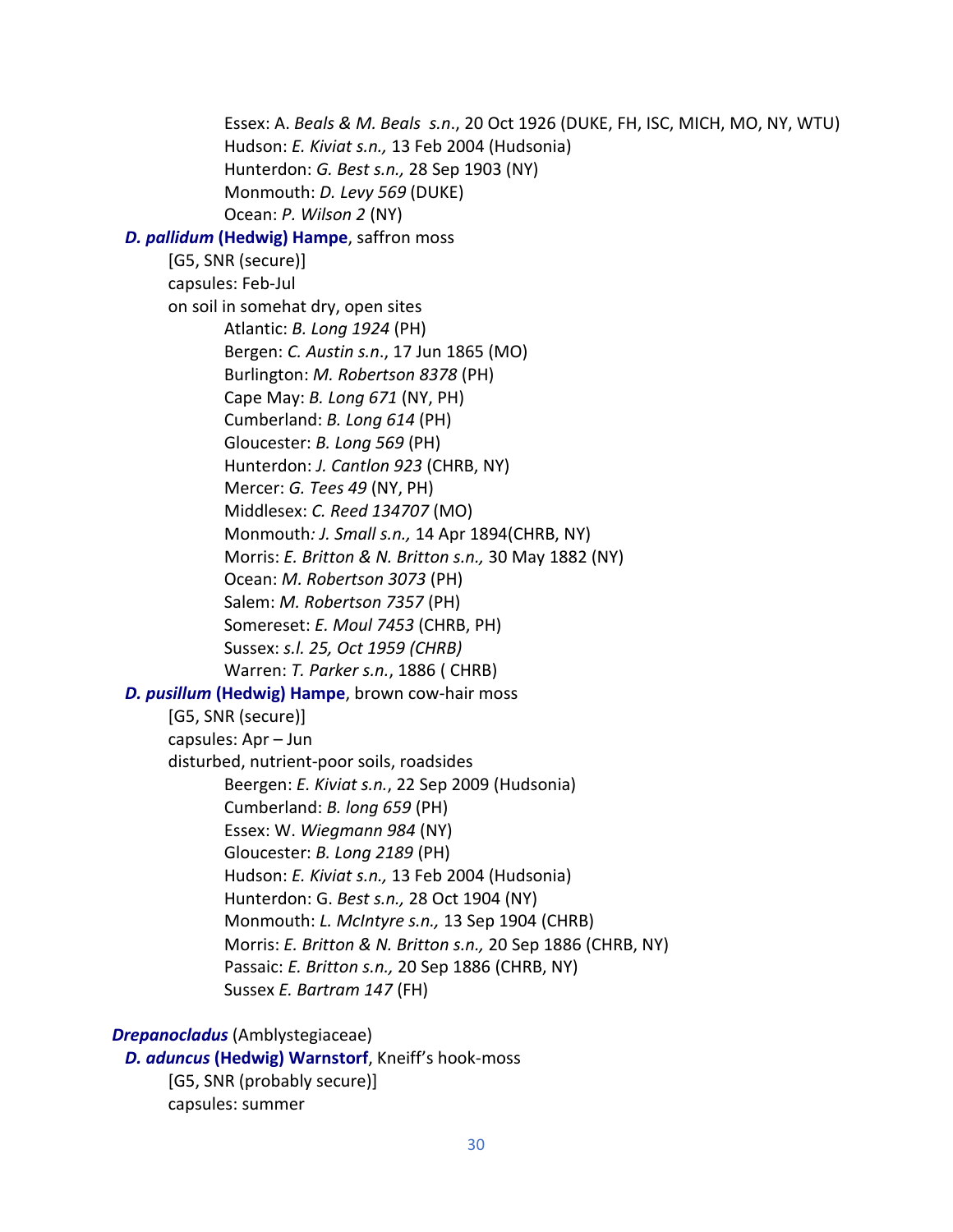Essex: A. *Beals & M. Beals s.n*., 20 Oct 1926 (DUKE, FH, ISC, MICH, MO, NY, WTU)
Hudson: *E. Kiviat s.n.,* 13 Feb 2004 (Hudsonia)
Hunterdon: *G. Best s.n.,* 28 Sep 1903 (NY)
Monmouth: *D. Levy 569* (DUKE)
Ocean: *P. Wilson 2* (NY)

***D. pallidum* (Hedwig) Hampe**, saffron moss
[G5, SNR (secure)]
capsules: Feb-Jul
on soil in somehat dry, open sites
Atlantic: *B. Long 1924* (PH)
Bergen: *C. Austin s.n*., 17 Jun 1865 (MO)
Burlington: *M. Robertson 8378* (PH)
Cape May: *B. Long 671* (NY, PH)
Cumberland: *B. Long 614* (PH)
Gloucester: *B. Long 569* (PH)
Hunterdon: *J. Cantlon 923* (CHRB, NY)
Mercer: *G. Tees 49* (NY, PH)
Middlesex: *C. Reed 134707* (MO)
Monmouth*: J. Small s.n.,* 14 Apr 1894(CHRB, NY)
Morris: *E. Britton & N. Britton s.n.,* 30 May 1882 (NY)
Ocean: *M. Robertson 3073* (PH)
Salem: *M. Robertson 7357* (PH)
Somereset: *E. Moul 7453* (CHRB, PH)
Sussex: *s.l. 25, Oct 1959 (CHRB)*
Warren: *T. Parker s.n.*, 1886 ( CHRB)

***D. pusillum* (Hedwig) Hampe**, brown cow-hair moss
[G5, SNR (secure)]
capsules: Apr – Jun
disturbed, nutrient-poor soils, roadsides
Beergen: *E. Kiviat s.n.*, 22 Sep 2009 (Hudsonia)
Cumberland: *B. long 659* (PH)
Essex: W. *Wiegmann 984* (NY)
Gloucester: *B. Long 2189* (PH)
Hudson: *E. Kiviat s.n.,* 13 Feb 2004 (Hudsonia)
Hunterdon: G. *Best s.n.,* 28 Oct 1904 (NY)
Monmouth: *L. McIntyre s.n.,* 13 Sep 1904 (CHRB)
Morris: *E. Britton & N. Britton s.n.,* 20 Sep 1886 (CHRB, NY)
Passaic: *E. Britton s.n.,* 20 Sep 1886 (CHRB, NY)
Sussex *E. Bartram 147* (FH)

***Drepanocladus*** (Amblystegiaceae)

***D. aduncus* (Hedwig) Warnstorf**, Kneiff's hook-moss
[G5, SNR (probably secure)]
capsules: summer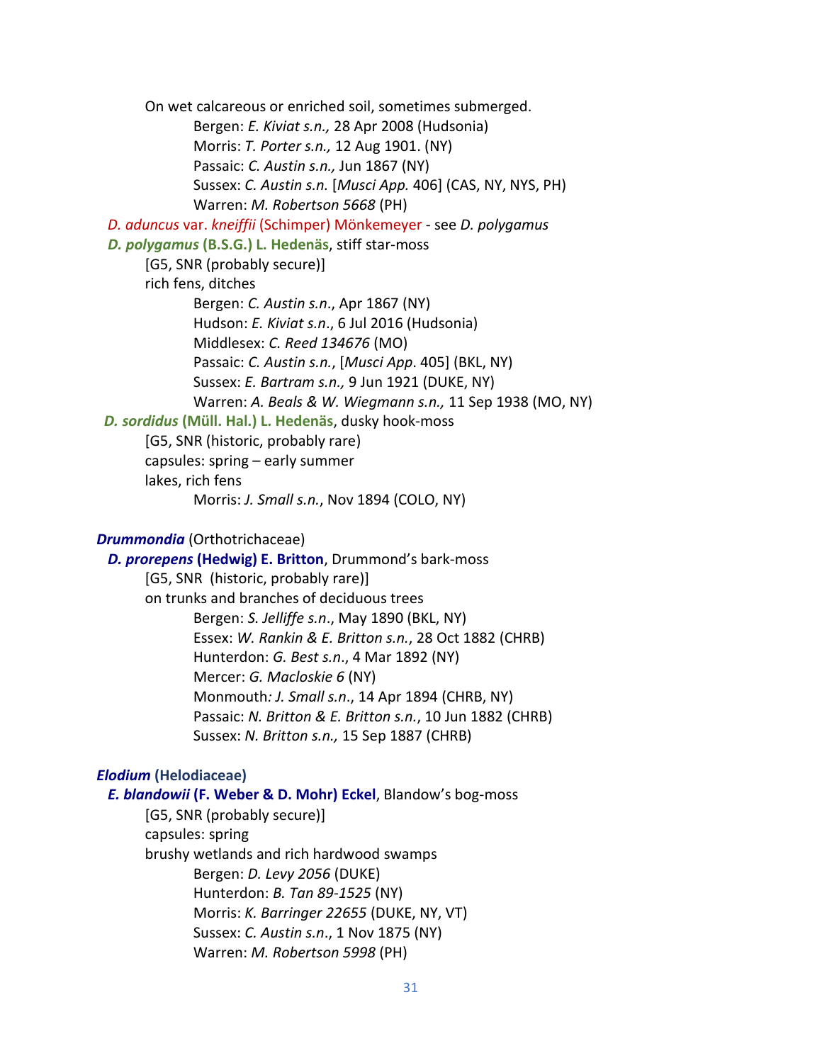On wet calcareous or enriched soil, sometimes submerged.

Bergen: *E. Kiviat s.n.,* 28 Apr 2008 (Hudsonia)
Morris: *T. Porter s.n.,* 12 Aug 1901. (NY)
Passaic: *C. Austin s.n.,* Jun 1867 (NY)
Sussex: *C. Austin s.n.* [*Musci App.* 406] (CAS, NY, NYS, PH)
Warren: *M. Robertson 5668* (PH)

*D. aduncus* var. *kneiffii* (Schimper) Mönkemeyer - see *D. polygamus*

***D. polygamus* (B.S.G.) L. Hedenäs**, stiff star-moss
[G5, SNR (probably secure)]
rich fens, ditches

Bergen: *C. Austin s.n*., Apr 1867 (NY)
Hudson: *E. Kiviat s.n*., 6 Jul 2016 (Hudsonia)
Middlesex: *C. Reed 134676* (MO)
Passaic: *C. Austin s.n.*, [*Musci App*. 405] (BKL, NY)
Sussex: *E. Bartram s.n.,* 9 Jun 1921 (DUKE, NY)
Warren: *A. Beals & W. Wiegmann s.n.,* 11 Sep 1938 (MO, NY)

***D. sordidus* (Müll. Hal.) L. Hedenäs**, dusky hook-moss
[G5, SNR (historic, probably rare)
capsules: spring – early summer
lakes, rich fens

Morris: *J. Small s.n.*, Nov 1894 (COLO, NY)

***Drummondia*** (Orthotrichaceae)

***D. prorepens* (Hedwig) E. Britton**, Drummond's bark-moss
[G5, SNR (historic, probably rare)]
on trunks and branches of deciduous trees

Bergen: *S. Jelliffe s.n*., May 1890 (BKL, NY)
Essex: *W. Rankin & E. Britton s.n.*, 28 Oct 1882 (CHRB)
Hunterdon: *G. Best s.n*., 4 Mar 1892 (NY)
Mercer: *G. Macloskie 6* (NY)
Monmouth: *J. Small s.n*., 14 Apr 1894 (CHRB, NY)
Passaic: *N. Britton & E. Britton s.n.*, 10 Jun 1882 (CHRB)
Sussex: *N. Britton s.n.,* 15 Sep 1887 (CHRB)

***Elodium* (Helodiaceae)**

***E. blandowii* (F. Weber & D. Mohr) Eckel**, Blandow's bog-moss
[G5, SNR (probably secure)]
capsules: spring
brushy wetlands and rich hardwood swamps

Bergen: *D. Levy 2056* (DUKE)
Hunterdon: *B. Tan 89-1525* (NY)
Morris: *K. Barringer 22655* (DUKE, NY, VT)
Sussex: *C. Austin s.n*., 1 Nov 1875 (NY)
Warren: *M. Robertson 5998* (PH)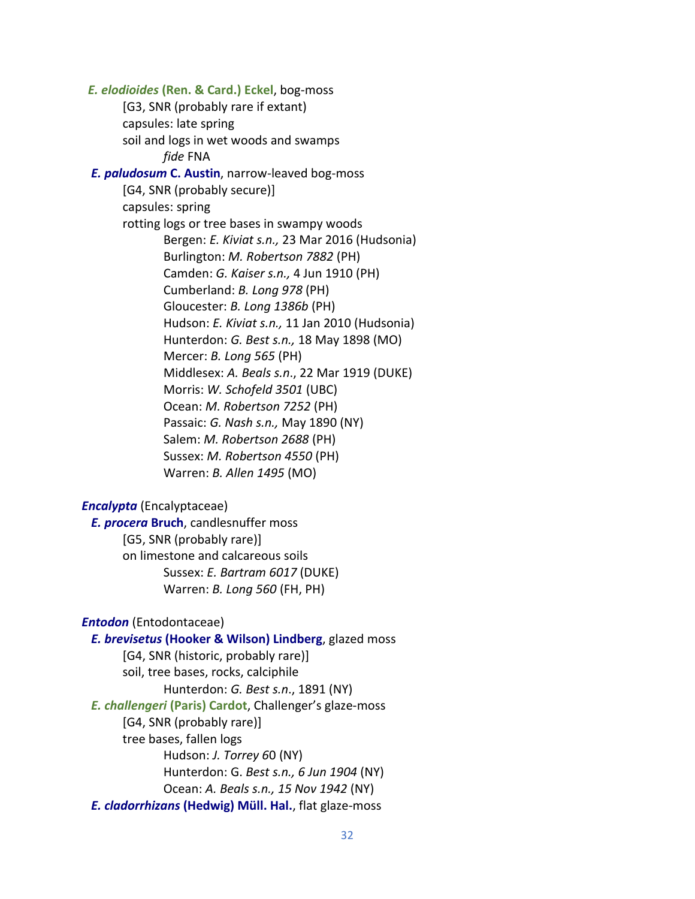***E. elodioides* (Ren. & Card.) Eckel**, bog-moss

[G3, SNR (probably rare if extant)

capsules: late spring

soil and logs in wet woods and swamps

*fide* FNA

***E. paludosum* C. Austin**, narrow-leaved bog-moss

[G4, SNR (probably secure)]

capsules: spring

rotting logs or tree bases in swampy woods

Bergen: *E. Kiviat s.n.,* 23 Mar 2016 (Hudsonia)
Burlington: *M. Robertson 7882* (PH)
Camden: *G. Kaiser s.n.,* 4 Jun 1910 (PH)
Cumberland: *B. Long 978* (PH)
Gloucester: *B. Long 1386b* (PH)
Hudson: *E. Kiviat s.n.,* 11 Jan 2010 (Hudsonia)
Hunterdon: *G. Best s.n.,* 18 May 1898 (MO)
Mercer: *B. Long 565* (PH)
Middlesex: *A. Beals s.n*., 22 Mar 1919 (DUKE)
Morris: *W. Schofeld 3501* (UBC)
Ocean: *M. Robertson 7252* (PH)
Passaic: *G. Nash s.n.,* May 1890 (NY)
Salem: *M. Robertson 2688* (PH)
Sussex: *M. Robertson 4550* (PH)
Warren: *B. Allen 1495* (MO)

***Encalypta*** (Encalyptaceae)

***E. procera* Bruch**, candlesnuffer moss

[G5, SNR (probably rare)]

on limestone and calcareous soils

Sussex: *E. Bartram 6017* (DUKE)
Warren: *B. Long 560* (FH, PH)

***Entodon*** (Entodontaceae)

***E. brevisetus* (Hooker & Wilson) Lindberg**, glazed moss

[G4, SNR (historic, probably rare)]

soil, tree bases, rocks, calciphile

Hunterdon: *G. Best s.n*., 1891 (NY)

***E. challengeri* (Paris) Cardot**, Challenger's glaze-moss

[G4, SNR (probably rare)]

tree bases, fallen logs

Hudson: *J. Torrey 6*0 (NY)
Hunterdon: G. *Best s.n., 6 Jun 1904* (NY)
Ocean: *A. Beals s.n., 15 Nov 1942* (NY)

***E. cladorrhizans* (Hedwig) Müll. Hal.**, flat glaze-moss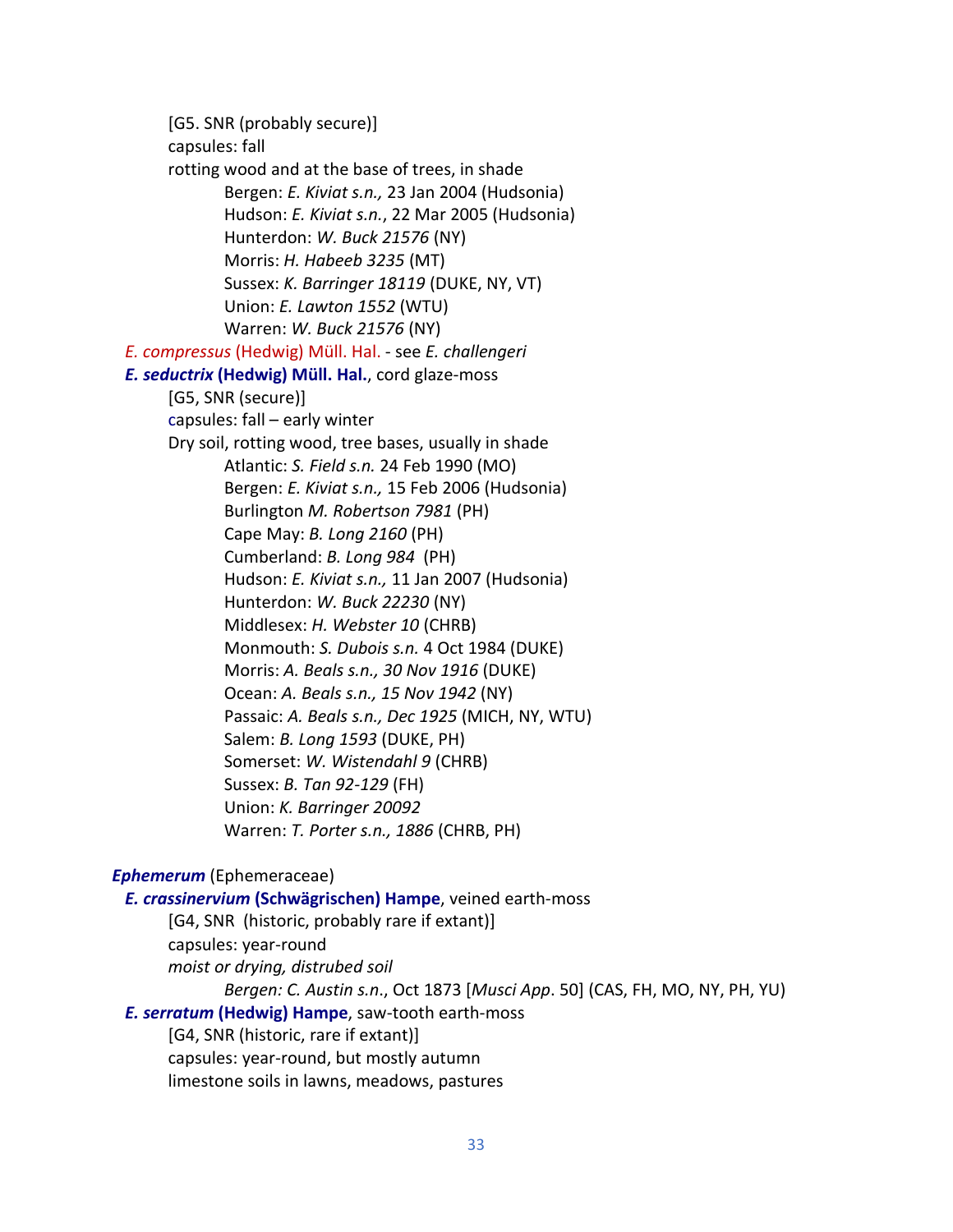[G5. SNR (probably secure)]
capsules: fall
rotting wood and at the base of trees, in shade
Bergen: *E. Kiviat s.n.,* 23 Jan 2004 (Hudsonia)
Hudson: *E. Kiviat s.n.*, 22 Mar 2005 (Hudsonia)
Hunterdon: *W. Buck 21576* (NY)
Morris: *H. Habeeb 3235* (MT)
Sussex: *K. Barringer 18119* (DUKE, NY, VT)
Union: *E. Lawton 1552* (WTU)
Warren: *W. Buck 21576* (NY)

*E. compressus* (Hedwig) Müll. Hal. - see *E. challengeri*

***E. seductrix* (Hedwig) Müll. Hal.**, cord glaze-moss
[G5, SNR (secure)]
capsules: fall – early winter
Dry soil, rotting wood, tree bases, usually in shade
Atlantic: *S. Field s.n.* 24 Feb 1990 (MO)
Bergen: *E. Kiviat s.n.,* 15 Feb 2006 (Hudsonia)
Burlington *M. Robertson 7981* (PH)
Cape May: *B. Long 2160* (PH)
Cumberland: *B. Long 984* (PH)
Hudson: *E. Kiviat s.n.,* 11 Jan 2007 (Hudsonia)
Hunterdon: *W. Buck 22230* (NY)
Middlesex: *H. Webster 10* (CHRB)
Monmouth: *S. Dubois s.n.* 4 Oct 1984 (DUKE)
Morris: *A. Beals s.n., 30 Nov 1916* (DUKE)
Ocean: *A. Beals s.n., 15 Nov 1942* (NY)
Passaic: *A. Beals s.n., Dec 1925* (MICH, NY, WTU)
Salem: *B. Long 1593* (DUKE, PH)
Somerset: *W. Wistendahl 9* (CHRB)
Sussex: *B. Tan 92-129* (FH)
Union: *K. Barringer 20092*
Warren: *T. Porter s.n., 1886* (CHRB, PH)

***Ephemerum*** (Ephemeraceae)

***E. crassinervium* (Schwägrischen) Hampe**, veined earth-moss
[G4, SNR (historic, probably rare if extant)]
capsules: year-round
*moist or drying, distrubed soil*
*Bergen: C. Austin s.n*., Oct 1873 [*Musci App*. 50] (CAS, FH, MO, NY, PH, YU)

***E. serratum* (Hedwig) Hampe**, saw-tooth earth-moss
[G4, SNR (historic, rare if extant)]
capsules: year-round, but mostly autumn
limestone soils in lawns, meadows, pastures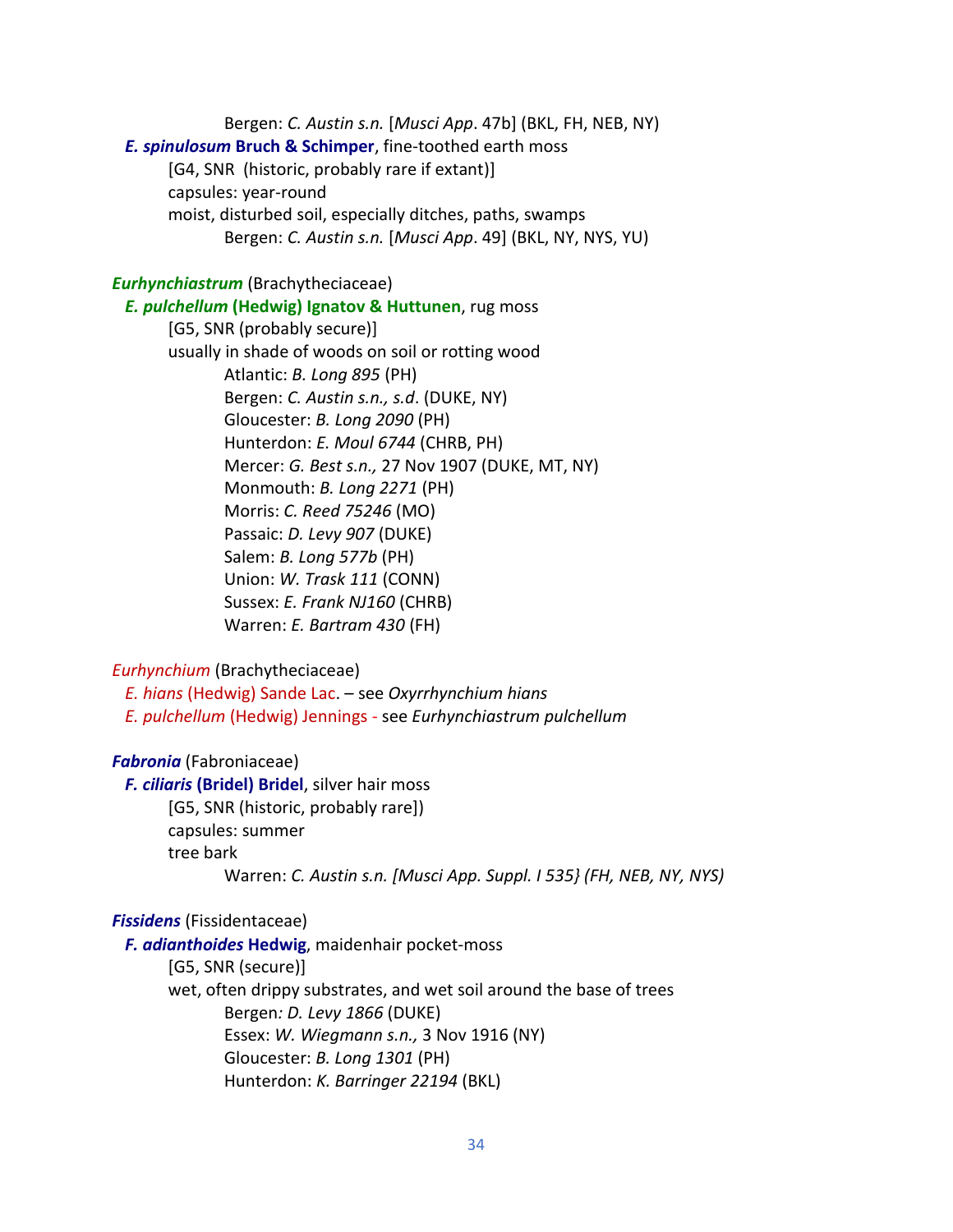Bergen: *C. Austin s.n.* [*Musci App*. 47b] (BKL, FH, NEB, NY)

***E. spinulosum* Bruch & Schimper**, fine-toothed earth moss

[G4, SNR (historic, probably rare if extant)]

capsules: year-round

moist, disturbed soil, especially ditches, paths, swamps

Bergen: *C. Austin s.n.* [*Musci App*. 49] (BKL, NY, NYS, YU)

***Eurhynchiastrum*** (Brachytheciaceae)

***E. pulchellum* (Hedwig) Ignatov & Huttunen**, rug moss

[G5, SNR (probably secure)]

usually in shade of woods on soil or rotting wood

Atlantic: *B. Long 895* (PH)
Bergen: *C. Austin s.n., s.d*. (DUKE, NY)
Gloucester: *B. Long 2090* (PH)
Hunterdon: *E. Moul 6744* (CHRB, PH)
Mercer: *G. Best s.n.,* 27 Nov 1907 (DUKE, MT, NY)
Monmouth: *B. Long 2271* (PH)
Morris: *C. Reed 75246* (MO)
Passaic: *D. Levy 907* (DUKE)
Salem: *B. Long 577b* (PH)
Union: *W. Trask 111* (CONN)
Sussex: *E. Frank NJ160* (CHRB)
Warren: *E. Bartram 430* (FH)

*Eurhynchium* (Brachytheciaceae)

*E. hians* (Hedwig) Sande Lac. – see *Oxyrrhynchium hians*

*E. pulchellum* (Hedwig) Jennings - see *Eurhynchiastrum pulchellum*

***Fabronia*** (Fabroniaceae)

***F. ciliaris* (Bridel) Bridel**, silver hair moss

[G5, SNR (historic, probably rare])

capsules: summer

tree bark

Warren: *C. Austin s.n. [Musci App. Suppl. I 535} (FH, NEB, NY, NYS)*

***Fissidens*** (Fissidentaceae)

***F. adianthoides* Hedwig**, maidenhair pocket-moss

[G5, SNR (secure)]

wet, often drippy substrates, and wet soil around the base of trees

Bergen*: D. Levy 1866* (DUKE)
Essex: *W. Wiegmann s.n.,* 3 Nov 1916 (NY)
Gloucester: *B. Long 1301* (PH)
Hunterdon: *K. Barringer 22194* (BKL)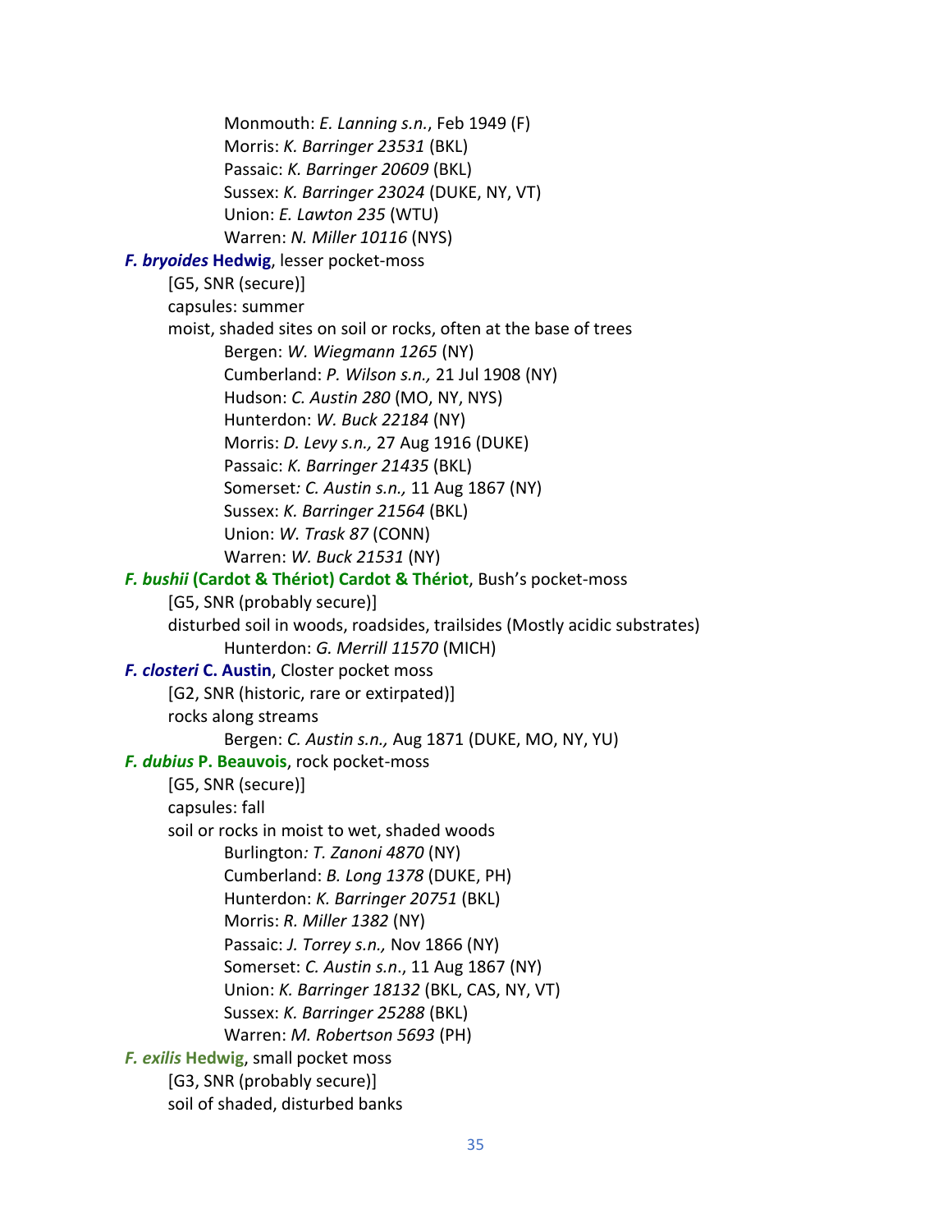Monmouth: *E. Lanning s.n.*, Feb 1949 (F)
Morris: *K. Barringer 23531* (BKL)
Passaic: *K. Barringer 20609* (BKL)
Sussex: *K. Barringer 23024* (DUKE, NY, VT)
Union: *E. Lawton 235* (WTU)
Warren: *N. Miller 10116* (NYS)

***F. bryoides* Hedwig**, lesser pocket-moss
[G5, SNR (secure)]
capsules: summer
moist, shaded sites on soil or rocks, often at the base of trees
Bergen: *W. Wiegmann 1265* (NY)
Cumberland: *P. Wilson s.n.,* 21 Jul 1908 (NY)
Hudson: *C. Austin 280* (MO, NY, NYS)
Hunterdon: *W. Buck 22184* (NY)
Morris: *D. Levy s.n.,* 27 Aug 1916 (DUKE)
Passaic: *K. Barringer 21435* (BKL)
Somerset*: C. Austin s.n.,* 11 Aug 1867 (NY)
Sussex: *K. Barringer 21564* (BKL)
Union: *W. Trask 87* (CONN)
Warren: *W. Buck 21531* (NY)

***F. bushii* (Cardot & Thériot) Cardot & Thériot**, Bush's pocket-moss
[G5, SNR (probably secure)]
disturbed soil in woods, roadsides, trailsides (Mostly acidic substrates)
Hunterdon: *G. Merrill 11570* (MICH)

***F. closteri* C. Austin**, Closter pocket moss
[G2, SNR (historic, rare or extirpated)]
rocks along streams
Bergen: *C. Austin s.n.,* Aug 1871 (DUKE, MO, NY, YU)

***F. dubius* P. Beauvois**, rock pocket-moss
[G5, SNR (secure)]
capsules: fall
soil or rocks in moist to wet, shaded woods
Burlington*: T. Zanoni 4870* (NY)
Cumberland: *B. Long 1378* (DUKE, PH)
Hunterdon: *K. Barringer 20751* (BKL)
Morris: *R. Miller 1382* (NY)
Passaic: *J. Torrey s.n.,* Nov 1866 (NY)
Somerset: *C. Austin s.n*., 11 Aug 1867 (NY)
Union: *K. Barringer 18132* (BKL, CAS, NY, VT)
Sussex: *K. Barringer 25288* (BKL)
Warren: *M. Robertson 5693* (PH)

***F. exilis* Hedwig**, small pocket moss
[G3, SNR (probably secure)]
soil of shaded, disturbed banks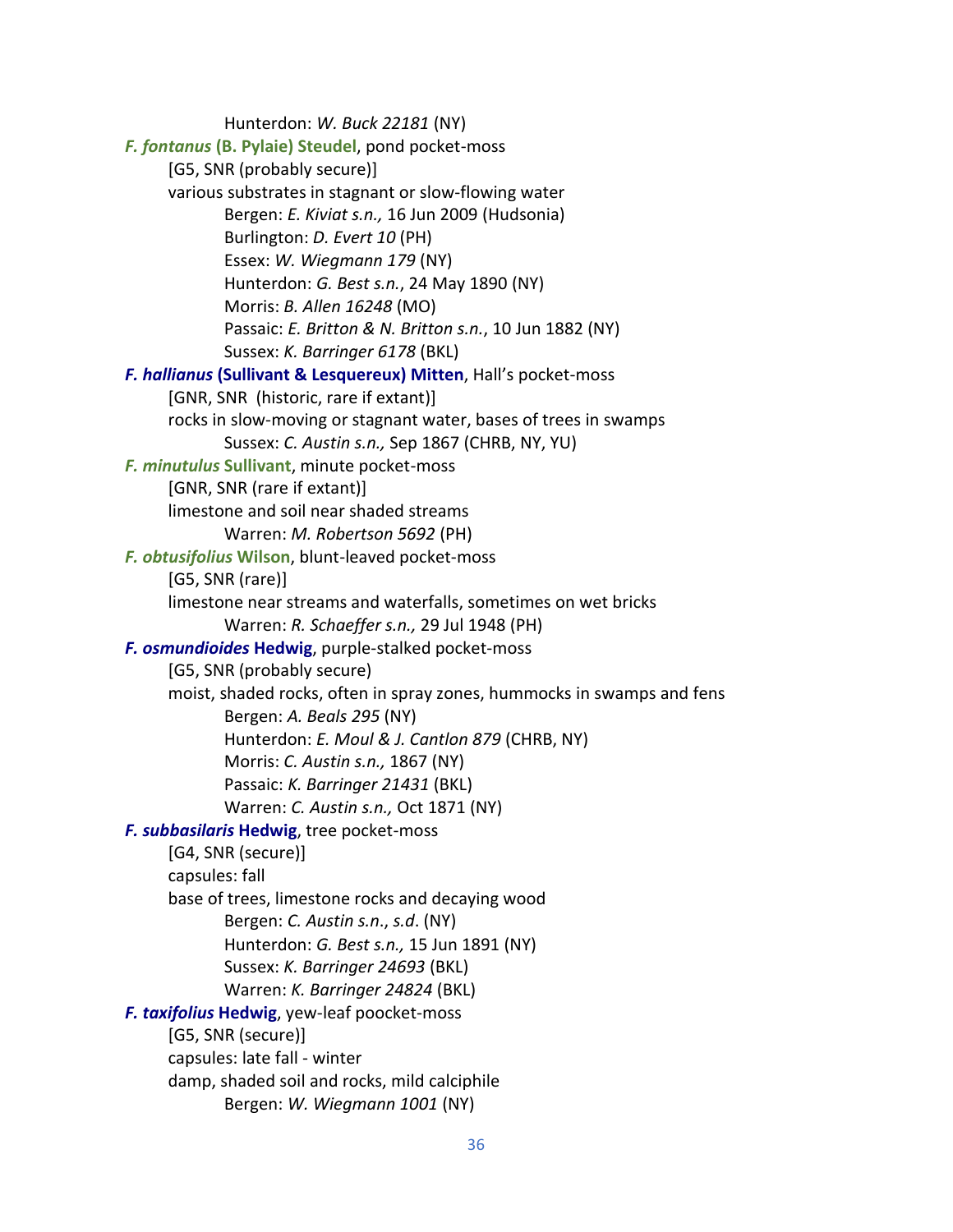Hunterdon: *W. Buck 22181* (NY)

***F. fontanus* (B. Pylaie) Steudel**, pond pocket-moss

[G5, SNR (probably secure)]

various substrates in stagnant or slow-flowing water

Bergen: *E. Kiviat s.n.,* 16 Jun 2009 (Hudsonia)
Burlington: *D. Evert 10* (PH)
Essex: *W. Wiegmann 179* (NY)
Hunterdon: *G. Best s.n.*, 24 May 1890 (NY)
Morris: *B. Allen 16248* (MO)
Passaic: *E. Britton & N. Britton s.n.*, 10 Jun 1882 (NY)
Sussex: *K. Barringer 6178* (BKL)

***F. hallianus* (Sullivant & Lesquereux) Mitten**, Hall's pocket-moss

[GNR, SNR (historic, rare if extant)]

rocks in slow-moving or stagnant water, bases of trees in swamps

Sussex: *C. Austin s.n.,* Sep 1867 (CHRB, NY, YU)

***F. minutulus* Sullivant**, minute pocket-moss

[GNR, SNR (rare if extant)]

limestone and soil near shaded streams

Warren: *M. Robertson 5692* (PH)

***F. obtusifolius* Wilson**, blunt-leaved pocket-moss

[G5, SNR (rare)]

limestone near streams and waterfalls, sometimes on wet bricks

Warren: *R. Schaeffer s.n.,* 29 Jul 1948 (PH)

***F. osmundioides* Hedwig**, purple-stalked pocket-moss

[G5, SNR (probably secure)

moist, shaded rocks, often in spray zones, hummocks in swamps and fens

Bergen: *A. Beals 295* (NY)
Hunterdon: *E. Moul & J. Cantlon 879* (CHRB, NY)
Morris: *C. Austin s.n.,* 1867 (NY)
Passaic: *K. Barringer 21431* (BKL)
Warren: *C. Austin s.n.,* Oct 1871 (NY)

***F. subbasilaris* Hedwig**, tree pocket-moss

[G4, SNR (secure)]

capsules: fall

base of trees, limestone rocks and decaying wood

Bergen: *C. Austin s.n*., *s.d*. (NY)
Hunterdon: *G. Best s.n.,* 15 Jun 1891 (NY)
Sussex: *K. Barringer 24693* (BKL)
Warren: *K. Barringer 24824* (BKL)

***F. taxifolius* Hedwig**, yew-leaf poocket-moss

[G5, SNR (secure)]

capsules: late fall - winter

damp, shaded soil and rocks, mild calciphile

Bergen: *W. Wiegmann 1001* (NY)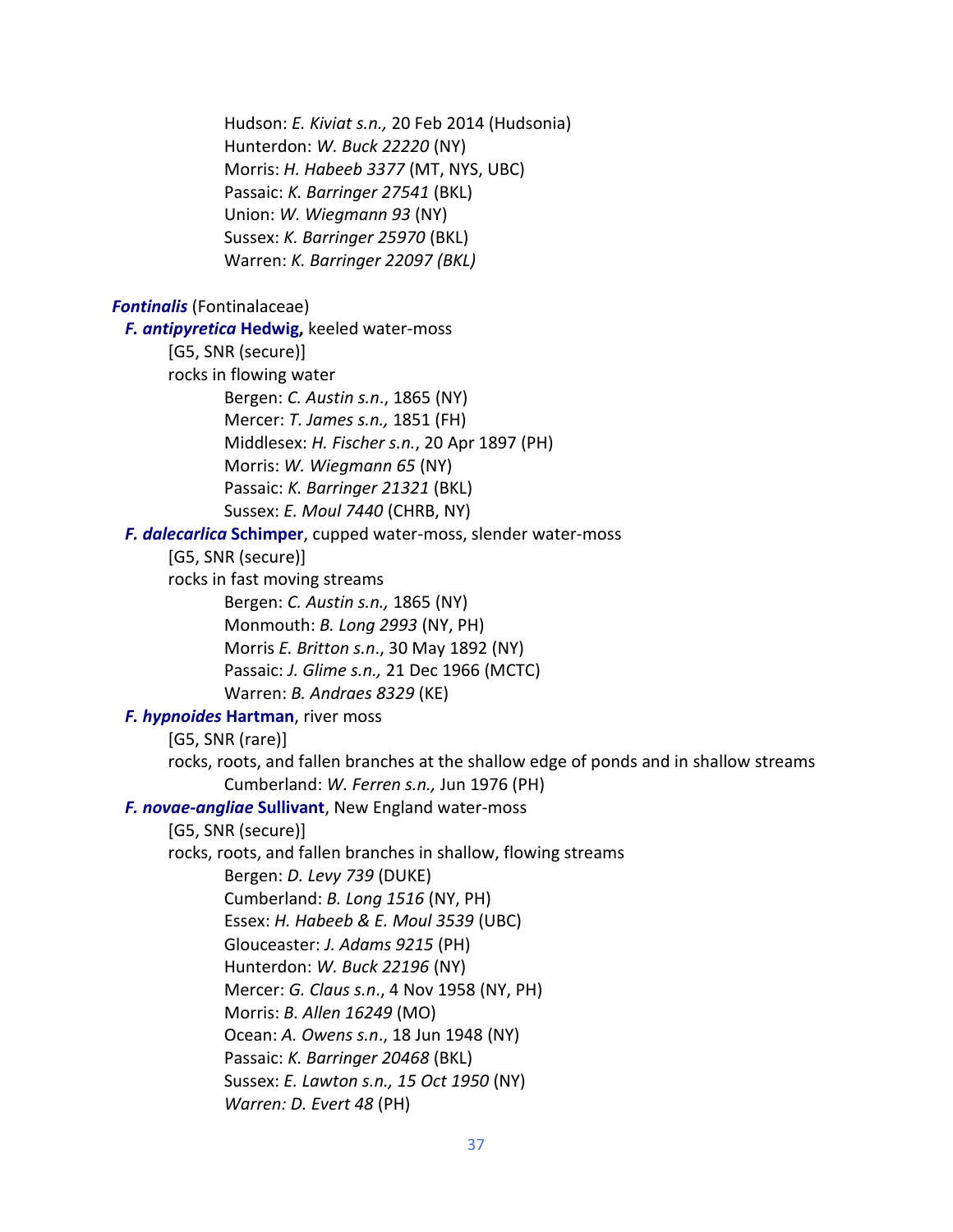Hudson: *E. Kiviat s.n.,* 20 Feb 2014 (Hudsonia)
Hunterdon: *W. Buck 22220* (NY)
Morris: *H. Habeeb 3377* (MT, NYS, UBC)
Passaic: *K. Barringer 27541* (BKL)
Union: *W. Wiegmann 93* (NY)
Sussex: *K. Barringer 25970* (BKL)
Warren: *K. Barringer 22097 (BKL)*

***Fontinalis*** (Fontinalaceae)

***F. antipyretica* Hedwig,** keeled water-moss
[G5, SNR (secure)]
rocks in flowing water
Bergen: *C. Austin s.n*., 1865 (NY)
Mercer: *T. James s.n.,* 1851 (FH)
Middlesex: *H. Fischer s.n.*, 20 Apr 1897 (PH)
Morris: *W. Wiegmann 65* (NY)
Passaic: *K. Barringer 21321* (BKL)
Sussex: *E. Moul 7440* (CHRB, NY)

***F. dalecarlica* Schimper**, cupped water-moss, slender water-moss
[G5, SNR (secure)]
rocks in fast moving streams
Bergen: *C. Austin s.n.,* 1865 (NY)
Monmouth: *B. Long 2993* (NY, PH)
Morris *E. Britton s.n*., 30 May 1892 (NY)
Passaic: *J. Glime s.n.,* 21 Dec 1966 (MCTC)
Warren: *B. Andraes 8329* (KE)

***F. hypnoides* Hartman**, river moss
[G5, SNR (rare)]
rocks, roots, and fallen branches at the shallow edge of ponds and in shallow streams
Cumberland: *W. Ferren s.n.,* Jun 1976 (PH)

***F. novae-angliae* Sullivant**, New England water-moss
[G5, SNR (secure)]
rocks, roots, and fallen branches in shallow, flowing streams
Bergen: *D. Levy 739* (DUKE)
Cumberland: *B. Long 1516* (NY, PH)
Essex: *H. Habeeb & E. Moul 3539* (UBC)
Gloucester: *J. Adams 9215* (PH)
Hunterdon: *W. Buck 22196* (NY)
Mercer: *G. Claus s.n*., 4 Nov 1958 (NY, PH)
Morris: *B. Allen 16249* (MO)
Ocean: *A. Owens s.n*., 18 Jun 1948 (NY)
Passaic: *K. Barringer 20468* (BKL)
Sussex: *E. Lawton s.n., 15 Oct 1950* (NY)
*Warren: D. Evert 48* (PH)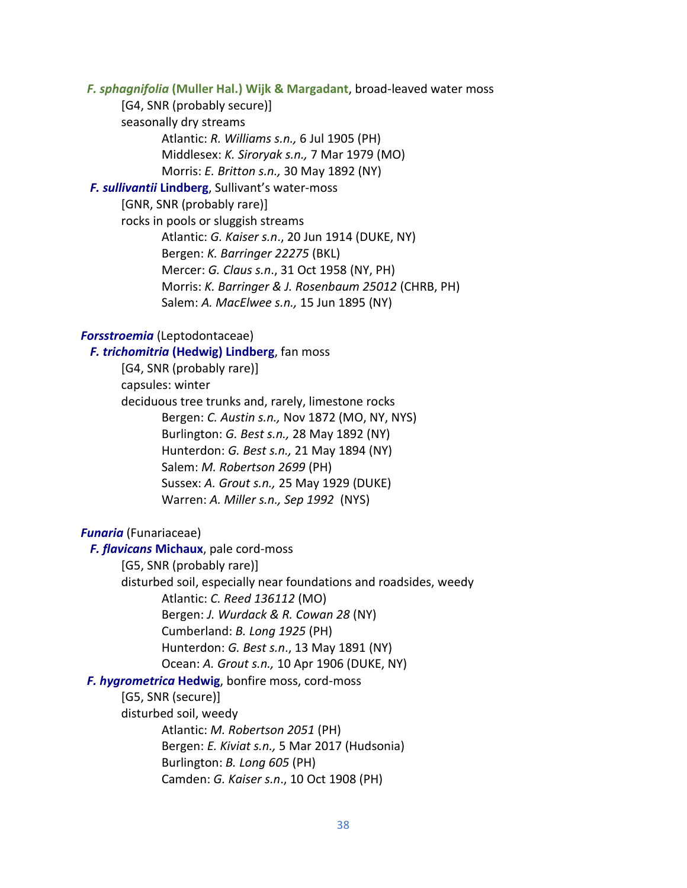***F. sphagnifolia*** **(Muller Hal.) Wijk & Margadant**, broad-leaved water moss

[G4, SNR (probably secure)]

seasonally dry streams

Atlantic: *R. Williams s.n.,* 6 Jul 1905 (PH)

Middlesex: *K. Siroryak s.n.,* 7 Mar 1979 (MO)

Morris: *E. Britton s.n.,* 30 May 1892 (NY)

***F. sullivantii*** **Lindberg**, Sullivant's water-moss

[GNR, SNR (probably rare)]

rocks in pools or sluggish streams

Atlantic: *G. Kaiser s.n*., 20 Jun 1914 (DUKE, NY)

Bergen: *K. Barringer 22275* (BKL)

Mercer: *G. Claus s.n*., 31 Oct 1958 (NY, PH)

Morris: *K. Barringer & J. Rosenbaum 25012* (CHRB, PH)

Salem: *A. MacElwee s.n.,* 15 Jun 1895 (NY)

***Forsstroemia*** (Leptodontaceae)

***F. trichomitria*** **(Hedwig) Lindberg**, fan moss

[G4, SNR (probably rare)]

capsules: winter

deciduous tree trunks and, rarely, limestone rocks

Bergen: *C. Austin s.n.,* Nov 1872 (MO, NY, NYS)

Burlington: *G. Best s.n.,* 28 May 1892 (NY)

Hunterdon: *G. Best s.n.,* 21 May 1894 (NY)

Salem: *M. Robertson 2699* (PH)

Sussex: *A. Grout s.n.,* 25 May 1929 (DUKE)

Warren: *A. Miller s.n., Sep 1992* (NYS)

***Funaria*** (Funariaceae)

***F. flavicans*** **Michaux**, pale cord-moss

[G5, SNR (probably rare)]

disturbed soil, especially near foundations and roadsides, weedy

Atlantic: *C. Reed 136112* (MO)

Bergen: *J. Wurdack & R. Cowan 28* (NY)

Cumberland: *B. Long 1925* (PH)

Hunterdon: *G. Best s.n*., 13 May 1891 (NY)

Ocean: *A. Grout s.n.,* 10 Apr 1906 (DUKE, NY)

***F. hygrometrica*** **Hedwig**, bonfire moss, cord-moss

[G5, SNR (secure)]

disturbed soil, weedy

Atlantic: *M. Robertson 2051* (PH)

Bergen: *E. Kiviat s.n.,* 5 Mar 2017 (Hudsonia)

Burlington: *B. Long 605* (PH)

Camden: *G. Kaiser s.n*., 10 Oct 1908 (PH)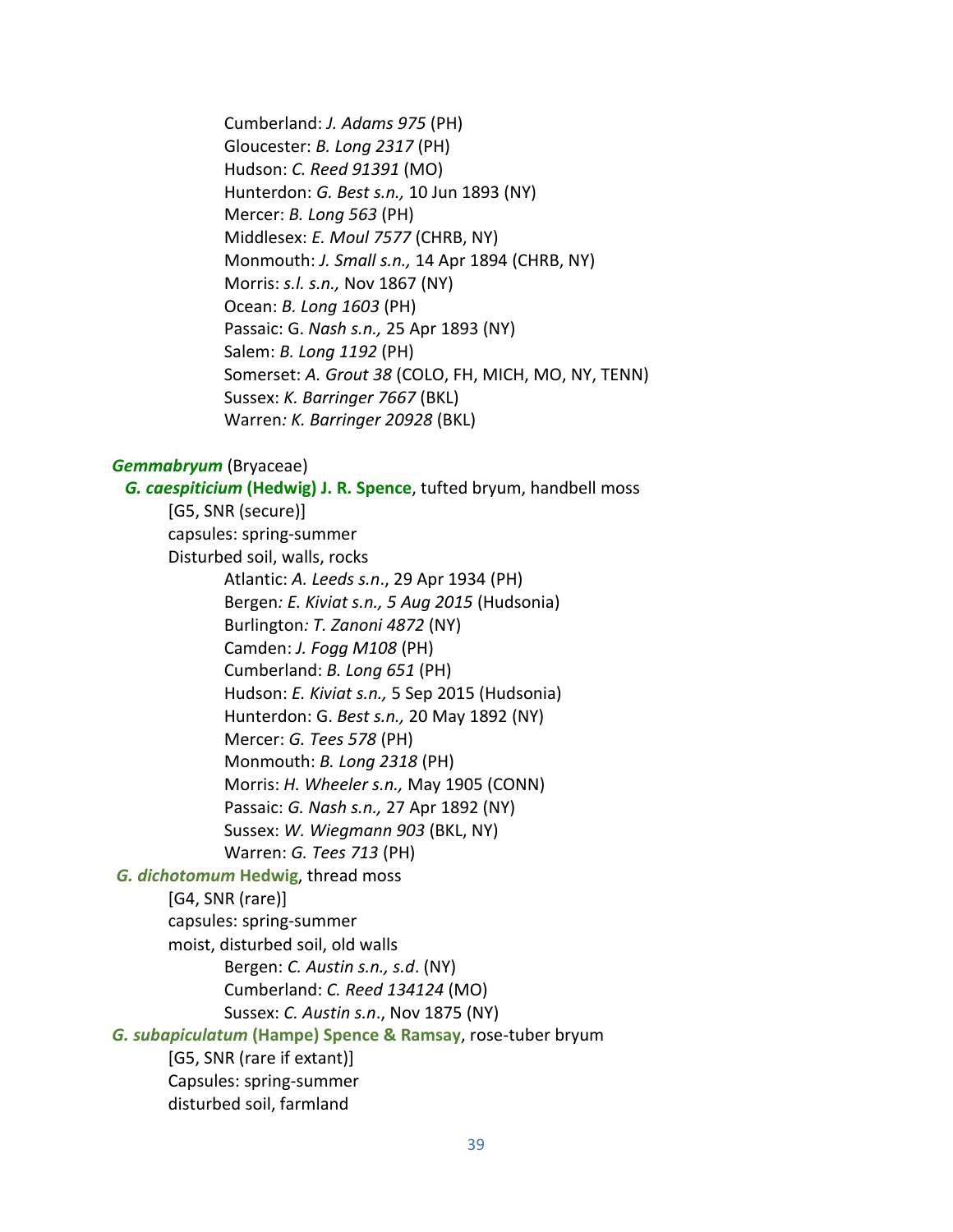Cumberland: *J. Adams 975* (PH)
Gloucester: *B. Long 2317* (PH)
Hudson: *C. Reed 91391* (MO)
Hunterdon: *G. Best s.n.,* 10 Jun 1893 (NY)
Mercer: *B. Long 563* (PH)
Middlesex: *E. Moul 7577* (CHRB, NY)
Monmouth: *J. Small s.n.,* 14 Apr 1894 (CHRB, NY)
Morris: *s.l. s.n.,* Nov 1867 (NY)
Ocean: *B. Long 1603* (PH)
Passaic: G. *Nash s.n.,* 25 Apr 1893 (NY)
Salem: *B. Long 1192* (PH)
Somerset: *A. Grout 38* (COLO, FH, MICH, MO, NY, TENN)
Sussex: *K. Barringer 7667* (BKL)
Warren*: K. Barringer 20928* (BKL)

***Gemmabryum*** (Bryaceae)

***G. caespiticium* (Hedwig) J. R. Spence**, tufted bryum, handbell moss
[G5, SNR (secure)]
capsules: spring-summer
Disturbed soil, walls, rocks
Atlantic: *A. Leeds s.n*., 29 Apr 1934 (PH)
Bergen*: E. Kiviat s.n., 5 Aug 2015* (Hudsonia)
Burlington*: T. Zanoni 4872* (NY)
Camden: *J. Fogg M108* (PH)
Cumberland: *B. Long 651* (PH)
Hudson: *E. Kiviat s.n.,* 5 Sep 2015 (Hudsonia)
Hunterdon: G. *Best s.n.,* 20 May 1892 (NY)
Mercer: *G. Tees 578* (PH)
Monmouth: *B. Long 2318* (PH)
Morris: *H. Wheeler s.n.,* May 1905 (CONN)
Passaic: *G. Nash s.n.,* 27 Apr 1892 (NY)
Sussex: *W. Wiegmann 903* (BKL, NY)
Warren: *G. Tees 713* (PH)

***G. dichotomum* Hedwig**, thread moss
[G4, SNR (rare)]
capsules: spring-summer
moist, disturbed soil, old walls
Bergen: *C. Austin s.n., s.d*. (NY)
Cumberland: *C. Reed 134124* (MO)
Sussex: *C. Austin s.n*., Nov 1875 (NY)

***G. subapiculatum* (Hampe) Spence & Ramsay**, rose-tuber bryum
[G5, SNR (rare if extant)]
Capsules: spring-summer
disturbed soil, farmland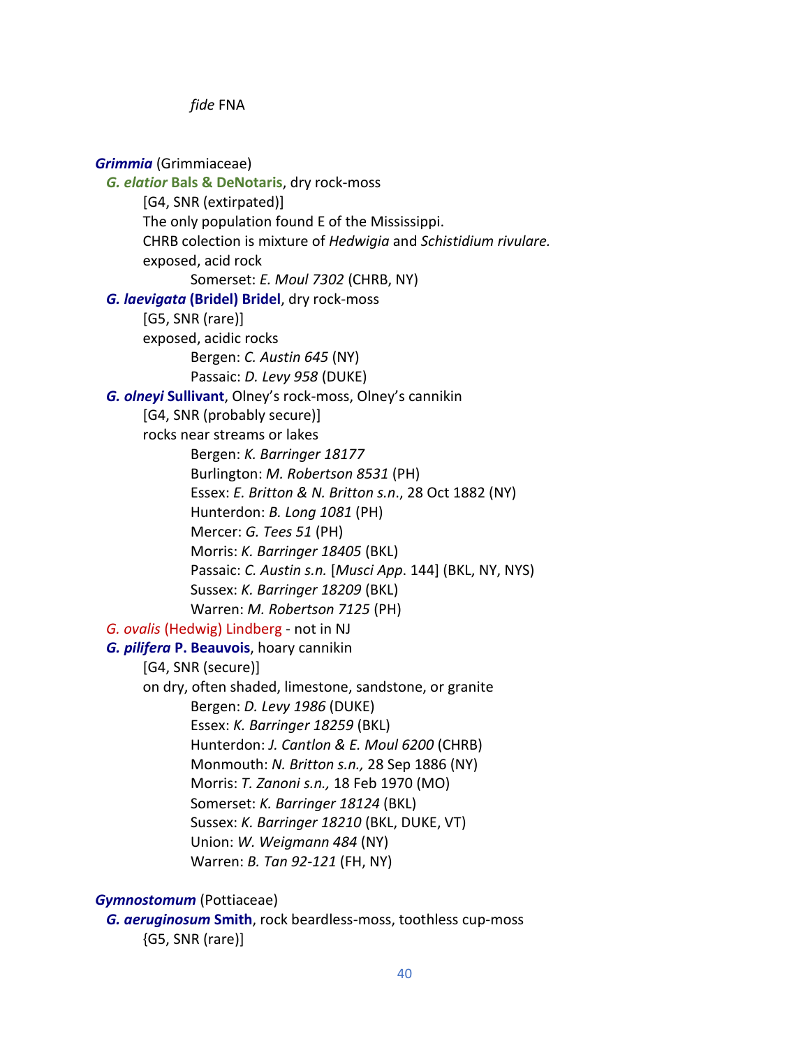*fide* FNA

***Grimmia*** (Grimmiaceae)

***G. elatior* Bals & DeNotaris**, dry rock-moss

[G4, SNR (extirpated)]

The only population found E of the Mississippi.

CHRB colection is mixture of *Hedwigia* and *Schistidium rivulare.*

exposed, acid rock

Somerset: *E. Moul 7302* (CHRB, NY)

***G. laevigata* (Bridel) Bridel**, dry rock-moss

[G5, SNR (rare)]

exposed, acidic rocks

Bergen: *C. Austin 645* (NY)

Passaic: *D. Levy 958* (DUKE)

***G. olneyi* Sullivant**, Olney's rock-moss, Olney's cannikin

[G4, SNR (probably secure)]

rocks near streams or lakes

Bergen: *K. Barringer 18177*

Burlington: *M. Robertson 8531* (PH)

Essex: *E. Britton & N. Britton s.n.*, 28 Oct 1882 (NY)

Hunterdon: *B. Long 1081* (PH)

Mercer: *G. Tees 51* (PH)

Morris: *K. Barringer 18405* (BKL)

Passaic: *C. Austin s.n.* [*Musci App*. 144] (BKL, NY, NYS)

Sussex: *K. Barringer 18209* (BKL)

Warren: *M. Robertson 7125* (PH)

*G. ovalis* (Hedwig) Lindberg - not in NJ

***G. pilifera* P. Beauvois**, hoary cannikin

[G4, SNR (secure)]

on dry, often shaded, limestone, sandstone, or granite

Bergen: *D. Levy 1986* (DUKE)

Essex: *K. Barringer 18259* (BKL)

Hunterdon: *J. Cantlon & E. Moul 6200* (CHRB)

Monmouth: *N. Britton s.n.,* 28 Sep 1886 (NY)

Morris: *T. Zanoni s.n.,* 18 Feb 1970 (MO)

Somerset: *K. Barringer 18124* (BKL)

Sussex: *K. Barringer 18210* (BKL, DUKE, VT)

Union: *W. Weigmann 484* (NY)

Warren: *B. Tan 92-121* (FH, NY)

***Gymnostomum*** (Pottiaceae)

***G. aeruginosum* Smith**, rock beardless-moss, toothless cup-moss

{G5, SNR (rare)]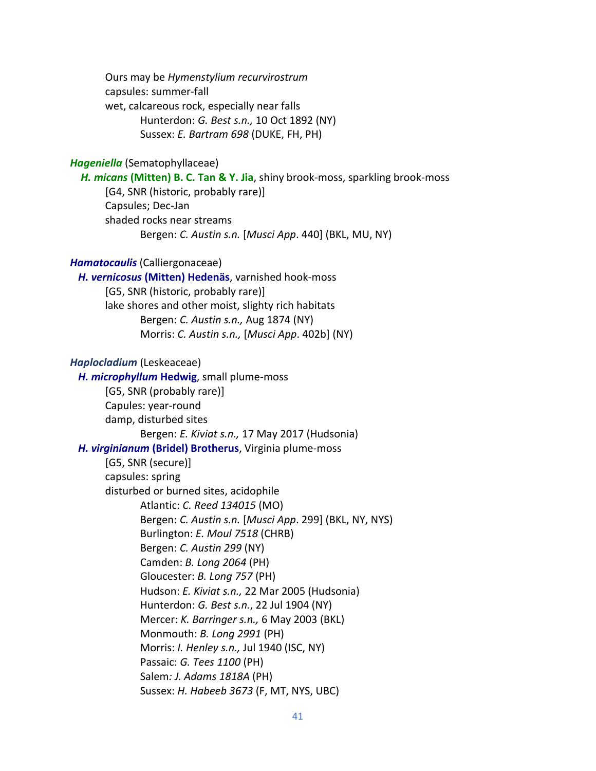Ours may be *Hymenstylium recurvirostrum*
capsules: summer-fall
wet, calcareous rock, especially near falls
Hunterdon: *G. Best s.n.,* 10 Oct 1892 (NY)
Sussex: *E. Bartram 698* (DUKE, FH, PH)

***Hageniella*** (Sematophyllaceae)

***H. micans* (Mitten) B. C. Tan & Y. Jia**, shiny brook-moss, sparkling brook-moss
[G4, SNR (historic, probably rare)]
Capsules; Dec-Jan
shaded rocks near streams
Bergen: *C. Austin s.n.* [*Musci App*. 440] (BKL, MU, NY)

***Hamatocaulis*** (Calliergonaceae)

***H. vernicosus* (Mitten) Hedenäs**, varnished hook-moss
[G5, SNR (historic, probably rare)]
lake shores and other moist, slighty rich habitats
Bergen: *C. Austin s.n.,* Aug 1874 (NY)
Morris: *C. Austin s.n.,* [*Musci App*. 402b] (NY)

***Haplocladium*** (Leskeaceae)

***H. microphyllum* Hedwig**, small plume-moss
[G5, SNR (probably rare)]
Capules: year-round
damp, disturbed sites
Bergen: *E. Kiviat s.n.,* 17 May 2017 (Hudsonia)

***H. virginianum* (Bridel) Brotherus**, Virginia plume-moss
[G5, SNR (secure)]
capsules: spring
disturbed or burned sites, acidophile
Atlantic: *C. Reed 134015* (MO)
Bergen: *C. Austin s.n.* [*Musci App*. 299] (BKL, NY, NYS)
Burlington: *E. Moul 7518* (CHRB)
Bergen: *C. Austin 299* (NY)
Camden: *B. Long 2064* (PH)
Gloucester: *B. Long 757* (PH)
Hudson: *E. Kiviat s.n.,* 22 Mar 2005 (Hudsonia)
Hunterdon: *G. Best s.n.*, 22 Jul 1904 (NY)
Mercer: *K. Barringer s.n.,* 6 May 2003 (BKL)
Monmouth: *B. Long 2991* (PH)
Morris: *I. Henley s.n.,* Jul 1940 (ISC, NY)
Passaic: *G. Tees 1100* (PH)
Salem*: J. Adams 1818A* (PH)
Sussex: *H. Habeeb 3673* (F, MT, NYS, UBC)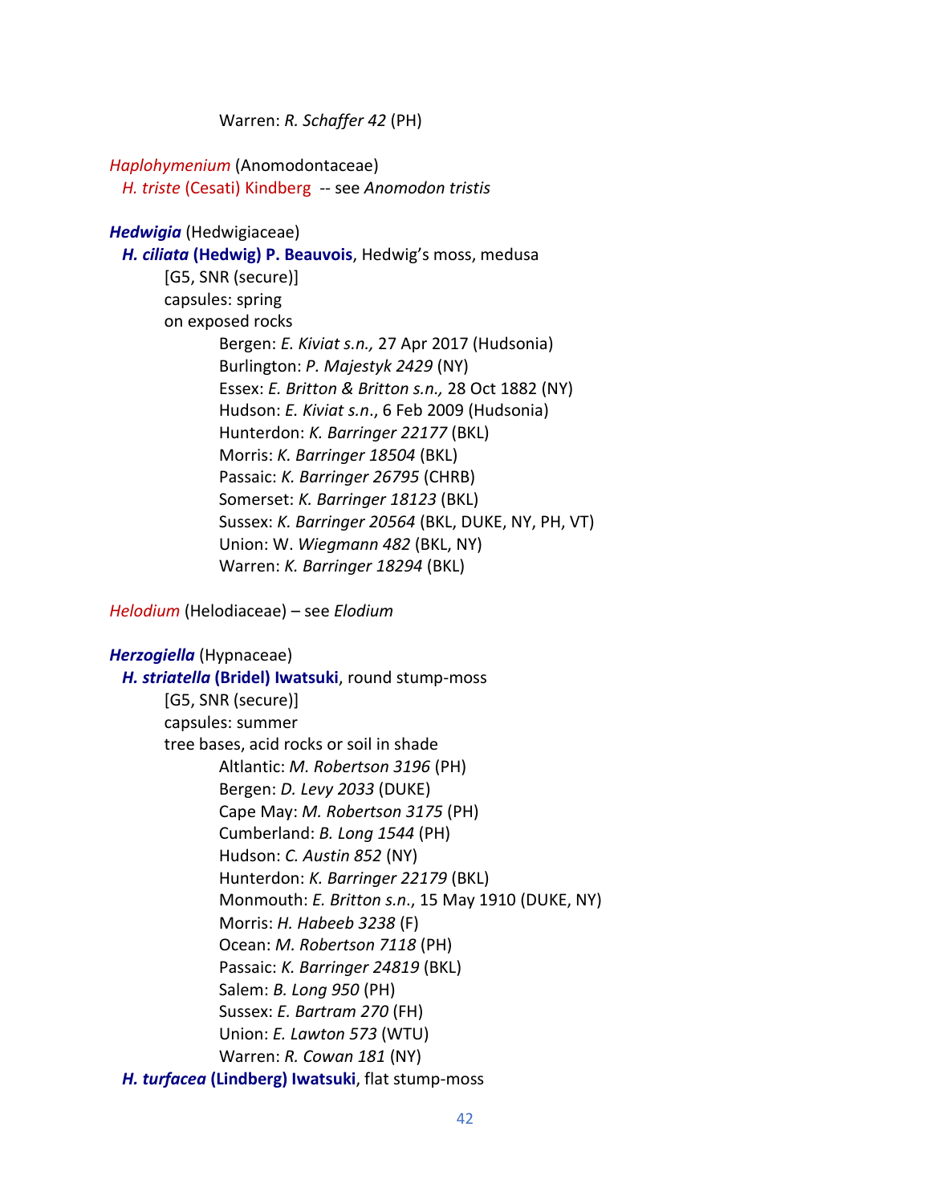Warren: *R. Schaffer 42* (PH)

*Haplohymenium* (Anomodontaceae)

*H. triste* (Cesati) Kindberg -- see *Anomodon tristis*

***Hedwigia*** (Hedwigiaceae)

***H. ciliata* (Hedwig) P. Beauvois**, Hedwig's moss, medusa

[G5, SNR (secure)]

capsules: spring

on exposed rocks

Bergen: *E. Kiviat s.n.,* 27 Apr 2017 (Hudsonia)
Burlington: *P. Majestyk 2429* (NY)
Essex: *E. Britton & Britton s.n.,* 28 Oct 1882 (NY)
Hudson: *E. Kiviat s.n*., 6 Feb 2009 (Hudsonia)
Hunterdon: *K. Barringer 22177* (BKL)
Morris: *K. Barringer 18504* (BKL)
Passaic: *K. Barringer 26795* (CHRB)
Somerset: *K. Barringer 18123* (BKL)
Sussex: *K. Barringer 20564* (BKL, DUKE, NY, PH, VT)
Union: W. *Wiegmann 482* (BKL, NY)
Warren: *K. Barringer 18294* (BKL)

*Helodium* (Helodiaceae) – see *Elodium*

***Herzogiella*** (Hypnaceae)

***H. striatella* (Bridel) Iwatsuki**, round stump-moss

[G5, SNR (secure)]

capsules: summer

tree bases, acid rocks or soil in shade

Altlantic: *M. Robertson 3196* (PH)
Bergen: *D. Levy 2033* (DUKE)
Cape May: *M. Robertson 3175* (PH)
Cumberland: *B. Long 1544* (PH)
Hudson: *C. Austin 852* (NY)
Hunterdon: *K. Barringer 22179* (BKL)
Monmouth: *E. Britton s.n*., 15 May 1910 (DUKE, NY)
Morris: *H. Habeeb 3238* (F)
Ocean: *M. Robertson 7118* (PH)
Passaic: *K. Barringer 24819* (BKL)
Salem: *B. Long 950* (PH)
Sussex: *E. Bartram 270* (FH)
Union: *E. Lawton 573* (WTU)
Warren: *R. Cowan 181* (NY)

***H. turfacea* (Lindberg) Iwatsuki**, flat stump-moss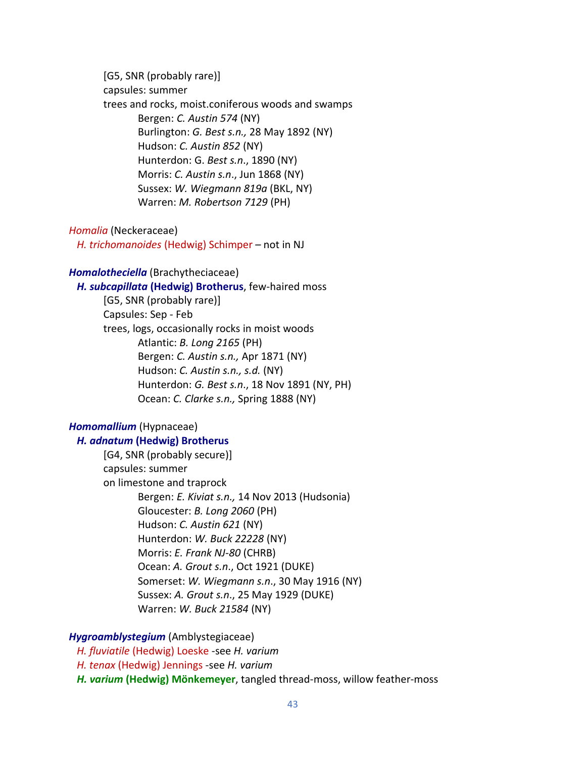[G5, SNR (probably rare)]
capsules: summer
trees and rocks, moist.coniferous woods and swamps
Bergen: *C. Austin 574* (NY)
Burlington: *G. Best s.n.,* 28 May 1892 (NY)
Hudson: *C. Austin 852* (NY)
Hunterdon: G. *Best s.n*., 1890 (NY)
Morris: *C. Austin s.n*., Jun 1868 (NY)
Sussex: *W. Wiegmann 819a* (BKL, NY)
Warren: *M. Robertson 7129* (PH)

*Homalia* (Neckeraceae)
*H. trichomanoides* (Hedwig) Schimper – not in NJ

***Homalotheciella*** (Brachytheciaceae)
***H. subcapillata* (Hedwig) Brotherus**, few-haired moss
[G5, SNR (probably rare)]
Capsules: Sep - Feb
trees, logs, occasionally rocks in moist woods
Atlantic: *B. Long 2165* (PH)
Bergen: *C. Austin s.n.,* Apr 1871 (NY)
Hudson: *C. Austin s.n., s.d.* (NY)
Hunterdon: *G. Best s.n*., 18 Nov 1891 (NY, PH)
Ocean: *C. Clarke s.n.,* Spring 1888 (NY)

***Homomallium*** (Hypnaceae)
***H. adnatum* (Hedwig) Brotherus**
[G4, SNR (probably secure)]
capsules: summer
on limestone and traprock
Bergen: *E. Kiviat s.n.,* 14 Nov 2013 (Hudsonia)
Gloucester: *B. Long 2060* (PH)
Hudson: *C. Austin 621* (NY)
Hunterdon: *W. Buck 22228* (NY)
Morris: *E. Frank NJ-80* (CHRB)
Ocean: *A. Grout s.n*., Oct 1921 (DUKE)
Somerset: *W. Wiegmann s.n*., 30 May 1916 (NY)
Sussex: *A. Grout s.n*., 25 May 1929 (DUKE)
Warren: *W. Buck 21584* (NY)

***Hygroamblystegium*** (Amblystegiaceae)
*H. fluviatile* (Hedwig) Loeske -see *H. varium*
*H. tenax* (Hedwig) Jennings -see *H. varium*
***H. varium* (Hedwig) Mönkemeyer**, tangled thread-moss, willow feather-moss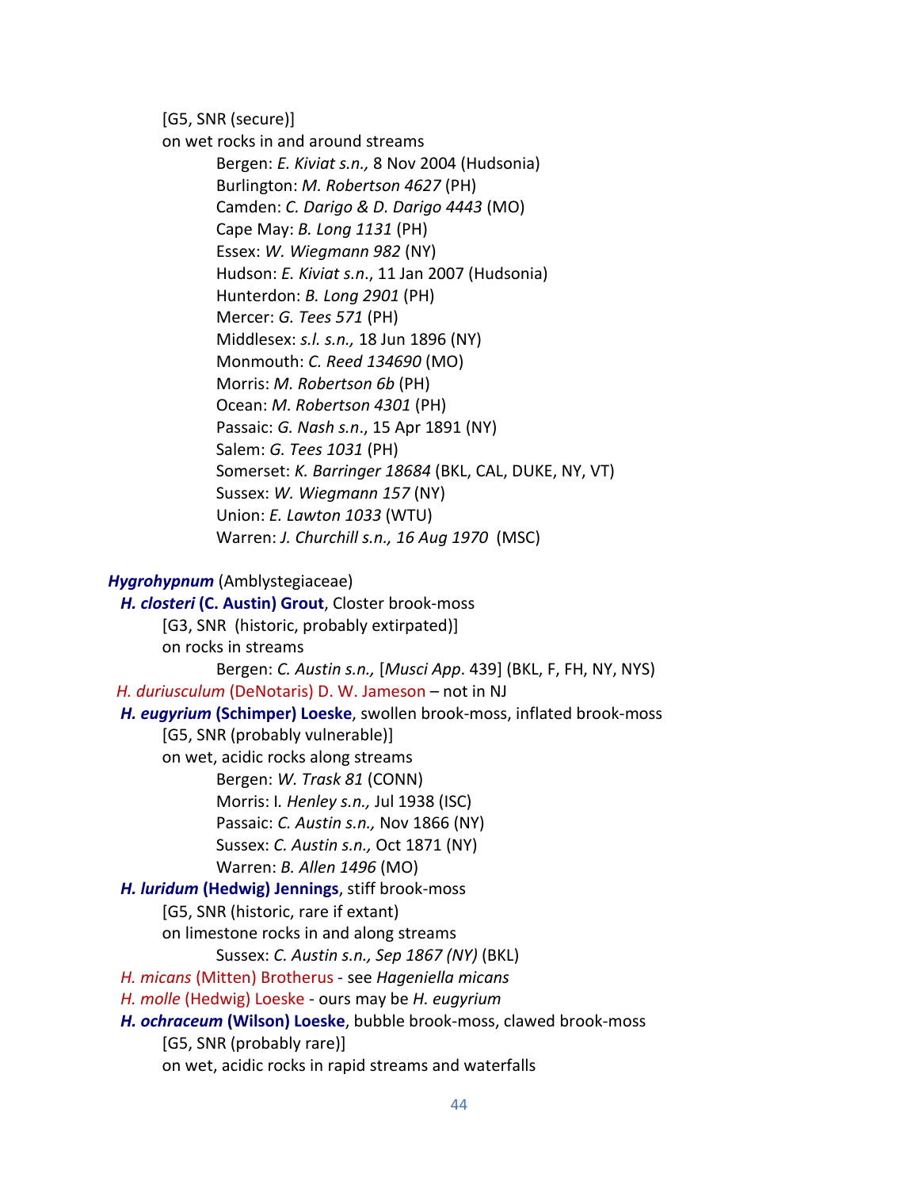[G5, SNR (secure)]

on wet rocks in and around streams

Bergen: *E. Kiviat s.n.,* 8 Nov 2004 (Hudsonia)
Burlington: *M. Robertson 4627* (PH)
Camden: *C. Darigo & D. Darigo 4443* (MO)
Cape May: *B. Long 1131* (PH)
Essex: *W. Wiegmann 982* (NY)
Hudson: *E. Kiviat s.n*., 11 Jan 2007 (Hudsonia)
Hunterdon: *B. Long 2901* (PH)
Mercer: *G. Tees 571* (PH)
Middlesex: *s.l. s.n.,* 18 Jun 1896 (NY)
Monmouth: *C. Reed 134690* (MO)
Morris: *M. Robertson 6b* (PH)
Ocean: *M. Robertson 4301* (PH)
Passaic: *G. Nash s.n*., 15 Apr 1891 (NY)
Salem: *G. Tees 1031* (PH)
Somerset: *K. Barringer 18684* (BKL, CAL, DUKE, NY, VT)
Sussex: *W. Wiegmann 157* (NY)
Union: *E. Lawton 1033* (WTU)
Warren: *J. Churchill s.n., 16 Aug 1970* (MSC)

***Hygrohypnum*** (Amblystegiaceae)

***H. closteri* (C. Austin) Grout**, Closter brook-moss

[G3, SNR (historic, probably extirpated)]

on rocks in streams

Bergen: *C. Austin s.n.,* [*Musci App*. 439] (BKL, F, FH, NY, NYS)

*H. duriusculum* (DeNotaris) D. W. Jameson – not in NJ

***H. eugyrium* (Schimper) Loeske**, swollen brook-moss, inflated brook-moss

[G5, SNR (probably vulnerable)]

on wet, acidic rocks along streams

Bergen: *W. Trask 81* (CONN)
Morris: I. *Henley s.n.,* Jul 1938 (ISC)
Passaic: *C. Austin s.n.,* Nov 1866 (NY)
Sussex: *C. Austin s.n.,* Oct 1871 (NY)
Warren: *B. Allen 1496* (MO)

***H. luridum* (Hedwig) Jennings**, stiff brook-moss

[G5, SNR (historic, rare if extant)

on limestone rocks in and along streams

Sussex: *C. Austin s.n., Sep 1867 (NY)* (BKL)

*H. micans* (Mitten) Brotherus - see *Hageniella micans*

*H. molle* (Hedwig) Loeske - ours may be *H. eugyrium*

***H. ochraceum* (Wilson) Loeske**, bubble brook-moss, clawed brook-moss

[G5, SNR (probably rare)]

on wet, acidic rocks in rapid streams and waterfalls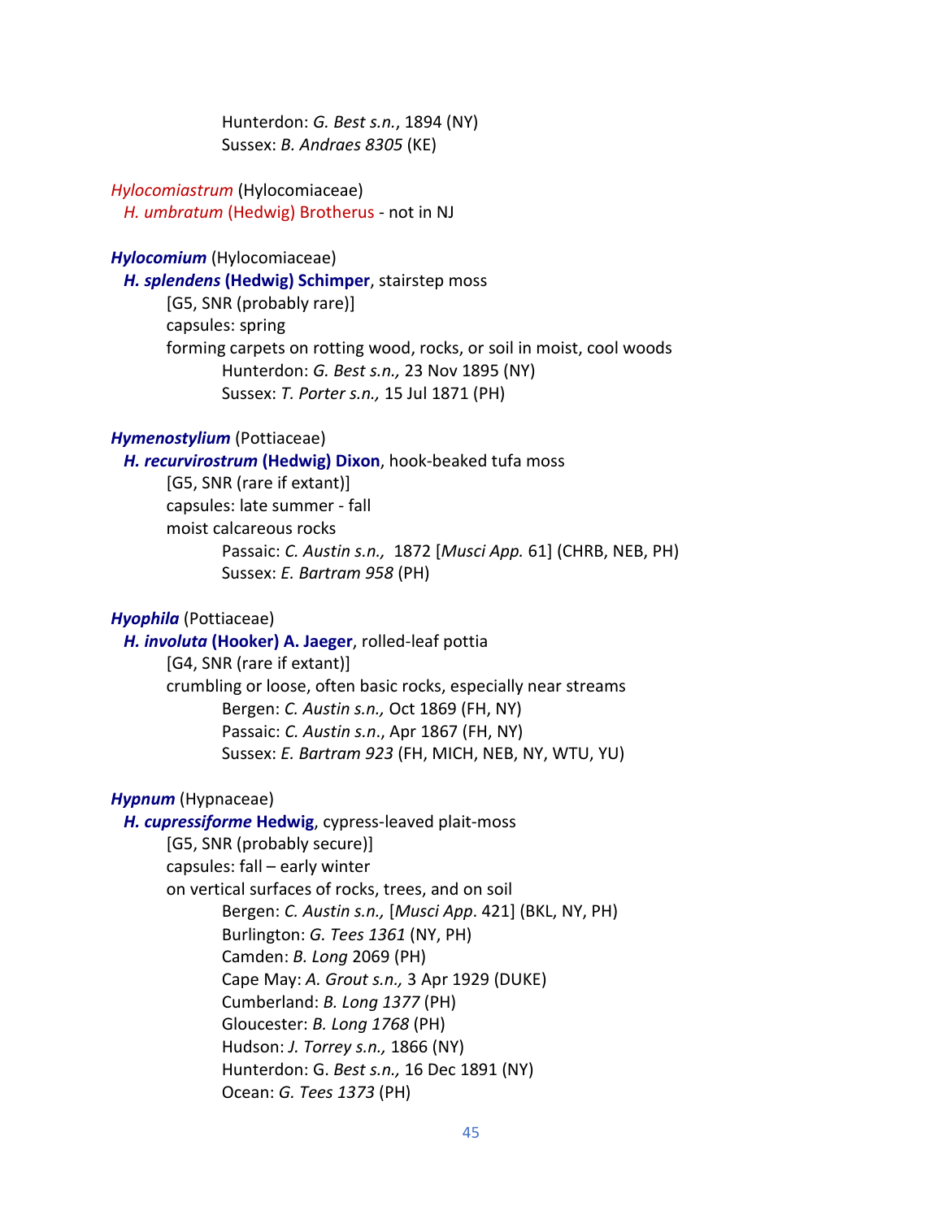Hunterdon: *G. Best s.n.*, 1894 (NY)
Sussex: *B. Andraes 8305* (KE)

*Hylocomiastrum* (Hylocomiaceae)
*H. umbratum* (Hedwig) Brotherus - not in NJ

***Hylocomium*** (Hylocomiaceae)
***H. splendens* (Hedwig) Schimper**, stairstep moss
[G5, SNR (probably rare)]
capsules: spring
forming carpets on rotting wood, rocks, or soil in moist, cool woods
Hunterdon: *G. Best s.n.,* 23 Nov 1895 (NY)
Sussex: *T. Porter s.n.,* 15 Jul 1871 (PH)

***Hymenostylium*** (Pottiaceae)
***H. recurvirostrum* (Hedwig) Dixon**, hook-beaked tufa moss
[G5, SNR (rare if extant)]
capsules: late summer - fall
moist calcareous rocks
Passaic: *C. Austin s.n.,* 1872 [*Musci App.* 61] (CHRB, NEB, PH)
Sussex: *E. Bartram 958* (PH)

***Hyophila*** (Pottiaceae)
***H. involuta* (Hooker) A. Jaeger**, rolled-leaf pottia
[G4, SNR (rare if extant)]
crumbling or loose, often basic rocks, especially near streams
Bergen: *C. Austin s.n.,* Oct 1869 (FH, NY)
Passaic: *C. Austin s.n*., Apr 1867 (FH, NY)
Sussex: *E. Bartram 923* (FH, MICH, NEB, NY, WTU, YU)

***Hypnum*** (Hypnaceae)
***H. cupressiforme* Hedwig**, cypress-leaved plait-moss
[G5, SNR (probably secure)]
capsules: fall – early winter
on vertical surfaces of rocks, trees, and on soil
Bergen: *C. Austin s.n.,* [*Musci App*. 421] (BKL, NY, PH)
Burlington: *G. Tees 1361* (NY, PH)
Camden: *B. Long* 2069 (PH)
Cape May: *A. Grout s.n.,* 3 Apr 1929 (DUKE)
Cumberland: *B. Long 1377* (PH)
Gloucester: *B. Long 1768* (PH)
Hudson: *J. Torrey s.n.,* 1866 (NY)
Hunterdon: G. *Best s.n.,* 16 Dec 1891 (NY)
Ocean: *G. Tees 1373* (PH)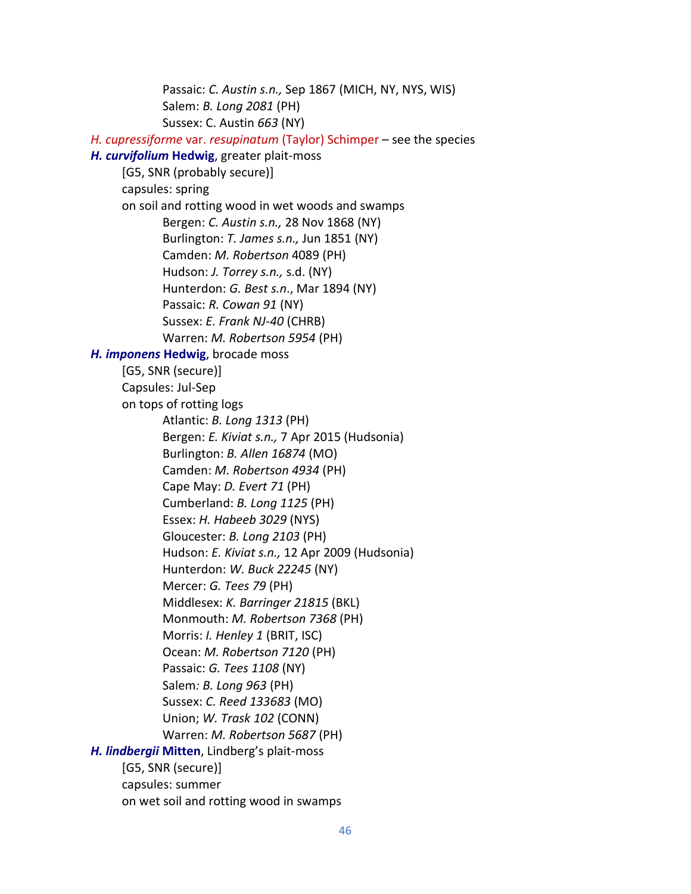Passaic: *C. Austin s.n.,* Sep 1867 (MICH, NY, NYS, WIS)
Salem: *B. Long 2081* (PH)
Sussex: C. Austin *663* (NY)

*H. cupressiforme* var. *resupinatum* (Taylor) Schimper – see the species

***H. curvifolium* Hedwig**, greater plait-moss

[G5, SNR (probably secure)]
capsules: spring
on soil and rotting wood in wet woods and swamps

Bergen: *C. Austin s.n.,* 28 Nov 1868 (NY)
Burlington: *T. James s.n.,* Jun 1851 (NY)
Camden: *M. Robertson* 4089 (PH)
Hudson: *J. Torrey s.n.,* s.d. (NY)
Hunterdon: *G. Best s.n*., Mar 1894 (NY)
Passaic: *R. Cowan 91* (NY)
Sussex: *E. Frank NJ-40* (CHRB)
Warren: *M. Robertson 5954* (PH)

***H. imponens* Hedwig**, brocade moss

[G5, SNR (secure)]
Capsules: Jul-Sep
on tops of rotting logs

Atlantic: *B. Long 1313* (PH)
Bergen: *E. Kiviat s.n.,* 7 Apr 2015 (Hudsonia)
Burlington: *B. Allen 16874* (MO)
Camden: *M. Robertson 4934* (PH)
Cape May: *D. Evert 71* (PH)
Cumberland: *B. Long 1125* (PH)
Essex: *H. Habeeb 3029* (NYS)
Gloucester: *B. Long 2103* (PH)
Hudson: *E. Kiviat s.n.,* 12 Apr 2009 (Hudsonia)
Hunterdon: *W. Buck 22245* (NY)
Mercer: *G. Tees 79* (PH)
Middlesex: *K. Barringer 21815* (BKL)
Monmouth: *M. Robertson 7368* (PH)
Morris: *I. Henley 1* (BRIT, ISC)
Ocean: *M. Robertson 7120* (PH)
Passaic: *G. Tees 1108* (NY)
Salem*: B. Long 963* (PH)
Sussex: *C. Reed 133683* (MO)
Union; *W. Trask 102* (CONN)
Warren: *M. Robertson 5687* (PH)

***H. lindbergii* Mitten**, Lindberg's plait-moss

[G5, SNR (secure)]
capsules: summer
on wet soil and rotting wood in swamps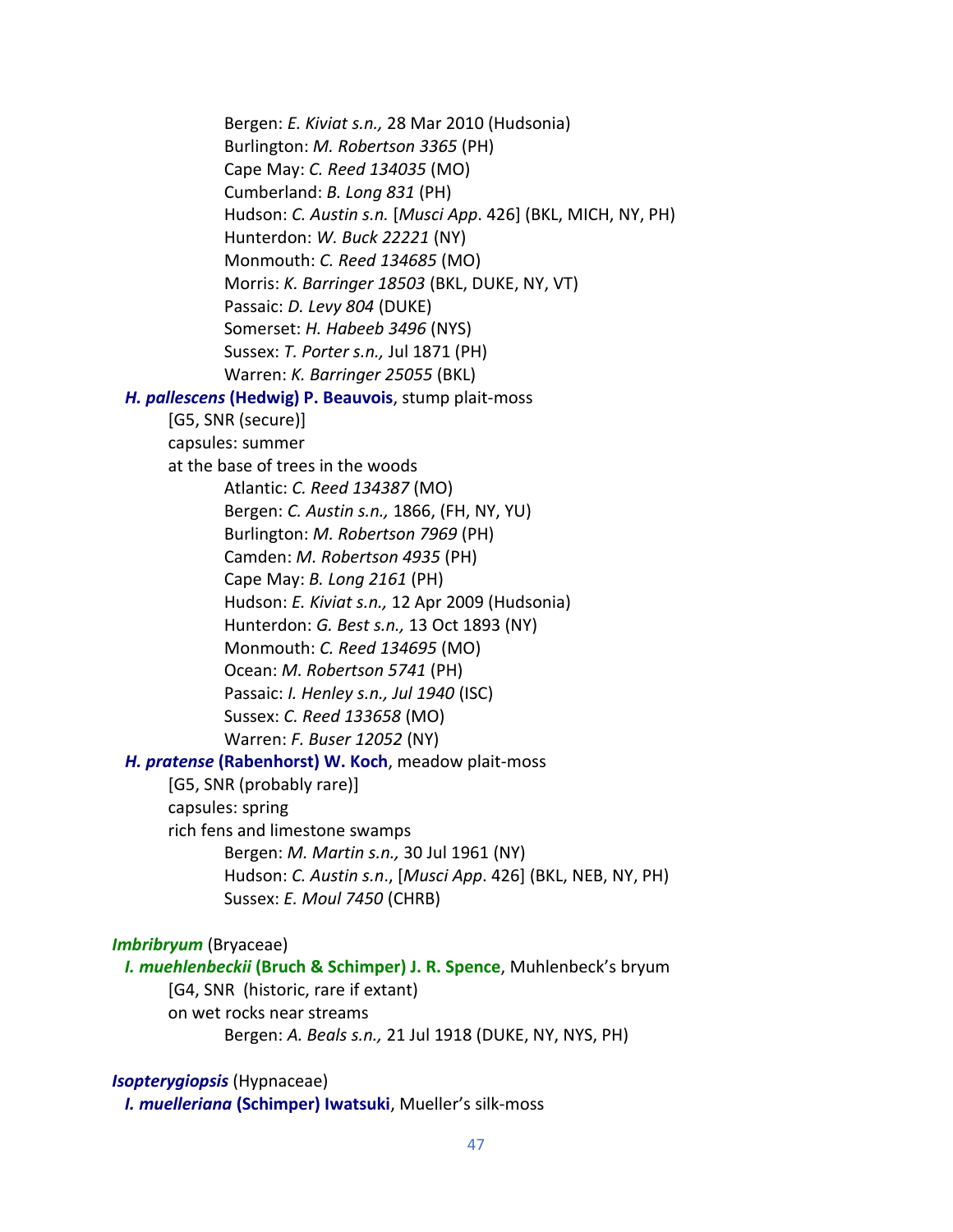Bergen: *E. Kiviat s.n.,* 28 Mar 2010 (Hudsonia)
Burlington: *M. Robertson 3365* (PH)
Cape May: *C. Reed 134035* (MO)
Cumberland: *B. Long 831* (PH)
Hudson: *C. Austin s.n.* [*Musci App*. 426] (BKL, MICH, NY, PH)
Hunterdon: *W. Buck 22221* (NY)
Monmouth: *C. Reed 134685* (MO)
Morris: *K. Barringer 18503* (BKL, DUKE, NY, VT)
Passaic: *D. Levy 804* (DUKE)
Somerset: *H. Habeeb 3496* (NYS)
Sussex: *T. Porter s.n.,* Jul 1871 (PH)
Warren: *K. Barringer 25055* (BKL)

***H. pallescens* (Hedwig) P. Beauvois**, stump plait-moss
[G5, SNR (secure)]
capsules: summer
at the base of trees in the woods
Atlantic: *C. Reed 134387* (MO)
Bergen: *C. Austin s.n.,* 1866, (FH, NY, YU)
Burlington: *M. Robertson 7969* (PH)
Camden: *M. Robertson 4935* (PH)
Cape May: *B. Long 2161* (PH)
Hudson: *E. Kiviat s.n.,* 12 Apr 2009 (Hudsonia)
Hunterdon: *G. Best s.n.,* 13 Oct 1893 (NY)
Monmouth: *C. Reed 134695* (MO)
Ocean: *M. Robertson 5741* (PH)
Passaic: *I. Henley s.n., Jul 1940* (ISC)
Sussex: *C. Reed 133658* (MO)
Warren: *F. Buser 12052* (NY)

***H. pratense* (Rabenhorst) W. Koch**, meadow plait-moss
[G5, SNR (probably rare)]
capsules: spring
rich fens and limestone swamps
Bergen: *M. Martin s.n.,* 30 Jul 1961 (NY)
Hudson: *C. Austin s.n*., [*Musci App*. 426] (BKL, NEB, NY, PH)
Sussex: *E. Moul 7450* (CHRB)

***Imbribryum*** (Bryaceae)

***I. muehlenbeckii* (Bruch & Schimper) J. R. Spence**, Muhlenbeck's bryum
[G4, SNR (historic, rare if extant)
on wet rocks near streams
Bergen: *A. Beals s.n.,* 21 Jul 1918 (DUKE, NY, NYS, PH)

***Isopterygiopsis*** (Hypnaceae)

***I. muelleriana* (Schimper) Iwatsuki**, Mueller's silk-moss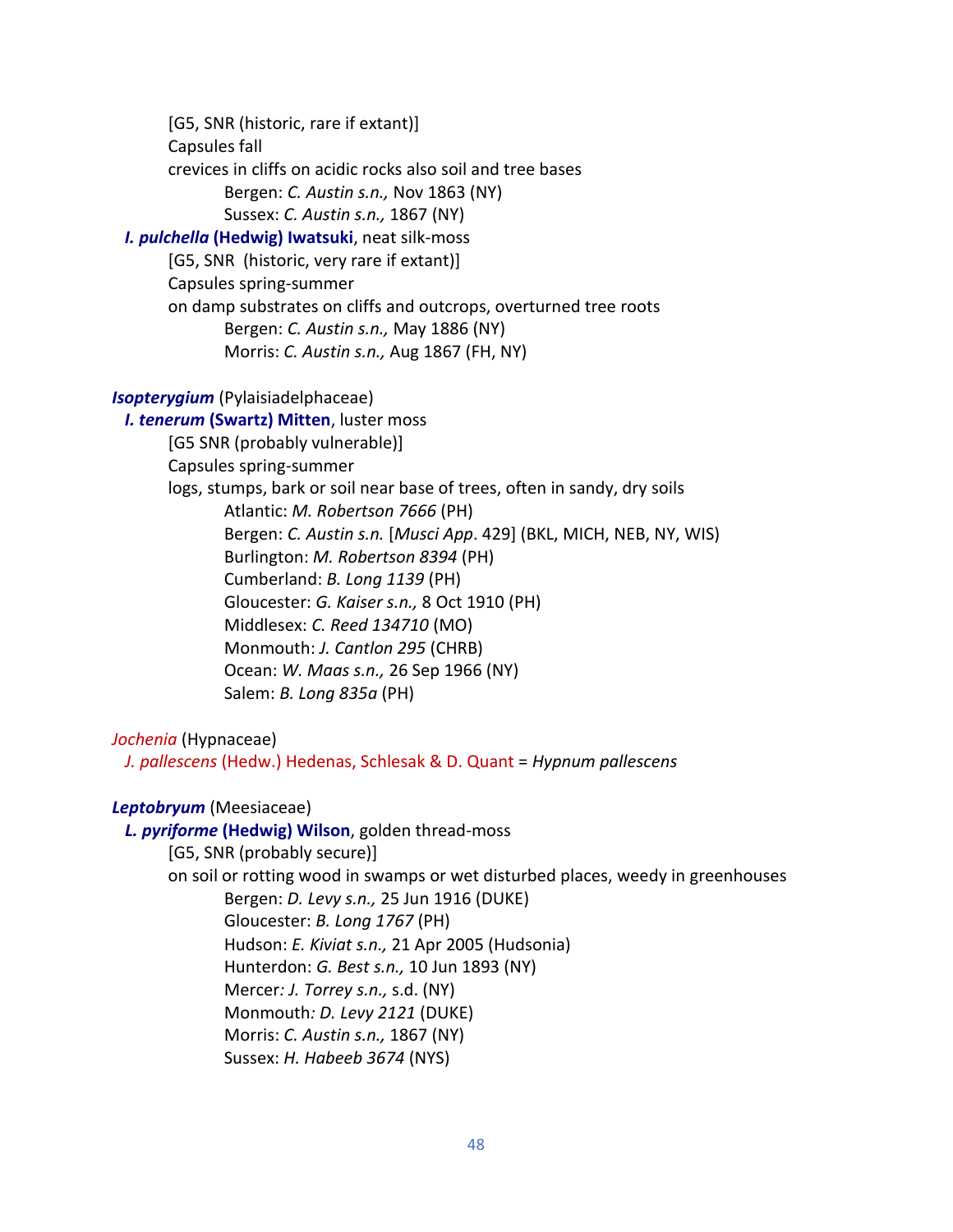[G5, SNR (historic, rare if extant)]

Capsules fall

crevices in cliffs on acidic rocks also soil and tree bases

Bergen: *C. Austin s.n.,* Nov 1863 (NY)

Sussex: *C. Austin s.n.,* 1867 (NY)

***I. pulchella* (Hedwig) Iwatsuki**, neat silk-moss

[G5, SNR (historic, very rare if extant)]

Capsules spring-summer

on damp substrates on cliffs and outcrops, overturned tree roots

Bergen: *C. Austin s.n.,* May 1886 (NY)

Morris: *C. Austin s.n.,* Aug 1867 (FH, NY)

***Isopterygium*** (Pylaisiadelphaceae)

***I. tenerum* (Swartz) Mitten**, luster moss

[G5 SNR (probably vulnerable)]

Capsules spring-summer

logs, stumps, bark or soil near base of trees, often in sandy, dry soils

Atlantic: *M. Robertson 7666* (PH)

Bergen: *C. Austin s.n.* [*Musci App*. 429] (BKL, MICH, NEB, NY, WIS)

Burlington: *M. Robertson 8394* (PH)

Cumberland: *B. Long 1139* (PH)

Gloucester: *G. Kaiser s.n.,* 8 Oct 1910 (PH)

Middlesex: *C. Reed 134710* (MO)

Monmouth: *J. Cantlon 295* (CHRB)

Ocean: *W. Maas s.n.,* 26 Sep 1966 (NY)

Salem: *B. Long 835a* (PH)

*Jochenia* (Hypnaceae)

*J. pallescens* (Hedw.) Hedenas, Schlesak & D. Quant = *Hypnum pallescens*

***Leptobryum*** (Meesiaceae)

***L. pyriforme* (Hedwig) Wilson**, golden thread-moss

[G5, SNR (probably secure)]

on soil or rotting wood in swamps or wet disturbed places, weedy in greenhouses

Bergen: *D. Levy s.n.,* 25 Jun 1916 (DUKE)

Gloucester: *B. Long 1767* (PH)

Hudson: *E. Kiviat s.n.,* 21 Apr 2005 (Hudsonia)

Hunterdon: *G. Best s.n.,* 10 Jun 1893 (NY)

Mercer*: J. Torrey s.n.,* s.d. (NY)

Monmouth*: D. Levy 2121* (DUKE)

Morris: *C. Austin s.n.,* 1867 (NY)

Sussex: *H. Habeeb 3674* (NYS)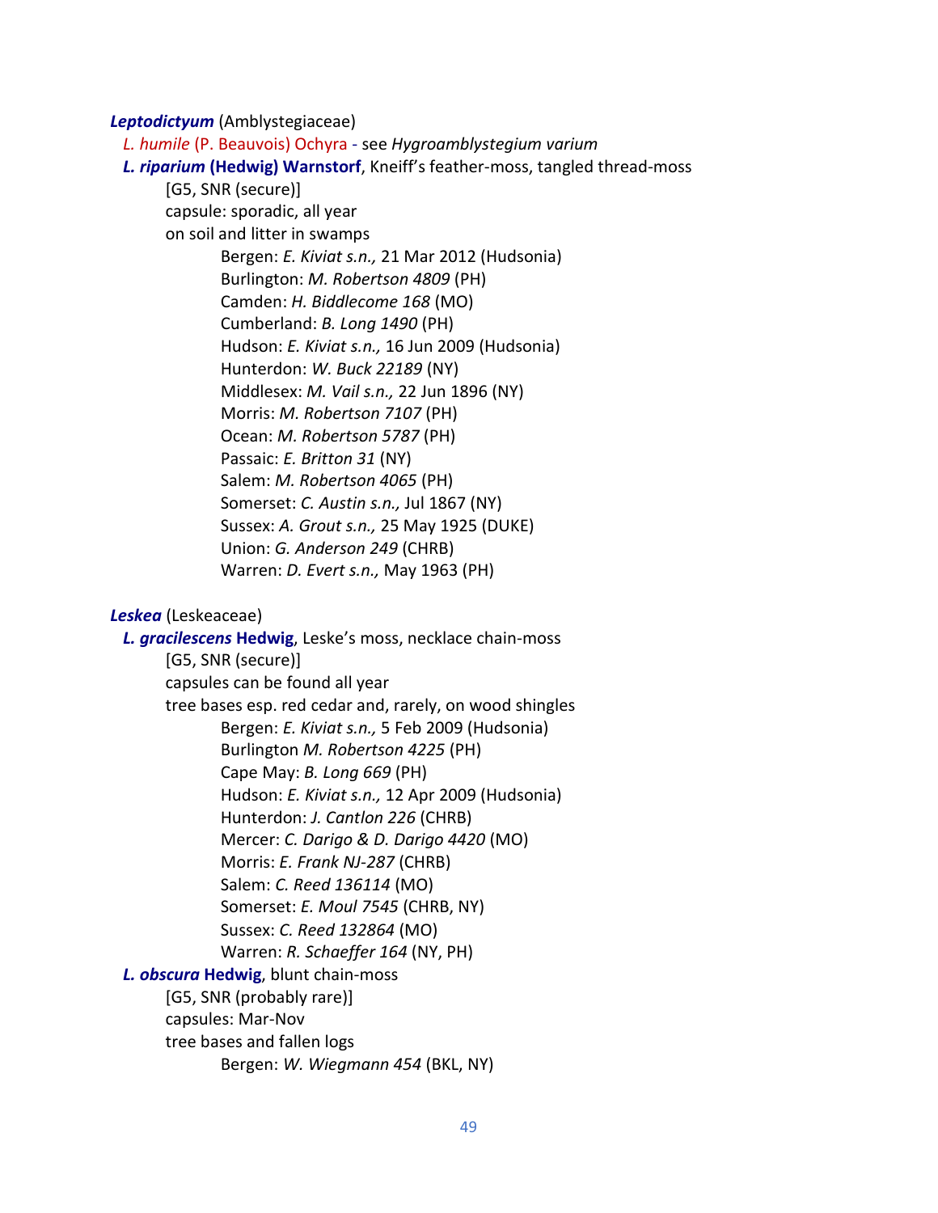***Leptodictyum*** (Amblystegiaceae)

*L. humile* (P. Beauvois) Ochyra - see *Hygroamblystegium varium*

***L. riparium* (Hedwig) Warnstorf**, Kneiff's feather-moss, tangled thread-moss

[G5, SNR (secure)]

capsule: sporadic, all year

on soil and litter in swamps

Bergen: *E. Kiviat s.n.,* 21 Mar 2012 (Hudsonia)
Burlington: *M. Robertson 4809* (PH)
Camden: *H. Biddlecome 168* (MO)
Cumberland: *B. Long 1490* (PH)
Hudson: *E. Kiviat s.n.,* 16 Jun 2009 (Hudsonia)
Hunterdon: *W. Buck 22189* (NY)
Middlesex: *M. Vail s.n.,* 22 Jun 1896 (NY)
Morris: *M. Robertson 7107* (PH)
Ocean: *M. Robertson 5787* (PH)
Passaic: *E. Britton 31* (NY)
Salem: *M. Robertson 4065* (PH)
Somerset: *C. Austin s.n.,* Jul 1867 (NY)
Sussex: *A. Grout s.n.,* 25 May 1925 (DUKE)
Union: *G. Anderson 249* (CHRB)
Warren: *D. Evert s.n.,* May 1963 (PH)

***Leskea*** (Leskeaceae)

***L. gracilescens* Hedwig**, Leske's moss, necklace chain-moss

[G5, SNR (secure)]

capsules can be found all year

tree bases esp. red cedar and, rarely, on wood shingles

Bergen: *E. Kiviat s.n.,* 5 Feb 2009 (Hudsonia)
Burlington *M. Robertson 4225* (PH)
Cape May: *B. Long 669* (PH)
Hudson: *E. Kiviat s.n.,* 12 Apr 2009 (Hudsonia)
Hunterdon: *J. Cantlon 226* (CHRB)
Mercer: *C. Darigo & D. Darigo 4420* (MO)
Morris: *E. Frank NJ-287* (CHRB)
Salem: *C. Reed 136114* (MO)
Somerset: *E. Moul 7545* (CHRB, NY)
Sussex: *C. Reed 132864* (MO)
Warren: *R. Schaeffer 164* (NY, PH)

***L. obscura* Hedwig**, blunt chain-moss

[G5, SNR (probably rare)]

capsules: Mar-Nov

tree bases and fallen logs

Bergen: *W. Wiegmann 454* (BKL, NY)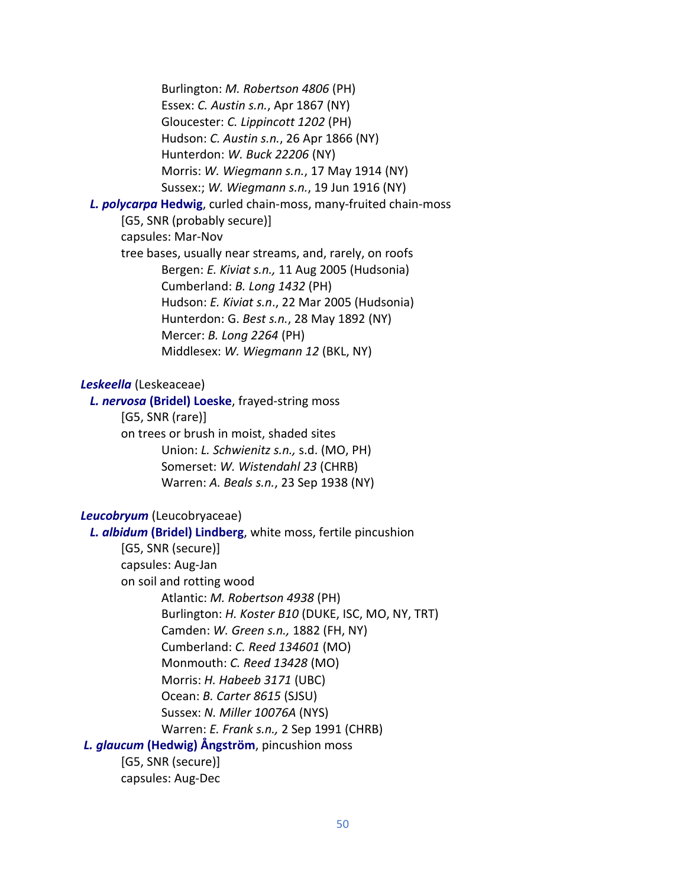Burlington: *M. Robertson 4806* (PH)
Essex: *C. Austin s.n.*, Apr 1867 (NY)
Gloucester: *C. Lippincott 1202* (PH)
Hudson: *C. Austin s.n.*, 26 Apr 1866 (NY)
Hunterdon: *W. Buck 22206* (NY)
Morris: *W. Wiegmann s.n.*, 17 May 1914 (NY)
Sussex:; *W. Wiegmann s.n.*, 19 Jun 1916 (NY)

***L. polycarpa* Hedwig**, curled chain-moss, many-fruited chain-moss
[G5, SNR (probably secure)]
capsules: Mar-Nov
tree bases, usually near streams, and, rarely, on roofs
Bergen: *E. Kiviat s.n.,* 11 Aug 2005 (Hudsonia)
Cumberland: *B. Long 1432* (PH)
Hudson: *E. Kiviat s.n*., 22 Mar 2005 (Hudsonia)
Hunterdon: G. *Best s.n.*, 28 May 1892 (NY)
Mercer: *B. Long 2264* (PH)
Middlesex: *W. Wiegmann 12* (BKL, NY)

***Leskeella*** (Leskeaceae)

***L. nervosa* (Bridel) Loeske**, frayed-string moss
[G5, SNR (rare)]
on trees or brush in moist, shaded sites
Union: *L. Schwienitz s.n.,* s.d. (MO, PH)
Somerset: *W. Wistendahl 23* (CHRB)
Warren: *A. Beals s.n.*, 23 Sep 1938 (NY)

***Leucobryum*** (Leucobryaceae)

***L. albidum* (Bridel) Lindberg**, white moss, fertile pincushion
[G5, SNR (secure)]
capsules: Aug-Jan
on soil and rotting wood
Atlantic: *M. Robertson 4938* (PH)
Burlington: *H. Koster B10* (DUKE, ISC, MO, NY, TRT)
Camden: *W. Green s.n.,* 1882 (FH, NY)
Cumberland: *C. Reed 134601* (MO)
Monmouth: *C. Reed 13428* (MO)
Morris: *H. Habeeb 3171* (UBC)
Ocean: *B. Carter 8615* (SJSU)
Sussex: *N. Miller 10076A* (NYS)
Warren: *E. Frank s.n.,* 2 Sep 1991 (CHRB)

***L. glaucum* (Hedwig) Ångström**, pincushion moss
[G5, SNR (secure)]
capsules: Aug-Dec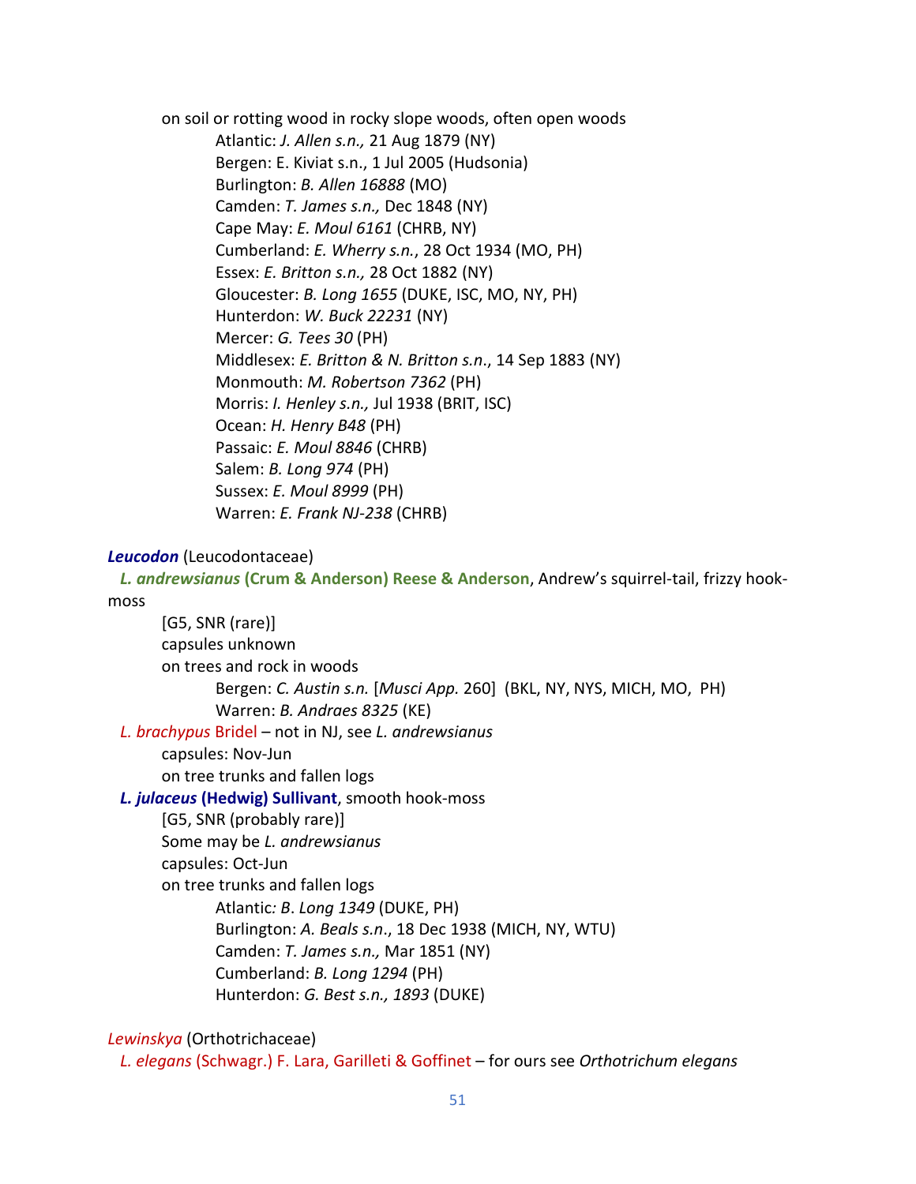on soil or rotting wood in rocky slope woods, often open woods

Atlantic: *J. Allen s.n.,* 21 Aug 1879 (NY)
Bergen: E. Kiviat s.n., 1 Jul 2005 (Hudsonia)
Burlington: *B. Allen 16888* (MO)
Camden: *T. James s.n.,* Dec 1848 (NY)
Cape May: *E. Moul 6161* (CHRB, NY)
Cumberland: *E. Wherry s.n.*, 28 Oct 1934 (MO, PH)
Essex: *E. Britton s.n.,* 28 Oct 1882 (NY)
Gloucester: *B. Long 1655* (DUKE, ISC, MO, NY, PH)
Hunterdon: *W. Buck 22231* (NY)
Mercer: *G. Tees 30* (PH)
Middlesex: *E. Britton & N. Britton s.n*., 14 Sep 1883 (NY)
Monmouth: *M. Robertson 7362* (PH)
Morris: *I. Henley s.n.,* Jul 1938 (BRIT, ISC)
Ocean: *H. Henry B48* (PH)
Passaic: *E. Moul 8846* (CHRB)
Salem: *B. Long 974* (PH)
Sussex: *E. Moul 8999* (PH)
Warren: *E. Frank NJ-238* (CHRB)

***Leucodon*** (Leucodontaceae)

***L. andrewsianus* (Crum & Anderson) Reese & Anderson**, Andrew's squirrel-tail, frizzy hook-moss

[G5, SNR (rare)]
capsules unknown
on trees and rock in woods

Bergen: *C. Austin s.n.* [*Musci App.* 260] (BKL, NY, NYS, MICH, MO, PH)
Warren: *B. Andraes 8325* (KE)

*L. brachypus* Bridel – not in NJ, see *L. andrewsianus*

capsules: Nov-Jun
on tree trunks and fallen logs

***L. julaceus* (Hedwig) Sullivant**, smooth hook-moss

[G5, SNR (probably rare)]
Some may be *L. andrewsianus*
capsules: Oct-Jun
on tree trunks and fallen logs

Atlantic*: B. Long 1349* (DUKE, PH)
Burlington: *A. Beals s.n*., 18 Dec 1938 (MICH, NY, WTU)
Camden: *T. James s.n.,* Mar 1851 (NY)
Cumberland: *B. Long 1294* (PH)
Hunterdon: *G. Best s.n., 1893* (DUKE)

*Lewinskya* (Orthotrichaceae)

*L. elegans* (Schwagr.) F. Lara, Garilleti & Goffinet – for ours see *Orthotrichum elegans*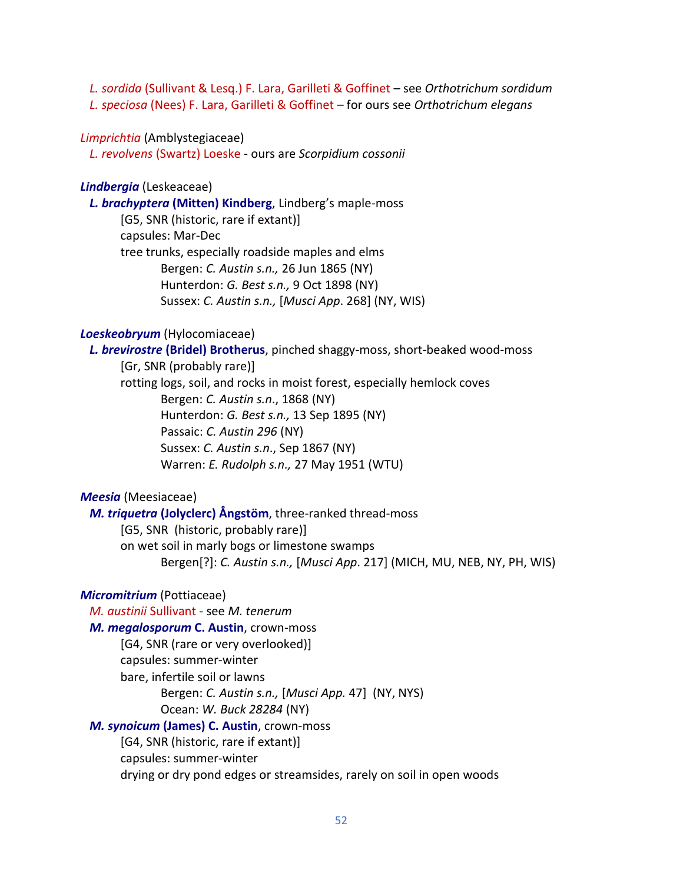*L. sordida* (Sullivant & Lesq.) F. Lara, Garilleti & Goffinet – see *Orthotrichum sordidum*
*L. speciosa* (Nees) F. Lara, Garilleti & Goffinet – for ours see *Orthotrichum elegans*

*Limprichtia* (Amblystegiaceae)
*L. revolvens* (Swartz) Loeske - ours are *Scorpidium cossonii*

***Lindbergia*** (Leskeaceae)
***L. brachyptera* (Mitten) Kindberg**, Lindberg's maple-moss
[G5, SNR (historic, rare if extant)]
capsules: Mar-Dec
tree trunks, especially roadside maples and elms
Bergen: *C. Austin s.n.,* 26 Jun 1865 (NY)
Hunterdon: *G. Best s.n.,* 9 Oct 1898 (NY)
Sussex: *C. Austin s.n.,* [*Musci App*. 268] (NY, WIS)

***Loeskeobryum*** (Hylocomiaceae)
***L. brevirostre* (Bridel) Brotherus**, pinched shaggy-moss, short-beaked wood-moss
[Gr, SNR (probably rare)]
rotting logs, soil, and rocks in moist forest, especially hemlock coves
Bergen: *C. Austin s.n*., 1868 (NY)
Hunterdon: *G. Best s.n.,* 13 Sep 1895 (NY)
Passaic: *C. Austin 296* (NY)
Sussex: *C. Austin s.n*., Sep 1867 (NY)
Warren: *E. Rudolph s.n.,* 27 May 1951 (WTU)

***Meesia*** (Meesiaceae)
***M. triquetra* (Jolyclerc) Ångstöm**, three-ranked thread-moss
[G5, SNR (historic, probably rare)]
on wet soil in marly bogs or limestone swamps
Bergen[?]: *C. Austin s.n.,* [*Musci App*. 217] (MICH, MU, NEB, NY, PH, WIS)

***Micromitrium*** (Pottiaceae)
*M. austinii* Sullivant - see *M. tenerum*
***M. megalosporum* C. Austin**, crown-moss
[G4, SNR (rare or very overlooked)]
capsules: summer-winter
bare, infertile soil or lawns
Bergen: *C. Austin s.n.,* [*Musci App.* 47] (NY, NYS)
Ocean: *W. Buck 28284* (NY)
***M. synoicum* (James) C. Austin**, crown-moss
[G4, SNR (historic, rare if extant)]
capsules: summer-winter
drying or dry pond edges or streamsides, rarely on soil in open woods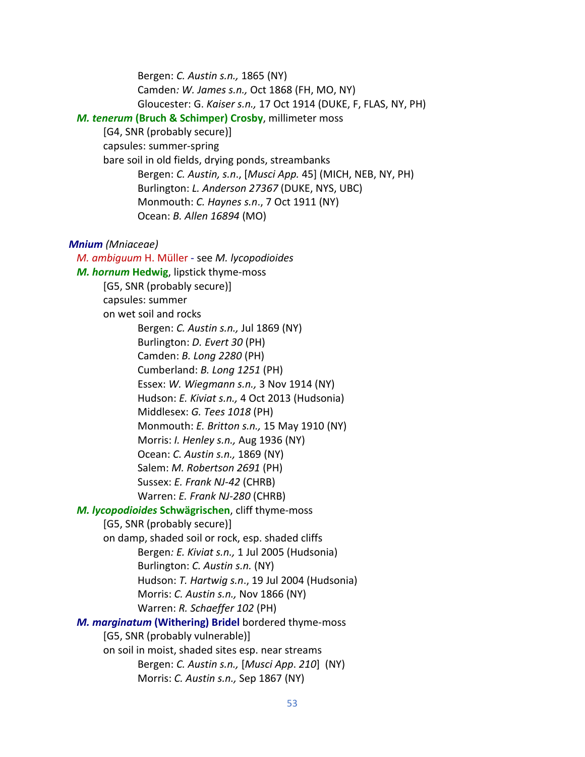Bergen: *C. Austin s.n.,* 1865 (NY)
Camden*: W. James s.n.,* Oct 1868 (FH, MO, NY)
Gloucester: G. *Kaiser s.n.,* 17 Oct 1914 (DUKE, F, FLAS, NY, PH)

***M. tenerum* (Bruch & Schimper) Crosby**, millimeter moss
[G4, SNR (probably secure)]
capsules: summer-spring
bare soil in old fields, drying ponds, streambanks
Bergen: *C. Austin, s.n*., [*Musci App.* 45] (MICH, NEB, NY, PH)
Burlington: *L. Anderson 27367* (DUKE, NYS, UBC)
Monmouth: *C. Haynes s.n*., 7 Oct 1911 (NY)
Ocean: *B. Allen 16894* (MO)

***Mnium** (Mniaceae)*

*M. ambiguum* H. Müller - see *M. lycopodioides*

***M. hornum* Hedwig**, lipstick thyme-moss
[G5, SNR (probably secure)]
capsules: summer
on wet soil and rocks
Bergen: *C. Austin s.n.,* Jul 1869 (NY)
Burlington: *D. Evert 30* (PH)
Camden: *B. Long 2280* (PH)
Cumberland: *B. Long 1251* (PH)
Essex: *W. Wiegmann s.n.,* 3 Nov 1914 (NY)
Hudson: *E. Kiviat s.n.,* 4 Oct 2013 (Hudsonia)
Middlesex: *G. Tees 1018* (PH)
Monmouth: *E. Britton s.n.,* 15 May 1910 (NY)
Morris: *I. Henley s.n.,* Aug 1936 (NY)
Ocean: *C. Austin s.n.,* 1869 (NY)
Salem: *M. Robertson 2691* (PH)
Sussex: *E. Frank NJ-42* (CHRB)
Warren: *E. Frank NJ-280* (CHRB)

***M. lycopodioides* Schwägrischen**, cliff thyme-moss
[G5, SNR (probably secure)]
on damp, shaded soil or rock, esp. shaded cliffs
Bergen*: E. Kiviat s.n.,* 1 Jul 2005 (Hudsonia)
Burlington: *C. Austin s.n.* (NY)
Hudson: *T. Hartwig s.n*., 19 Jul 2004 (Hudsonia)
Morris: *C. Austin s.n.,* Nov 1866 (NY)
Warren: *R. Schaeffer 102* (PH)

***M. marginatum* (Withering) Bridel** bordered thyme-moss
[G5, SNR (probably vulnerable)]
on soil in moist, shaded sites esp. near streams
Bergen: *C. Austin s.n.,* [*Musci App*. *210*] (NY)
Morris: *C. Austin s.n.,* Sep 1867 (NY)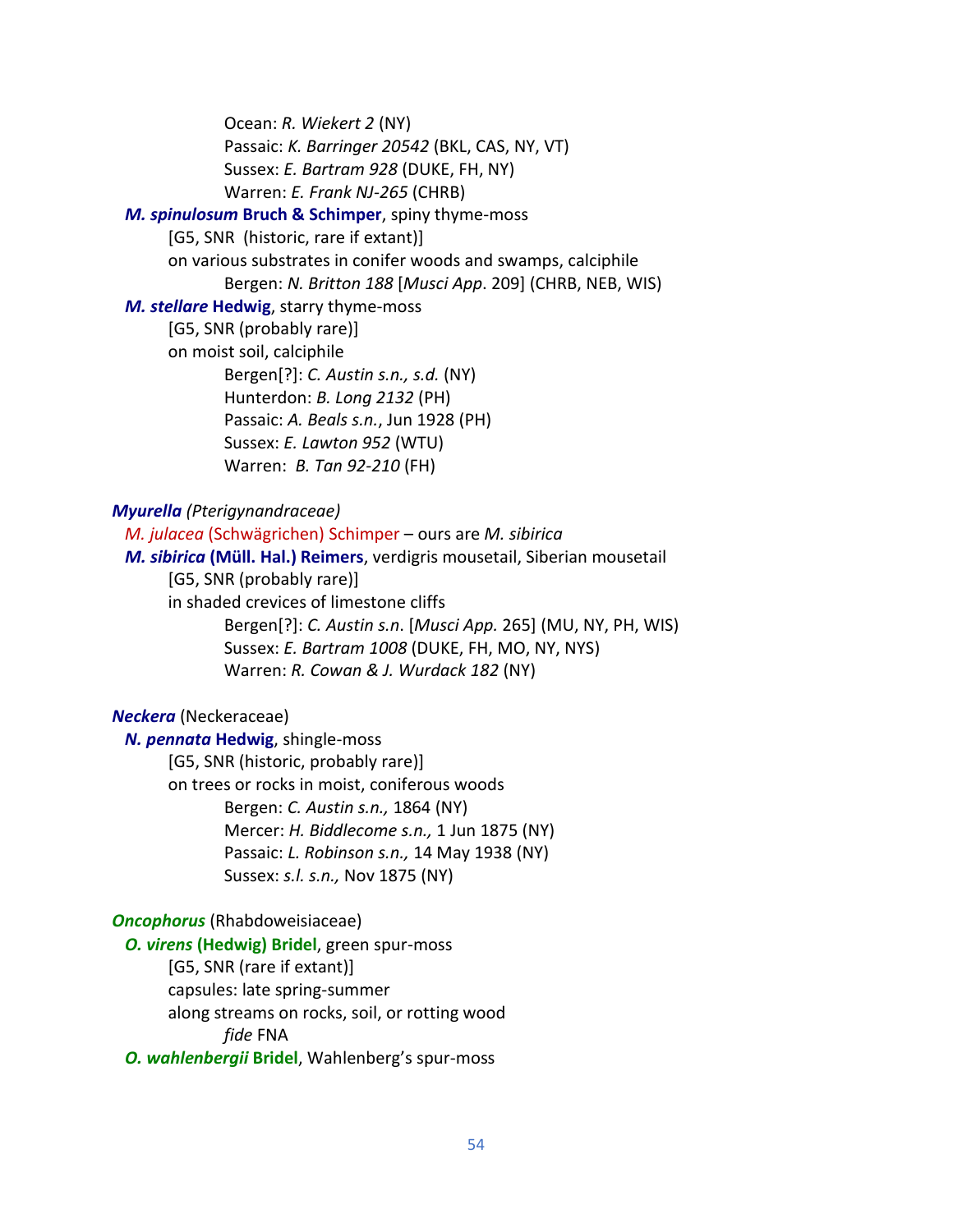Ocean: *R. Wiekert 2* (NY)
Passaic: *K. Barringer 20542* (BKL, CAS, NY, VT)
Sussex: *E. Bartram 928* (DUKE, FH, NY)
Warren: *E. Frank NJ-265* (CHRB)

***M. spinulosum* Bruch & Schimper**, spiny thyme-moss
[G5, SNR (historic, rare if extant)]
on various substrates in conifer woods and swamps, calciphile
Bergen: *N. Britton 188* [*Musci App*. 209] (CHRB, NEB, WIS)

***M. stellare* Hedwig**, starry thyme-moss
[G5, SNR (probably rare)]
on moist soil, calciphile
Bergen[?]: *C. Austin s.n., s.d.* (NY)
Hunterdon: *B. Long 2132* (PH)
Passaic: *A. Beals s.n.*, Jun 1928 (PH)
Sussex: *E. Lawton 952* (WTU)
Warren: *B. Tan 92-210* (FH)

***Myurella*** *(Pterigynandraceae)*

*M. julacea* (Schwägrichen) Schimper – ours are *M. sibirica*

***M. sibirica* (Müll. Hal.) Reimers**, verdigris mousetail, Siberian mousetail
[G5, SNR (probably rare)]
in shaded crevices of limestone cliffs
Bergen[?]: *C. Austin s.n*. [*Musci App.* 265] (MU, NY, PH, WIS)
Sussex: *E. Bartram 1008* (DUKE, FH, MO, NY, NYS)
Warren: *R. Cowan & J. Wurdack 182* (NY)

***Neckera*** (Neckeraceae)

***N. pennata* Hedwig**, shingle-moss
[G5, SNR (historic, probably rare)]
on trees or rocks in moist, coniferous woods
Bergen: *C. Austin s.n.,* 1864 (NY)
Mercer: *H. Biddlecome s.n.,* 1 Jun 1875 (NY)
Passaic: *L. Robinson s.n.,* 14 May 1938 (NY)
Sussex: *s.l. s.n.,* Nov 1875 (NY)

***Oncophorus*** (Rhabdoweisiaceae)

***O. virens* (Hedwig) Bridel**, green spur-moss
[G5, SNR (rare if extant)]
capsules: late spring-summer
along streams on rocks, soil, or rotting wood
*fide* FNA

***O. wahlenbergii* Bridel**, Wahlenberg's spur-moss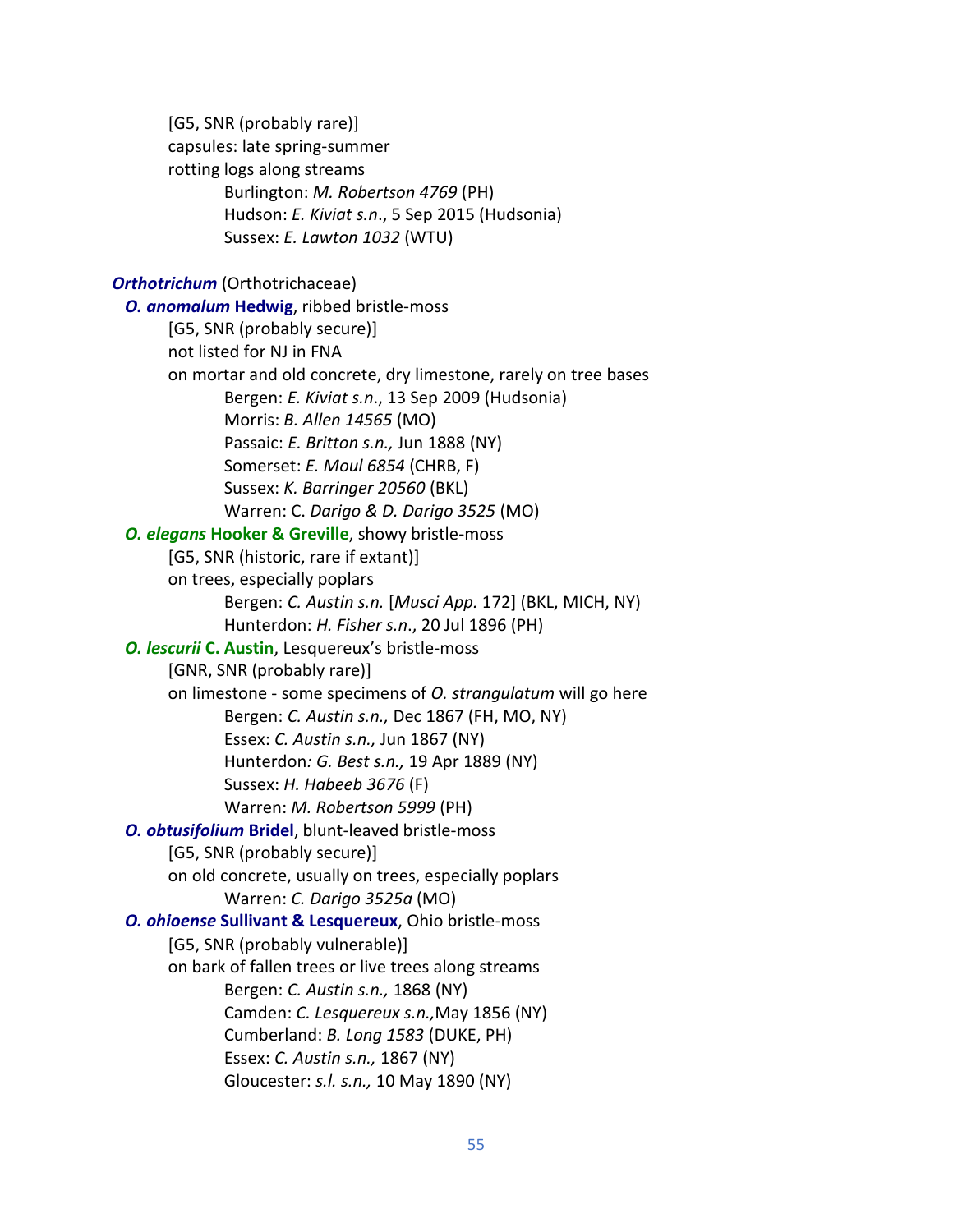[G5, SNR (probably rare)]
capsules: late spring-summer
rotting logs along streams

Burlington: *M. Robertson 4769* (PH)
Hudson: *E. Kiviat s.n*., 5 Sep 2015 (Hudsonia)
Sussex: *E. Lawton 1032* (WTU)

***Orthotrichum*** (Orthotrichaceae)

***O. anomalum* Hedwig**, ribbed bristle-moss

[G5, SNR (probably secure)]
not listed for NJ in FNA
on mortar and old concrete, dry limestone, rarely on tree bases

Bergen: *E. Kiviat s.n*., 13 Sep 2009 (Hudsonia)
Morris: *B. Allen 14565* (MO)
Passaic: *E. Britton s.n.,* Jun 1888 (NY)
Somerset: *E. Moul 6854* (CHRB, F)
Sussex: *K. Barringer 20560* (BKL)
Warren: C. *Darigo & D. Darigo 3525* (MO)

***O. elegans* Hooker & Greville**, showy bristle-moss

[G5, SNR (historic, rare if extant)]
on trees, especially poplars

Bergen: *C. Austin s.n.* [*Musci App.* 172] (BKL, MICH, NY)
Hunterdon: *H. Fisher s.n*., 20 Jul 1896 (PH)

***O. lescurii* C. Austin**, Lesquereux's bristle-moss

[GNR, SNR (probably rare)]
on limestone - some specimens of *O. strangulatum* will go here

Bergen: *C. Austin s.n.,* Dec 1867 (FH, MO, NY)
Essex: *C. Austin s.n.,* Jun 1867 (NY)
Hunterdon*: G. Best s.n.,* 19 Apr 1889 (NY)
Sussex: *H. Habeeb 3676* (F)
Warren: *M. Robertson 5999* (PH)

***O. obtusifolium* Bridel**, blunt-leaved bristle-moss

[G5, SNR (probably secure)]
on old concrete, usually on trees, especially poplars

Warren: *C. Darigo 3525a* (MO)

***O. ohioense* Sullivant & Lesquereux**, Ohio bristle-moss

[G5, SNR (probably vulnerable)]
on bark of fallen trees or live trees along streams

Bergen: *C. Austin s.n.,* 1868 (NY)
Camden: *C. Lesquereux s.n.,*May 1856 (NY)
Cumberland: *B. Long 1583* (DUKE, PH)
Essex: *C. Austin s.n.,* 1867 (NY)
Gloucester: *s.l. s.n.,* 10 May 1890 (NY)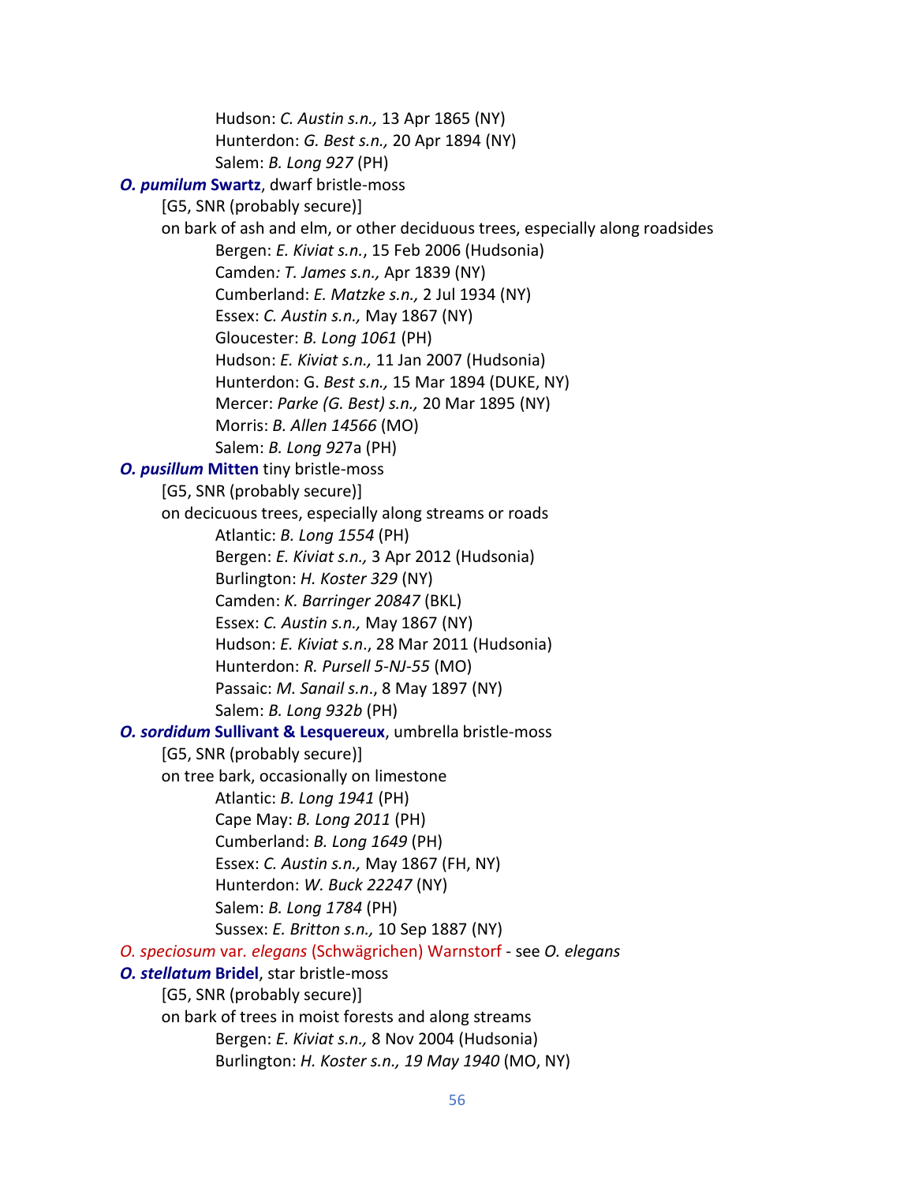Hudson: *C. Austin s.n.,* 13 Apr 1865 (NY)
Hunterdon: *G. Best s.n.,* 20 Apr 1894 (NY)
Salem: *B. Long 927* (PH)

***O. pumilum* Swartz**, dwarf bristle-moss
[G5, SNR (probably secure)]
on bark of ash and elm, or other deciduous trees, especially along roadsides
Bergen: *E. Kiviat s.n.*, 15 Feb 2006 (Hudsonia)
Camden*: T. James s.n.,* Apr 1839 (NY)
Cumberland: *E. Matzke s.n.,* 2 Jul 1934 (NY)
Essex: *C. Austin s.n.,* May 1867 (NY)
Gloucester: *B. Long 1061* (PH)
Hudson: *E. Kiviat s.n.,* 11 Jan 2007 (Hudsonia)
Hunterdon: G. *Best s.n.,* 15 Mar 1894 (DUKE, NY)
Mercer: *Parke (G. Best) s.n.,* 20 Mar 1895 (NY)
Morris: *B. Allen 14566* (MO)
Salem: *B. Long 927*a (PH)

***O. pusillum* Mitten** tiny bristle-moss
[G5, SNR (probably secure)]
on decicuous trees, especially along streams or roads
Atlantic: *B. Long 1554* (PH)
Bergen: *E. Kiviat s.n.,* 3 Apr 2012 (Hudsonia)
Burlington: *H. Koster 329* (NY)
Camden: *K. Barringer 20847* (BKL)
Essex: *C. Austin s.n.,* May 1867 (NY)
Hudson: *E. Kiviat s.n*., 28 Mar 2011 (Hudsonia)
Hunterdon: *R. Pursell 5-NJ-55* (MO)
Passaic: *M. Sanail s.n*., 8 May 1897 (NY)
Salem: *B. Long 932b* (PH)

***O. sordidum* Sullivant & Lesquereux**, umbrella bristle-moss
[G5, SNR (probably secure)]
on tree bark, occasionally on limestone
Atlantic: *B. Long 1941* (PH)
Cape May: *B. Long 2011* (PH)
Cumberland: *B. Long 1649* (PH)
Essex: *C. Austin s.n.,* May 1867 (FH, NY)
Hunterdon: *W. Buck 22247* (NY)
Salem: *B. Long 1784* (PH)
Sussex: *E. Britton s.n.,* 10 Sep 1887 (NY)

*O. speciosum* var. *elegans* (Schwägrichen) Warnstorf - see *O. elegans*

***O. stellatum* Bridel**, star bristle-moss
[G5, SNR (probably secure)]
on bark of trees in moist forests and along streams
Bergen: *E. Kiviat s.n.,* 8 Nov 2004 (Hudsonia)
Burlington: *H. Koster s.n., 19 May 1940* (MO, NY)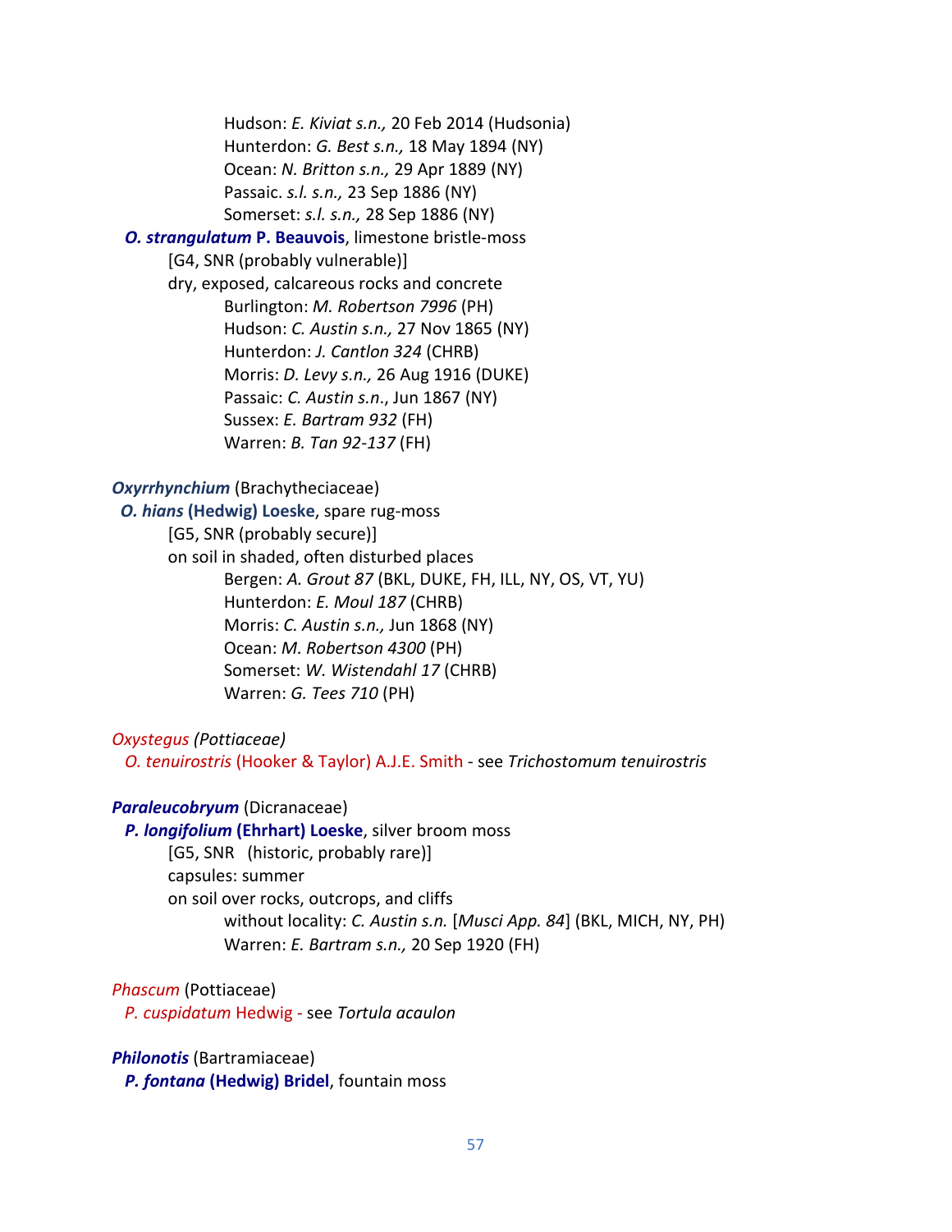Hudson: *E. Kiviat s.n.,* 20 Feb 2014 (Hudsonia)
Hunterdon: *G. Best s.n.,* 18 May 1894 (NY)
Ocean: *N. Britton s.n.,* 29 Apr 1889 (NY)
Passaic. *s.l. s.n.,* 23 Sep 1886 (NY)
Somerset: *s.l. s.n.,* 28 Sep 1886 (NY)

***O. strangulatum* P. Beauvois**, limestone bristle-moss
[G4, SNR (probably vulnerable)]
dry, exposed, calcareous rocks and concrete
Burlington: *M. Robertson 7996* (PH)
Hudson: *C. Austin s.n.,* 27 Nov 1865 (NY)
Hunterdon: *J. Cantlon 324* (CHRB)
Morris: *D. Levy s.n.,* 26 Aug 1916 (DUKE)
Passaic: *C. Austin s.n*., Jun 1867 (NY)
Sussex: *E. Bartram 932* (FH)
Warren: *B. Tan 92-137* (FH)

***Oxyrrhynchium*** (Brachytheciaceae)

***O. hians* (Hedwig) Loeske**, spare rug-moss
[G5, SNR (probably secure)]
on soil in shaded, often disturbed places
Bergen: *A. Grout 87* (BKL, DUKE, FH, ILL, NY, OS, VT, YU)
Hunterdon: *E. Moul 187* (CHRB)
Morris: *C. Austin s.n.,* Jun 1868 (NY)
Ocean: *M. Robertson 4300* (PH)
Somerset: *W. Wistendahl 17* (CHRB)
Warren: *G. Tees 710* (PH)

*Oxystegus (Pottiaceae)*

*O. tenuirostris* (Hooker & Taylor) A.J.E. Smith - see *Trichostomum tenuirostris*

***Paraleucobryum*** (Dicranaceae)

***P. longifolium* (Ehrhart) Loeske**, silver broom moss
[G5, SNR (historic, probably rare)]
capsules: summer
on soil over rocks, outcrops, and cliffs
without locality: *C. Austin s.n.* [*Musci App. 84*] (BKL, MICH, NY, PH)
Warren: *E. Bartram s.n.,* 20 Sep 1920 (FH)

*Phascum* (Pottiaceae)

*P. cuspidatum* Hedwig - see *Tortula acaulon*

***Philonotis*** (Bartramiaceae)

***P. fontana* (Hedwig) Bridel**, fountain moss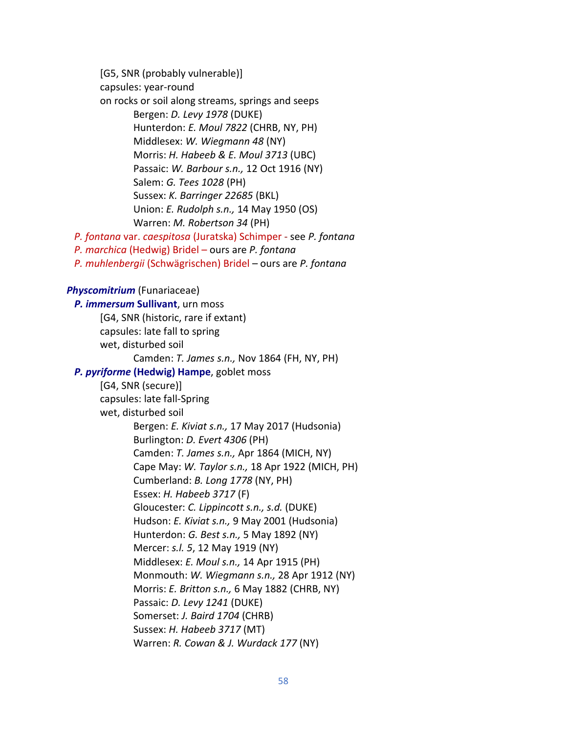[G5, SNR (probably vulnerable)]
capsules: year-round
on rocks or soil along streams, springs and seeps

Bergen: *D. Levy 1978* (DUKE)
Hunterdon: *E. Moul 7822* (CHRB, NY, PH)
Middlesex: *W. Wiegmann 48* (NY)
Morris: *H. Habeeb & E. Moul 3713* (UBC)
Passaic: *W. Barbour s.n.,* 12 Oct 1916 (NY)
Salem: *G. Tees 1028* (PH)
Sussex: *K. Barringer 22685* (BKL)
Union: *E. Rudolph s.n.,* 14 May 1950 (OS)
Warren: *M. Robertson 34* (PH)

*P. fontana* var. *caespitosa* (Juratska) Schimper - see *P. fontana*
*P. marchica* (Hedwig) Bridel – ours are *P. fontana*
*P. muhlenbergii* (Schwägrischen) Bridel – ours are *P. fontana*

***Physcomitrium*** (Funariaceae)

***P. immersum* Sullivant**, urn moss
[G4, SNR (historic, rare if extant)]
capsules: late fall to spring
wet, disturbed soil

Camden: *T. James s.n.,* Nov 1864 (FH, NY, PH)

***P. pyriforme* (Hedwig) Hampe**, goblet moss
[G4, SNR (secure)]
capsules: late fall-Spring
wet, disturbed soil

Bergen: *E. Kiviat s.n.,* 17 May 2017 (Hudsonia)
Burlington: *D. Evert 4306* (PH)
Camden: *T. James s.n.,* Apr 1864 (MICH, NY)
Cape May: *W. Taylor s.n.,* 18 Apr 1922 (MICH, PH)
Cumberland: *B. Long 1778* (NY, PH)
Essex: *H. Habeeb 3717* (F)
Gloucester: *C. Lippincott s.n., s.d.* (DUKE)
Hudson: *E. Kiviat s.n.,* 9 May 2001 (Hudsonia)
Hunterdon: *G. Best s.n.,* 5 May 1892 (NY)
Mercer: *s.l. 5*, 12 May 1919 (NY)
Middlesex: *E. Moul s.n.,* 14 Apr 1915 (PH)
Monmouth: *W. Wiegmann s.n.,* 28 Apr 1912 (NY)
Morris: *E. Britton s.n.,* 6 May 1882 (CHRB, NY)
Passaic: *D. Levy 1241* (DUKE)
Somerset: *J. Baird 1704* (CHRB)
Sussex: *H. Habeeb 3717* (MT)
Warren: *R. Cowan & J. Wurdack 177* (NY)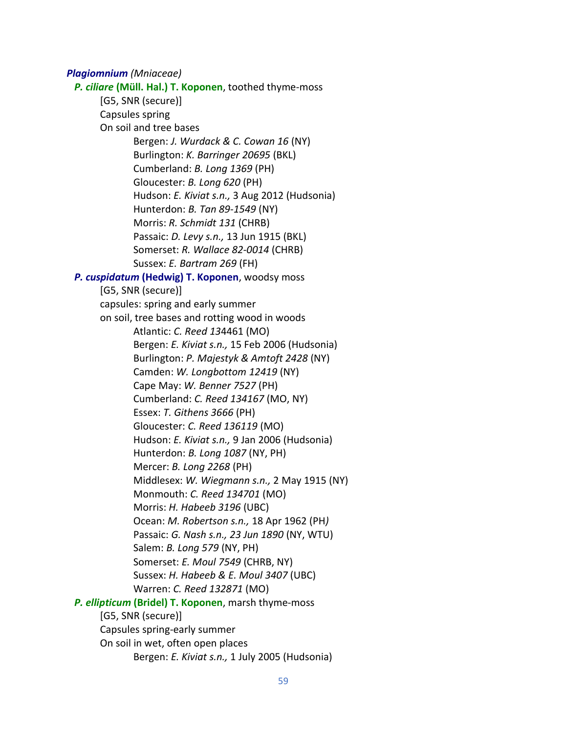***Plagiomnium*** *(Mniaceae)*

***P. ciliare*** **(Müll. Hal.) T. Koponen**, toothed thyme-moss

[G5, SNR (secure)]

Capsules spring

On soil and tree bases

Bergen: *J. Wurdack & C. Cowan 16* (NY)
Burlington: *K. Barringer 20695* (BKL)
Cumberland: *B. Long 1369* (PH)
Gloucester: *B. Long 620* (PH)
Hudson: *E. Kiviat s.n.,* 3 Aug 2012 (Hudsonia)
Hunterdon: *B. Tan 89-1549* (NY)
Morris: *R. Schmidt 131* (CHRB)
Passaic: *D. Levy s.n.,* 13 Jun 1915 (BKL)
Somerset: *R. Wallace 82-0014* (CHRB)
Sussex: *E. Bartram 269* (FH)

***P. cuspidatum*** **(Hedwig) T. Koponen**, woodsy moss

[G5, SNR (secure)]

capsules: spring and early summer

on soil, tree bases and rotting wood in woods

Atlantic: *C. Reed 13*4461 (MO)
Bergen: *E. Kiviat s.n.,* 15 Feb 2006 (Hudsonia)
Burlington: *P. Majestyk & Amtoft 2428* (NY)
Camden: *W. Longbottom 12419* (NY)
Cape May: *W. Benner 7527* (PH)
Cumberland: *C. Reed 134167* (MO, NY)
Essex: *T. Githens 3666* (PH)
Gloucester: *C. Reed 136119* (MO)
Hudson: *E. Kiviat s.n.,* 9 Jan 2006 (Hudsonia)
Hunterdon: *B. Long 1087* (NY, PH)
Mercer: *B. Long 2268* (PH)
Middlesex: *W. Wiegmann s.n.,* 2 May 1915 (NY)
Monmouth: *C. Reed 134701* (MO)
Morris: *H. Habeeb 3196* (UBC)
Ocean: *M. Robertson s.n.,* 18 Apr 1962 (PH*)*
Passaic: *G. Nash s.n., 23 Jun 1890* (NY, WTU)
Salem: *B. Long 579* (NY, PH)
Somerset: *E. Moul 7549* (CHRB, NY)
Sussex: *H. Habeeb & E. Moul 3407* (UBC)
Warren: *C. Reed 132871* (MO)

***P. ellipticum*** **(Bridel) T. Koponen**, marsh thyme-moss

[G5, SNR (secure)]

Capsules spring-early summer

On soil in wet, often open places

Bergen: *E. Kiviat s.n.,* 1 July 2005 (Hudsonia)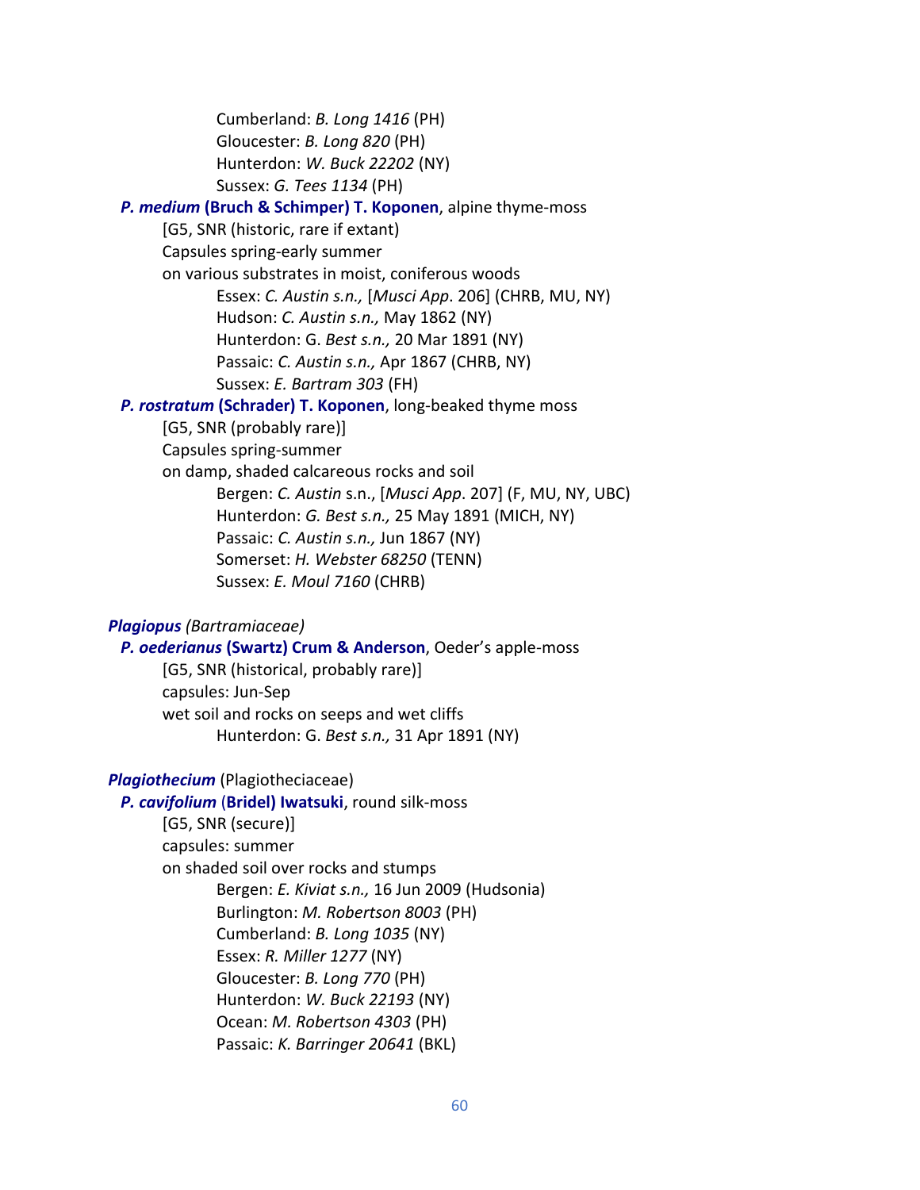Cumberland: *B. Long 1416* (PH)
Gloucester: *B. Long 820* (PH)
Hunterdon: *W. Buck 22202* (NY)
Sussex: *G. Tees 1134* (PH)

***P. medium* (Bruch & Schimper) T. Koponen**, alpine thyme-moss

[G5, SNR (historic, rare if extant)
Capsules spring-early summer
on various substrates in moist, coniferous woods

Essex: *C. Austin s.n.,* [*Musci App*. 206] (CHRB, MU, NY)
Hudson: *C. Austin s.n.,* May 1862 (NY)
Hunterdon: G. *Best s.n.,* 20 Mar 1891 (NY)
Passaic: *C. Austin s.n.,* Apr 1867 (CHRB, NY)
Sussex: *E. Bartram 303* (FH)

***P. rostratum* (Schrader) T. Koponen**, long-beaked thyme moss

[G5, SNR (probably rare)]
Capsules spring-summer
on damp, shaded calcareous rocks and soil

Bergen: *C. Austin* s.n., [*Musci App*. 207] (F, MU, NY, UBC)
Hunterdon: *G. Best s.n.,* 25 May 1891 (MICH, NY)
Passaic: *C. Austin s.n.,* Jun 1867 (NY)
Somerset: *H. Webster 68250* (TENN)
Sussex: *E. Moul 7160* (CHRB)

***Plagiopus*** *(Bartramiaceae)*

***P. oederianus* (Swartz) Crum & Anderson**, Oeder's apple-moss

[G5, SNR (historical, probably rare)]
capsules: Jun-Sep
wet soil and rocks on seeps and wet cliffs

Hunterdon: G. *Best s.n.,* 31 Apr 1891 (NY)

***Plagiothecium*** (Plagiotheciaceae)

***P. cavifolium* (Bridel) Iwatsuki**, round silk-moss

[G5, SNR (secure)]
capsules: summer
on shaded soil over rocks and stumps

Bergen: *E. Kiviat s.n.,* 16 Jun 2009 (Hudsonia)
Burlington: *M. Robertson 8003* (PH)
Cumberland: *B. Long 1035* (NY)
Essex: *R. Miller 1277* (NY)
Gloucester: *B. Long 770* (PH)
Hunterdon: *W. Buck 22193* (NY)
Ocean: *M. Robertson 4303* (PH)
Passaic: *K. Barringer 20641* (BKL)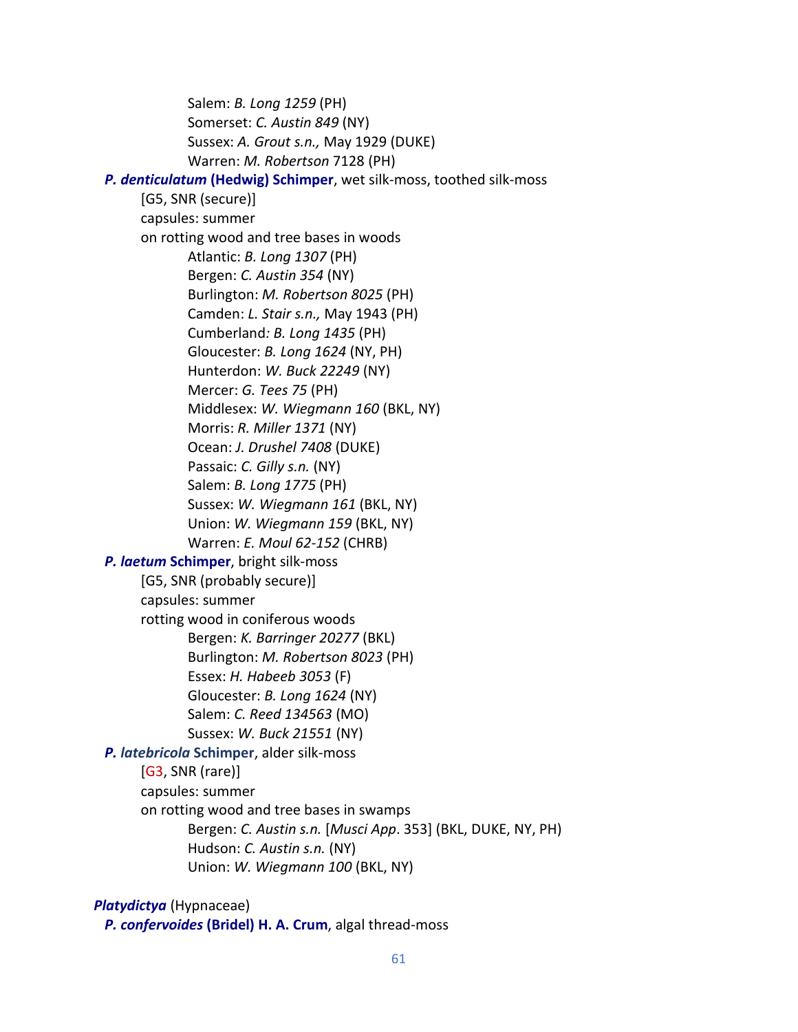Salem: *B. Long 1259* (PH)
Somerset: *C. Austin 849* (NY)
Sussex: *A. Grout s.n.,* May 1929 (DUKE)
Warren: *M. Robertson* 7128 (PH)

***P. denticulatum* (Hedwig) Schimper**, wet silk-moss, toothed silk-moss
[G5, SNR (secure)]
capsules: summer
on rotting wood and tree bases in woods
Atlantic: *B. Long 1307* (PH)
Bergen: *C. Austin 354* (NY)
Burlington: *M. Robertson 8025* (PH)
Camden: *L. Stair s.n.,* May 1943 (PH)
Cumberland*: B. Long 1435* (PH)
Gloucester: *B. Long 1624* (NY, PH)
Hunterdon: *W. Buck 22249* (NY)
Mercer: *G. Tees 75* (PH)
Middlesex: *W. Wiegmann 160* (BKL, NY)
Morris: *R. Miller 1371* (NY)
Ocean: *J. Drushel 7408* (DUKE)
Passaic: *C. Gilly s.n.* (NY)
Salem: *B. Long 1775* (PH)
Sussex: *W. Wiegmann 161* (BKL, NY)
Union: *W. Wiegmann 159* (BKL, NY)
Warren: *E. Moul 62-152* (CHRB)

***P. laetum* Schimper**, bright silk-moss
[G5, SNR (probably secure)]
capsules: summer
rotting wood in coniferous woods
Bergen: *K. Barringer 20277* (BKL)
Burlington: *M. Robertson 8023* (PH)
Essex: *H. Habeeb 3053* (F)
Gloucester: *B. Long 1624* (NY)
Salem: *C. Reed 134563* (MO)
Sussex: *W. Buck 21551* (NY)

***P. latebricola* Schimper**, alder silk-moss
[G3, SNR (rare)]
capsules: summer
on rotting wood and tree bases in swamps
Bergen: *C. Austin s.n.* [*Musci App*. 353] (BKL, DUKE, NY, PH)
Hudson: *C. Austin s.n.* (NY)
Union: *W. Wiegmann 100* (BKL, NY)

***Platydictya*** (Hypnaceae)

***P. confervoides* (Bridel) H. A. Crum**, algal thread-moss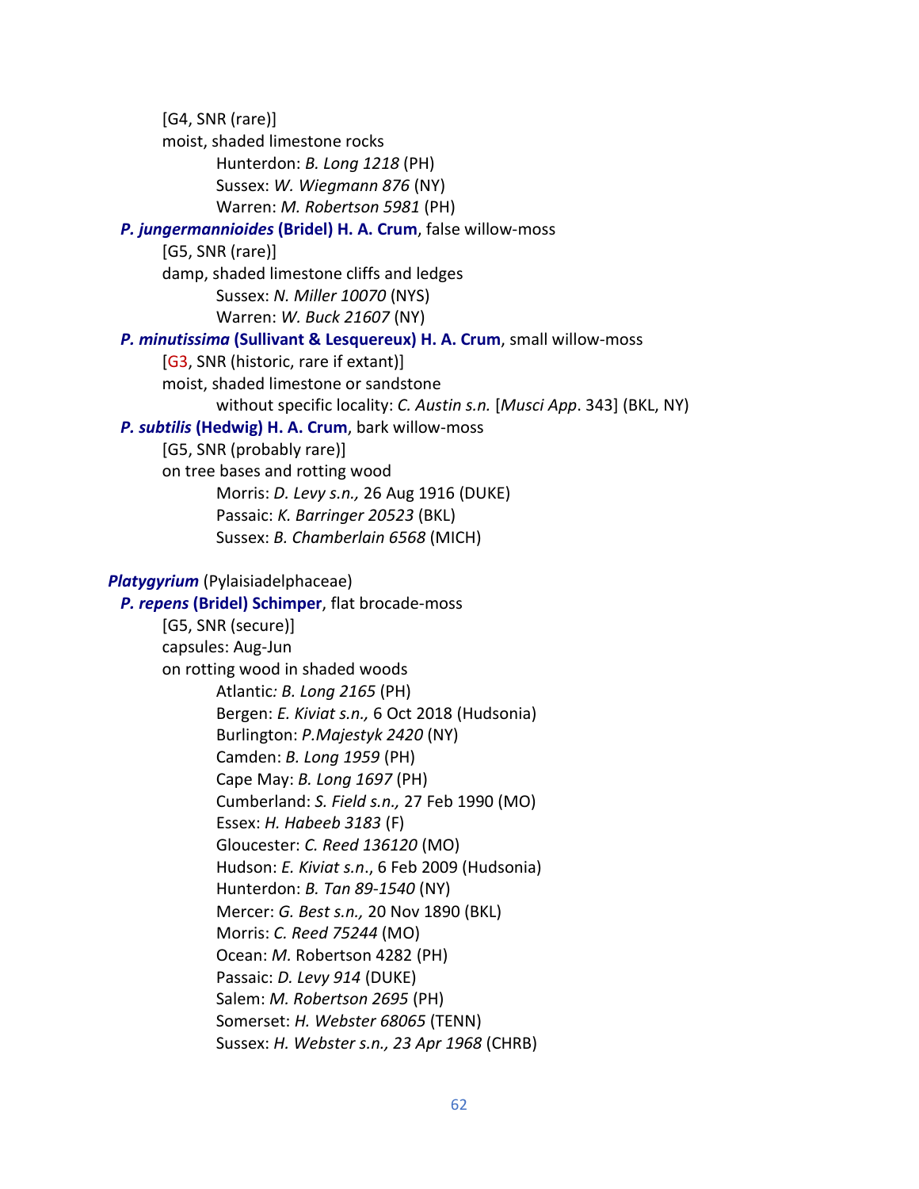[G4, SNR (rare)]
moist, shaded limestone rocks
Hunterdon: *B. Long 1218* (PH)
Sussex: *W. Wiegmann 876* (NY)
Warren: *M. Robertson 5981* (PH)

***P. jungermannioides* (Bridel) H. A. Crum**, false willow-moss
[G5, SNR (rare)]
damp, shaded limestone cliffs and ledges
Sussex: *N. Miller 10070* (NYS)
Warren: *W. Buck 21607* (NY)

***P. minutissima* (Sullivant & Lesquereux) H. A. Crum**, small willow-moss
[G3, SNR (historic, rare if extant)]
moist, shaded limestone or sandstone
without specific locality: *C. Austin s.n.* [*Musci App*. 343] (BKL, NY)

***P. subtilis* (Hedwig) H. A. Crum**, bark willow-moss
[G5, SNR (probably rare)]
on tree bases and rotting wood
Morris: *D. Levy s.n.,* 26 Aug 1916 (DUKE)
Passaic: *K. Barringer 20523* (BKL)
Sussex: *B. Chamberlain 6568* (MICH)

***Platygyrium*** (Pylaisiadelphaceae)

***P. repens* (Bridel) Schimper**, flat brocade-moss
[G5, SNR (secure)]
capsules: Aug-Jun
on rotting wood in shaded woods
Atlantic*: B. Long 2165* (PH)
Bergen: *E. Kiviat s.n.,* 6 Oct 2018 (Hudsonia)
Burlington: *P.Majestyk 2420* (NY)
Camden: *B. Long 1959* (PH)
Cape May: *B. Long 1697* (PH)
Cumberland: *S. Field s.n.,* 27 Feb 1990 (MO)
Essex: *H. Habeeb 3183* (F)
Gloucester: *C. Reed 136120* (MO)
Hudson: *E. Kiviat s.n*., 6 Feb 2009 (Hudsonia)
Hunterdon: *B. Tan 89-1540* (NY)
Mercer: *G. Best s.n.,* 20 Nov 1890 (BKL)
Morris: *C. Reed 75244* (MO)
Ocean: *M.* Robertson 4282 (PH)
Passaic: *D. Levy 914* (DUKE)
Salem: *M. Robertson 2695* (PH)
Somerset: *H. Webster 68065* (TENN)
Sussex: *H. Webster s.n., 23 Apr 1968* (CHRB)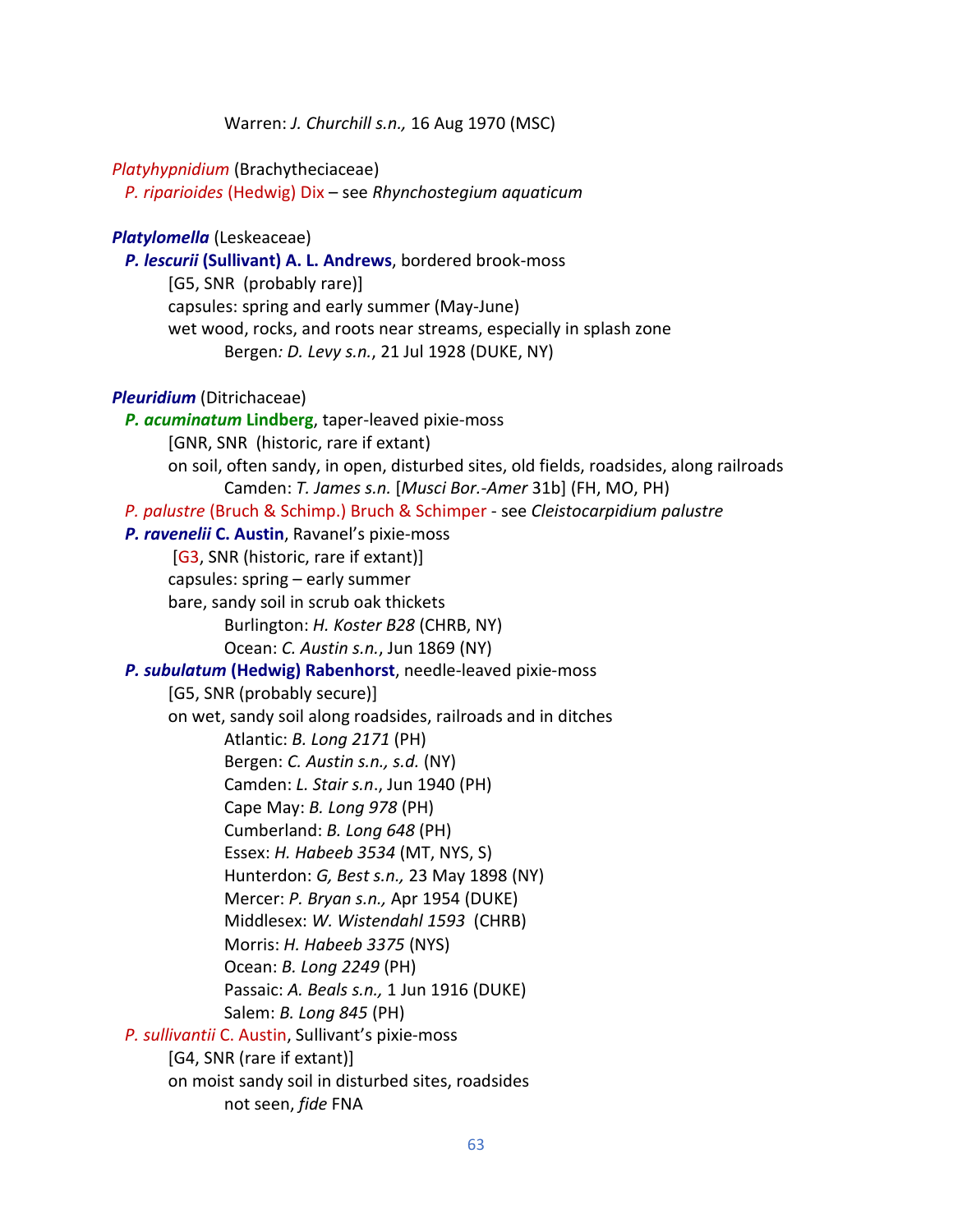Warren: *J. Churchill s.n.,* 16 Aug 1970 (MSC)

*Platyhypnidium* (Brachytheciaceae)

*P. riparioides* (Hedwig) Dix – see *Rhynchostegium aquaticum*

***Platylomella*** (Leskeaceae)

***P. lescurii* (Sullivant) A. L. Andrews**, bordered brook-moss

[G5, SNR (probably rare)]

capsules: spring and early summer (May-June)

wet wood, rocks, and roots near streams, especially in splash zone

Bergen*: D. Levy s.n.*, 21 Jul 1928 (DUKE, NY)

***Pleuridium*** (Ditrichaceae)

***P. acuminatum* Lindberg**, taper-leaved pixie-moss

[GNR, SNR (historic, rare if extant)

on soil, often sandy, in open, disturbed sites, old fields, roadsides, along railroads

Camden: *T. James s.n.* [*Musci Bor.-Amer* 31b] (FH, MO, PH)

*P. palustre* (Bruch & Schimp.) Bruch & Schimper - see *Cleistocarpidium palustre*

***P. ravenelii* C. Austin**, Ravanel's pixie-moss

[G3, SNR (historic, rare if extant)]

capsules: spring – early summer

bare, sandy soil in scrub oak thickets

Burlington: *H. Koster B28* (CHRB, NY)

Ocean: *C. Austin s.n.*, Jun 1869 (NY)

***P. subulatum* (Hedwig) Rabenhorst**, needle-leaved pixie-moss

[G5, SNR (probably secure)]

on wet, sandy soil along roadsides, railroads and in ditches

Atlantic: *B. Long 2171* (PH)

Bergen: *C. Austin s.n., s.d.* (NY)

Camden: *L. Stair s.n*., Jun 1940 (PH)

Cape May: *B. Long 978* (PH)

Cumberland: *B. Long 648* (PH)

Essex: *H. Habeeb 3534* (MT, NYS, S)

Hunterdon: *G, Best s.n.,* 23 May 1898 (NY)

Mercer: *P. Bryan s.n.,* Apr 1954 (DUKE)

Middlesex: *W. Wistendahl 1593* (CHRB)

Morris: *H. Habeeb 3375* (NYS)

Ocean: *B. Long 2249* (PH)

Passaic: *A. Beals s.n.,* 1 Jun 1916 (DUKE)

Salem: *B. Long 845* (PH)

*P. sullivantii* C. Austin, Sullivant's pixie-moss

[G4, SNR (rare if extant)]

on moist sandy soil in disturbed sites, roadsides

not seen, *fide* FNA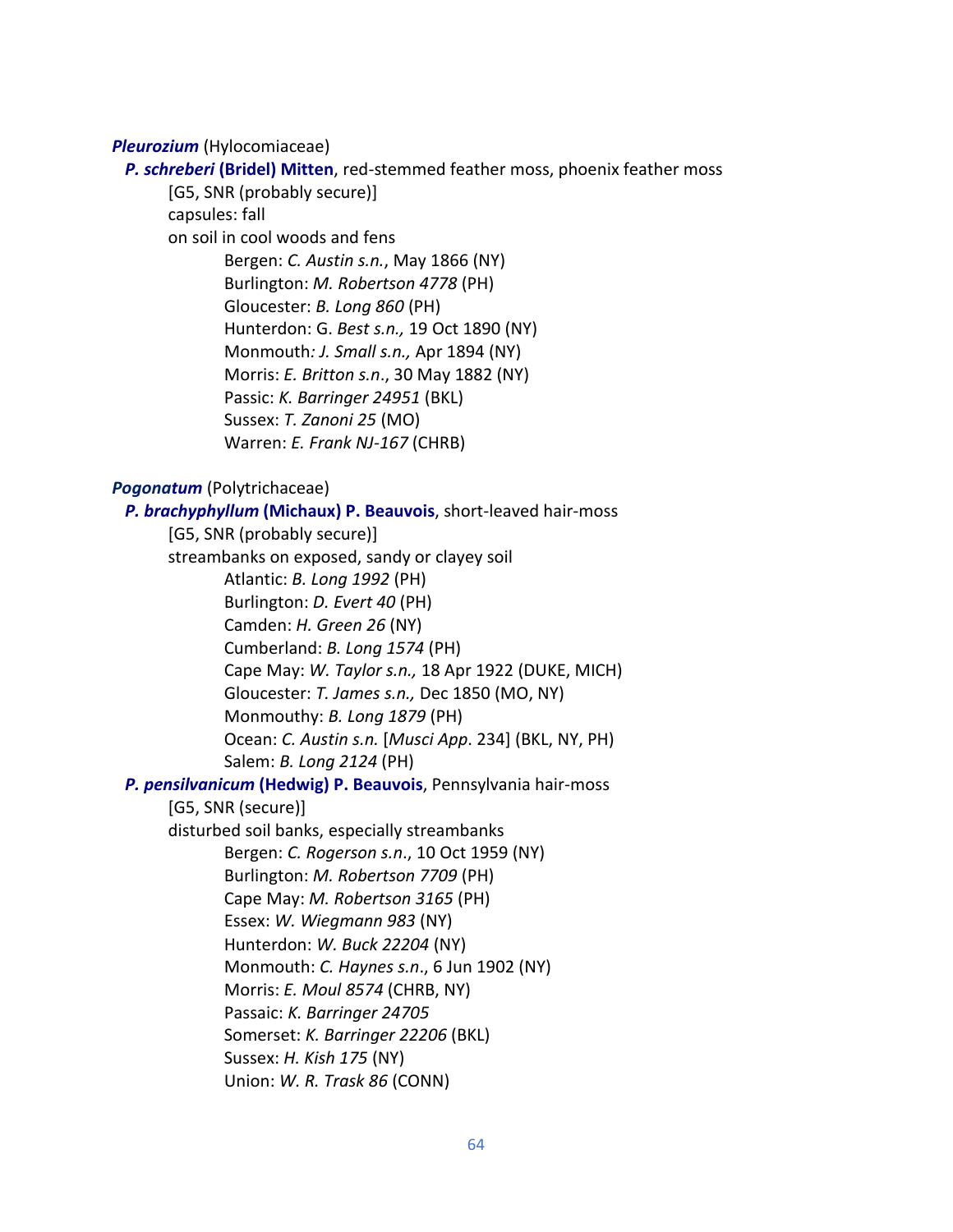***Pleurozium*** (Hylocomiaceae)

***P. schreberi* (Bridel) Mitten**, red-stemmed feather moss, phoenix feather moss

[G5, SNR (probably secure)]

capsules: fall

on soil in cool woods and fens

Bergen: *C. Austin s.n.*, May 1866 (NY)
Burlington: *M. Robertson 4778* (PH)
Gloucester: *B. Long 860* (PH)
Hunterdon: G. *Best s.n.,* 19 Oct 1890 (NY)
Monmouth*: J. Small s.n.,* Apr 1894 (NY)
Morris: *E. Britton s.n*., 30 May 1882 (NY)
Passic: *K. Barringer 24951* (BKL)
Sussex: *T. Zanoni 25* (MO)
Warren: *E. Frank NJ-167* (CHRB)

***Pogonatum*** (Polytrichaceae)

***P. brachyphyllum* (Michaux) P. Beauvois**, short-leaved hair-moss

[G5, SNR (probably secure)]

streambanks on exposed, sandy or clayey soil

Atlantic: *B. Long 1992* (PH)
Burlington: *D. Evert 40* (PH)
Camden: *H. Green 26* (NY)
Cumberland: *B. Long 1574* (PH)
Cape May: *W. Taylor s.n.,* 18 Apr 1922 (DUKE, MICH)
Gloucester: *T. James s.n.,* Dec 1850 (MO, NY)
Monmouthy: *B. Long 1879* (PH)
Ocean: *C. Austin s.n.* [*Musci App*. 234] (BKL, NY, PH)
Salem: *B. Long 2124* (PH)

***P. pensilvanicum* (Hedwig) P. Beauvois**, Pennsylvania hair-moss

[G5, SNR (secure)]

disturbed soil banks, especially streambanks

Bergen: *C. Rogerson s.n*., 10 Oct 1959 (NY)
Burlington: *M. Robertson 7709* (PH)
Cape May: *M. Robertson 3165* (PH)
Essex: *W. Wiegmann 983* (NY)
Hunterdon: *W. Buck 22204* (NY)
Monmouth: *C. Haynes s.n*., 6 Jun 1902 (NY)
Morris: *E. Moul 8574* (CHRB, NY)
Passaic: *K. Barringer 24705*
Somerset: *K. Barringer 22206* (BKL)
Sussex: *H. Kish 175* (NY)
Union: *W. R. Trask 86* (CONN)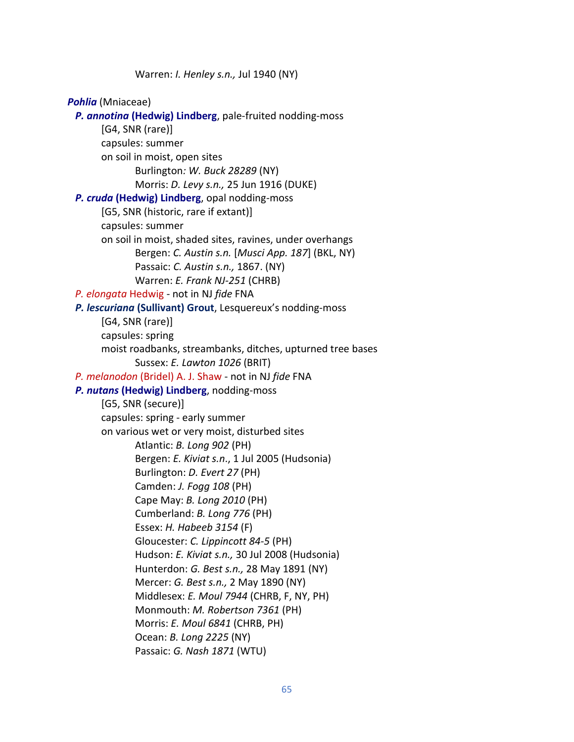Warren: *I. Henley s.n.,* Jul 1940 (NY)

***Pohlia*** (Mniaceae)

***P. annotina* (Hedwig) Lindberg**, pale-fruited nodding-moss
[G4, SNR (rare)]
capsules: summer
on soil in moist, open sites
Burlington*: W. Buck 28289* (NY)
Morris: *D. Levy s.n.,* 25 Jun 1916 (DUKE)

***P. cruda* (Hedwig) Lindberg**, opal nodding-moss
[G5, SNR (historic, rare if extant)]
capsules: summer
on soil in moist, shaded sites, ravines, under overhangs
Bergen: *C. Austin s.n.* [*Musci App. 187*] (BKL, NY)
Passaic: *C. Austin s.n.,* 1867. (NY)
Warren: *E. Frank NJ-251* (CHRB)

*P. elongata* Hedwig - not in NJ *fide* FNA

***P. lescuriana* (Sullivant) Grout**, Lesquereux's nodding-moss
[G4, SNR (rare)]
capsules: spring
moist roadbanks, streambanks, ditches, upturned tree bases
Sussex: *E. Lawton 1026* (BRIT)

*P. melanodon* (Bridel) A. J. Shaw - not in NJ *fide* FNA

***P. nutans* (Hedwig) Lindberg**, nodding-moss
[G5, SNR (secure)]
capsules: spring - early summer
on various wet or very moist, disturbed sites
Atlantic: *B. Long 902* (PH)
Bergen: *E. Kiviat s.n*., 1 Jul 2005 (Hudsonia)
Burlington: *D. Evert 27* (PH)
Camden: *J. Fogg 108* (PH)
Cape May: *B. Long 2010* (PH)
Cumberland: *B. Long 776* (PH)
Essex: *H. Habeeb 3154* (F)
Gloucester: *C. Lippincott 84-5* (PH)
Hudson: *E. Kiviat s.n.,* 30 Jul 2008 (Hudsonia)
Hunterdon: *G. Best s.n.,* 28 May 1891 (NY)
Mercer: *G. Best s.n.,* 2 May 1890 (NY)
Middlesex: *E. Moul 7944* (CHRB, F, NY, PH)
Monmouth: *M. Robertson 7361* (PH)
Morris: *E. Moul 6841* (CHRB, PH)
Ocean: *B. Long 2225* (NY)
Passaic: *G. Nash 1871* (WTU)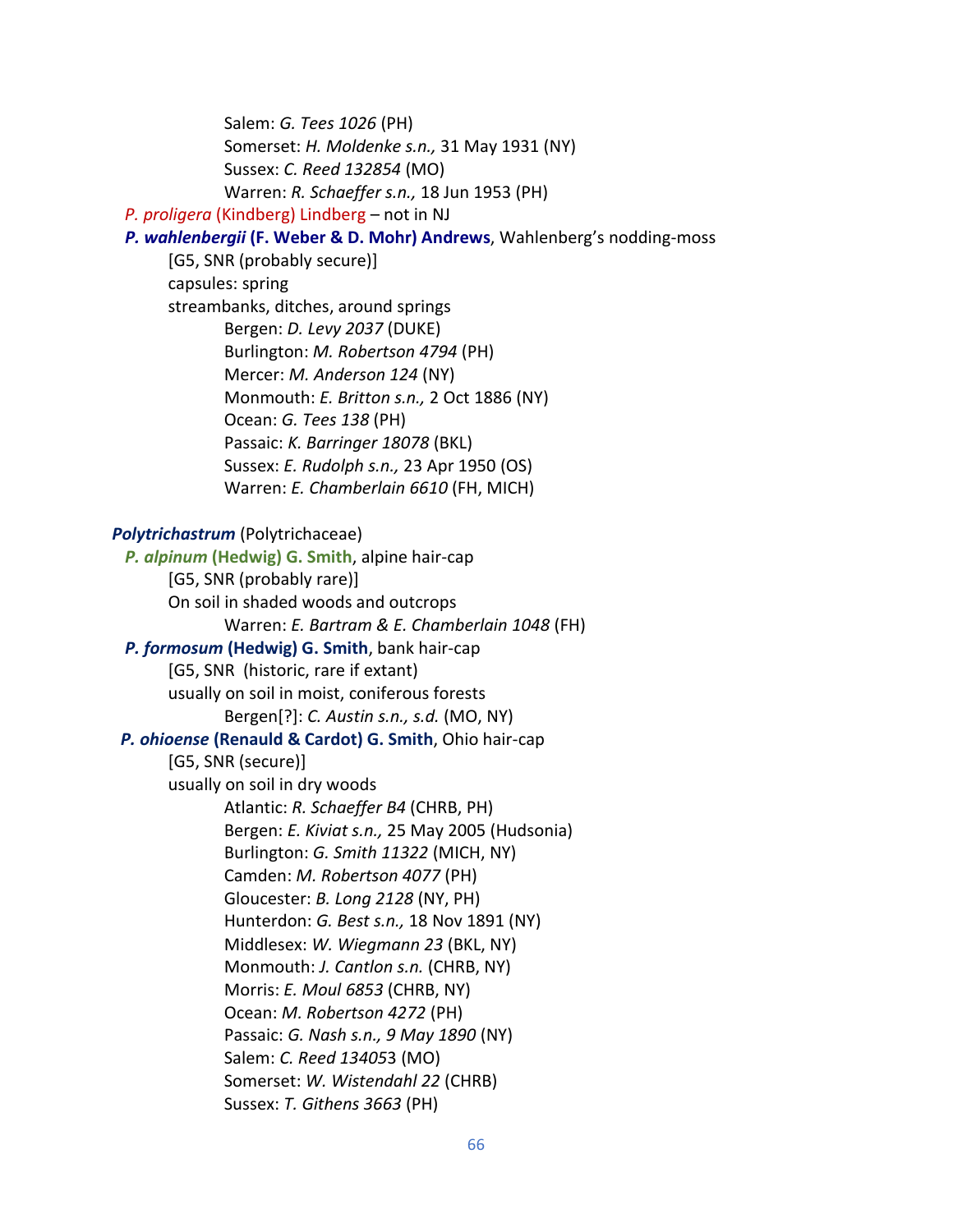Salem: *G. Tees 1026* (PH)
Somerset: *H. Moldenke s.n.,* 31 May 1931 (NY)
Sussex: *C. Reed 132854* (MO)
Warren: *R. Schaeffer s.n.,* 18 Jun 1953 (PH)

*P. proligera* (Kindberg) Lindberg – not in NJ

***P. wahlenbergii* (F. Weber & D. Mohr) Andrews**, Wahlenberg's nodding-moss
[G5, SNR (probably secure)]
capsules: spring
streambanks, ditches, around springs
Bergen: *D. Levy 2037* (DUKE)
Burlington: *M. Robertson 4794* (PH)
Mercer: *M. Anderson 124* (NY)
Monmouth: *E. Britton s.n.,* 2 Oct 1886 (NY)
Ocean: *G. Tees 138* (PH)
Passaic: *K. Barringer 18078* (BKL)
Sussex: *E. Rudolph s.n.,* 23 Apr 1950 (OS)
Warren: *E. Chamberlain 6610* (FH, MICH)

***Polytrichastrum*** (Polytrichaceae)

***P. alpinum* (Hedwig) G. Smith**, alpine hair-cap
[G5, SNR (probably rare)]
On soil in shaded woods and outcrops
Warren: *E. Bartram & E. Chamberlain 1048* (FH)

***P. formosum* (Hedwig) G. Smith**, bank hair-cap
[G5, SNR (historic, rare if extant)
usually on soil in moist, coniferous forests
Bergen[?]: *C. Austin s.n., s.d.* (MO, NY)

***P. ohioense* (Renauld & Cardot) G. Smith**, Ohio hair-cap
[G5, SNR (secure)]
usually on soil in dry woods
Atlantic: *R. Schaeffer B4* (CHRB, PH)
Bergen: *E. Kiviat s.n.,* 25 May 2005 (Hudsonia)
Burlington: *G. Smith 11322* (MICH, NY)
Camden: *M. Robertson 4077* (PH)
Gloucester: *B. Long 2128* (NY, PH)
Hunterdon: *G. Best s.n.,* 18 Nov 1891 (NY)
Middlesex: *W. Wiegmann 23* (BKL, NY)
Monmouth: *J. Cantlon s.n.* (CHRB, NY)
Morris: *E. Moul 6853* (CHRB, NY)
Ocean: *M. Robertson 4272* (PH)
Passaic: *G. Nash s.n., 9 May 1890* (NY)
Salem: *C. Reed 134053* (MO)
Somerset: *W. Wistendahl 22* (CHRB)
Sussex: *T. Githens 3663* (PH)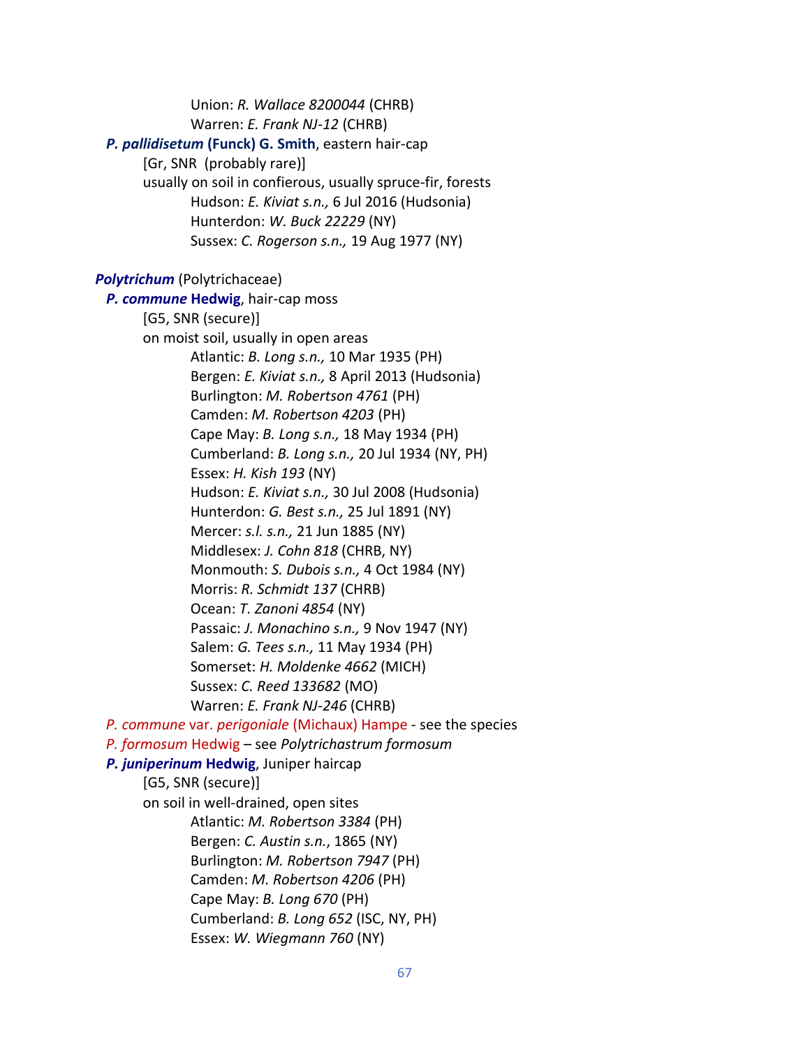Union: *R. Wallace 8200044* (CHRB)
Warren: *E. Frank NJ-12* (CHRB)

***P. pallidisetum* (Funck) G. Smith**, eastern hair-cap
[Gr, SNR (probably rare)]
usually on soil in confierous, usually spruce-fir, forests
Hudson: *E. Kiviat s.n.,* 6 Jul 2016 (Hudsonia)
Hunterdon: *W. Buck 22229* (NY)
Sussex: *C. Rogerson s.n.,* 19 Aug 1977 (NY)

***Polytrichum*** (Polytrichaceae)

***P. commune* Hedwig**, hair-cap moss
[G5, SNR (secure)]
on moist soil, usually in open areas
Atlantic: *B. Long s.n.,* 10 Mar 1935 (PH)
Bergen: *E. Kiviat s.n.,* 8 April 2013 (Hudsonia)
Burlington: *M. Robertson 4761* (PH)
Camden: *M. Robertson 4203* (PH)
Cape May: *B. Long s.n.,* 18 May 1934 (PH)
Cumberland: *B. Long s.n.,* 20 Jul 1934 (NY, PH)
Essex: *H. Kish 193* (NY)
Hudson: *E. Kiviat s.n.,* 30 Jul 2008 (Hudsonia)
Hunterdon: *G. Best s.n.,* 25 Jul 1891 (NY)
Mercer: *s.l. s.n.,* 21 Jun 1885 (NY)
Middlesex: *J. Cohn 818* (CHRB, NY)
Monmouth: *S. Dubois s.n.,* 4 Oct 1984 (NY)
Morris: *R. Schmidt 137* (CHRB)
Ocean: *T. Zanoni 4854* (NY)
Passaic: *J. Monachino s.n.,* 9 Nov 1947 (NY)
Salem: *G. Tees s.n.,* 11 May 1934 (PH)
Somerset: *H. Moldenke 4662* (MICH)
Sussex: *C. Reed 133682* (MO)
Warren: *E. Frank NJ-246* (CHRB)

*P. commune* var. *perigoniale* (Michaux) Hampe - see the species

*P. formosum* Hedwig – see *Polytrichastrum formosum*

***P. juniperinum* Hedwig**, Juniper haircap
[G5, SNR (secure)]
on soil in well-drained, open sites
Atlantic: *M. Robertson 3384* (PH)
Bergen: *C. Austin s.n.*, 1865 (NY)
Burlington: *M. Robertson 7947* (PH)
Camden: *M. Robertson 4206* (PH)
Cape May: *B. Long 670* (PH)
Cumberland: *B. Long 652* (ISC, NY, PH)
Essex: *W. Wiegmann 760* (NY)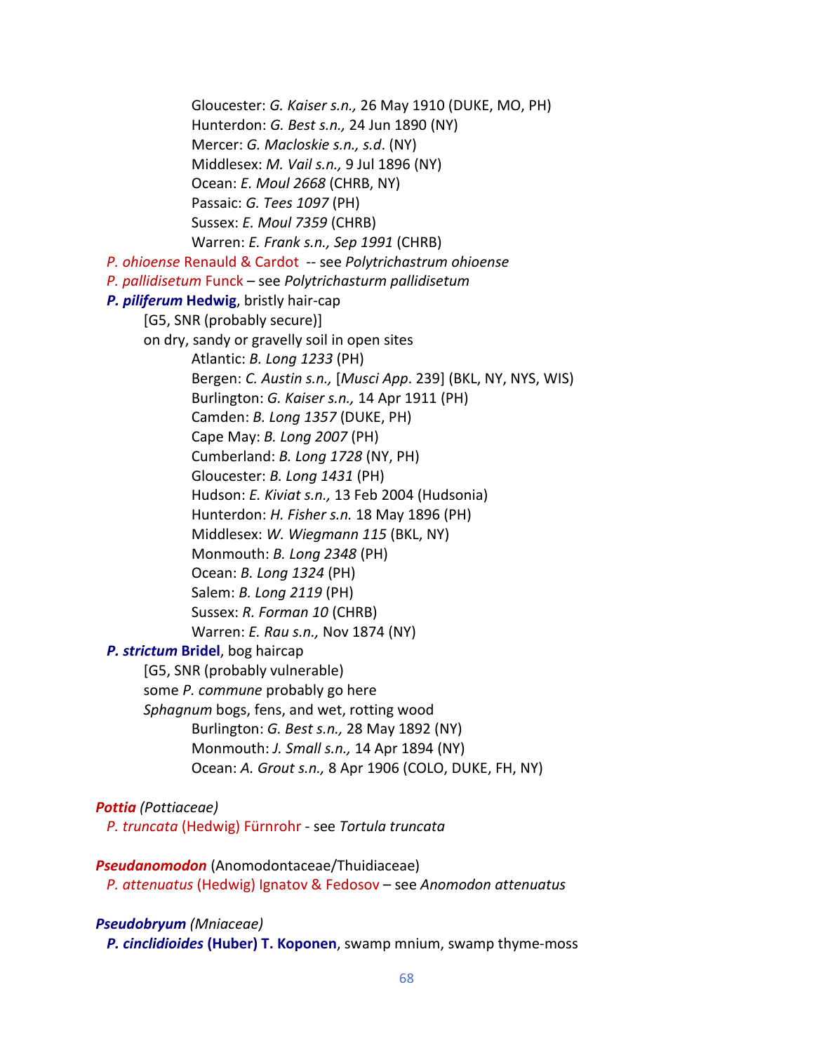Gloucester: *G. Kaiser s.n.,* 26 May 1910 (DUKE, MO, PH)
Hunterdon: *G. Best s.n.,* 24 Jun 1890 (NY)
Mercer: *G. Macloskie s.n., s.d*. (NY)
Middlesex: *M. Vail s.n.,* 9 Jul 1896 (NY)
Ocean: *E. Moul 2668* (CHRB, NY)
Passaic: *G. Tees 1097* (PH)
Sussex: *E. Moul 7359* (CHRB)
Warren: *E. Frank s.n., Sep 1991* (CHRB)

*P. ohioense* Renauld & Cardot -- see *Polytrichastrum ohioense*

*P. pallidisetum* Funck – see *Polytrichasturm pallidisetum*

***P. piliferum* Hedwig**, bristly hair-cap

[G5, SNR (probably secure)]

on dry, sandy or gravelly soil in open sites

Atlantic: *B. Long 1233* (PH)
Bergen: *C. Austin s.n.,* [*Musci App*. 239] (BKL, NY, NYS, WIS)
Burlington: *G. Kaiser s.n.,* 14 Apr 1911 (PH)
Camden: *B. Long 1357* (DUKE, PH)
Cape May: *B. Long 2007* (PH)
Cumberland: *B. Long 1728* (NY, PH)
Gloucester: *B. Long 1431* (PH)
Hudson: *E. Kiviat s.n.,* 13 Feb 2004 (Hudsonia)
Hunterdon: *H. Fisher s.n.* 18 May 1896 (PH)
Middlesex: *W. Wiegmann 115* (BKL, NY)
Monmouth: *B. Long 2348* (PH)
Ocean: *B. Long 1324* (PH)
Salem: *B. Long 2119* (PH)
Sussex: *R. Forman 10* (CHRB)
Warren: *E. Rau s.n.,* Nov 1874 (NY)

***P. strictum* Bridel**, bog haircap

[G5, SNR (probably vulnerable)

some *P. commune* probably go here

*Sphagnum* bogs, fens, and wet, rotting wood

Burlington: *G. Best s.n.,* 28 May 1892 (NY)
Monmouth: *J. Small s.n.,* 14 Apr 1894 (NY)
Ocean: *A. Grout s.n.,* 8 Apr 1906 (COLO, DUKE, FH, NY)

***Pottia*** *(Pottiaceae)*

*P. truncata* (Hedwig) Fürnrohr - see *Tortula truncata*

***Pseudanomodon*** (Anomodontaceae/Thuidiaceae)

*P. attenuatus* (Hedwig) Ignatov & Fedosov – see *Anomodon attenuatus*

***Pseudobryum*** *(Mniaceae)*

***P. cinclidioides* (Huber) T. Koponen**, swamp mnium, swamp thyme-moss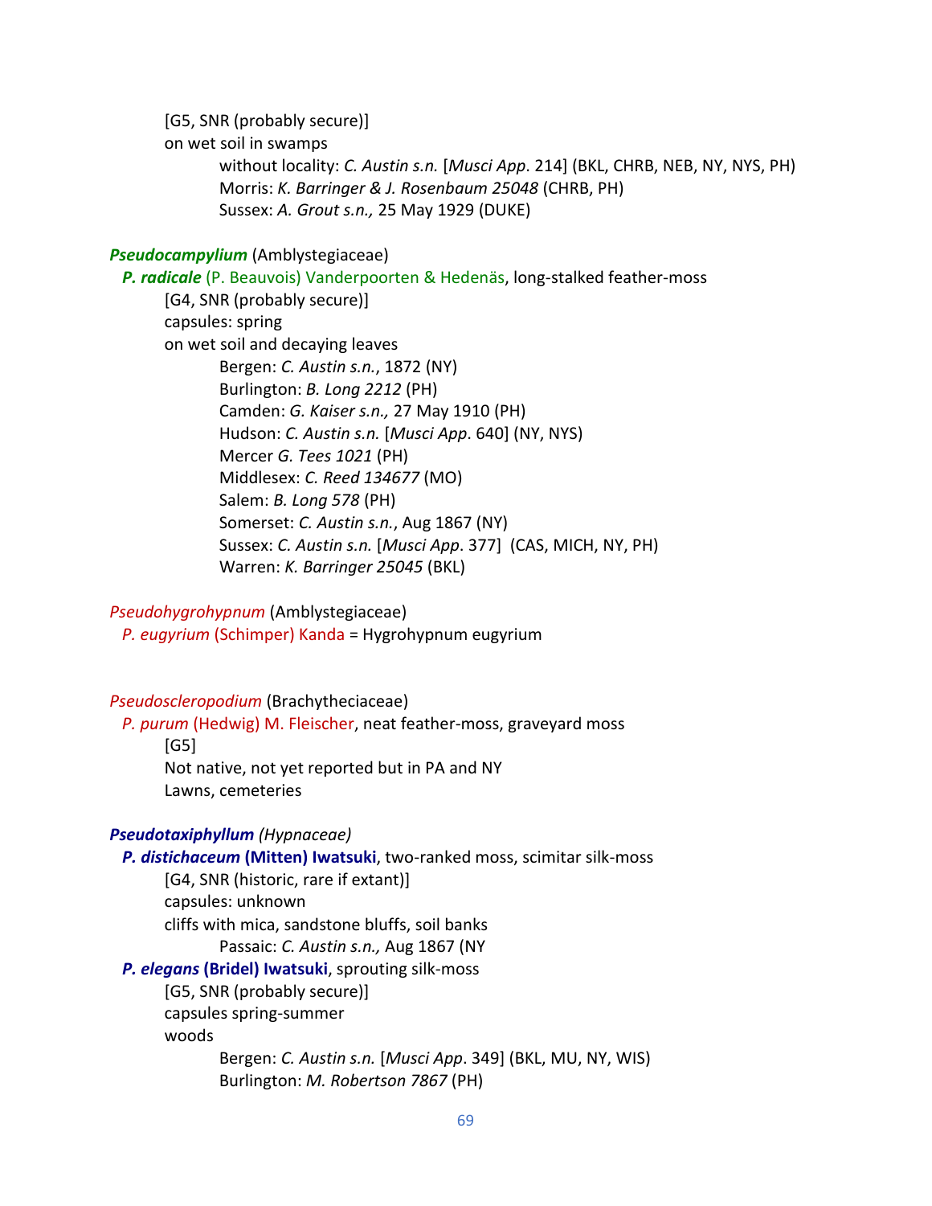[G5, SNR (probably secure)]
on wet soil in swamps
without locality: *C. Austin s.n.* [*Musci App*. 214] (BKL, CHRB, NEB, NY, NYS, PH)
Morris: *K. Barringer & J. Rosenbaum 25048* (CHRB, PH)
Sussex: *A. Grout s.n.,* 25 May 1929 (DUKE)

***Pseudocampylium*** (Amblystegiaceae)

***P. radicale*** (P. Beauvois) Vanderpoorten & Hedenäs, long-stalked feather-moss
[G4, SNR (probably secure)]
capsules: spring
on wet soil and decaying leaves
Bergen: *C. Austin s.n.*, 1872 (NY)
Burlington: *B. Long 2212* (PH)
Camden: *G. Kaiser s.n.,* 27 May 1910 (PH)
Hudson: *C. Austin s.n.* [*Musci App*. 640] (NY, NYS)
Mercer *G. Tees 1021* (PH)
Middlesex: *C. Reed 134677* (MO)
Salem: *B. Long 578* (PH)
Somerset: *C. Austin s.n.*, Aug 1867 (NY)
Sussex: *C. Austin s.n.* [*Musci App*. 377] (CAS, MICH, NY, PH)
Warren: *K. Barringer 25045* (BKL)

*Pseudohygrohypnum* (Amblystegiaceae)

*P. eugyrium* (Schimper) Kanda = Hygrohypnum eugyrium

*Pseudoscleropodium* (Brachytheciaceae)

*P. purum* (Hedwig) M. Fleischer, neat feather-moss, graveyard moss
[G5]
Not native, not yet reported but in PA and NY
Lawns, cemeteries

***Pseudotaxiphyllum*** *(Hypnaceae)*

***P. distichaceum* (Mitten) Iwatsuki**, two-ranked moss, scimitar silk-moss
[G4, SNR (historic, rare if extant)]
capsules: unknown
cliffs with mica, sandstone bluffs, soil banks
Passaic: *C. Austin s.n.,* Aug 1867 (NY

***P. elegans* (Bridel) Iwatsuki**, sprouting silk-moss
[G5, SNR (probably secure)]
capsules spring-summer
woods
Bergen: *C. Austin s.n.* [*Musci App*. 349] (BKL, MU, NY, WIS)
Burlington: *M. Robertson 7867* (PH)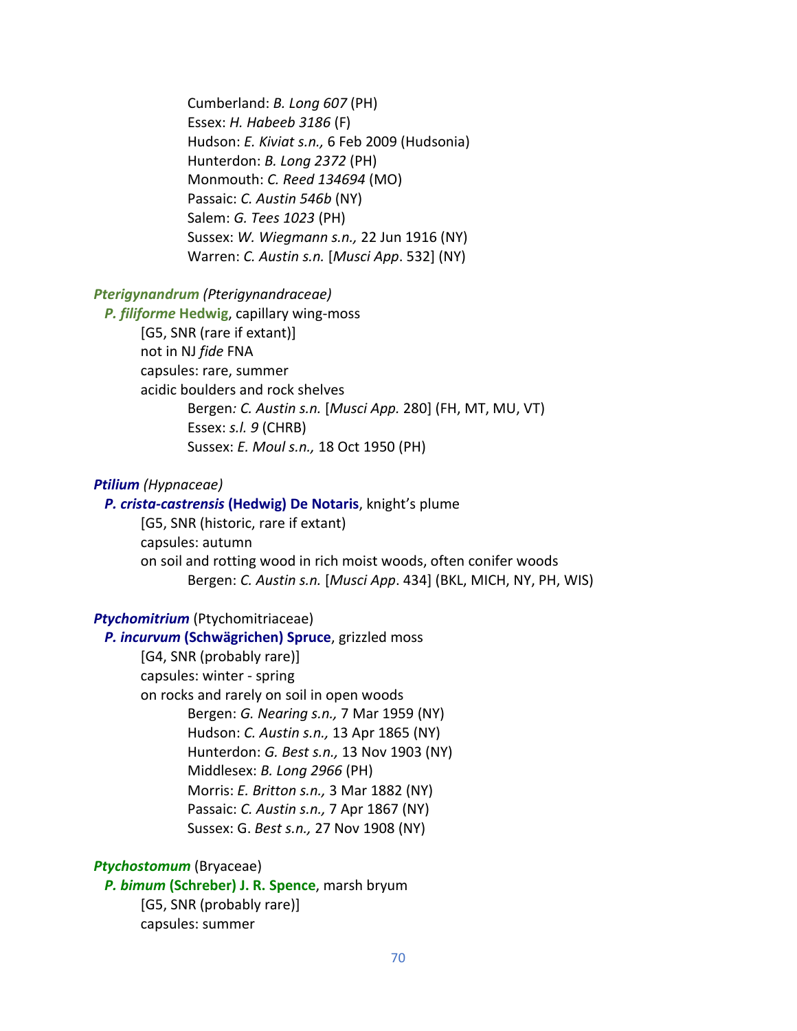Cumberland: *B. Long 607* (PH)
Essex: *H. Habeeb 3186* (F)
Hudson: *E. Kiviat s.n.,* 6 Feb 2009 (Hudsonia)
Hunterdon: *B. Long 2372* (PH)
Monmouth: *C. Reed 134694* (MO)
Passaic: *C. Austin 546b* (NY)
Salem: *G. Tees 1023* (PH)
Sussex: *W. Wiegmann s.n.,* 22 Jun 1916 (NY)
Warren: *C. Austin s.n.* [*Musci App*. 532] (NY)

***Pterigynandrum*** *(Pterigynandraceae)*

***P. filiforme* Hedwig**, capillary wing-moss
[G5, SNR (rare if extant)]
not in NJ *fide* FNA
capsules: rare, summer
acidic boulders and rock shelves
Bergen*: C. Austin s.n.* [*Musci App.* 280] (FH, MT, MU, VT)
Essex: *s.l. 9* (CHRB)
Sussex: *E. Moul s.n.,* 18 Oct 1950 (PH)

***Ptilium*** *(Hypnaceae)*

***P. crista-castrensis* (Hedwig) De Notaris**, knight's plume
[G5, SNR (historic, rare if extant)
capsules: autumn
on soil and rotting wood in rich moist woods, often conifer woods
Bergen: *C. Austin s.n.* [*Musci App*. 434] (BKL, MICH, NY, PH, WIS)

***Ptychomitrium*** (Ptychomitriaceae)

***P. incurvum* (Schwägrichen) Spruce**, grizzled moss
[G4, SNR (probably rare)]
capsules: winter - spring
on rocks and rarely on soil in open woods
Bergen: *G. Nearing s.n.,* 7 Mar 1959 (NY)
Hudson: *C. Austin s.n.,* 13 Apr 1865 (NY)
Hunterdon: *G. Best s.n.,* 13 Nov 1903 (NY)
Middlesex: *B. Long 2966* (PH)
Morris: *E. Britton s.n.,* 3 Mar 1882 (NY)
Passaic: *C. Austin s.n.,* 7 Apr 1867 (NY)
Sussex: G. *Best s.n.,* 27 Nov 1908 (NY)

***Ptychostomum*** (Bryaceae)

***P. bimum* (Schreber) J. R. Spence**, marsh bryum
[G5, SNR (probably rare)]
capsules: summer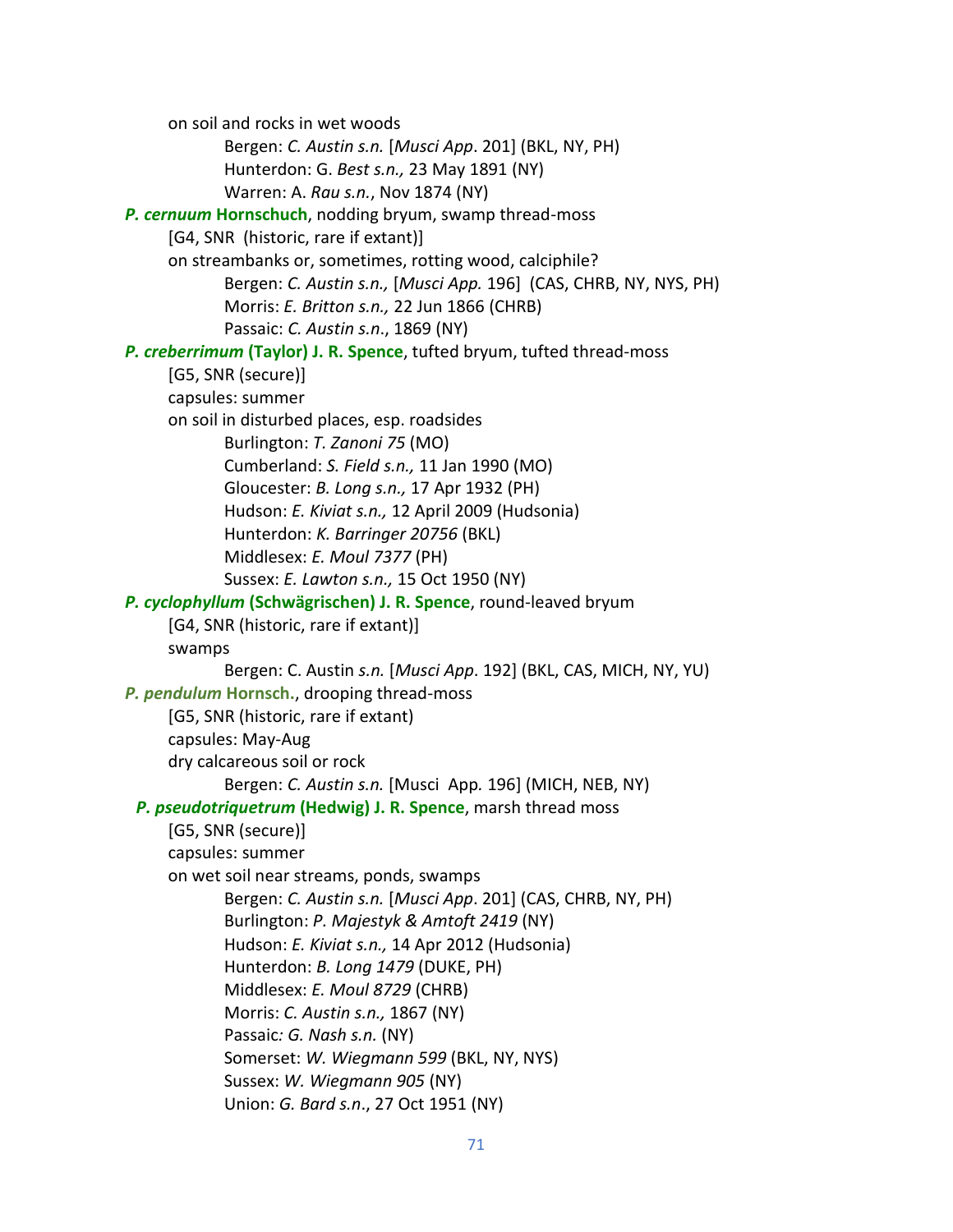on soil and rocks in wet woods

Bergen: *C. Austin s.n.* [*Musci App*. 201] (BKL, NY, PH)

Hunterdon: G. *Best s.n.,* 23 May 1891 (NY)

Warren: A. *Rau s.n.*, Nov 1874 (NY)

***P. cernuum* Hornschuch**, nodding bryum, swamp thread-moss

[G4, SNR (historic, rare if extant)]

on streambanks or, sometimes, rotting wood, calciphile?

Bergen: *C. Austin s.n.,* [*Musci App.* 196] (CAS, CHRB, NY, NYS, PH)

Morris: *E. Britton s.n.,* 22 Jun 1866 (CHRB)

Passaic: *C. Austin s.n*., 1869 (NY)

***P. creberrimum* (Taylor) J. R. Spence**, tufted bryum, tufted thread-moss

[G5, SNR (secure)]

capsules: summer

on soil in disturbed places, esp. roadsides

Burlington: *T. Zanoni 75* (MO)

Cumberland: *S. Field s.n.,* 11 Jan 1990 (MO)

Gloucester: *B. Long s.n.,* 17 Apr 1932 (PH)

Hudson: *E. Kiviat s.n.,* 12 April 2009 (Hudsonia)

Hunterdon: *K. Barringer 20756* (BKL)

Middlesex: *E. Moul 7377* (PH)

Sussex: *E. Lawton s.n.,* 15 Oct 1950 (NY)

***P. cyclophyllum* (Schwägrischen) J. R. Spence**, round-leaved bryum

[G4, SNR (historic, rare if extant)]

swamps

Bergen: C. Austin *s.n.* [*Musci App*. 192] (BKL, CAS, MICH, NY, YU)

***P. pendulum* Hornsch.**, drooping thread-moss

[G5, SNR (historic, rare if extant)

capsules: May-Aug

dry calcareous soil or rock

Bergen: *C. Austin s.n.* [Musci App*.* 196] (MICH, NEB, NY)

***P. pseudotriquetrum* (Hedwig) J. R. Spence**, marsh thread moss

[G5, SNR (secure)]

capsules: summer

on wet soil near streams, ponds, swamps

Bergen: *C. Austin s.n.* [*Musci App*. 201] (CAS, CHRB, NY, PH)

Burlington: *P. Majestyk & Amtoft 2419* (NY)

Hudson: *E. Kiviat s.n.,* 14 Apr 2012 (Hudsonia)

Hunterdon: *B. Long 1479* (DUKE, PH)

Middlesex: *E. Moul 8729* (CHRB)

Morris: *C. Austin s.n.,* 1867 (NY)

Passaic*: G. Nash s.n.* (NY)

Somerset: *W. Wiegmann 599* (BKL, NY, NYS)

Sussex: *W. Wiegmann 905* (NY)

Union: *G. Bard s.n*., 27 Oct 1951 (NY)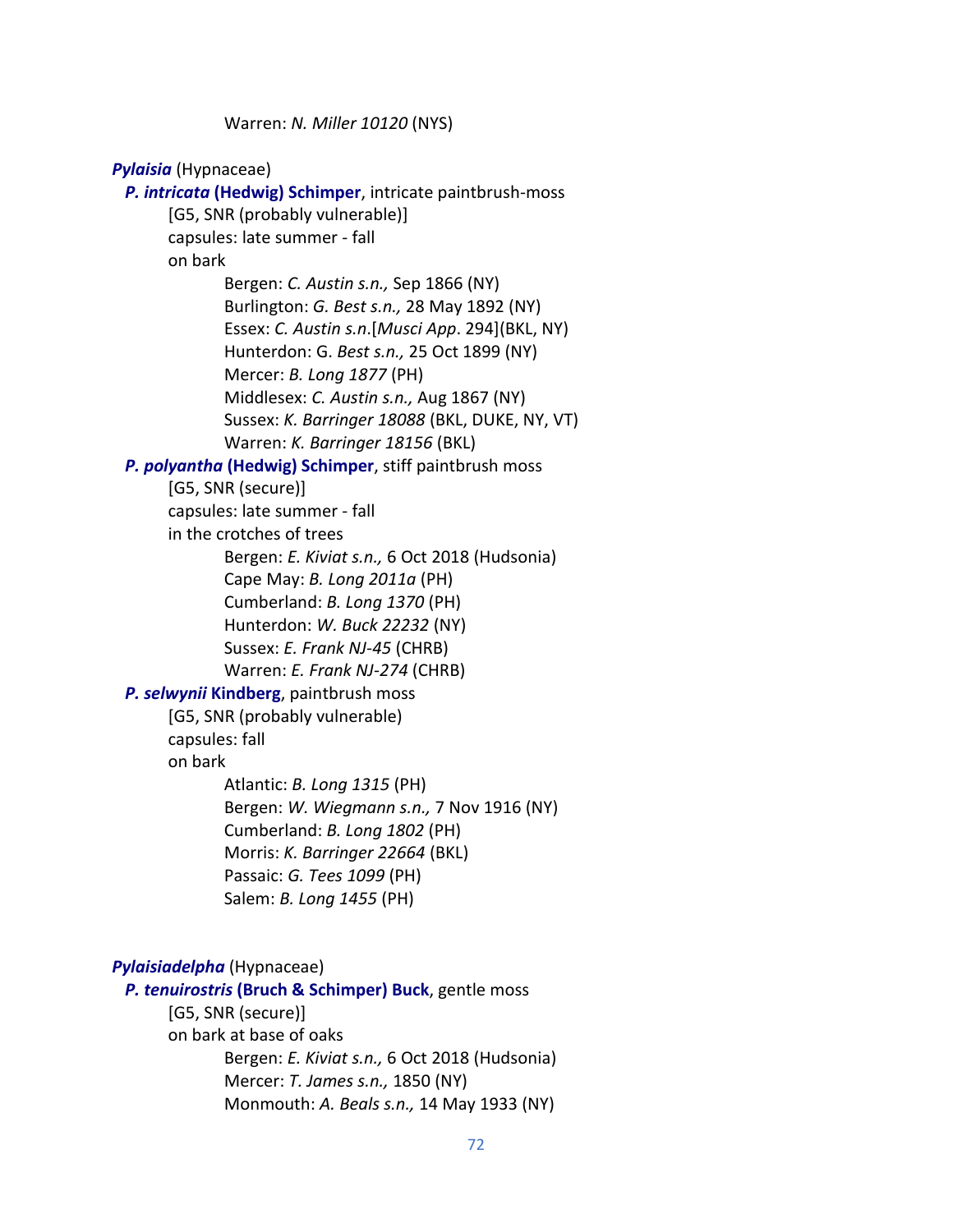Warren: *N. Miller 10120* (NYS)

***Pylaisia*** (Hypnaceae)

***P. intricata* (Hedwig) Schimper**, intricate paintbrush-moss

[G5, SNR (probably vulnerable)]

capsules: late summer - fall

on bark

Bergen: *C. Austin s.n.,* Sep 1866 (NY)
Burlington: *G. Best s.n.,* 28 May 1892 (NY)
Essex: *C. Austin s.n*.[*Musci App*. 294](BKL, NY)
Hunterdon: G. *Best s.n.,* 25 Oct 1899 (NY)
Mercer: *B. Long 1877* (PH)
Middlesex: *C. Austin s.n.,* Aug 1867 (NY)
Sussex: *K. Barringer 18088* (BKL, DUKE, NY, VT)
Warren: *K. Barringer 18156* (BKL)

***P. polyantha* (Hedwig) Schimper**, stiff paintbrush moss

[G5, SNR (secure)]

capsules: late summer - fall

in the crotches of trees

Bergen: *E. Kiviat s.n.,* 6 Oct 2018 (Hudsonia)
Cape May: *B. Long 2011a* (PH)
Cumberland: *B. Long 1370* (PH)
Hunterdon: *W. Buck 22232* (NY)
Sussex: *E. Frank NJ-45* (CHRB)
Warren: *E. Frank NJ-274* (CHRB)

***P. selwynii* Kindberg**, paintbrush moss

[G5, SNR (probably vulnerable)

capsules: fall

on bark

Atlantic: *B. Long 1315* (PH)
Bergen: *W. Wiegmann s.n.,* 7 Nov 1916 (NY)
Cumberland: *B. Long 1802* (PH)
Morris: *K. Barringer 22664* (BKL)
Passaic: *G. Tees 1099* (PH)
Salem: *B. Long 1455* (PH)

***Pylaisiadelpha*** (Hypnaceae)

***P. tenuirostris* (Bruch & Schimper) Buck**, gentle moss

[G5, SNR (secure)]

on bark at base of oaks

Bergen: *E. Kiviat s.n.,* 6 Oct 2018 (Hudsonia)
Mercer: *T. James s.n.,* 1850 (NY)
Monmouth: *A. Beals s.n.,* 14 May 1933 (NY)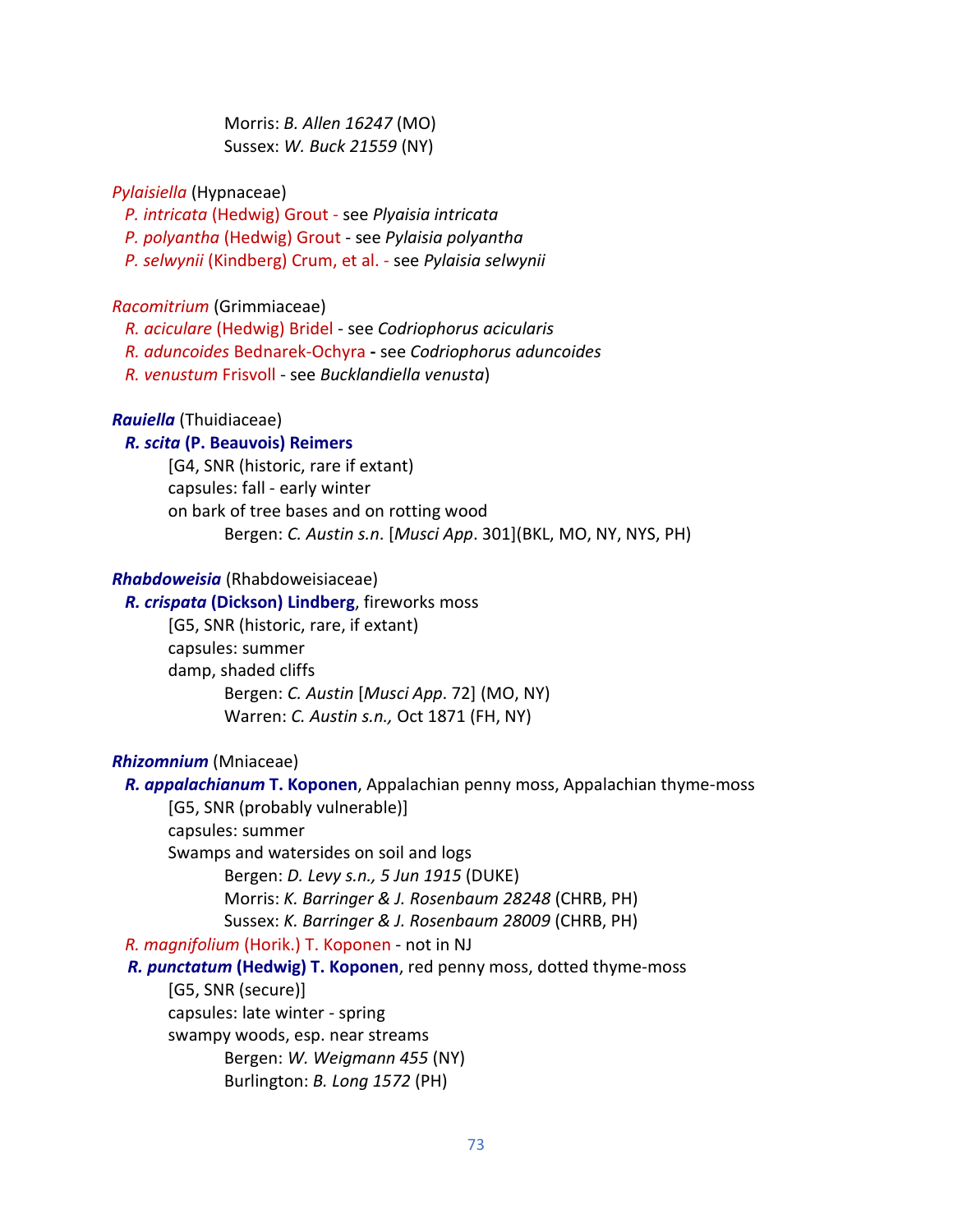Morris: *B. Allen 16247* (MO)
Sussex: *W. Buck 21559* (NY)

*Pylaisiella* (Hypnaceae)

*P. intricata* (Hedwig) Grout - see *Plyaisia intricata*
*P. polyantha* (Hedwig) Grout - see *Pylaisia polyantha*
*P. selwynii* (Kindberg) Crum, et al. - see *Pylaisia selwynii*

*Racomitrium* (Grimmiaceae)

*R. aciculare* (Hedwig) Bridel - see *Codriophorus acicularis*
*R. aduncoides* Bednarek-Ochyra **-** see *Codriophorus aduncoides*
*R. venustum* Frisvoll - see *Bucklandiella venusta*)

***Rauiella*** (Thuidiaceae)

***R. scita* (P. Beauvois) Reimers**

[G4, SNR (historic, rare if extant)
capsules: fall - early winter
on bark of tree bases and on rotting wood
Bergen: *C. Austin s.n*. [*Musci App*. 301](BKL, MO, NY, NYS, PH)

***Rhabdoweisia*** (Rhabdoweisiaceae)

***R. crispata* (Dickson) Lindberg**, fireworks moss

[G5, SNR (historic, rare, if extant)
capsules: summer
damp, shaded cliffs
Bergen: *C. Austin* [*Musci App*. 72] (MO, NY)
Warren: *C. Austin s.n.,* Oct 1871 (FH, NY)

***Rhizomnium*** (Mniaceae)

***R. appalachianum* T. Koponen**, Appalachian penny moss, Appalachian thyme-moss

[G5, SNR (probably vulnerable)]
capsules: summer
Swamps and watersides on soil and logs
Bergen: *D. Levy s.n., 5 Jun 1915* (DUKE)
Morris: *K. Barringer & J. Rosenbaum 28248* (CHRB, PH)
Sussex: *K. Barringer & J. Rosenbaum 28009* (CHRB, PH)

*R. magnifolium* (Horik.) T. Koponen - not in NJ

***R. punctatum* (Hedwig) T. Koponen**, red penny moss, dotted thyme-moss

[G5, SNR (secure)]
capsules: late winter - spring
swampy woods, esp. near streams
Bergen: *W. Weigmann 455* (NY)
Burlington: *B. Long 1572* (PH)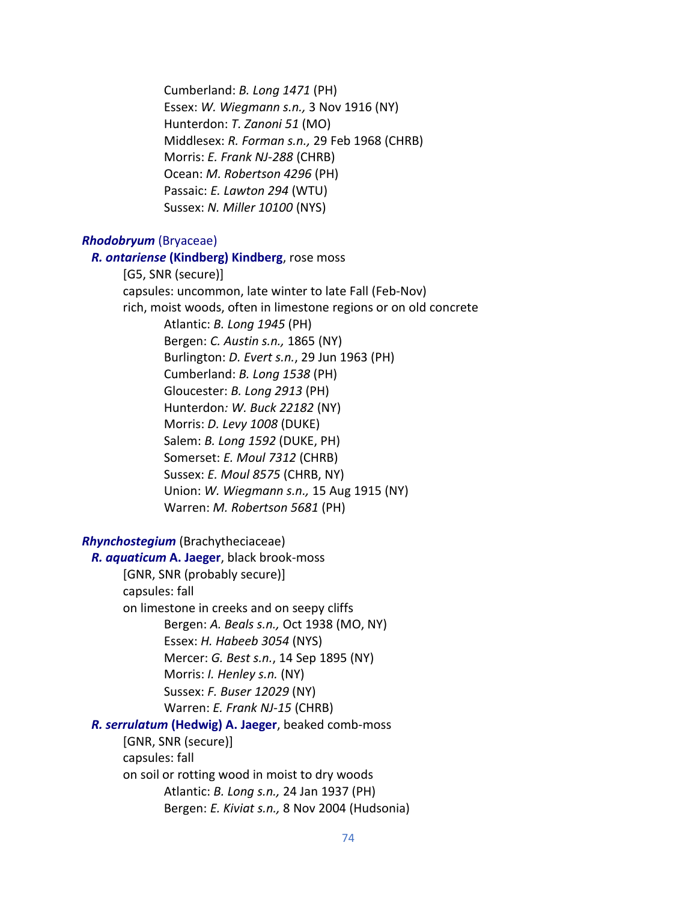Cumberland: *B. Long 1471* (PH)
Essex: *W. Wiegmann s.n.,* 3 Nov 1916 (NY)
Hunterdon: *T. Zanoni 51* (MO)
Middlesex: *R. Forman s.n.,* 29 Feb 1968 (CHRB)
Morris: *E. Frank NJ-288* (CHRB)
Ocean: *M. Robertson 4296* (PH)
Passaic: *E. Lawton 294* (WTU)
Sussex: *N. Miller 10100* (NYS)

***Rhodobryum*** (Bryaceae)

***R. ontariense* (Kindberg) Kindberg**, rose moss
[G5, SNR (secure)]
capsules: uncommon, late winter to late Fall (Feb-Nov)
rich, moist woods, often in limestone regions or on old concrete
Atlantic: *B. Long 1945* (PH)
Bergen: *C. Austin s.n.,* 1865 (NY)
Burlington: *D. Evert s.n.*, 29 Jun 1963 (PH)
Cumberland: *B. Long 1538* (PH)
Gloucester: *B. Long 2913* (PH)
Hunterdon*: W. Buck 22182* (NY)
Morris: *D. Levy 1008* (DUKE)
Salem: *B. Long 1592* (DUKE, PH)
Somerset: *E. Moul 7312* (CHRB)
Sussex: *E. Moul 8575* (CHRB, NY)
Union: *W. Wiegmann s.n.,* 15 Aug 1915 (NY)
Warren: *M. Robertson 5681* (PH)

***Rhynchostegium*** (Brachytheciaceae)

***R. aquaticum* A. Jaeger**, black brook-moss
[GNR, SNR (probably secure)]
capsules: fall
on limestone in creeks and on seepy cliffs
Bergen: *A. Beals s.n.,* Oct 1938 (MO, NY)
Essex: *H. Habeeb 3054* (NYS)
Mercer: *G. Best s.n.*, 14 Sep 1895 (NY)
Morris: *I. Henley s.n.* (NY)
Sussex: *F. Buser 12029* (NY)
Warren: *E. Frank NJ-15* (CHRB)

***R. serrulatum* (Hedwig) A. Jaeger**, beaked comb-moss
[GNR, SNR (secure)]
capsules: fall
on soil or rotting wood in moist to dry woods
Atlantic: *B. Long s.n.,* 24 Jan 1937 (PH)
Bergen: *E. Kiviat s.n.,* 8 Nov 2004 (Hudsonia)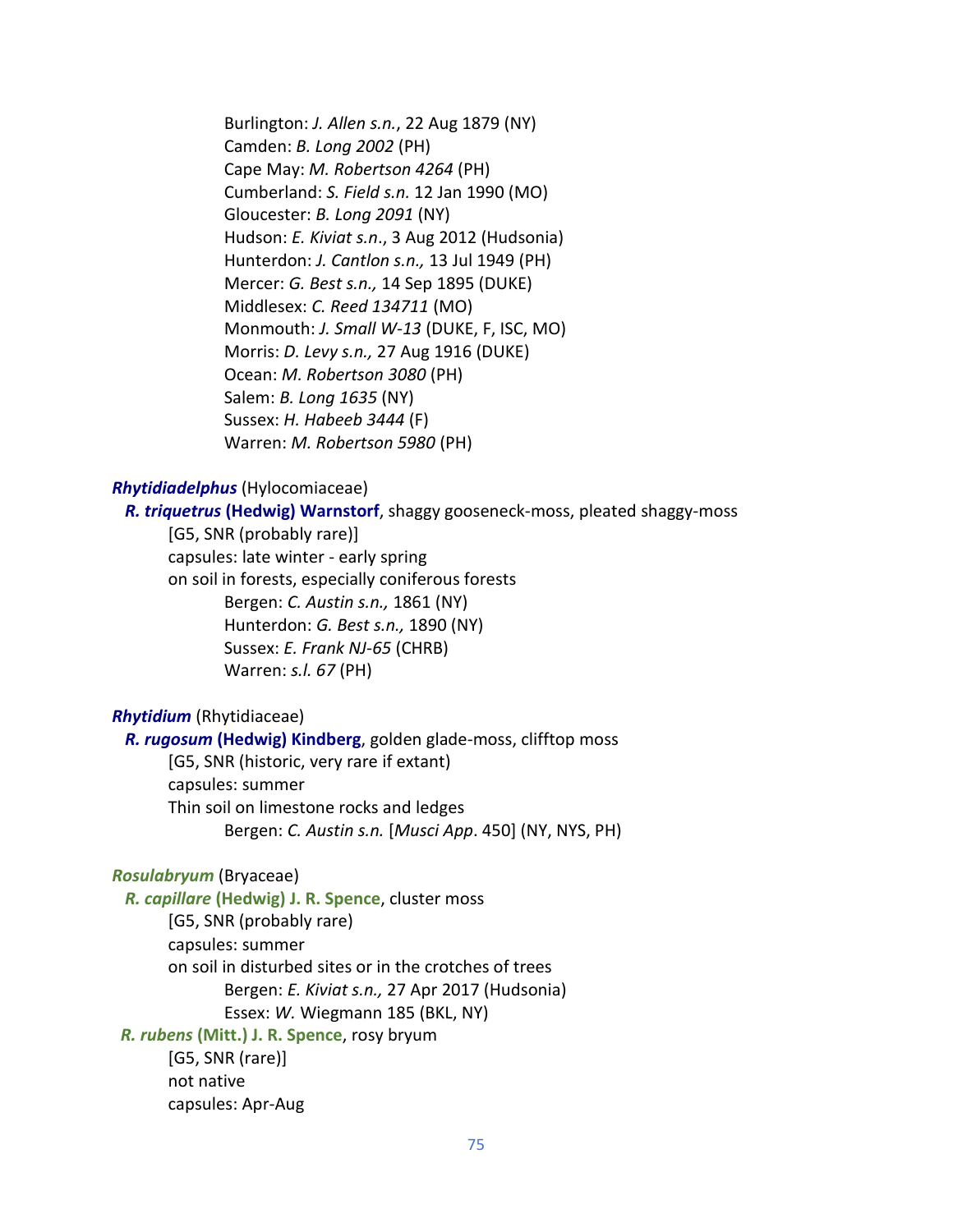Burlington: *J. Allen s.n.*, 22 Aug 1879 (NY)
Camden: *B. Long 2002* (PH)
Cape May: *M. Robertson 4264* (PH)
Cumberland: *S. Field s.n.* 12 Jan 1990 (MO)
Gloucester: *B. Long 2091* (NY)
Hudson: *E. Kiviat s.n*., 3 Aug 2012 (Hudsonia)
Hunterdon: *J. Cantlon s.n.,* 13 Jul 1949 (PH)
Mercer: *G. Best s.n.,* 14 Sep 1895 (DUKE)
Middlesex: *C. Reed 134711* (MO)
Monmouth: *J. Small W-13* (DUKE, F, ISC, MO)
Morris: *D. Levy s.n.,* 27 Aug 1916 (DUKE)
Ocean: *M. Robertson 3080* (PH)
Salem: *B. Long 1635* (NY)
Sussex: *H. Habeeb 3444* (F)
Warren: *M. Robertson 5980* (PH)

***Rhytidiadelphus*** (Hylocomiaceae)

***R. triquetrus* (Hedwig) Warnstorf**, shaggy gooseneck-moss, pleated shaggy-moss
[G5, SNR (probably rare)]
capsules: late winter - early spring
on soil in forests, especially coniferous forests
Bergen: *C. Austin s.n.,* 1861 (NY)
Hunterdon: *G. Best s.n.,* 1890 (NY)
Sussex: *E. Frank NJ-65* (CHRB)
Warren: *s.l. 67* (PH)

***Rhytidium*** (Rhytidiaceae)

***R. rugosum* (Hedwig) Kindberg**, golden glade-moss, clifftop moss
[G5, SNR (historic, very rare if extant)
capsules: summer
Thin soil on limestone rocks and ledges
Bergen: *C. Austin s.n.* [*Musci App*. 450] (NY, NYS, PH)

***Rosulabryum*** (Bryaceae)

***R. capillare* (Hedwig) J. R. Spence**, cluster moss
[G5, SNR (probably rare)
capsules: summer
on soil in disturbed sites or in the crotches of trees
Bergen: *E. Kiviat s.n.,* 27 Apr 2017 (Hudsonia)
Essex: *W.* Wiegmann 185 (BKL, NY)

***R. rubens* (Mitt.) J. R. Spence**, rosy bryum
[G5, SNR (rare)]
not native
capsules: Apr-Aug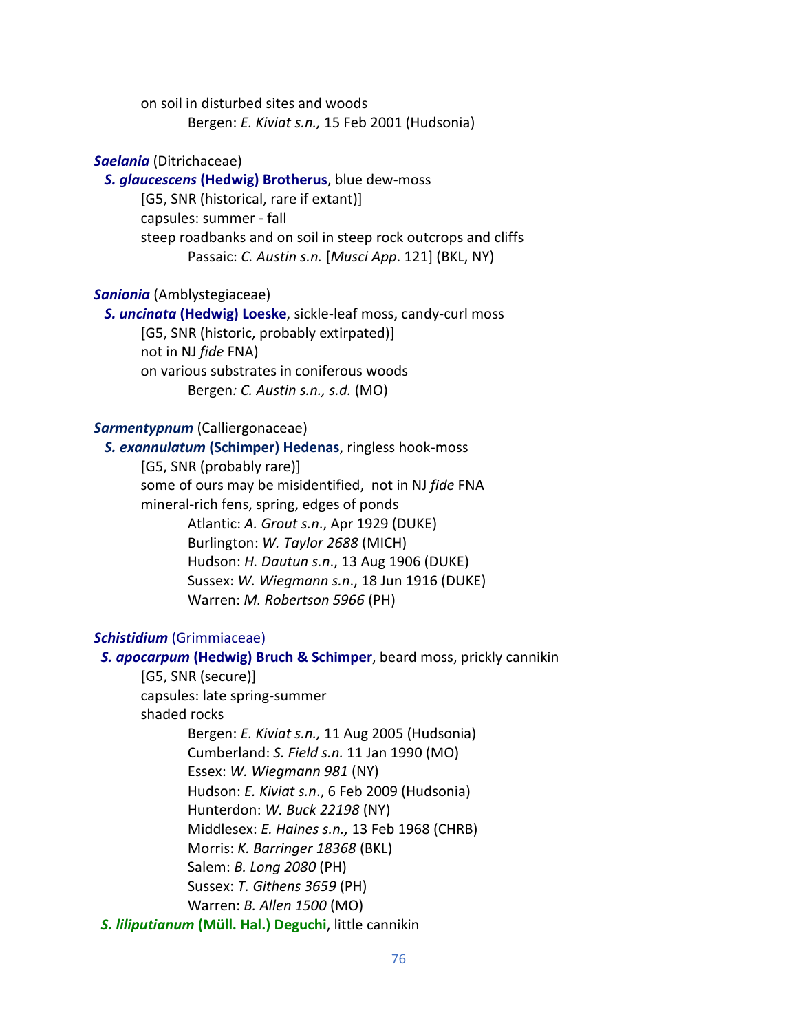on soil in disturbed sites and woods

Bergen: *E. Kiviat s.n.,* 15 Feb 2001 (Hudsonia)

***Saelania*** (Ditrichaceae)

***S. glaucescens* (Hedwig) Brotherus**, blue dew-moss

[G5, SNR (historical, rare if extant)]

capsules: summer - fall

steep roadbanks and on soil in steep rock outcrops and cliffs

Passaic: *C. Austin s.n.* [*Musci App*. 121] (BKL, NY)

***Sanionia*** (Amblystegiaceae)

***S. uncinata* (Hedwig) Loeske**, sickle-leaf moss, candy-curl moss

[G5, SNR (historic, probably extirpated)]

not in NJ *fide* FNA)

on various substrates in coniferous woods

Bergen*: C. Austin s.n., s.d.* (MO)

***Sarmentypnum*** (Calliergonaceae)

***S. exannulatum* (Schimper) Hedenas**, ringless hook-moss

[G5, SNR (probably rare)]

some of ours may be misidentified, not in NJ *fide* FNA

mineral-rich fens, spring, edges of ponds

Atlantic: *A. Grout s.n*., Apr 1929 (DUKE)

Burlington: *W. Taylor 2688* (MICH)

Hudson: *H. Dautun s.n*., 13 Aug 1906 (DUKE)

Sussex: *W. Wiegmann s.n*., 18 Jun 1916 (DUKE)

Warren: *M. Robertson 5966* (PH)

***Schistidium*** (Grimmiaceae)

***S. apocarpum* (Hedwig) Bruch & Schimper**, beard moss, prickly cannikin

[G5, SNR (secure)]

capsules: late spring-summer

shaded rocks

Bergen: *E. Kiviat s.n.,* 11 Aug 2005 (Hudsonia)

Cumberland: *S. Field s.n.* 11 Jan 1990 (MO)

Essex: *W. Wiegmann 981* (NY)

Hudson: *E. Kiviat s.n*., 6 Feb 2009 (Hudsonia)

Hunterdon: *W. Buck 22198* (NY)

Middlesex: *E. Haines s.n.,* 13 Feb 1968 (CHRB)

Morris: *K. Barringer 18368* (BKL)

Salem: *B. Long 2080* (PH)

Sussex: *T. Githens 3659* (PH)

Warren: *B. Allen 1500* (MO)

***S. liliputianum* (Müll. Hal.) Deguchi**, little cannikin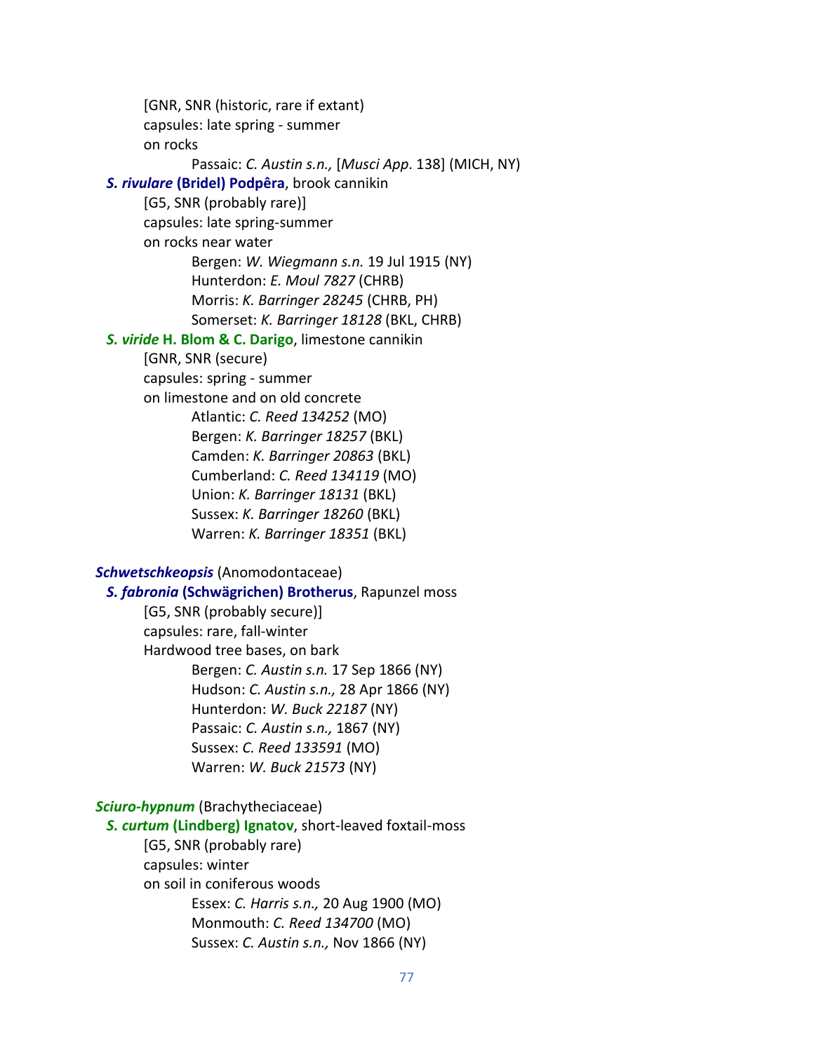[GNR, SNR (historic, rare if extant)

capsules: late spring - summer

on rocks

Passaic: *C. Austin s.n.,* [*Musci App*. 138] (MICH, NY)

***S. rivulare* (Bridel) Podpêra**, brook cannikin

[G5, SNR (probably rare)]

capsules: late spring-summer

on rocks near water

Bergen: *W. Wiegmann s.n.* 19 Jul 1915 (NY)
Hunterdon: *E. Moul 7827* (CHRB)
Morris: *K. Barringer 28245* (CHRB, PH)
Somerset: *K. Barringer 18128* (BKL, CHRB)

***S. viride* H. Blom & C. Darigo**, limestone cannikin

[GNR, SNR (secure)

capsules: spring - summer

on limestone and on old concrete

Atlantic: *C. Reed 134252* (MO)
Bergen: *K. Barringer 18257* (BKL)
Camden: *K. Barringer 20863* (BKL)
Cumberland: *C. Reed 134119* (MO)
Union: *K. Barringer 18131* (BKL)
Sussex: *K. Barringer 18260* (BKL)
Warren: *K. Barringer 18351* (BKL)

***Schwetschkeopsis*** (Anomodontaceae)

***S. fabronia* (Schwägrichen) Brotherus**, Rapunzel moss

[G5, SNR (probably secure)]

capsules: rare, fall-winter

Hardwood tree bases, on bark

Bergen: *C. Austin s.n.* 17 Sep 1866 (NY)
Hudson: *C. Austin s.n.,* 28 Apr 1866 (NY)
Hunterdon: *W. Buck 22187* (NY)
Passaic: *C. Austin s.n.,* 1867 (NY)
Sussex: *C. Reed 133591* (MO)
Warren: *W. Buck 21573* (NY)

***Sciuro-hypnum*** (Brachytheciaceae)

***S. curtum* (Lindberg) Ignatov**, short-leaved foxtail-moss

[G5, SNR (probably rare)

capsules: winter

on soil in coniferous woods

Essex: *C. Harris s.n.,* 20 Aug 1900 (MO)
Monmouth: *C. Reed 134700* (MO)
Sussex: *C. Austin s.n.,* Nov 1866 (NY)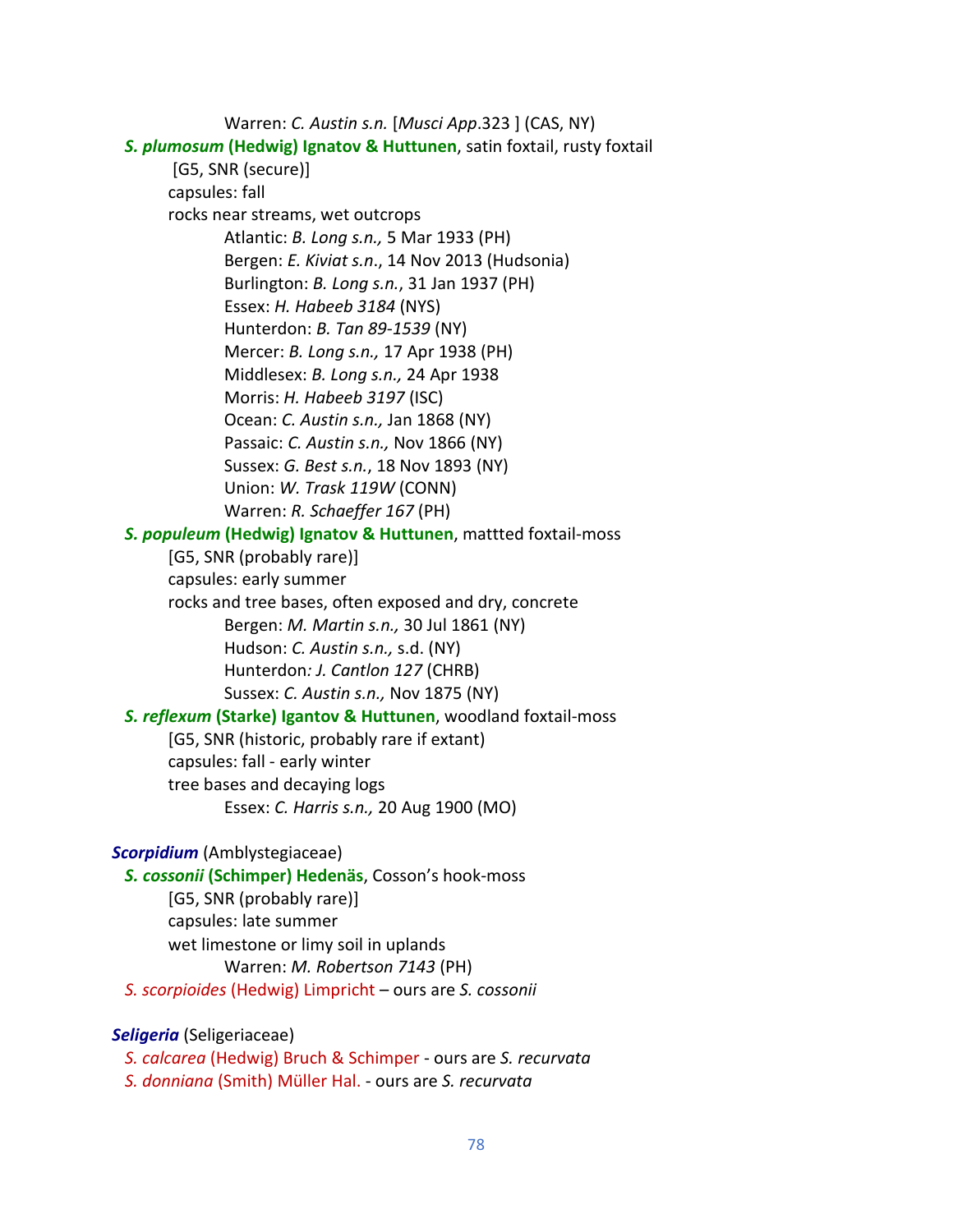Warren: *C. Austin s.n.* [*Musci App*.323 ] (CAS, NY)

***S. plumosum* (Hedwig) Ignatov & Huttunen**, satin foxtail, rusty foxtail

[G5, SNR (secure)]

capsules: fall

rocks near streams, wet outcrops

Atlantic: *B. Long s.n.,* 5 Mar 1933 (PH)
Bergen: *E. Kiviat s.n*., 14 Nov 2013 (Hudsonia)
Burlington: *B. Long s.n.*, 31 Jan 1937 (PH)
Essex: *H. Habeeb 3184* (NYS)
Hunterdon: *B. Tan 89-1539* (NY)
Mercer: *B. Long s.n.,* 17 Apr 1938 (PH)
Middlesex: *B. Long s.n.,* 24 Apr 1938
Morris: *H. Habeeb 3197* (ISC)
Ocean: *C. Austin s.n.,* Jan 1868 (NY)
Passaic: *C. Austin s.n.,* Nov 1866 (NY)
Sussex: *G. Best s.n.*, 18 Nov 1893 (NY)
Union: *W. Trask 119W* (CONN)
Warren: *R. Schaeffer 167* (PH)

***S. populeum* (Hedwig) Ignatov & Huttunen**, mattted foxtail-moss

[G5, SNR (probably rare)]

capsules: early summer

rocks and tree bases, often exposed and dry, concrete

Bergen: *M. Martin s.n.,* 30 Jul 1861 (NY)
Hudson: *C. Austin s.n.,* s.d. (NY)
Hunterdon*: J. Cantlon 127* (CHRB)
Sussex: *C. Austin s.n.,* Nov 1875 (NY)

***S. reflexum* (Starke) Igantov & Huttunen**, woodland foxtail-moss

[G5, SNR (historic, probably rare if extant)

capsules: fall - early winter

tree bases and decaying logs

Essex: *C. Harris s.n.,* 20 Aug 1900 (MO)

***Scorpidium*** (Amblystegiaceae)

***S. cossonii* (Schimper) Hedenäs**, Cosson's hook-moss

[G5, SNR (probably rare)]

capsules: late summer

wet limestone or limy soil in uplands

Warren: *M. Robertson 7143* (PH)

*S. scorpioides* (Hedwig) Limpricht – ours are *S. cossonii*

***Seligeria*** (Seligeriaceae)

*S. calcarea* (Hedwig) Bruch & Schimper - ours are *S. recurvata*

*S. donniana* (Smith) Müller Hal. - ours are *S. recurvata*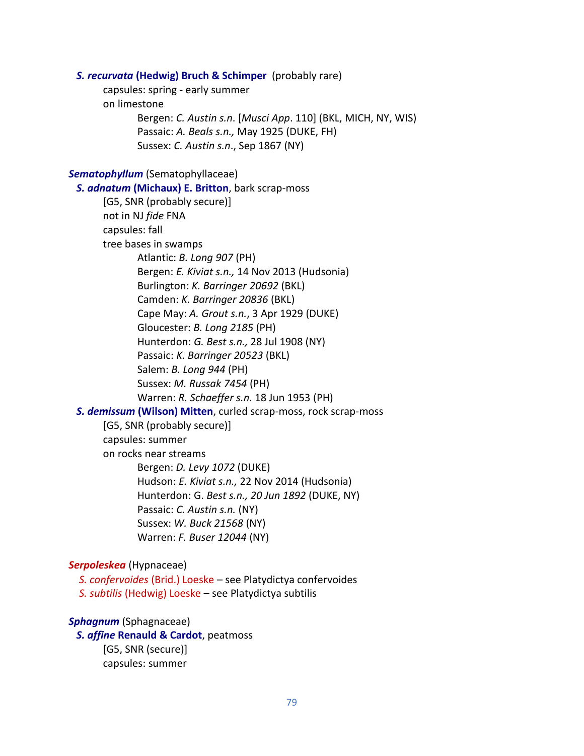***S. recurvata* (Hedwig) Bruch & Schimper** (probably rare)

capsules: spring - early summer

on limestone

Bergen: *C. Austin s.n.* [*Musci App*. 110] (BKL, MICH, NY, WIS)
Passaic: *A. Beals s.n.,* May 1925 (DUKE, FH)
Sussex: *C. Austin s.n*., Sep 1867 (NY)

***Sematophyllum*** (Sematophyllaceae)

***S. adnatum* (Michaux) E. Britton**, bark scrap-moss

[G5, SNR (probably secure)]

not in NJ *fide* FNA

capsules: fall

tree bases in swamps

Atlantic: *B. Long 907* (PH)
Bergen: *E. Kiviat s.n.,* 14 Nov 2013 (Hudsonia)
Burlington: *K. Barringer 20692* (BKL)
Camden: *K. Barringer 20836* (BKL)
Cape May: *A. Grout s.n.*, 3 Apr 1929 (DUKE)
Gloucester: *B. Long 2185* (PH)
Hunterdon: *G. Best s.n.,* 28 Jul 1908 (NY)
Passaic: *K. Barringer 20523* (BKL)
Salem: *B. Long 944* (PH)
Sussex: *M. Russak 7454* (PH)
Warren: *R. Schaeffer s.n.* 18 Jun 1953 (PH)

***S. demissum* (Wilson) Mitten**, curled scrap-moss, rock scrap-moss

[G5, SNR (probably secure)]

capsules: summer

on rocks near streams

Bergen: *D. Levy 1072* (DUKE)
Hudson: *E. Kiviat s.n.,* 22 Nov 2014 (Hudsonia)
Hunterdon: G. *Best s.n., 20 Jun 1892* (DUKE, NY)
Passaic: *C. Austin s.n.* (NY)
Sussex: *W. Buck 21568* (NY)
Warren: *F. Buser 12044* (NY)

***Serpoleskea*** (Hypnaceae)

*S. confervoides* (Brid.) Loeske – see Platydictya confervoides
*S. subtilis* (Hedwig) Loeske – see Platydictya subtilis

***Sphagnum*** (Sphagnaceae)

***S. affine* Renauld & Cardot**, peatmoss

[G5, SNR (secure)]

capsules: summer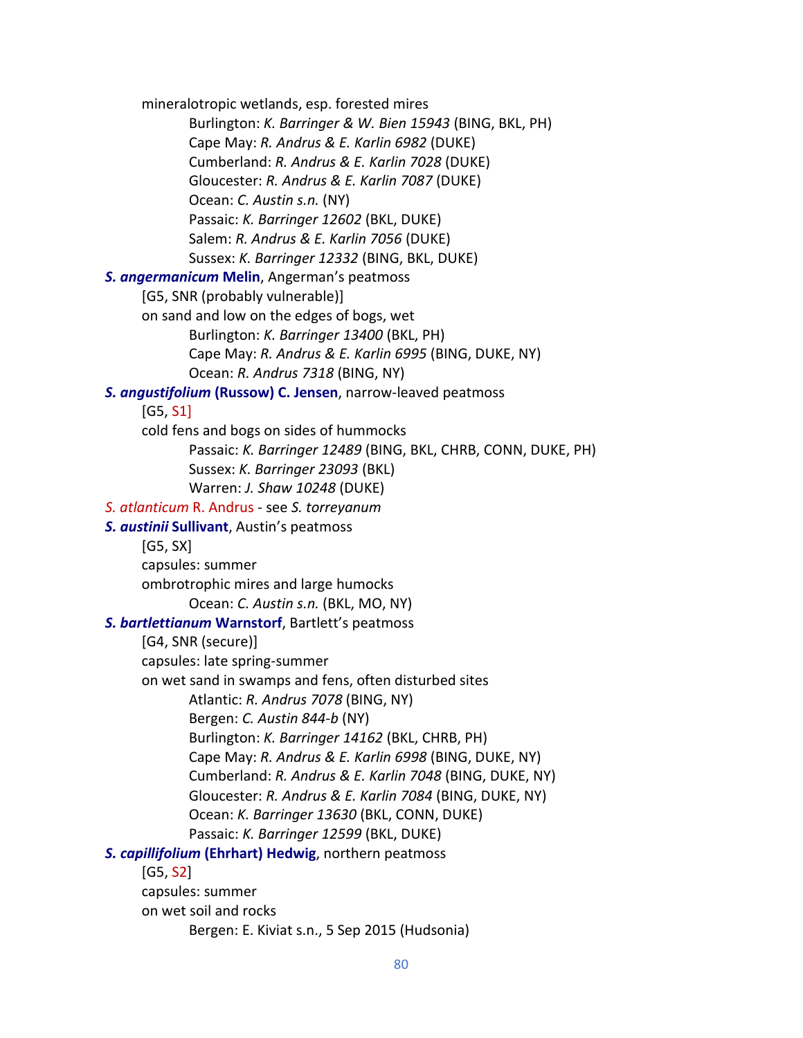mineralotropic wetlands, esp. forested mires

Burlington: *K. Barringer & W. Bien 15943* (BING, BKL, PH)
Cape May: *R. Andrus & E. Karlin 6982* (DUKE)
Cumberland: *R. Andrus & E. Karlin 7028* (DUKE)
Gloucester: *R. Andrus & E. Karlin 7087* (DUKE)
Ocean: *C. Austin s.n.* (NY)
Passaic: *K. Barringer 12602* (BKL, DUKE)
Salem: *R. Andrus & E. Karlin 7056* (DUKE)
Sussex: *K. Barringer 12332* (BING, BKL, DUKE)

***S. angermanicum* Melin**, Angerman's peatmoss

[G5, SNR (probably vulnerable)]
on sand and low on the edges of bogs, wet

Burlington: *K. Barringer 13400* (BKL, PH)
Cape May: *R. Andrus & E. Karlin 6995* (BING, DUKE, NY)
Ocean: *R. Andrus 7318* (BING, NY)

***S. angustifolium* (Russow) C. Jensen**, narrow-leaved peatmoss

[G5, S1]
cold fens and bogs on sides of hummocks

Passaic: *K. Barringer 12489* (BING, BKL, CHRB, CONN, DUKE, PH)
Sussex: *K. Barringer 23093* (BKL)
Warren: *J. Shaw 10248* (DUKE)

*S. atlanticum* R. Andrus - see *S. torreyanum*

***S. austinii* Sullivant**, Austin's peatmoss

[G5, SX]
capsules: summer
ombrotrophic mires and large humocks

Ocean: *C. Austin s.n.* (BKL, MO, NY)

***S. bartlettianum* Warnstorf**, Bartlett's peatmoss

[G4, SNR (secure)]
capsules: late spring-summer
on wet sand in swamps and fens, often disturbed sites

Atlantic: *R. Andrus 7078* (BING, NY)
Bergen: *C. Austin 844-b* (NY)
Burlington: *K. Barringer 14162* (BKL, CHRB, PH)
Cape May: *R. Andrus & E. Karlin 6998* (BING, DUKE, NY)
Cumberland: *R. Andrus & E. Karlin 7048* (BING, DUKE, NY)
Gloucester: *R. Andrus & E. Karlin 7084* (BING, DUKE, NY)
Ocean: *K. Barringer 13630* (BKL, CONN, DUKE)
Passaic: *K. Barringer 12599* (BKL, DUKE)

***S. capillifolium* (Ehrhart) Hedwig**, northern peatmoss

[G5, S2]
capsules: summer
on wet soil and rocks

Bergen: E. Kiviat s.n., 5 Sep 2015 (Hudsonia)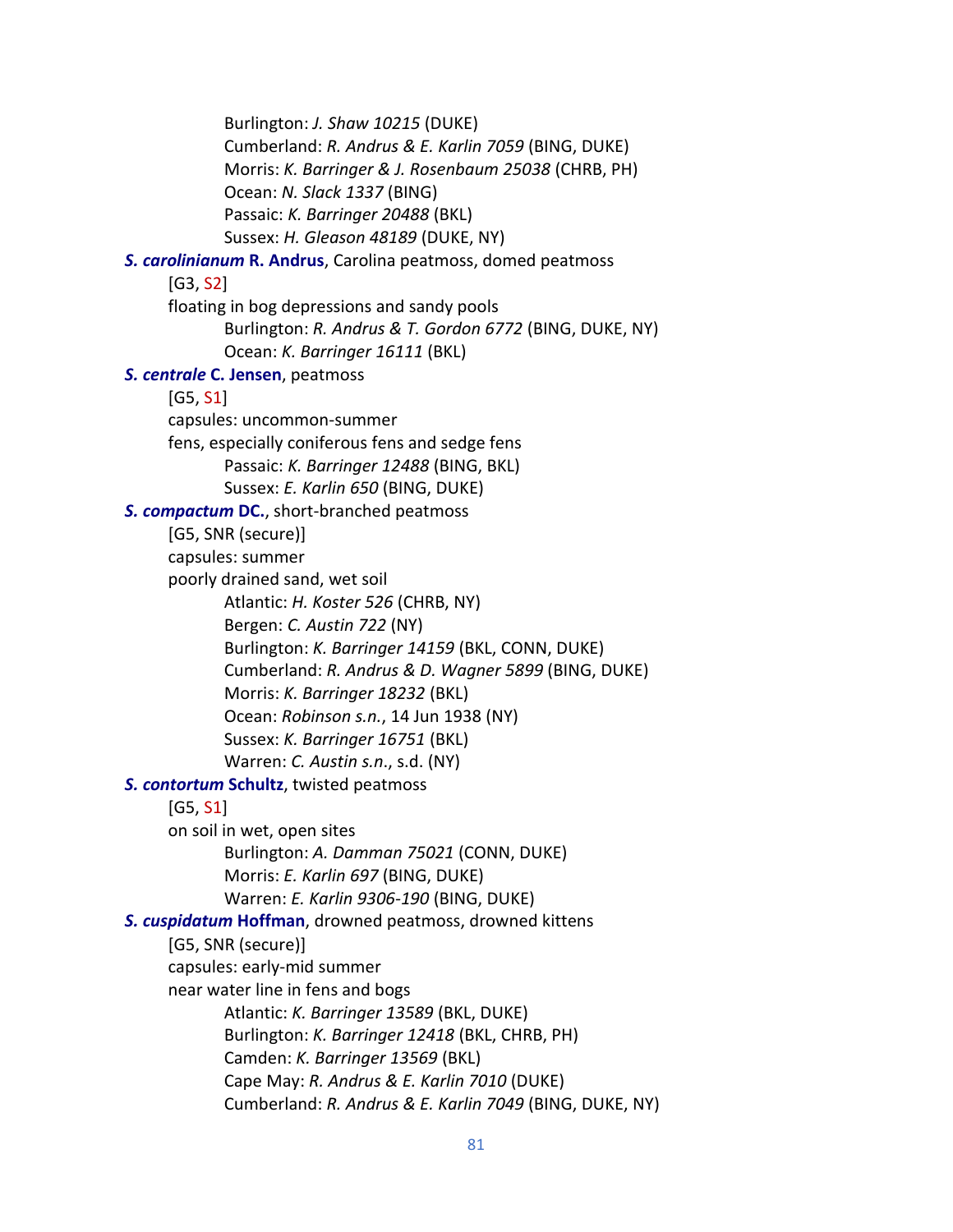Burlington: *J. Shaw 10215* (DUKE)
Cumberland: *R. Andrus & E. Karlin 7059* (BING, DUKE)
Morris: *K. Barringer & J. Rosenbaum 25038* (CHRB, PH)
Ocean: *N. Slack 1337* (BING)
Passaic: *K. Barringer 20488* (BKL)
Sussex: *H. Gleason 48189* (DUKE, NY)

***S. carolinianum* R. Andrus**, Carolina peatmoss, domed peatmoss
[G3, S2]
floating in bog depressions and sandy pools
Burlington: *R. Andrus & T. Gordon 6772* (BING, DUKE, NY)
Ocean: *K. Barringer 16111* (BKL)

***S. centrale* C. Jensen**, peatmoss
[G5, S1]
capsules: uncommon-summer
fens, especially coniferous fens and sedge fens
Passaic: *K. Barringer 12488* (BING, BKL)
Sussex: *E. Karlin 650* (BING, DUKE)

***S. compactum* DC.**, short-branched peatmoss
[G5, SNR (secure)]
capsules: summer
poorly drained sand, wet soil
Atlantic: *H. Koster 526* (CHRB, NY)
Bergen: *C. Austin 722* (NY)
Burlington: *K. Barringer 14159* (BKL, CONN, DUKE)
Cumberland: *R. Andrus & D. Wagner 5899* (BING, DUKE)
Morris: *K. Barringer 18232* (BKL)
Ocean: *Robinson s.n.*, 14 Jun 1938 (NY)
Sussex: *K. Barringer 16751* (BKL)
Warren: *C. Austin s.n.*, s.d. (NY)

***S. contortum* Schultz**, twisted peatmoss
[G5, S1]
on soil in wet, open sites
Burlington: *A. Damman 75021* (CONN, DUKE)
Morris: *E. Karlin 697* (BING, DUKE)
Warren: *E. Karlin 9306-190* (BING, DUKE)

***S. cuspidatum* Hoffman**, drowned peatmoss, drowned kittens
[G5, SNR (secure)]
capsules: early-mid summer
near water line in fens and bogs
Atlantic: *K. Barringer 13589* (BKL, DUKE)
Burlington: *K. Barringer 12418* (BKL, CHRB, PH)
Camden: *K. Barringer 13569* (BKL)
Cape May: *R. Andrus & E. Karlin 7010* (DUKE)
Cumberland: *R. Andrus & E. Karlin 7049* (BING, DUKE, NY)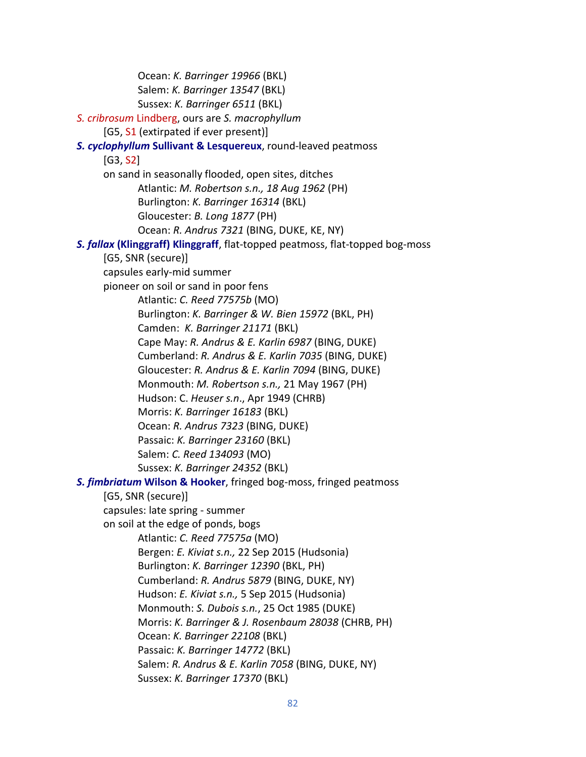Ocean: *K. Barringer 19966* (BKL)
Salem: *K. Barringer 13547* (BKL)
Sussex: *K. Barringer 6511* (BKL)

*S. cribrosum* Lindberg, ours are *S. macrophyllum*
[G5, S1 (extirpated if ever present)]

***S. cyclophyllum* Sullivant & Lesquereux**, round-leaved peatmoss
[G3, S2]
on sand in seasonally flooded, open sites, ditches
Atlantic: *M. Robertson s.n., 18 Aug 1962* (PH)
Burlington: *K. Barringer 16314* (BKL)
Gloucester: *B. Long 1877* (PH)
Ocean: *R. Andrus 7321* (BING, DUKE, KE, NY)

***S. fallax* (Klinggraff) Klinggraff**, flat-topped peatmoss, flat-topped bog-moss
[G5, SNR (secure)]
capsules early-mid summer
pioneer on soil or sand in poor fens
Atlantic: *C. Reed 77575b* (MO)
Burlington: *K. Barringer & W. Bien 15972* (BKL, PH)
Camden: *K. Barringer 21171* (BKL)
Cape May: *R. Andrus & E. Karlin 6987* (BING, DUKE)
Cumberland: *R. Andrus & E. Karlin 7035* (BING, DUKE)
Gloucester: *R. Andrus & E. Karlin 7094* (BING, DUKE)
Monmouth: *M. Robertson s.n.,* 21 May 1967 (PH)
Hudson: C. *Heuser s.n*., Apr 1949 (CHRB)
Morris: *K. Barringer 16183* (BKL)
Ocean: *R. Andrus 7323* (BING, DUKE)
Passaic: *K. Barringer 23160* (BKL)
Salem: *C. Reed 134093* (MO)
Sussex: *K. Barringer 24352* (BKL)

***S. fimbriatum* Wilson & Hooker**, fringed bog-moss, fringed peatmoss
[G5, SNR (secure)]
capsules: late spring - summer
on soil at the edge of ponds, bogs
Atlantic: *C. Reed 77575a* (MO)
Bergen: *E. Kiviat s.n.,* 22 Sep 2015 (Hudsonia)
Burlington: *K. Barringer 12390* (BKL, PH)
Cumberland: *R. Andrus 5879* (BING, DUKE, NY)
Hudson: *E. Kiviat s.n.,* 5 Sep 2015 (Hudsonia)
Monmouth: *S. Dubois s.n.*, 25 Oct 1985 (DUKE)
Morris: *K. Barringer & J. Rosenbaum 28038* (CHRB, PH)
Ocean: *K. Barringer 22108* (BKL)
Passaic: *K. Barringer 14772* (BKL)
Salem: *R. Andrus & E. Karlin 7058* (BING, DUKE, NY)
Sussex: *K. Barringer 17370* (BKL)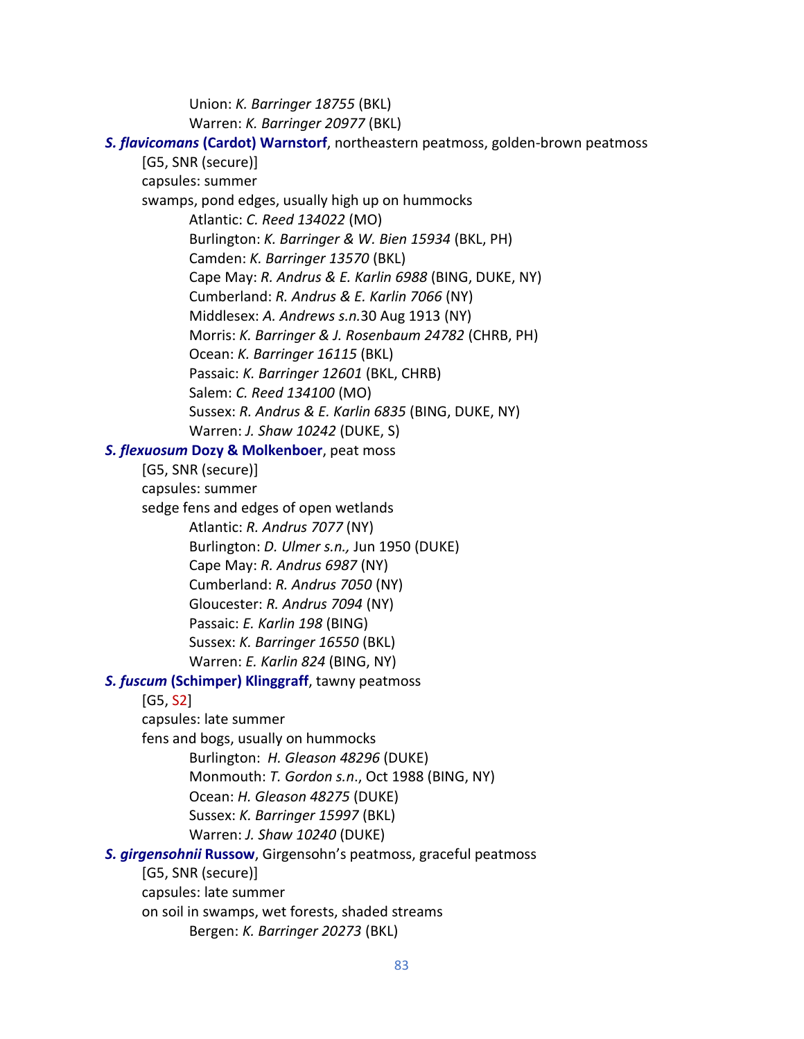Union: *K. Barringer 18755* (BKL)
Warren: *K. Barringer 20977* (BKL)

***S. flavicomans*** **(Cardot) Warnstorf**, northeastern peatmoss, golden-brown peatmoss
[G5, SNR (secure)]
capsules: summer
swamps, pond edges, usually high up on hummocks
Atlantic: *C. Reed 134022* (MO)
Burlington: *K. Barringer & W. Bien 15934* (BKL, PH)
Camden: *K. Barringer 13570* (BKL)
Cape May: *R. Andrus & E. Karlin 6988* (BING, DUKE, NY)
Cumberland: *R. Andrus & E. Karlin 7066* (NY)
Middlesex: *A. Andrews s.n.*30 Aug 1913 (NY)
Morris: *K. Barringer & J. Rosenbaum 24782* (CHRB, PH)
Ocean: *K. Barringer 16115* (BKL)
Passaic: *K. Barringer 12601* (BKL, CHRB)
Salem: *C. Reed 134100* (MO)
Sussex: *R. Andrus & E. Karlin 6835* (BING, DUKE, NY)
Warren: *J. Shaw 10242* (DUKE, S)

***S. flexuosum*** **Dozy & Molkenboer**, peat moss
[G5, SNR (secure)]
capsules: summer
sedge fens and edges of open wetlands
Atlantic: *R. Andrus 7077* (NY)
Burlington: *D. Ulmer s.n.,* Jun 1950 (DUKE)
Cape May: *R. Andrus 6987* (NY)
Cumberland: *R. Andrus 7050* (NY)
Gloucester: *R. Andrus 7094* (NY)
Passaic: *E. Karlin 198* (BING)
Sussex: *K. Barringer 16550* (BKL)
Warren: *E. Karlin 824* (BING, NY)

***S. fuscum*** **(Schimper) Klinggraff**, tawny peatmoss
[G5, S2]
capsules: late summer
fens and bogs, usually on hummocks
Burlington: *H. Gleason 48296* (DUKE)
Monmouth: *T. Gordon s.n*., Oct 1988 (BING, NY)
Ocean: *H. Gleason 48275* (DUKE)
Sussex: *K. Barringer 15997* (BKL)
Warren: *J. Shaw 10240* (DUKE)

***S. girgensohnii*** **Russow**, Girgensohn's peatmoss, graceful peatmoss
[G5, SNR (secure)]
capsules: late summer
on soil in swamps, wet forests, shaded streams
Bergen: *K. Barringer 20273* (BKL)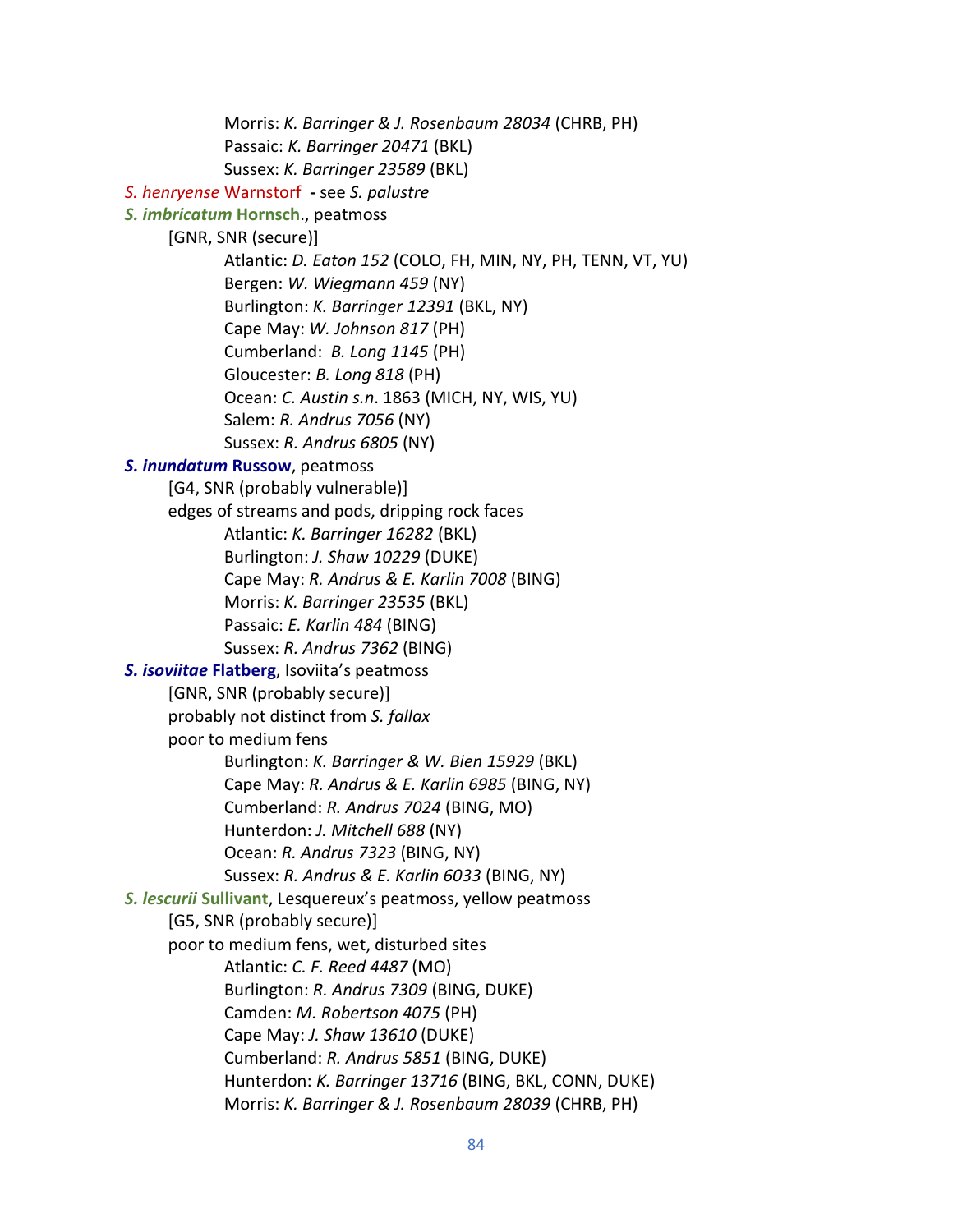Morris: *K. Barringer & J. Rosenbaum 28034* (CHRB, PH)
Passaic: *K. Barringer 20471* (BKL)
Sussex: *K. Barringer 23589* (BKL)

*S. henryense* Warnstorf **-** see *S. palustre*

***S. imbricatum* Hornsch.**, peatmoss

[GNR, SNR (secure)]

Atlantic: *D. Eaton 152* (COLO, FH, MIN, NY, PH, TENN, VT, YU)
Bergen: *W. Wiegmann 459* (NY)
Burlington: *K. Barringer 12391* (BKL, NY)
Cape May: *W. Johnson 817* (PH)
Cumberland: *B. Long 1145* (PH)
Gloucester: *B. Long 818* (PH)
Ocean: *C. Austin s.n*. 1863 (MICH, NY, WIS, YU)
Salem: *R. Andrus 7056* (NY)
Sussex: *R. Andrus 6805* (NY)

***S. inundatum* Russow**, peatmoss

[G4, SNR (probably vulnerable)]

edges of streams and pods, dripping rock faces

Atlantic: *K. Barringer 16282* (BKL)
Burlington: *J. Shaw 10229* (DUKE)
Cape May: *R. Andrus & E. Karlin 7008* (BING)
Morris: *K. Barringer 23535* (BKL)
Passaic: *E. Karlin 484* (BING)
Sussex: *R. Andrus 7362* (BING)

***S. isoviitae* Flatberg**, Isoviita's peatmoss

[GNR, SNR (probably secure)]

probably not distinct from *S. fallax*

poor to medium fens

Burlington: *K. Barringer & W. Bien 15929* (BKL)
Cape May: *R. Andrus & E. Karlin 6985* (BING, NY)
Cumberland: *R. Andrus 7024* (BING, MO)
Hunterdon: *J. Mitchell 688* (NY)
Ocean: *R. Andrus 7323* (BING, NY)
Sussex: *R. Andrus & E. Karlin 6033* (BING, NY)

***S. lescurii* Sullivant**, Lesquereux's peatmoss, yellow peatmoss

[G5, SNR (probably secure)]

poor to medium fens, wet, disturbed sites

Atlantic: *C. F. Reed 4487* (MO)
Burlington: *R. Andrus 7309* (BING, DUKE)
Camden: *M. Robertson 4075* (PH)
Cape May: *J. Shaw 13610* (DUKE)
Cumberland: *R. Andrus 5851* (BING, DUKE)
Hunterdon: *K. Barringer 13716* (BING, BKL, CONN, DUKE)
Morris: *K. Barringer & J. Rosenbaum 28039* (CHRB, PH)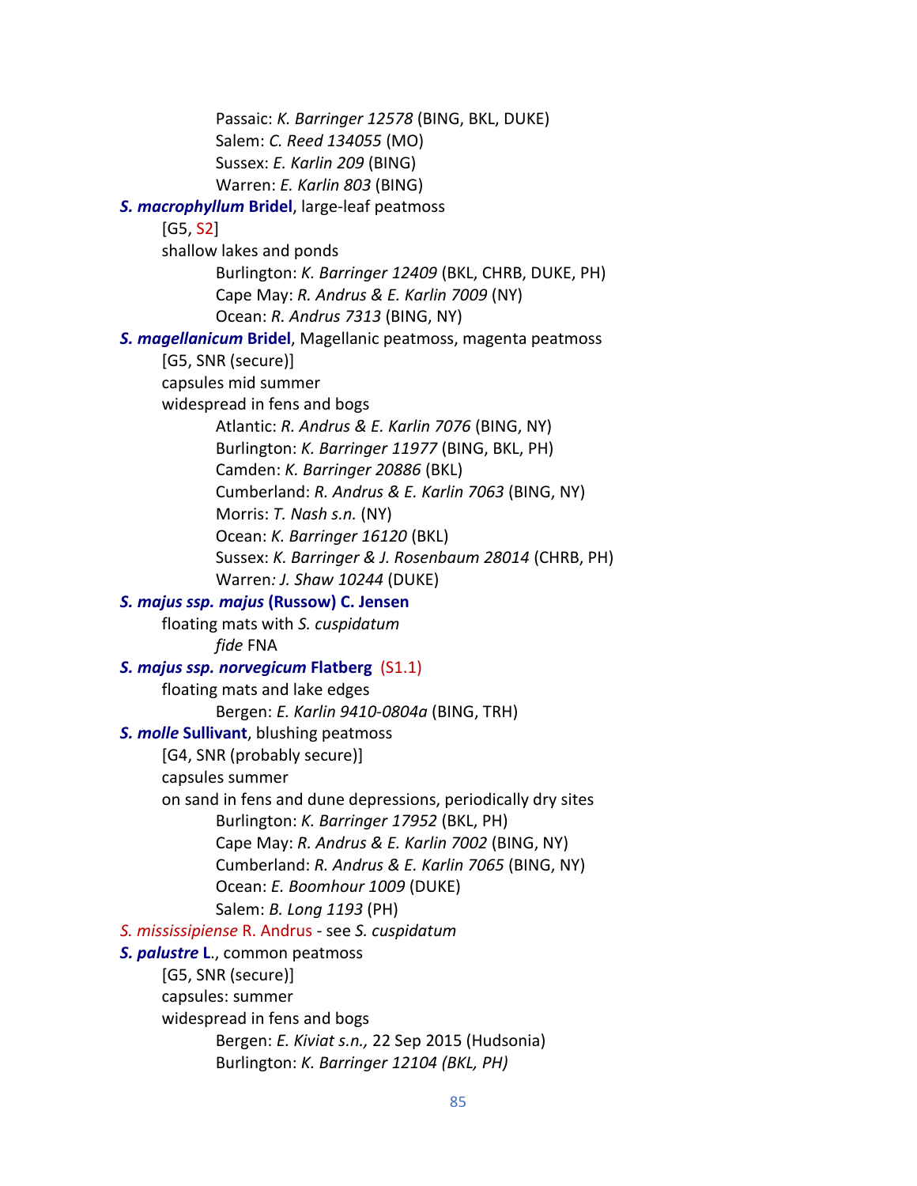Passaic: *K. Barringer 12578* (BING, BKL, DUKE)
Salem: *C. Reed 134055* (MO)
Sussex: *E. Karlin 209* (BING)
Warren: *E. Karlin 803* (BING)

***S. macrophyllum* Bridel**, large-leaf peatmoss
[G5, S2]
shallow lakes and ponds
Burlington: *K. Barringer 12409* (BKL, CHRB, DUKE, PH)
Cape May: *R. Andrus & E. Karlin 7009* (NY)
Ocean: *R. Andrus 7313* (BING, NY)

***S. magellanicum* Bridel**, Magellanic peatmoss, magenta peatmoss
[G5, SNR (secure)]
capsules mid summer
widespread in fens and bogs
Atlantic: *R. Andrus & E. Karlin 7076* (BING, NY)
Burlington: *K. Barringer 11977* (BING, BKL, PH)
Camden: *K. Barringer 20886* (BKL)
Cumberland: *R. Andrus & E. Karlin 7063* (BING, NY)
Morris: *T. Nash s.n.* (NY)
Ocean: *K. Barringer 16120* (BKL)
Sussex: *K. Barringer & J. Rosenbaum 28014* (CHRB, PH)
Warren*: J. Shaw 10244* (DUKE)

***S. majus ssp. majus* (Russow) C. Jensen**
floating mats with *S. cuspidatum*
*fide* FNA

***S. majus ssp. norvegicum* Flatberg** (S1.1)
floating mats and lake edges
Bergen: *E. Karlin 9410-0804a* (BING, TRH)

***S. molle* Sullivant**, blushing peatmoss
[G4, SNR (probably secure)]
capsules summer
on sand in fens and dune depressions, periodically dry sites
Burlington: *K. Barringer 17952* (BKL, PH)
Cape May: *R. Andrus & E. Karlin 7002* (BING, NY)
Cumberland: *R. Andrus & E. Karlin 7065* (BING, NY)
Ocean: *E. Boomhour 1009* (DUKE)
Salem: *B. Long 1193* (PH)

*S. mississipiense* R. Andrus - see *S. cuspidatum*

***S. palustre* L.**, common peatmoss
[G5, SNR (secure)]
capsules: summer
widespread in fens and bogs
Bergen: *E. Kiviat s.n.,* 22 Sep 2015 (Hudsonia)
Burlington: *K. Barringer 12104 (BKL, PH)*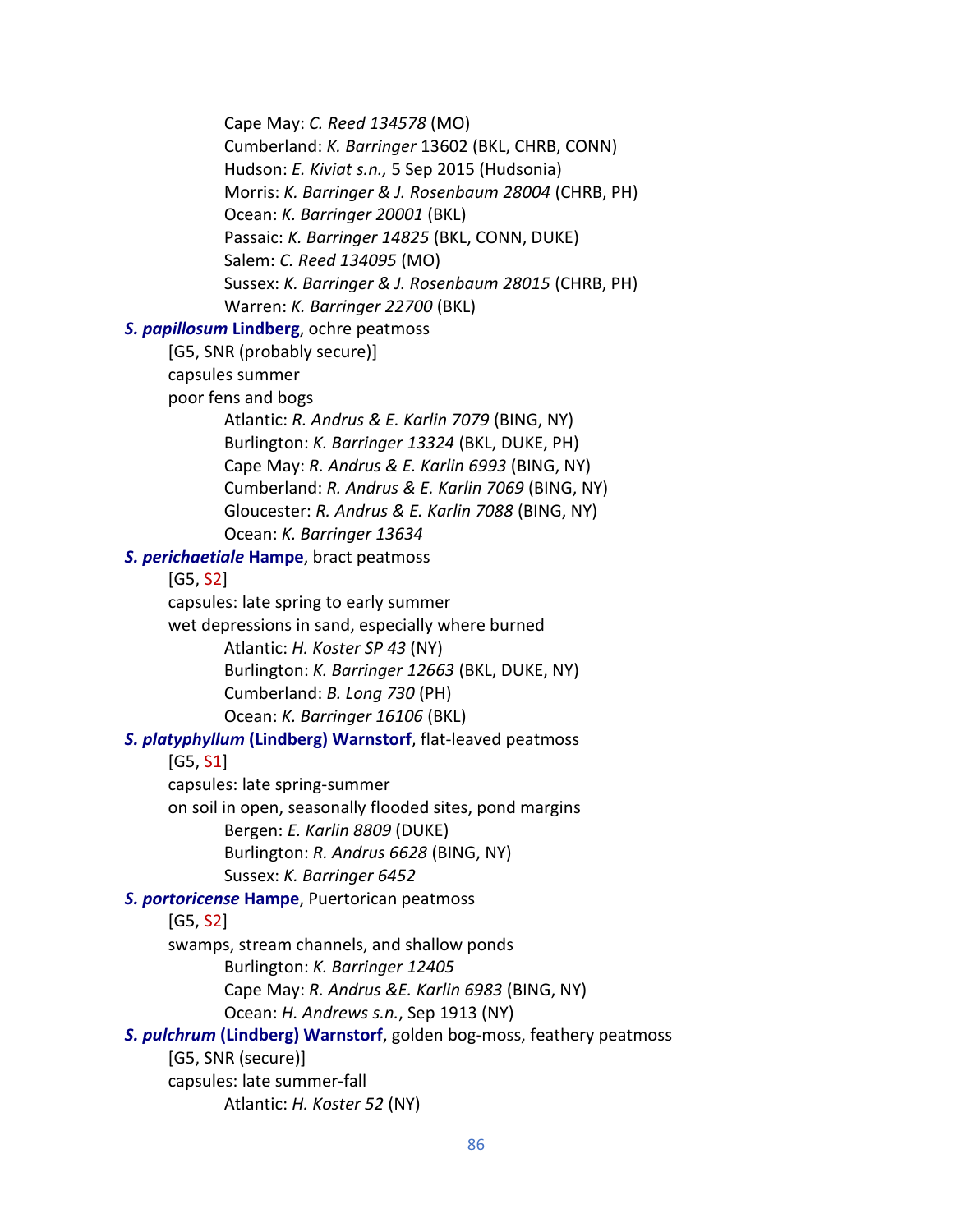Cape May: *C. Reed 134578* (MO)
Cumberland: *K. Barringer* 13602 (BKL, CHRB, CONN)
Hudson: *E. Kiviat s.n.,* 5 Sep 2015 (Hudsonia)
Morris: *K. Barringer & J. Rosenbaum 28004* (CHRB, PH)
Ocean: *K. Barringer 20001* (BKL)
Passaic: *K. Barringer 14825* (BKL, CONN, DUKE)
Salem: *C. Reed 134095* (MO)
Sussex: *K. Barringer & J. Rosenbaum 28015* (CHRB, PH)
Warren: *K. Barringer 22700* (BKL)

***S. papillosum* Lindberg**, ochre peatmoss
[G5, SNR (probably secure)]
capsules summer
poor fens and bogs
Atlantic: *R. Andrus & E. Karlin 7079* (BING, NY)
Burlington: *K. Barringer 13324* (BKL, DUKE, PH)
Cape May: *R. Andrus & E. Karlin 6993* (BING, NY)
Cumberland: *R. Andrus & E. Karlin 7069* (BING, NY)
Gloucester: *R. Andrus & E. Karlin 7088* (BING, NY)
Ocean: *K. Barringer 13634*

***S. perichaetiale* Hampe**, bract peatmoss
[G5, S2]
capsules: late spring to early summer
wet depressions in sand, especially where burned
Atlantic: *H. Koster SP 43* (NY)
Burlington: *K. Barringer 12663* (BKL, DUKE, NY)
Cumberland: *B. Long 730* (PH)
Ocean: *K. Barringer 16106* (BKL)

***S. platyphyllum* (Lindberg) Warnstorf**, flat-leaved peatmoss
[G5, S1]
capsules: late spring-summer
on soil in open, seasonally flooded sites, pond margins
Bergen: *E. Karlin 8809* (DUKE)
Burlington: *R. Andrus 6628* (BING, NY)
Sussex: *K. Barringer 6452*

***S. portoricense* Hampe**, Puertorican peatmoss
[G5, S2]
swamps, stream channels, and shallow ponds
Burlington: *K. Barringer 12405*
Cape May: *R. Andrus &E. Karlin 6983* (BING, NY)
Ocean: *H. Andrews s.n.*, Sep 1913 (NY)

***S. pulchrum* (Lindberg) Warnstorf**, golden bog-moss, feathery peatmoss
[G5, SNR (secure)]
capsules: late summer-fall
Atlantic: *H. Koster 52* (NY)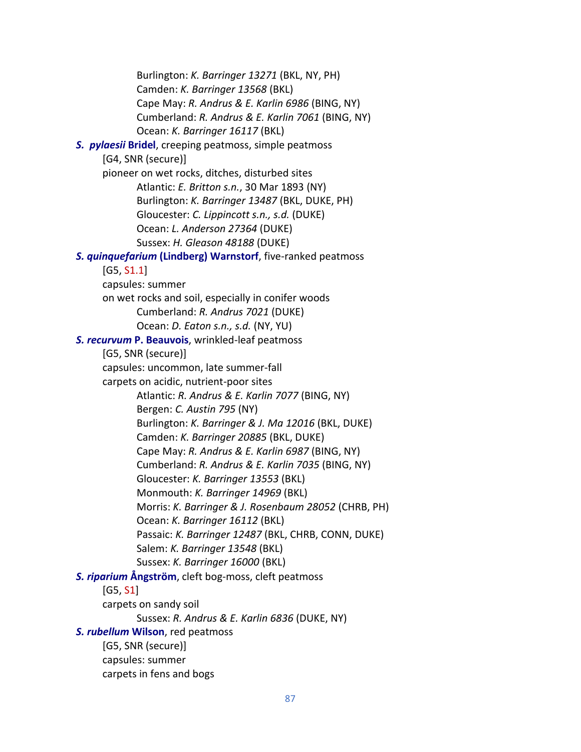Burlington: *K. Barringer 13271* (BKL, NY, PH)
Camden: *K. Barringer 13568* (BKL)
Cape May: *R. Andrus & E. Karlin 6986* (BING, NY)
Cumberland: *R. Andrus & E. Karlin 7061* (BING, NY)
Ocean: *K. Barringer 16117* (BKL)

***S. pylaesii* Bridel**, creeping peatmoss, simple peatmoss
[G4, SNR (secure)]
pioneer on wet rocks, ditches, disturbed sites
Atlantic: *E. Britton s.n.*, 30 Mar 1893 (NY)
Burlington: *K. Barringer 13487* (BKL, DUKE, PH)
Gloucester: *C. Lippincott s.n., s.d.* (DUKE)
Ocean: *L. Anderson 27364* (DUKE)
Sussex: *H. Gleason 48188* (DUKE)

***S. quinquefarium* (Lindberg) Warnstorf**, five-ranked peatmoss
[G5, S1.1]
capsules: summer
on wet rocks and soil, especially in conifer woods
Cumberland: *R. Andrus 7021* (DUKE)
Ocean: *D. Eaton s.n., s.d.* (NY, YU)

***S. recurvum* P. Beauvois**, wrinkled-leaf peatmoss
[G5, SNR (secure)]
capsules: uncommon, late summer-fall
carpets on acidic, nutrient-poor sites
Atlantic: *R. Andrus & E. Karlin 7077* (BING, NY)
Bergen: *C. Austin 795* (NY)
Burlington: *K. Barringer & J. Ma 12016* (BKL, DUKE)
Camden: *K. Barringer 20885* (BKL, DUKE)
Cape May: *R. Andrus & E. Karlin 6987* (BING, NY)
Cumberland: *R. Andrus & E. Karlin 7035* (BING, NY)
Gloucester: *K. Barringer 13553* (BKL)
Monmouth: *K. Barringer 14969* (BKL)
Morris: *K. Barringer & J. Rosenbaum 28052* (CHRB, PH)
Ocean: *K. Barringer 16112* (BKL)
Passaic: *K. Barringer 12487* (BKL, CHRB, CONN, DUKE)
Salem: *K. Barringer 13548* (BKL)
Sussex: *K. Barringer 16000* (BKL)

***S. riparium* Ångström**, cleft bog-moss, cleft peatmoss
[G5, S1]
carpets on sandy soil
Sussex: *R. Andrus & E. Karlin 6836* (DUKE, NY)

***S. rubellum* Wilson**, red peatmoss
[G5, SNR (secure)]
capsules: summer
carpets in fens and bogs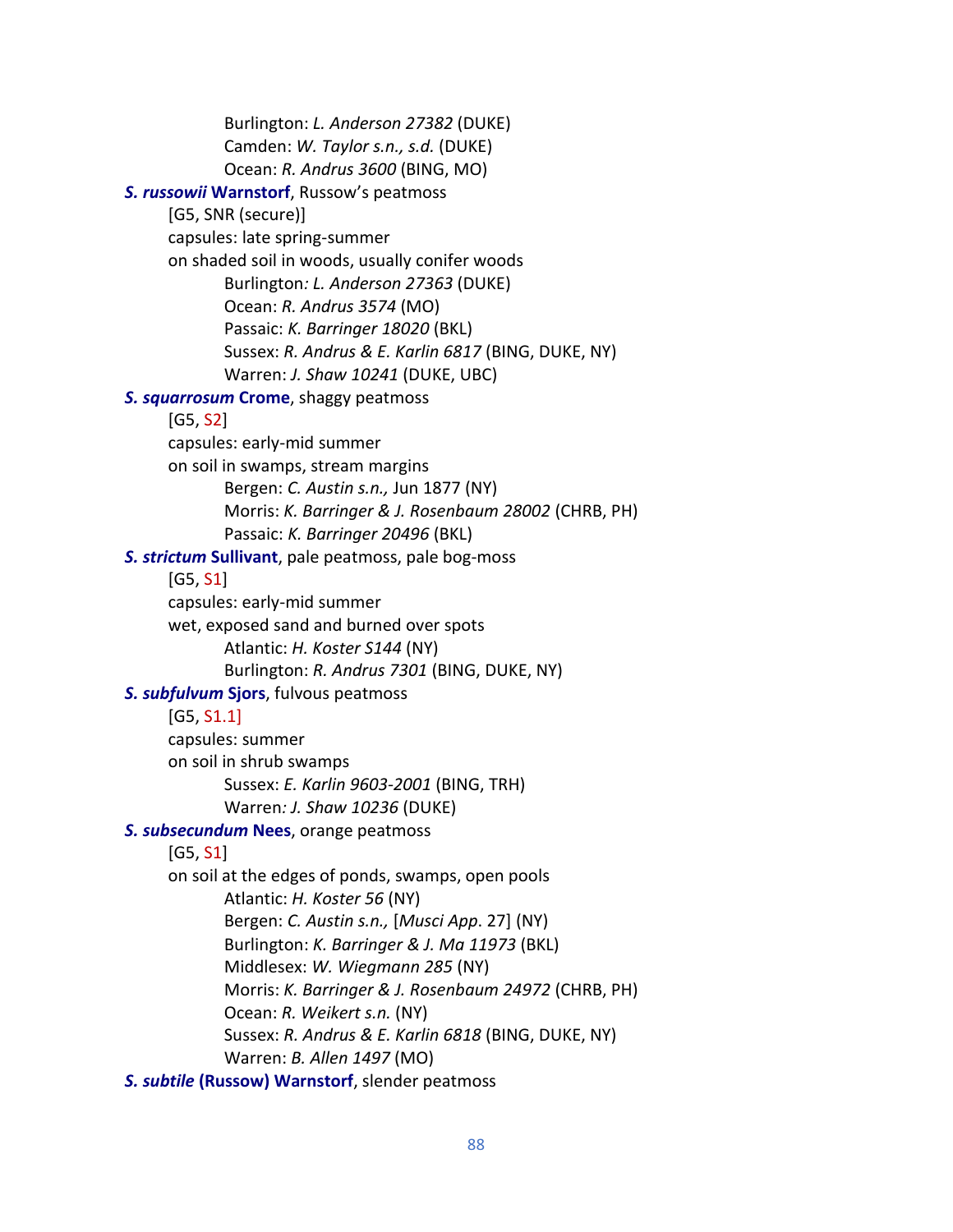Burlington: *L. Anderson 27382* (DUKE)
Camden: *W. Taylor s.n., s.d.* (DUKE)
Ocean: *R. Andrus 3600* (BING, MO)

***S. russowii* Warnstorf**, Russow's peatmoss
[G5, SNR (secure)]
capsules: late spring-summer
on shaded soil in woods, usually conifer woods
Burlington*: L. Anderson 27363* (DUKE)
Ocean: *R. Andrus 3574* (MO)
Passaic: *K. Barringer 18020* (BKL)
Sussex: *R. Andrus & E. Karlin 6817* (BING, DUKE, NY)
Warren: *J. Shaw 10241* (DUKE, UBC)

***S. squarrosum* Crome**, shaggy peatmoss
[G5, S2]
capsules: early-mid summer
on soil in swamps, stream margins
Bergen: *C. Austin s.n.,* Jun 1877 (NY)
Morris: *K. Barringer & J. Rosenbaum 28002* (CHRB, PH)
Passaic: *K. Barringer 20496* (BKL)

***S. strictum* Sullivant**, pale peatmoss, pale bog-moss
[G5, S1]
capsules: early-mid summer
wet, exposed sand and burned over spots
Atlantic: *H. Koster S144* (NY)
Burlington: *R. Andrus 7301* (BING, DUKE, NY)

***S. subfulvum* Sjors**, fulvous peatmoss
[G5, S1.1]
capsules: summer
on soil in shrub swamps
Sussex: *E. Karlin 9603-2001* (BING, TRH)
Warren*: J. Shaw 10236* (DUKE)

***S. subsecundum* Nees**, orange peatmoss
[G5, S1]
on soil at the edges of ponds, swamps, open pools
Atlantic: *H. Koster 56* (NY)
Bergen: *C. Austin s.n.,* [*Musci App*. 27] (NY)
Burlington: *K. Barringer & J. Ma 11973* (BKL)
Middlesex: *W. Wiegmann 285* (NY)
Morris: *K. Barringer & J. Rosenbaum 24972* (CHRB, PH)
Ocean: *R. Weikert s.n.* (NY)
Sussex: *R. Andrus & E. Karlin 6818* (BING, DUKE, NY)
Warren: *B. Allen 1497* (MO)

***S. subtile* (Russow) Warnstorf**, slender peatmoss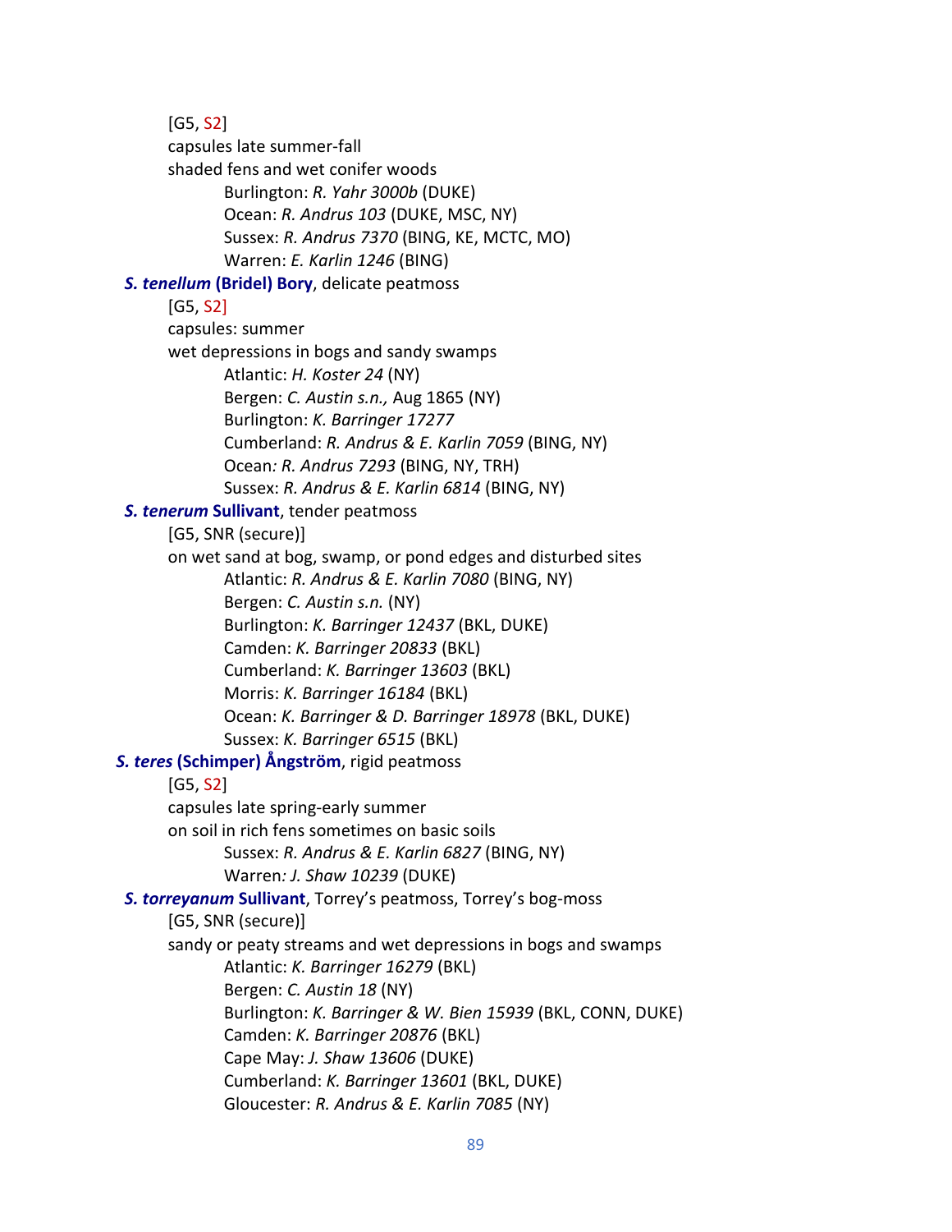[G5, S2]
capsules late summer-fall
shaded fens and wet conifer woods
Burlington: *R. Yahr 3000b* (DUKE)
Ocean: *R. Andrus 103* (DUKE, MSC, NY)
Sussex: *R. Andrus 7370* (BING, KE, MCTC, MO)
Warren: *E. Karlin 1246* (BING)

***S. tenellum* (Bridel) Bory**, delicate peatmoss
[G5, S2]
capsules: summer
wet depressions in bogs and sandy swamps
Atlantic: *H. Koster 24* (NY)
Bergen: *C. Austin s.n.,* Aug 1865 (NY)
Burlington: *K. Barringer 17277*
Cumberland: *R. Andrus & E. Karlin 7059* (BING, NY)
Ocean*: R. Andrus 7293* (BING, NY, TRH)
Sussex: *R. Andrus & E. Karlin 6814* (BING, NY)

***S. tenerum* Sullivant**, tender peatmoss
[G5, SNR (secure)]
on wet sand at bog, swamp, or pond edges and disturbed sites
Atlantic: *R. Andrus & E. Karlin 7080* (BING, NY)
Bergen: *C. Austin s.n.* (NY)
Burlington: *K. Barringer 12437* (BKL, DUKE)
Camden: *K. Barringer 20833* (BKL)
Cumberland: *K. Barringer 13603* (BKL)
Morris: *K. Barringer 16184* (BKL)
Ocean: *K. Barringer & D. Barringer 18978* (BKL, DUKE)
Sussex: *K. Barringer 6515* (BKL)

***S. teres* (Schimper) Ångström**, rigid peatmoss
[G5, S2]
capsules late spring-early summer
on soil in rich fens sometimes on basic soils
Sussex: *R. Andrus & E. Karlin 6827* (BING, NY)
Warren*: J. Shaw 10239* (DUKE)

***S. torreyanum* Sullivant**, Torrey's peatmoss, Torrey's bog-moss
[G5, SNR (secure)]
sandy or peaty streams and wet depressions in bogs and swamps
Atlantic: *K. Barringer 16279* (BKL)
Bergen: *C. Austin 18* (NY)
Burlington: *K. Barringer & W. Bien 15939* (BKL, CONN, DUKE)
Camden: *K. Barringer 20876* (BKL)
Cape May: *J. Shaw 13606* (DUKE)
Cumberland: *K. Barringer 13601* (BKL, DUKE)
Gloucester: *R. Andrus & E. Karlin 7085* (NY)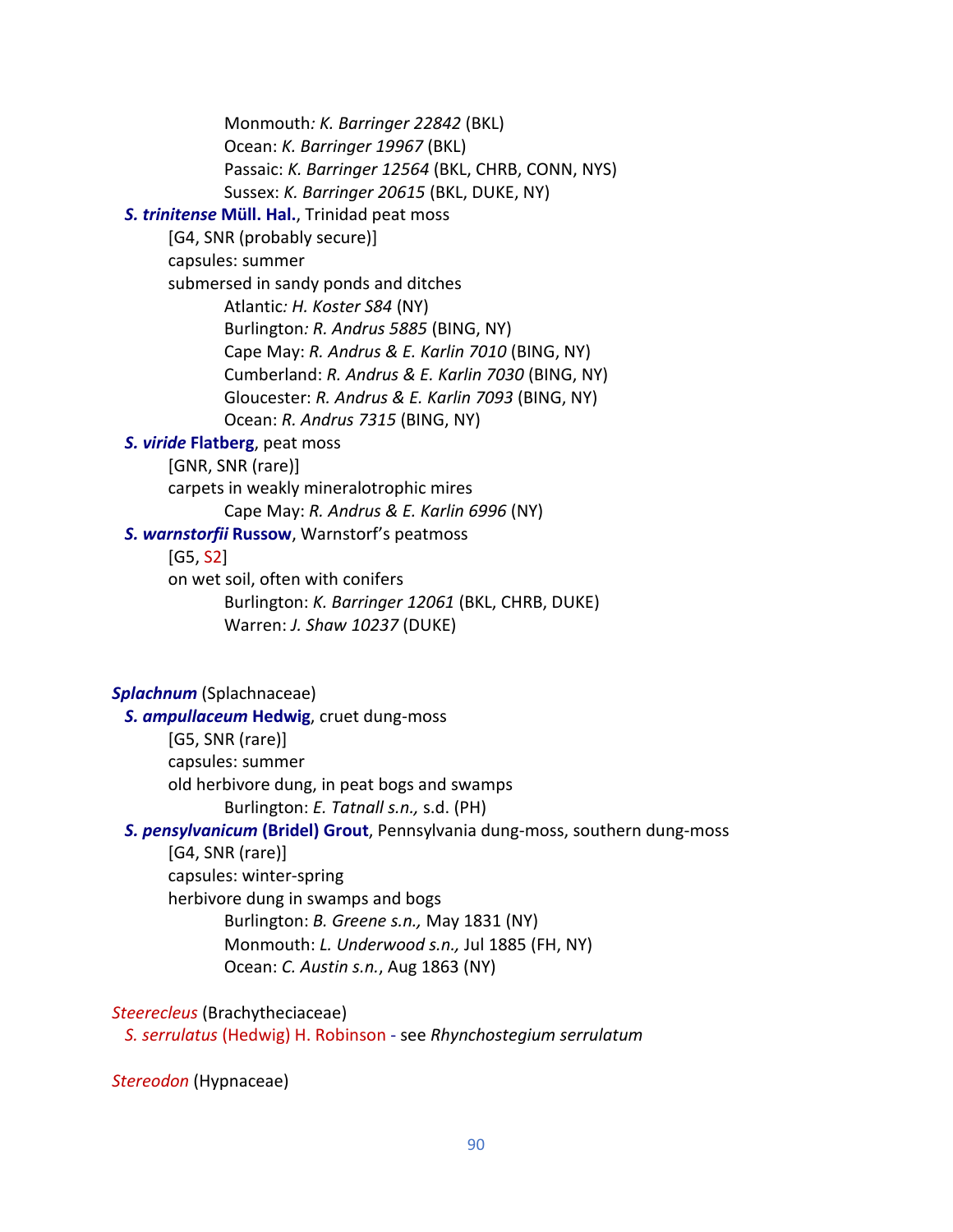Monmouth: *K. Barringer 22842* (BKL)
Ocean: *K. Barringer 19967* (BKL)
Passaic: *K. Barringer 12564* (BKL, CHRB, CONN, NYS)
Sussex: *K. Barringer 20615* (BKL, DUKE, NY)

***S. trinitense* Müll. Hal.**, Trinidad peat moss
[G4, SNR (probably secure)]
capsules: summer
submersed in sandy ponds and ditches
Atlantic: *H. Koster S84* (NY)
Burlington: *R. Andrus 5885* (BING, NY)
Cape May: *R. Andrus & E. Karlin 7010* (BING, NY)
Cumberland: *R. Andrus & E. Karlin 7030* (BING, NY)
Gloucester: *R. Andrus & E. Karlin 7093* (BING, NY)
Ocean: *R. Andrus 7315* (BING, NY)

***S. viride* Flatberg**, peat moss
[GNR, SNR (rare)]
carpets in weakly mineralotrophic mires
Cape May: *R. Andrus & E. Karlin 6996* (NY)

***S. warnstorfii* Russow**, Warnstorf's peatmoss
[G5, S2]
on wet soil, often with conifers
Burlington: *K. Barringer 12061* (BKL, CHRB, DUKE)
Warren: *J. Shaw 10237* (DUKE)

***Splachnum*** (Splachnaceae)

***S. ampullaceum* Hedwig**, cruet dung-moss
[G5, SNR (rare)]
capsules: summer
old herbivore dung, in peat bogs and swamps
Burlington: *E. Tatnall s.n.,* s.d. (PH)

***S. pensylvanicum* (Bridel) Grout**, Pennsylvania dung-moss, southern dung-moss
[G4, SNR (rare)]
capsules: winter-spring
herbivore dung in swamps and bogs
Burlington: *B. Greene s.n.,* May 1831 (NY)
Monmouth: *L. Underwood s.n.,* Jul 1885 (FH, NY)
Ocean: *C. Austin s.n.*, Aug 1863 (NY)

*Steerecleus* (Brachytheciaceae)

*S. serrulatus* (Hedwig) H. Robinson - see *Rhynchostegium serrulatum*

*Stereodon* (Hypnaceae)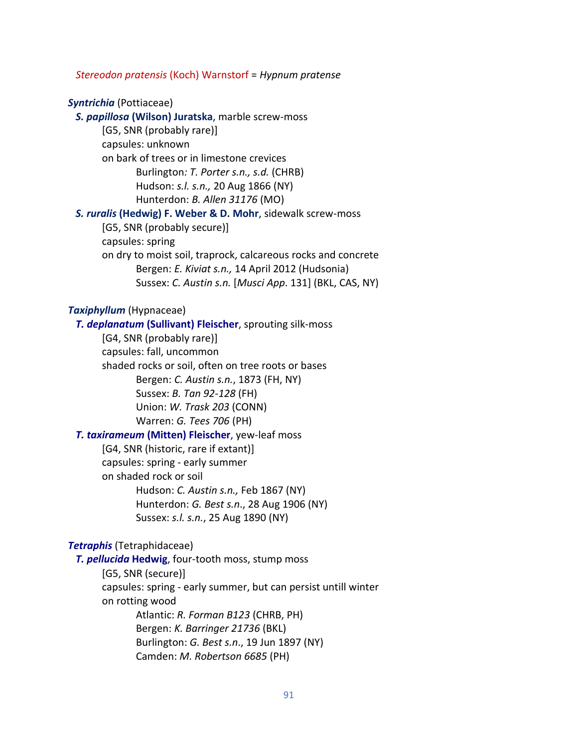*Stereodon pratensis* (Koch) Warnstorf = *Hypnum pratense*

***Syntrichia*** (Pottiaceae)

***S. papillosa*** **(Wilson) Juratska**, marble screw-moss
[G5, SNR (probably rare)]
capsules: unknown
on bark of trees or in limestone crevices
Burlington*: T. Porter s.n., s.d.* (CHRB)
Hudson: *s.l. s.n.,* 20 Aug 1866 (NY)
Hunterdon: *B. Allen 31176* (MO)

***S. ruralis*** **(Hedwig) F. Weber & D. Mohr**, sidewalk screw-moss
[G5, SNR (probably secure)]
capsules: spring
on dry to moist soil, traprock, calcareous rocks and concrete
Bergen: *E. Kiviat s.n.,* 14 April 2012 (Hudsonia)
Sussex: *C. Austin s.n.* [*Musci App*. 131] (BKL, CAS, NY)

***Taxiphyllum*** (Hypnaceae)

***T. deplanatum*** **(Sullivant) Fleischer**, sprouting silk-moss
[G4, SNR (probably rare)]
capsules: fall, uncommon
shaded rocks or soil, often on tree roots or bases
Bergen: *C. Austin s.n.*, 1873 (FH, NY)
Sussex: *B. Tan 92-128* (FH)
Union: *W. Trask 203* (CONN)
Warren: *G. Tees 706* (PH)

***T. taxirameum*** **(Mitten) Fleischer**, yew-leaf moss
[G4, SNR (historic, rare if extant)]
capsules: spring - early summer
on shaded rock or soil
Hudson: *C. Austin s.n.,* Feb 1867 (NY)
Hunterdon: *G. Best s.n*., 28 Aug 1906 (NY)
Sussex: *s.l. s.n.*, 25 Aug 1890 (NY)

***Tetraphis*** (Tetraphidaceae)

***T. pellucida*** **Hedwig**, four-tooth moss, stump moss
[G5, SNR (secure)]
capsules: spring - early summer, but can persist untill winter
on rotting wood
Atlantic: *R. Forman B123* (CHRB, PH)
Bergen: *K. Barringer 21736* (BKL)
Burlington: *G. Best s.n*., 19 Jun 1897 (NY)
Camden: *M. Robertson 6685* (PH)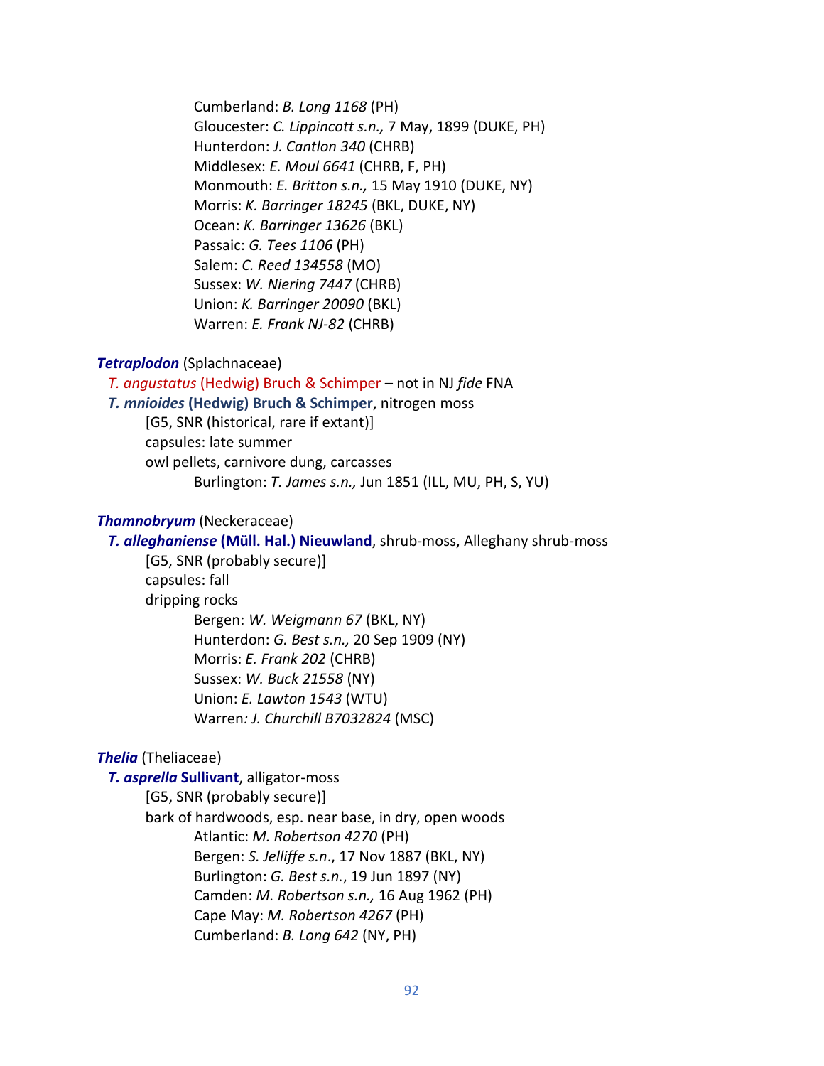Cumberland: *B. Long 1168* (PH)
Gloucester: *C. Lippincott s.n.,* 7 May, 1899 (DUKE, PH)
Hunterdon: *J. Cantlon 340* (CHRB)
Middlesex: *E. Moul 6641* (CHRB, F, PH)
Monmouth: *E. Britton s.n.,* 15 May 1910 (DUKE, NY)
Morris: *K. Barringer 18245* (BKL, DUKE, NY)
Ocean: *K. Barringer 13626* (BKL)
Passaic: *G. Tees 1106* (PH)
Salem: *C. Reed 134558* (MO)
Sussex: *W. Niering 7447* (CHRB)
Union: *K. Barringer 20090* (BKL)
Warren: *E. Frank NJ-82* (CHRB)

***Tetraplodon*** (Splachnaceae)

*T. angustatus* (Hedwig) Bruch & Schimper – not in NJ *fide* FNA

***T. mnioides* (Hedwig) Bruch & Schimper**, nitrogen moss
[G5, SNR (historical, rare if extant)]
capsules: late summer
owl pellets, carnivore dung, carcasses
Burlington: *T. James s.n.,* Jun 1851 (ILL, MU, PH, S, YU)

***Thamnobryum*** (Neckeraceae)

***T. alleghaniense* (Müll. Hal.) Nieuwland**, shrub-moss, Alleghany shrub-moss
[G5, SNR (probably secure)]
capsules: fall
dripping rocks
Bergen: *W. Weigmann 67* (BKL, NY)
Hunterdon: *G. Best s.n.,* 20 Sep 1909 (NY)
Morris: *E. Frank 202* (CHRB)
Sussex: *W. Buck 21558* (NY)
Union: *E. Lawton 1543* (WTU)
Warren*: J. Churchill B7032824* (MSC)

***Thelia*** (Theliaceae)

***T. asprella* Sullivant**, alligator-moss
[G5, SNR (probably secure)]
bark of hardwoods, esp. near base, in dry, open woods
Atlantic: *M. Robertson 4270* (PH)
Bergen: *S. Jelliffe s.n*., 17 Nov 1887 (BKL, NY)
Burlington: *G. Best s.n.*, 19 Jun 1897 (NY)
Camden: *M. Robertson s.n.,* 16 Aug 1962 (PH)
Cape May: *M. Robertson 4267* (PH)
Cumberland: *B. Long 642* (NY, PH)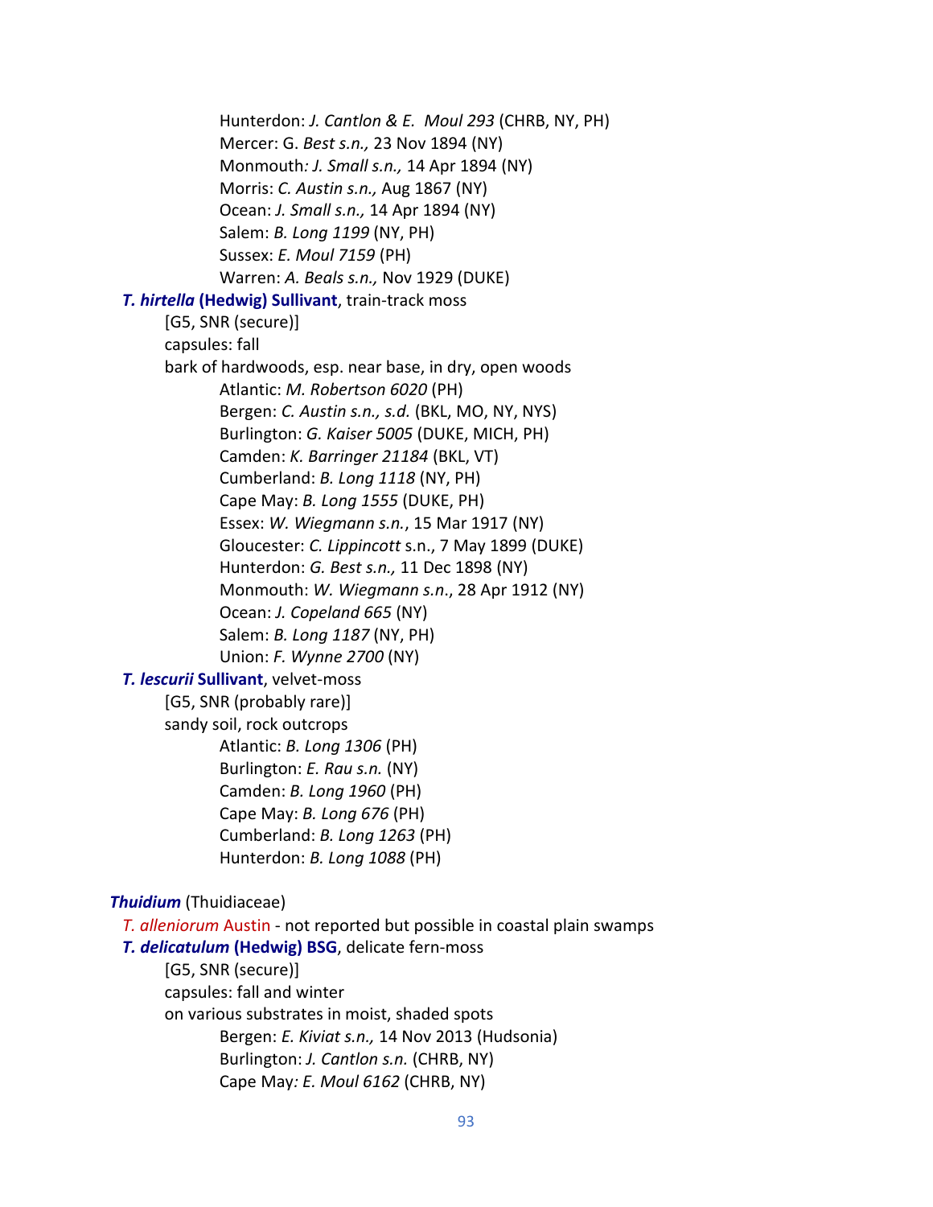Hunterdon: *J. Cantlon & E. Moul 293* (CHRB, NY, PH)
Mercer: G. *Best s.n.,* 23 Nov 1894 (NY)
Monmouth*: J. Small s.n.,* 14 Apr 1894 (NY)
Morris: *C. Austin s.n.,* Aug 1867 (NY)
Ocean: *J. Small s.n.,* 14 Apr 1894 (NY)
Salem: *B. Long 1199* (NY, PH)
Sussex: *E. Moul 7159* (PH)
Warren: *A. Beals s.n.,* Nov 1929 (DUKE)

***T. hirtella* (Hedwig) Sullivant**, train-track moss
[G5, SNR (secure)]
capsules: fall
bark of hardwoods, esp. near base, in dry, open woods
Atlantic: *M. Robertson 6020* (PH)
Bergen: *C. Austin s.n., s.d.* (BKL, MO, NY, NYS)
Burlington: *G. Kaiser 5005* (DUKE, MICH, PH)
Camden: *K. Barringer 21184* (BKL, VT)
Cumberland: *B. Long 1118* (NY, PH)
Cape May: *B. Long 1555* (DUKE, PH)
Essex: *W. Wiegmann s.n.*, 15 Mar 1917 (NY)
Gloucester: *C. Lippincott* s.n., 7 May 1899 (DUKE)
Hunterdon: *G. Best s.n.,* 11 Dec 1898 (NY)
Monmouth: *W. Wiegmann s.n*., 28 Apr 1912 (NY)
Ocean: *J. Copeland 665* (NY)
Salem: *B. Long 1187* (NY, PH)
Union: *F. Wynne 2700* (NY)

***T. lescurii* Sullivant**, velvet-moss
[G5, SNR (probably rare)]
sandy soil, rock outcrops
Atlantic: *B. Long 1306* (PH)
Burlington: *E. Rau s.n.* (NY)
Camden: *B. Long 1960* (PH)
Cape May: *B. Long 676* (PH)
Cumberland: *B. Long 1263* (PH)
Hunterdon: *B. Long 1088* (PH)

***Thuidium*** (Thuidiaceae)

*T. alleniorum* Austin - not reported but possible in coastal plain swamps

***T. delicatulum* (Hedwig) BSG**, delicate fern-moss
[G5, SNR (secure)]
capsules: fall and winter
on various substrates in moist, shaded spots
Bergen: *E. Kiviat s.n.,* 14 Nov 2013 (Hudsonia)
Burlington: *J. Cantlon s.n.* (CHRB, NY)
Cape May*: E. Moul 6162* (CHRB, NY)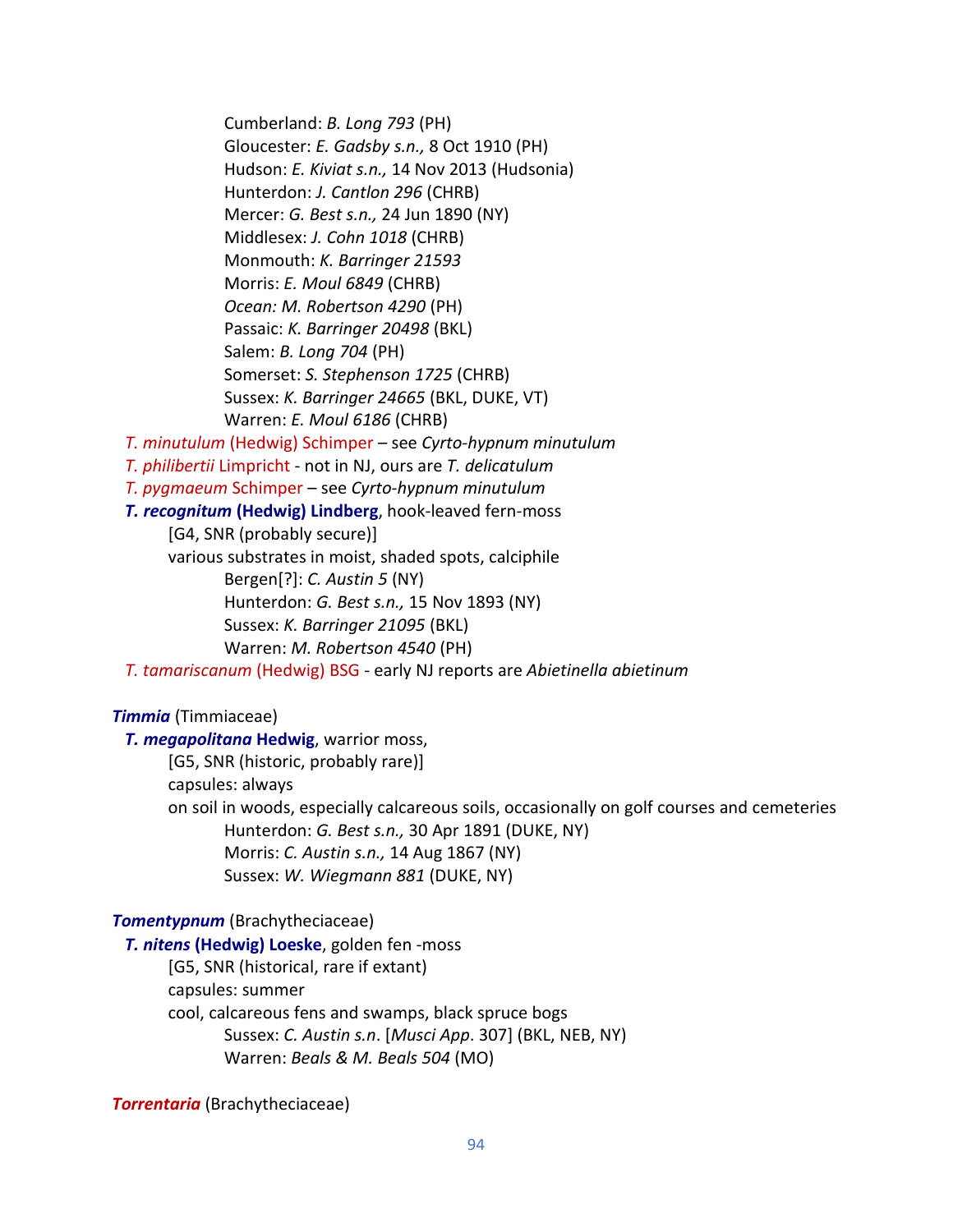Cumberland: *B. Long 793* (PH)
Gloucester: *E. Gadsby s.n.,* 8 Oct 1910 (PH)
Hudson: *E. Kiviat s.n.,* 14 Nov 2013 (Hudsonia)
Hunterdon: *J. Cantlon 296* (CHRB)
Mercer: *G. Best s.n.,* 24 Jun 1890 (NY)
Middlesex: *J. Cohn 1018* (CHRB)
Monmouth: *K. Barringer 21593*
Morris: *E. Moul 6849* (CHRB)
*Ocean: M. Robertson 4290* (PH)
Passaic: *K. Barringer 20498* (BKL)
Salem: *B. Long 704* (PH)
Somerset: *S. Stephenson 1725* (CHRB)
Sussex: *K. Barringer 24665* (BKL, DUKE, VT)
Warren: *E. Moul 6186* (CHRB)

*T. minutulum* (Hedwig) Schimper – see *Cyrto-hypnum minutulum*

*T. philibertii* Limpricht - not in NJ, ours are *T. delicatulum*

*T. pygmaeum* Schimper – see *Cyrto-hypnum minutulum*

***T. recognitum* (Hedwig) Lindberg**, hook-leaved fern-moss
[G4, SNR (probably secure)]
various substrates in moist, shaded spots, calciphile
Bergen[?]: *C. Austin 5* (NY)
Hunterdon: *G. Best s.n.,* 15 Nov 1893 (NY)
Sussex: *K. Barringer 21095* (BKL)
Warren: *M. Robertson 4540* (PH)

*T. tamariscanum* (Hedwig) BSG - early NJ reports are *Abietinella abietinum*

***Timmia*** (Timmiaceae)

***T. megapolitana* Hedwig**, warrior moss,
[G5, SNR (historic, probably rare)]
capsules: always
on soil in woods, especially calcareous soils, occasionally on golf courses and cemeteries
Hunterdon: *G. Best s.n.,* 30 Apr 1891 (DUKE, NY)
Morris: *C. Austin s.n.,* 14 Aug 1867 (NY)
Sussex: *W. Wiegmann 881* (DUKE, NY)

***Tomentypnum*** (Brachytheciaceae)

***T. nitens* (Hedwig) Loeske**, golden fen -moss
[G5, SNR (historical, rare if extant)
capsules: summer
cool, calcareous fens and swamps, black spruce bogs
Sussex: *C. Austin s.n*. [*Musci App*. 307] (BKL, NEB, NY)
Warren: *Beals & M. Beals 504* (MO)

***Torrentaria*** (Brachytheciaceae)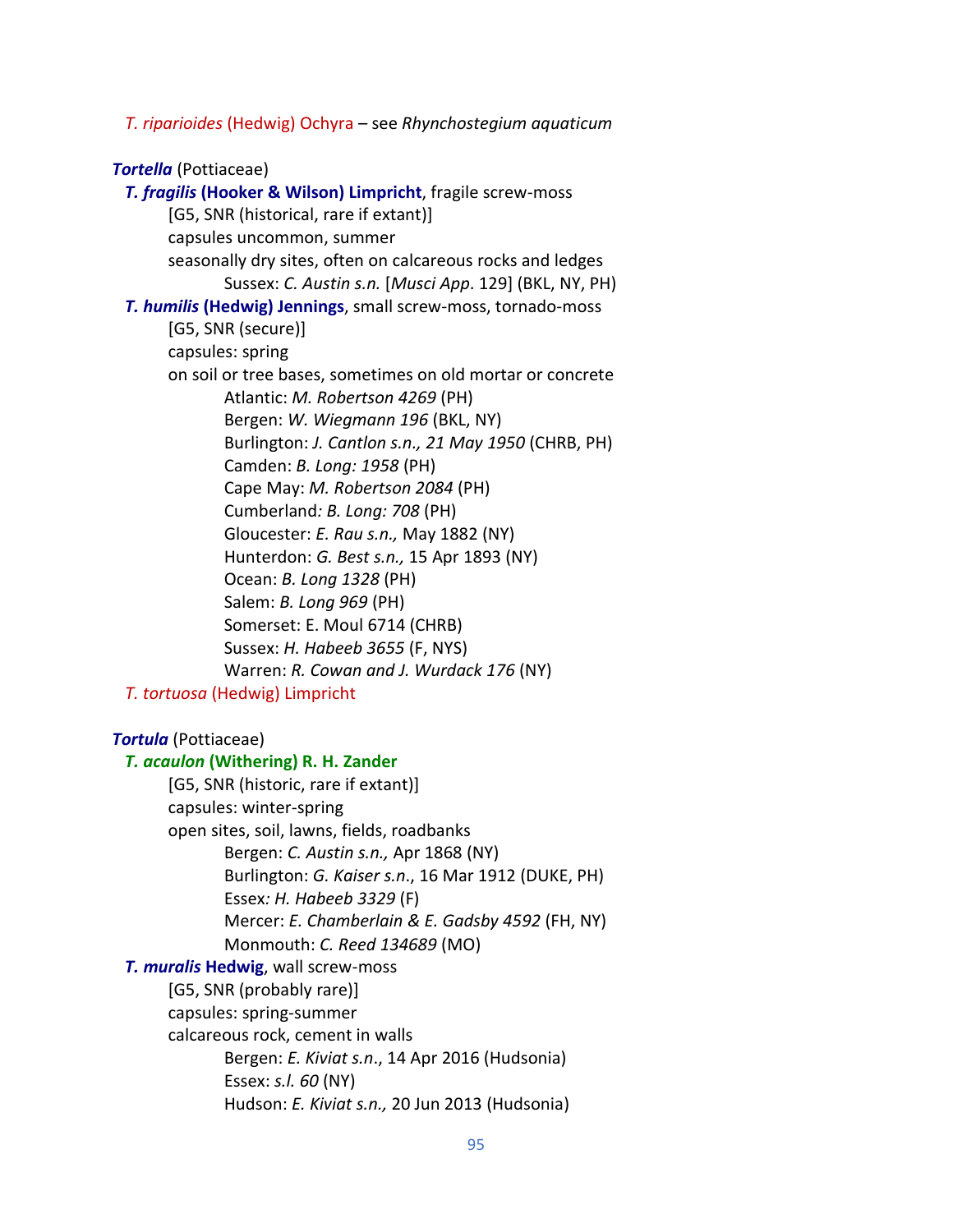*T. riparioides* (Hedwig) Ochyra – see *Rhynchostegium aquaticum*

***Tortella*** (Pottiaceae)

***T. fragilis*** **(Hooker & Wilson) Limpricht**, fragile screw-moss
[G5, SNR (historical, rare if extant)]
capsules uncommon, summer
seasonally dry sites, often on calcareous rocks and ledges
Sussex: *C. Austin s.n.* [*Musci App*. 129] (BKL, NY, PH)

***T. humilis*** **(Hedwig) Jennings**, small screw-moss, tornado-moss
[G5, SNR (secure)]
capsules: spring
on soil or tree bases, sometimes on old mortar or concrete
Atlantic: *M. Robertson 4269* (PH)
Bergen: *W. Wiegmann 196* (BKL, NY)
Burlington: *J. Cantlon s.n., 21 May 1950* (CHRB, PH)
Camden: *B. Long: 1958* (PH)
Cape May: *M. Robertson 2084* (PH)
Cumberland*: B. Long: 708* (PH)
Gloucester: *E. Rau s.n.,* May 1882 (NY)
Hunterdon: *G. Best s.n.,* 15 Apr 1893 (NY)
Ocean: *B. Long 1328* (PH)
Salem: *B. Long 969* (PH)
Somerset: E. Moul 6714 (CHRB)
Sussex: *H. Habeeb 3655* (F, NYS)
Warren: *R. Cowan and J. Wurdack 176* (NY)

*T. tortuosa* (Hedwig) Limpricht

***Tortula*** (Pottiaceae)

***T. acaulon*** **(Withering) R. H. Zander**
[G5, SNR (historic, rare if extant)]
capsules: winter-spring
open sites, soil, lawns, fields, roadbanks
Bergen: *C. Austin s.n.,* Apr 1868 (NY)
Burlington: *G. Kaiser s.n*., 16 Mar 1912 (DUKE, PH)
Essex*: H. Habeeb 3329* (F)
Mercer: *E. Chamberlain & E. Gadsby 4592* (FH, NY)
Monmouth: *C. Reed 134689* (MO)

***T. muralis*** **Hedwig**, wall screw-moss
[G5, SNR (probably rare)]
capsules: spring-summer
calcareous rock, cement in walls
Bergen: *E. Kiviat s.n*., 14 Apr 2016 (Hudsonia)
Essex: *s.l. 60* (NY)
Hudson: *E. Kiviat s.n.,* 20 Jun 2013 (Hudsonia)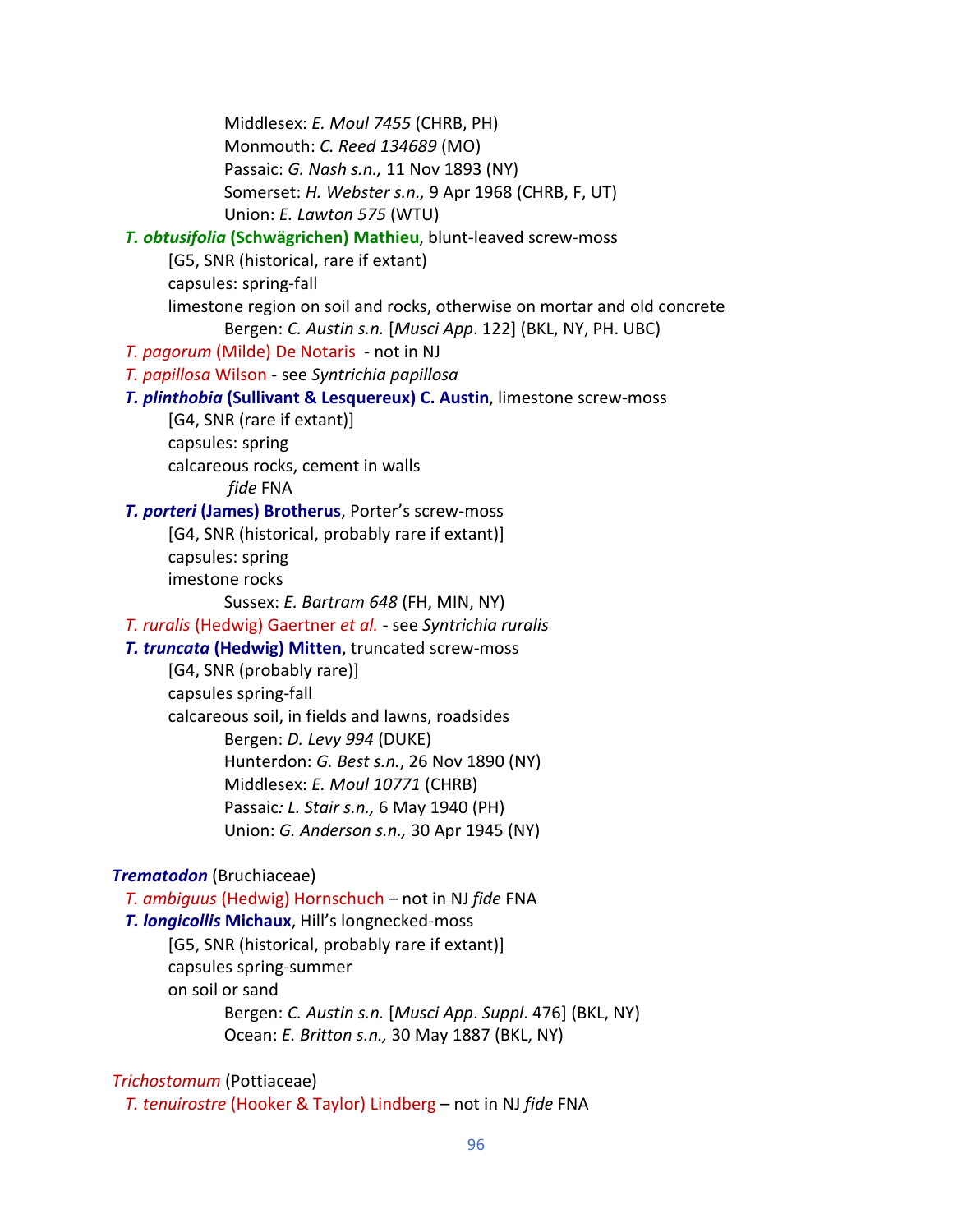Middlesex: *E. Moul 7455* (CHRB, PH)
Monmouth: *C. Reed 134689* (MO)
Passaic: *G. Nash s.n.,* 11 Nov 1893 (NY)
Somerset: *H. Webster s.n.,* 9 Apr 1968 (CHRB, F, UT)
Union: *E. Lawton 575* (WTU)

***T. obtusifolia* (Schwägrichen) Mathieu**, blunt-leaved screw-moss
[G5, SNR (historical, rare if extant)
capsules: spring-fall
limestone region on soil and rocks, otherwise on mortar and old concrete
Bergen: *C. Austin s.n.* [*Musci App*. 122] (BKL, NY, PH. UBC)

*T. pagorum* (Milde) De Notaris - not in NJ

*T. papillosa* Wilson - see *Syntrichia papillosa*

***T. plinthobia* (Sullivant & Lesquereux) C. Austin**, limestone screw-moss
[G4, SNR (rare if extant)]
capsules: spring
calcareous rocks, cement in walls
*fide* FNA

***T. porteri* (James) Brotherus**, Porter's screw-moss
[G4, SNR (historical, probably rare if extant)]
capsules: spring
imestone rocks
Sussex: *E. Bartram 648* (FH, MIN, NY)

*T. ruralis* (Hedwig) Gaertner *et al.* - see *Syntrichia ruralis*

***T. truncata* (Hedwig) Mitten**, truncated screw-moss
[G4, SNR (probably rare)]
capsules spring-fall
calcareous soil, in fields and lawns, roadsides
Bergen: *D. Levy 994* (DUKE)
Hunterdon: *G. Best s.n.*, 26 Nov 1890 (NY)
Middlesex: *E. Moul 10771* (CHRB)
Passaic: *L. Stair s.n.,* 6 May 1940 (PH)
Union: *G. Anderson s.n.,* 30 Apr 1945 (NY)

***Trematodon*** (Bruchiaceae)

*T. ambiguus* (Hedwig) Hornschuch – not in NJ *fide* FNA

***T. longicollis* Michaux**, Hill's longnecked-moss
[G5, SNR (historical, probably rare if extant)]
capsules spring-summer
on soil or sand
Bergen: *C. Austin s.n.* [*Musci App*. *Suppl*. 476] (BKL, NY)
Ocean: *E. Britton s.n.,* 30 May 1887 (BKL, NY)

*Trichostomum* (Pottiaceae)

*T. tenuirostre* (Hooker & Taylor) Lindberg – not in NJ *fide* FNA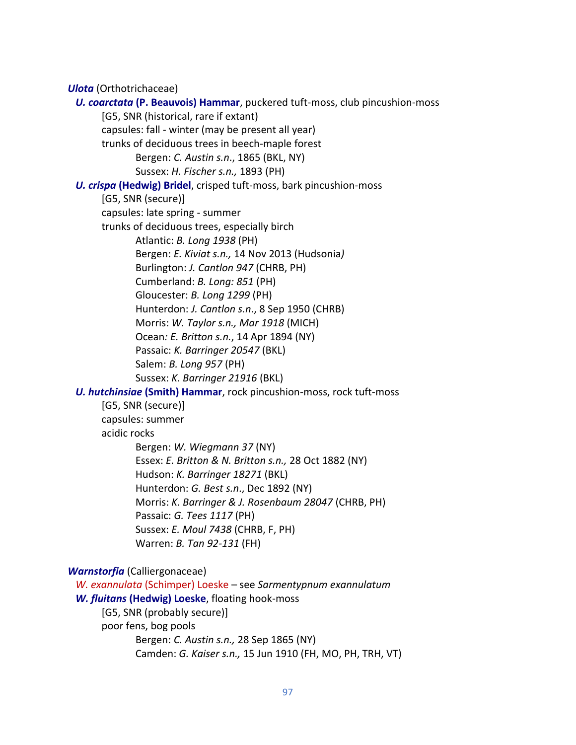***Ulota*** (Orthotrichaceae)

***U. coarctata* (P. Beauvois) Hammar**, puckered tuft-moss, club pincushion-moss

[G5, SNR (historical, rare if extant)

capsules: fall - winter (may be present all year)

trunks of deciduous trees in beech-maple forest

Bergen: *C. Austin s.n*., 1865 (BKL, NY)

Sussex: *H. Fischer s.n.,* 1893 (PH)

***U. crispa* (Hedwig) Bridel**, crisped tuft-moss, bark pincushion-moss

[G5, SNR (secure)]

capsules: late spring - summer

trunks of deciduous trees, especially birch

Atlantic: *B. Long 1938* (PH)

Bergen: *E. Kiviat s.n.,* 14 Nov 2013 (Hudsonia*)*

Burlington: *J. Cantlon 947* (CHRB, PH)

Cumberland: *B. Long: 851* (PH)

Gloucester: *B. Long 1299* (PH)

Hunterdon: *J. Cantlon s.n*., 8 Sep 1950 (CHRB)

Morris: *W. Taylor s.n., Mar 1918* (MICH)

Ocean*: E. Britton s.n.*, 14 Apr 1894 (NY)

Passaic: *K. Barringer 20547* (BKL)

Salem: *B. Long 957* (PH)

Sussex: *K. Barringer 21916* (BKL)

***U. hutchinsiae* (Smith) Hammar**, rock pincushion-moss, rock tuft-moss

[G5, SNR (secure)]

capsules: summer

acidic rocks

Bergen: *W. Wiegmann 37* (NY)

Essex: *E. Britton & N. Britton s.n.,* 28 Oct 1882 (NY)

Hudson: *K. Barringer 18271* (BKL)

Hunterdon: *G. Best s.n*., Dec 1892 (NY)

Morris: *K. Barringer & J. Rosenbaum 28047* (CHRB, PH)

Passaic: *G. Tees 1117* (PH)

Sussex: *E. Moul 7438* (CHRB, F, PH)

Warren: *B. Tan 92-131* (FH)

***Warnstorfia*** (Calliergonaceae)

*W. exannulata* (Schimper) Loeske – see *Sarmentypnum exannulatum*

***W. fluitans* (Hedwig) Loeske**, floating hook-moss

[G5, SNR (probably secure)]

poor fens, bog pools

Bergen: *C. Austin s.n.,* 28 Sep 1865 (NY)

Camden: *G. Kaiser s.n.,* 15 Jun 1910 (FH, MO, PH, TRH, VT)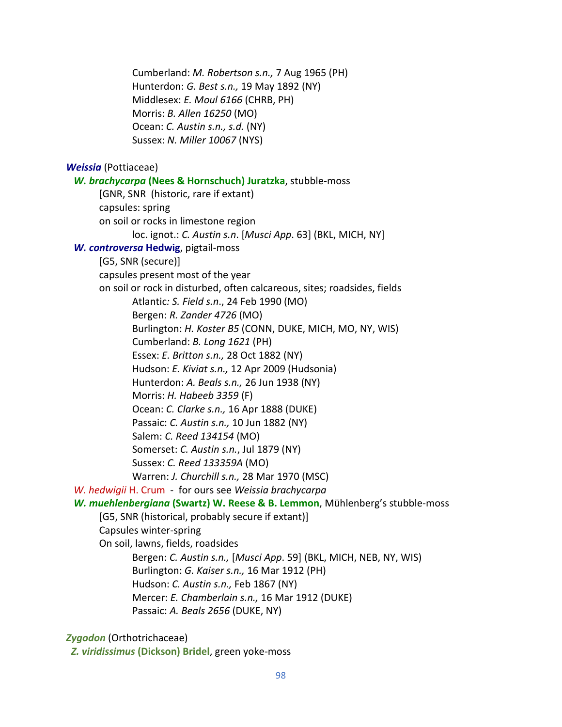Cumberland: *M. Robertson s.n.,* 7 Aug 1965 (PH)
Hunterdon: *G. Best s.n.,* 19 May 1892 (NY)
Middlesex: *E. Moul 6166* (CHRB, PH)
Morris: *B. Allen 16250* (MO)
Ocean: *C. Austin s.n., s.d.* (NY)
Sussex: *N. Miller 10067* (NYS)

***Weissia*** (Pottiaceae)

***W. brachycarpa* (Nees & Hornschuch) Juratzka**, stubble-moss

[GNR, SNR (historic, rare if extant)
capsules: spring
on soil or rocks in limestone region
loc. ignot.: *C. Austin s.n.* [*Musci App*. 63] (BKL, MICH, NY]

***W. controversa* Hedwig**, pigtail-moss

[G5, SNR (secure)]
capsules present most of the year
on soil or rock in disturbed, often calcareous, sites; roadsides, fields
Atlantic*: S. Field s.n*., 24 Feb 1990 (MO)
Bergen: *R. Zander 4726* (MO)
Burlington: *H. Koster B5* (CONN, DUKE, MICH, MO, NY, WIS)
Cumberland: *B. Long 1621* (PH)
Essex: *E. Britton s.n.,* 28 Oct 1882 (NY)
Hudson: *E. Kiviat s.n.,* 12 Apr 2009 (Hudsonia)
Hunterdon: *A. Beals s.n.,* 26 Jun 1938 (NY)
Morris: *H. Habeeb 3359* (F)
Ocean: *C. Clarke s.n.,* 16 Apr 1888 (DUKE)
Passaic: *C. Austin s.n.,* 10 Jun 1882 (NY)
Salem: *C. Reed 134154* (MO)
Somerset: *C. Austin s.n.*, Jul 1879 (NY)
Sussex: *C. Reed 133359A* (MO)
Warren: *J. Churchill s.n.,* 28 Mar 1970 (MSC)

*W. hedwigii* H. Crum - for ours see *Weissia brachycarpa*

***W. muehlenbergiana* (Swartz) W. Reese & B. Lemmon**, Mühlenberg's stubble-moss

[G5, SNR (historical, probably secure if extant)]
Capsules winter-spring
On soil, lawns, fields, roadsides
Bergen: *C. Austin s.n.,* [*Musci App*. 59] (BKL, MICH, NEB, NY, WIS)
Burlington: *G. Kaiser s.n.,* 16 Mar 1912 (PH)
Hudson: *C. Austin s.n.,* Feb 1867 (NY)
Mercer: *E. Chamberlain s.n.,* 16 Mar 1912 (DUKE)
Passaic: *A. Beals 2656* (DUKE, NY)

***Zygodon*** (Orthotrichaceae)

***Z. viridissimus* (Dickson) Bridel**, green yoke-moss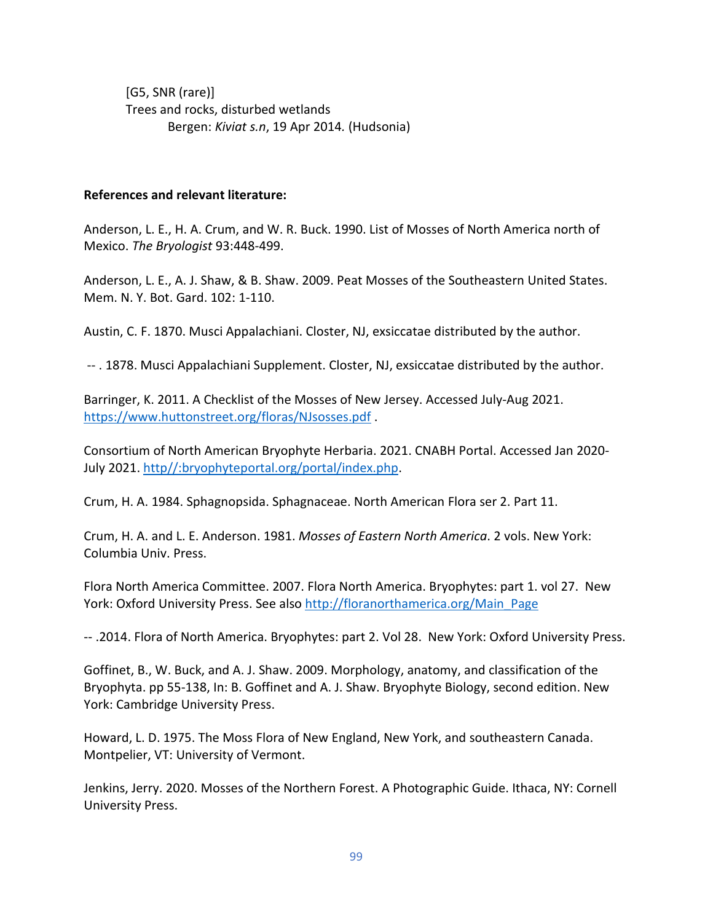[G5, SNR (rare)]
Trees and rocks, disturbed wetlands
Bergen: *Kiviat s.n*, 19 Apr 2014. (Hudsonia)

**References and relevant literature:**

Anderson, L. E., H. A. Crum, and W. R. Buck. 1990. List of Mosses of North America north of Mexico. *The Bryologist* 93:448-499.

Anderson, L. E., A. J. Shaw, & B. Shaw. 2009. Peat Mosses of the Southeastern United States. Mem. N. Y. Bot. Gard. 102: 1-110.

Austin, C. F. 1870. Musci Appalachiani. Closter, NJ, exsiccatae distributed by the author.

-- . 1878. Musci Appalachiani Supplement. Closter, NJ, exsiccatae distributed by the author.

Barringer, K. 2011. A Checklist of the Mosses of New Jersey. Accessed July-Aug 2021. https://www.huttonstreet.org/floras/NJsosses.pdf .

Consortium of North American Bryophyte Herbaria. 2021. CNABH Portal. Accessed Jan 2020-July 2021. http//:bryophyteportal.org/portal/index.php.

Crum, H. A. 1984. Sphagnopsida. Sphagnaceae. North American Flora ser 2. Part 11.

Crum, H. A. and L. E. Anderson. 1981. *Mosses of Eastern North America*. 2 vols. New York: Columbia Univ. Press.

Flora North America Committee. 2007. Flora North America. Bryophytes: part 1. vol 27. New York: Oxford University Press. See also http://floranorthamerica.org/Main_Page

-- .2014. Flora of North America. Bryophytes: part 2. Vol 28. New York: Oxford University Press.

Goffinet, B., W. Buck, and A. J. Shaw. 2009. Morphology, anatomy, and classification of the Bryophyta. pp 55-138, In: B. Goffinet and A. J. Shaw. Bryophyte Biology, second edition. New York: Cambridge University Press.

Howard, L. D. 1975. The Moss Flora of New England, New York, and southeastern Canada. Montpelier, VT: University of Vermont.

Jenkins, Jerry. 2020. Mosses of the Northern Forest. A Photographic Guide. Ithaca, NY: Cornell University Press.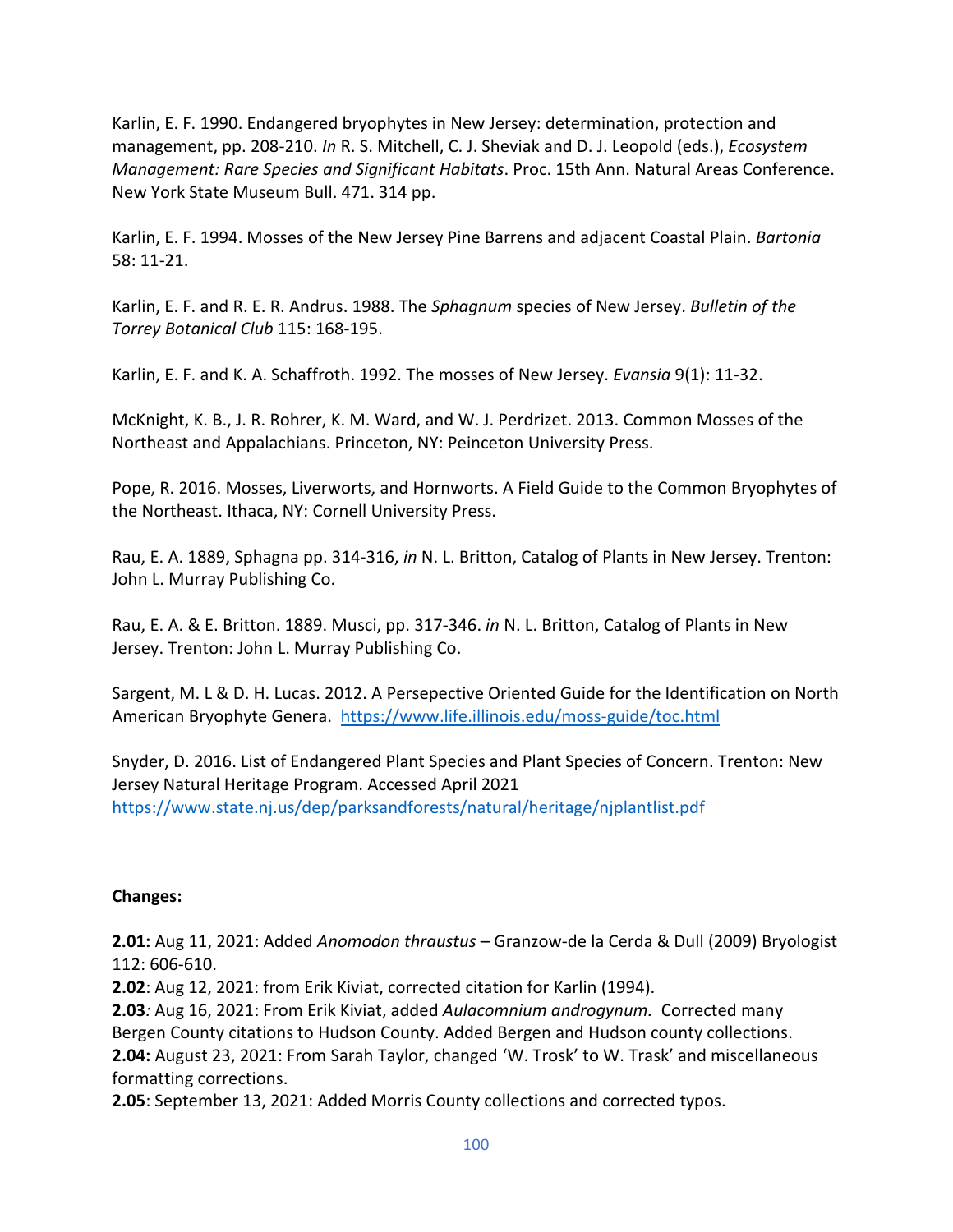Karlin, E. F. 1990. Endangered bryophytes in New Jersey: determination, protection and management, pp. 208-210. *In* R. S. Mitchell, C. J. Sheviak and D. J. Leopold (eds.), *Ecosystem Management: Rare Species and Significant Habitats*. Proc. 15th Ann. Natural Areas Conference. New York State Museum Bull. 471. 314 pp.

Karlin, E. F. 1994. Mosses of the New Jersey Pine Barrens and adjacent Coastal Plain. *Bartonia* 58: 11-21.

Karlin, E. F. and R. E. R. Andrus. 1988. The *Sphagnum* species of New Jersey. *Bulletin of the Torrey Botanical Club* 115: 168-195.

Karlin, E. F. and K. A. Schaffroth. 1992. The mosses of New Jersey. *Evansia* 9(1): 11-32.

McKnight, K. B., J. R. Rohrer, K. M. Ward, and W. J. Perdrizet. 2013. Common Mosses of the Northeast and Appalachians. Princeton, NY: Peinceton University Press.

Pope, R. 2016. Mosses, Liverworts, and Hornworts. A Field Guide to the Common Bryophytes of the Northeast. Ithaca, NY: Cornell University Press.

Rau, E. A. 1889, Sphagna pp. 314-316, *in* N. L. Britton, Catalog of Plants in New Jersey. Trenton: John L. Murray Publishing Co.

Rau, E. A. & E. Britton. 1889. Musci, pp. 317-346. *in* N. L. Britton, Catalog of Plants in New Jersey. Trenton: John L. Murray Publishing Co.

Sargent, M. L & D. H. Lucas. 2012. A Persepective Oriented Guide for the Identification on North American Bryophyte Genera. https://www.life.illinois.edu/moss-guide/toc.html

Snyder, D. 2016. List of Endangered Plant Species and Plant Species of Concern. Trenton: New Jersey Natural Heritage Program. Accessed April 2021 https://www.state.nj.us/dep/parksandforests/natural/heritage/njplantlist.pdf

**Changes:**

**2.01:** Aug 11, 2021: Added *Anomodon thraustus* – Granzow-de la Cerda & Dull (2009) Bryologist 112: 606-610.
**2.02**: Aug 12, 2021: from Erik Kiviat, corrected citation for Karlin (1994).
**2.03**: Aug 16, 2021: From Erik Kiviat, added *Aulacomnium androgynum.* Corrected many Bergen County citations to Hudson County. Added Bergen and Hudson county collections.
**2.04:** August 23, 2021: From Sarah Taylor, changed 'W. Trosk' to W. Trask' and miscellaneous formatting corrections.
**2.05**: September 13, 2021: Added Morris County collections and corrected typos.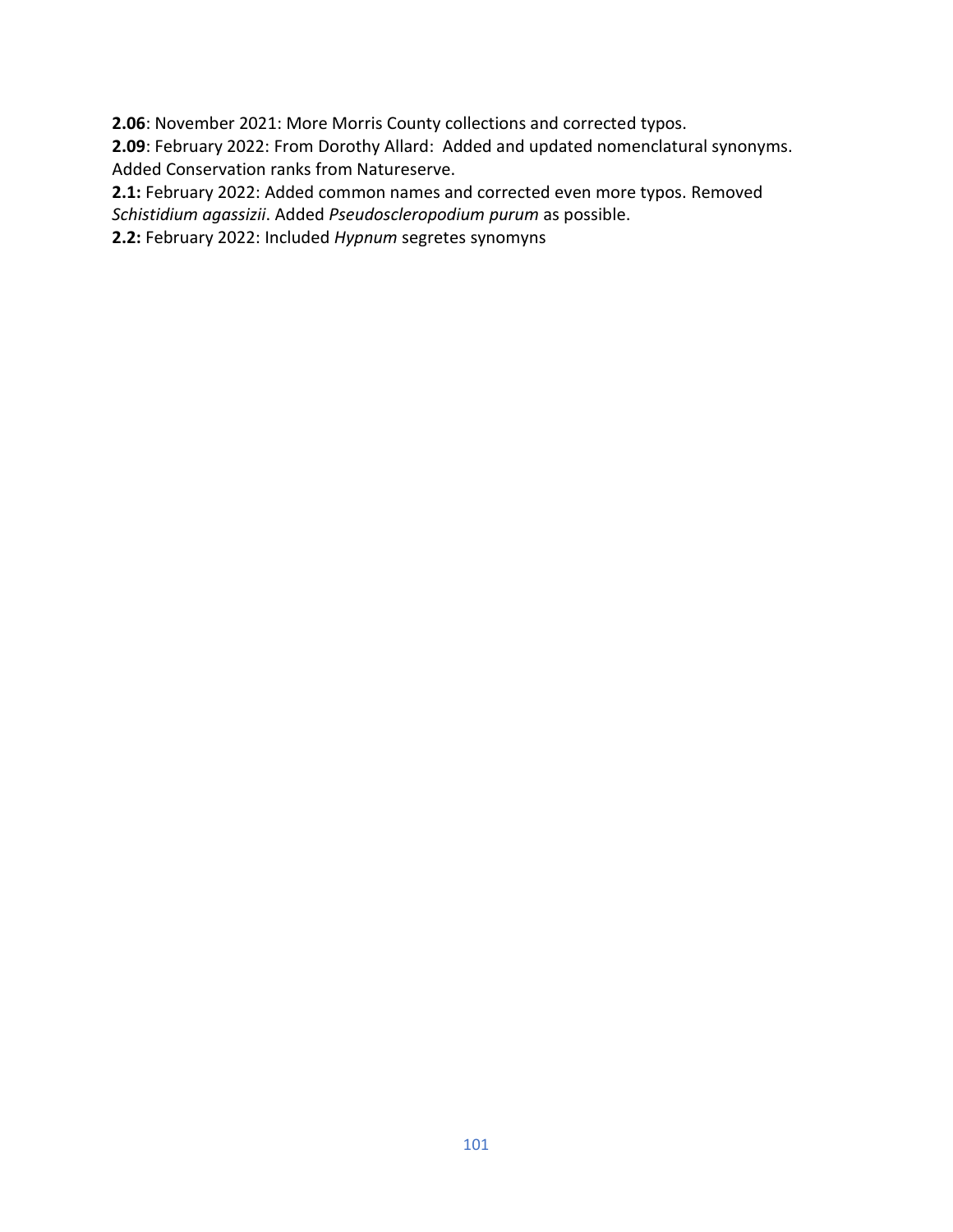**2.06**: November 2021: More Morris County collections and corrected typos.

**2.09**: February 2022: From Dorothy Allard: Added and updated nomenclatural synonyms. Added Conservation ranks from Natureserve.

**2.1:** February 2022: Added common names and corrected even more typos. Removed *Schistidium agassizii*. Added *Pseudoscleropodium purum* as possible.

**2.2:** February 2022: Included *Hypnum* segretes synomyns